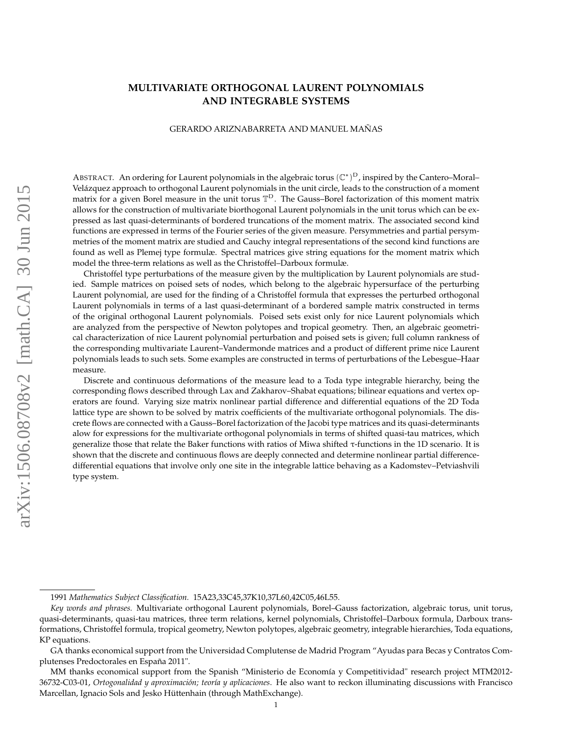# MULTIVARIATE ORTHOGONAL LAURENT POLYNOMIALS AND INTEGRABLE SYSTEMS

GERARDO ARIZNABARRETA AND MANUEL MAÑAS

ABSTRACT. An ordering for Laurent polynomials in the algebraic torus $(\mathbb{C}^*)^D$, inspired by the Cantero–Moral–Velázquez approach to orthogonal Laurent polynomials in the unit circle, leads to the construction of a moment matrix for a given Borel measure in the unit torus $\mathbb{T}^D$. The Gauss–Borel factorization of this moment matrix allows for the construction of multivariate biorthogonal Laurent polynomials in the unit torus which can be expressed as last quasi-determinants of bordered truncations of the moment matrix. The associated second kind functions are expressed in terms of the Fourier series of the given measure. Persymmetries and partial persymmetries of the moment matrix are studied and Cauchy integral representations of the second kind functions are found as well as Plemej type formulæ. Spectral matrices give string equations for the moment matrix which model the three-term relations as well as the Christoffel–Darboux formulæ.

Christoffel type perturbations of the measure given by the multiplication by Laurent polynomials are studied. Sample matrices on poised sets of nodes, which belong to the algebraic hypersurface of the perturbing Laurent polynomial, are used for the finding of a Christoffel formula that expresses the perturbed orthogonal Laurent polynomials in terms of a last quasi-determinant of a bordered sample matrix constructed in terms of the original orthogonal Laurent polynomials. Poised sets exist only for nice Laurent polynomials which are analyzed from the perspective of Newton polytopes and tropical geometry. Then, an algebraic geometrical characterization of nice Laurent polynomial perturbation and poised sets is given; full column rankness of the corresponding multivariate Laurent–Vandermonde matrices and a product of different prime nice Laurent polynomials leads to such sets. Some examples are constructed in terms of perturbations of the Lebesgue–Haar measure.

Discrete and continuous deformations of the measure lead to a Toda type integrable hierarchy, being the corresponding flows described through Lax and Zakharov–Shabat equations; bilinear equations and vertex operators are found. Varying size matrix nonlinear partial difference and differential equations of the 2D Toda lattice type are shown to be solved by matrix coefficients of the multivariate orthogonal polynomials. The discrete flows are connected with a Gauss–Borel factorization of the Jacobi type matrices and its quasi-determinants alow for expressions for the multivariate orthogonal polynomials in terms of shifted quasi-tau matrices, which generalize those that relate the Baker functions with ratios of Miwa shifted $\tau$-functions in the 1D scenario. It is shown that the discrete and continuous flows are deeply connected and determine nonlinear partial difference-differential equations that involve only one site in the integrable lattice behaving as a Kadomstev–Petviashvili type system.

---

1991 *Mathematics Subject Classification.* 15A23,33C45,37K10,37L60,42C05,46L55.

*Key words and phrases.* Multivariate orthogonal Laurent polynomials, Borel–Gauss factorization, algebraic torus, unit torus, quasi-determinants, quasi-tau matrices, three term relations, kernel polynomials, Christoffel–Darboux formula, Darboux transformations, Christoffel formula, tropical geometry, Newton polytopes, algebraic geometry, integrable hierarchies, Toda equations, KP equations.

GA thanks economical support from the Universidad Complutense de Madrid Program “Ayudas para Becas y Contratos Complutenses Predoctorales en España 2011".

MM thanks economical support from the Spanish “Ministerio de Economía y Competitividad" research project MTM2012-36732-C03-01, *Ortogonalidad y aproximación; teoría y aplicaciones*. He also want to reckon illuminating discussions with Francisco Marcellan, Ignacio Sols and Jesko Hüttenhain (through MathExchange).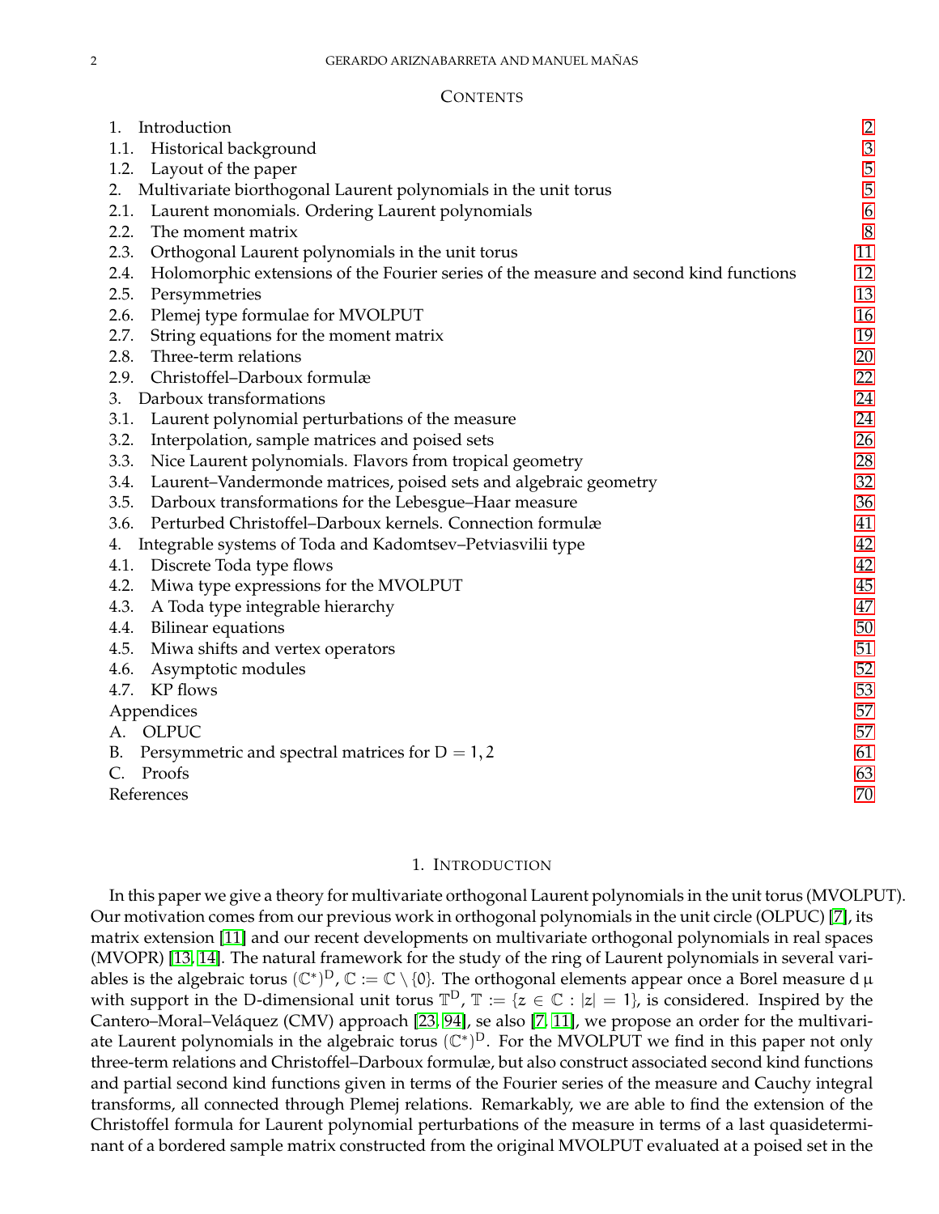## CONTENTS

| | | |
|---|---|---|
| 1. | Introduction | 2 |
| 1.1. | Historical background | 3 |
| 1.2. | Layout of the paper | 5 |
| 2. | Multivariate biorthogonal Laurent polynomials in the unit torus | 5 |
| 2.1. | Laurent monomials. Ordering Laurent polynomials | 6 |
| 2.2. | The moment matrix | 8 |
| 2.3. | Orthogonal Laurent polynomials in the unit torus | 11 |
| 2.4. | Holomorphic extensions of the Fourier series of the measure and second kind functions | 12 |
| 2.5. | Persymmetries | 13 |
| 2.6. | Plemej type formulae for MVOLPUT | 16 |
| 2.7. | String equations for the moment matrix | 19 |
| 2.8. | Three-term relations | 20 |
| 2.9. | Christoffel–Darboux formulæ | 22 |
| 3. | Darboux transformations | 24 |
| 3.1. | Laurent polynomial perturbations of the measure | 24 |
| 3.2. | Interpolation, sample matrices and poised sets | 26 |
| 3.3. | Nice Laurent polynomials. Flavors from tropical geometry | 28 |
| 3.4. | Laurent–Vandermonde matrices, poised sets and algebraic geometry | 32 |
| 3.5. | Darboux transformations for the Lebesgue–Haar measure | 36 |
| 3.6. | Perturbed Christoffel–Darboux kernels. Connection formulæ | 41 |
| 4. | Integrable systems of Toda and Kadomtsev–Petviasvilii type | 42 |
| 4.1. | Discrete Toda type flows | 42 |
| 4.2. | Miwa type expressions for the MVOLPUT | 45 |
| 4.3. | A Toda type integrable hierarchy | 47 |
| 4.4. | Bilinear equations | 50 |
| 4.5. | Miwa shifts and vertex operators | 51 |
| 4.6. | Asymptotic modules | 52 |
| 4.7. | KP flows | 53 |
| | Appendices | 57 |
| A. | OLPUC | 57 |
| B. | Persymmetric and spectral matrices for $D = 1, 2$ | 61 |
| C. | Proofs | 63 |
| | References | 70 |

## 1. INTRODUCTION

In this paper we give a theory for multivariate orthogonal Laurent polynomials in the unit torus (MVOLPUT). Our motivation comes from our previous work in orthogonal polynomials in the unit circle (OLPUC) [7], its matrix extension [11] and our recent developments on multivariate orthogonal polynomials in real spaces (MVOPR) [13, 14]. The natural framework for the study of the ring of Laurent polynomials in several variables is the algebraic torus $(\mathbb{C}^*)^D$, $\mathbb{C} := \mathbb{C} \setminus \{0\}$. The orthogonal elements appear once a Borel measure $\mathrm{d}\,\mu$ with support in the D-dimensional unit torus $\mathbb{T}^D$, $\mathbb{T} := \{z \in \mathbb{C} : |z| = 1\}$, is considered. Inspired by the Cantero–Moral–Veláquez (CMV) approach [23, 94], se also [7, 11], we propose an order for the multivariate Laurent polynomials in the algebraic torus $(\mathbb{C}^*)^D$. For the MVOLPUT we find in this paper not only three-term relations and Christoffel–Darboux formulæ, but also construct associated second kind functions and partial second kind functions given in terms of the Fourier series of the measure and Cauchy integral transforms, all connected through Plemej relations. Remarkably, we are able to find the extension of the Christoffel formula for Laurent polynomial perturbations of the measure in terms of a last quasideterminant of a bordered sample matrix constructed from the original MVOLPUT evaluated at a poised set in the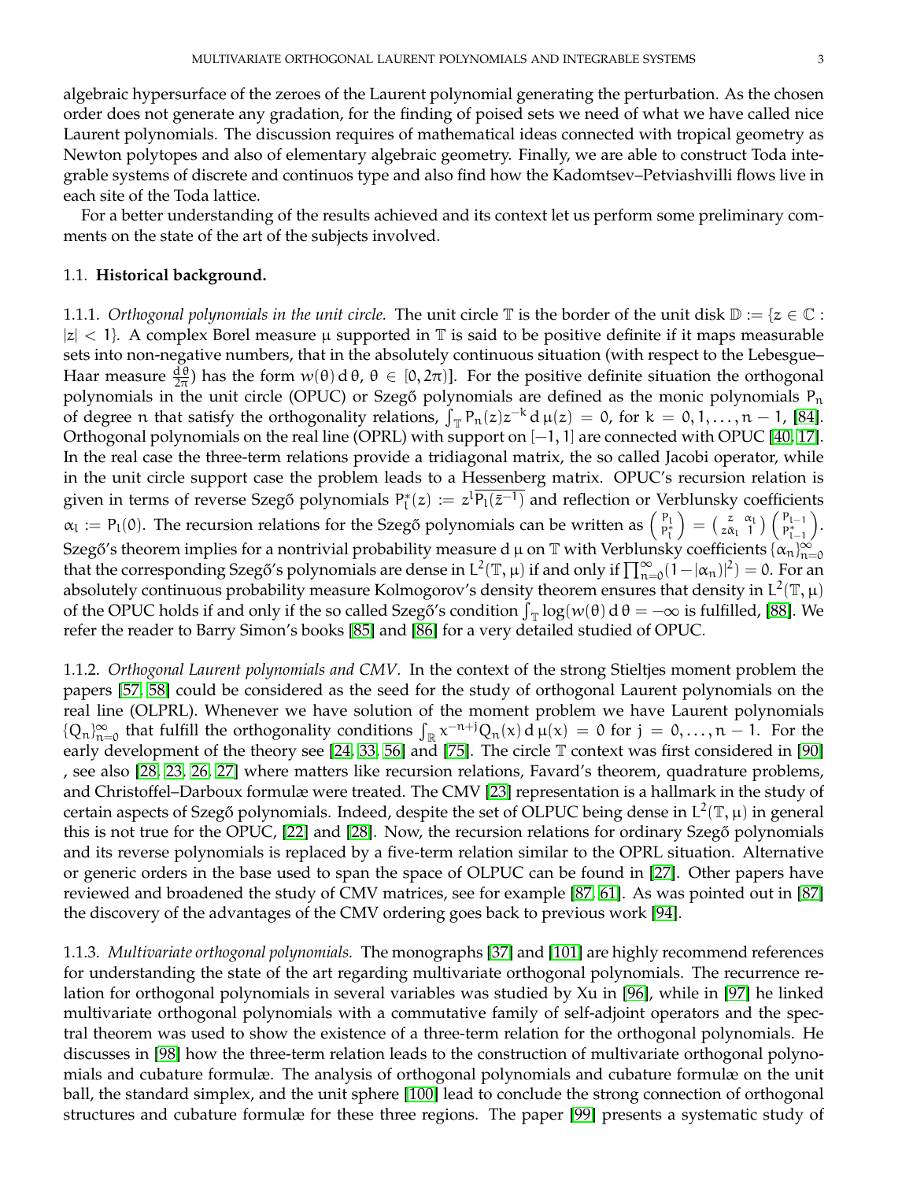algebraic hypersurface of the zeroes of the Laurent polynomial generating the perturbation. As the chosen order does not generate any gradation, for the finding of poised sets we need of what we have called nice Laurent polynomials. The discussion requires of mathematical ideas connected with tropical geometry as Newton polytopes and also of elementary algebraic geometry. Finally, we are able to construct Toda integrable systems of discrete and continuos type and also find how the Kadomtsev–Petviashvilli flows live in each site of the Toda lattice.

For a better understanding of the results achieved and its context let us perform some preliminary comments on the state of the art of the subjects involved.

### 1.1. **Historical background.**

1.1.1. *Orthogonal polynomials in the unit circle.* The unit circle $\mathbb{T}$ is the border of the unit disk $\mathbb{D} := \{z \in \mathbb{C} : |z| < 1\}$. A complex Borel measure $\mu$ supported in $\mathbb{T}$ is said to be positive definite if it maps measurable sets into non-negative numbers, that in the absolutely continuous situation (with respect to the Lebesgue–Haar measure $\frac{d\theta}{2\pi}$) has the form $w(\theta)\,d\theta$, $\theta \in [0, 2\pi)$]. For the positive definite situation the orthogonal polynomials in the unit circle (OPUC) or Szegő polynomials are defined as the monic polynomials $P_n$ of degree $n$ that satisfy the orthogonality relations, $\int_{\mathbb{T}} P_n(z) z^{-k}\, d\mu(z) = 0$, for $k = 0, 1, \dots, n-1$, [84]. Orthogonal polynomials on the real line (OPRL) with support on $[-1, 1]$ are connected with OPUC [40, 17]. In the real case the three-term relations provide a tridiagonal matrix, the so called Jacobi operator, while in the unit circle support case the problem leads to a Hessenberg matrix. OPUC's recursion relation is given in terms of reverse Szegő polynomials $P_l^*(z) := z^l \overline{P_l(\bar{z}^{-1})}$ and reflection or Verblunsky coefficients $\alpha_l := P_l(0)$. The recursion relations for the Szegő polynomials can be written as $\begin{pmatrix} P_l \\ P_l^* \end{pmatrix} = \begin{pmatrix} z & \alpha_l \\ z\bar{\alpha}_l & 1 \end{pmatrix} \begin{pmatrix} P_{l-1} \\ P_{l-1}^* \end{pmatrix}$. Szegő's theorem implies for a nontrivial probability measure $d\mu$ on $\mathbb{T}$ with Verblunsky coefficients $\{\alpha_n\}_{n=0}^{\infty}$ that the corresponding Szegő's polynomials are dense in $L^2(\mathbb{T}, \mu)$ if and only if $\prod_{n=0}^{\infty}(1 - |\alpha_n|^2) = 0$. For an absolutely continuous probability measure Kolmogorov's density theorem ensures that density in $L^2(\mathbb{T}, \mu)$ of the OPUC holds if and only if the so called Szegő's condition $\int_{\mathbb{T}} \log(w(\theta)\, d\theta = -\infty$ is fulfilled, [88]. We refer the reader to Barry Simon's books [85] and [86] for a very detailed studied of OPUC.

1.1.2. *Orthogonal Laurent polynomials and CMV.* In the context of the strong Stieltjes moment problem the papers [57, 58] could be considered as the seed for the study of orthogonal Laurent polynomials on the real line (OLPRL). Whenever we have solution of the moment problem we have Laurent polynomials $\{Q_n\}_{n=0}^{\infty}$ that fulfill the orthogonality conditions $\int_{\mathbb{R}} x^{-n+j} Q_n(x)\, d\mu(x) = 0$ for $j = 0, \dots, n-1$. For the early development of the theory see [24, 33, 56] and [75]. The circle $\mathbb{T}$ context was first considered in [90] , see also [28, 23, 26, 27] where matters like recursion relations, Favard's theorem, quadrature problems, and Christoffel–Darboux formulæ were treated. The CMV [23] representation is a hallmark in the study of certain aspects of Szegő polynomials. Indeed, despite the set of OLPUC being dense in $L^2(\mathbb{T}, \mu)$ in general this is not true for the OPUC, [22] and [28]. Now, the recursion relations for ordinary Szegő polynomials and its reverse polynomials is replaced by a five-term relation similar to the OPRL situation. Alternative or generic orders in the base used to span the space of OLPUC can be found in [27]. Other papers have reviewed and broadened the study of CMV matrices, see for example [87, 61]. As was pointed out in [87] the discovery of the advantages of the CMV ordering goes back to previous work [94].

1.1.3. *Multivariate orthogonal polynomials.* The monographs [37] and [101] are highly recommend references for understanding the state of the art regarding multivariate orthogonal polynomials. The recurrence relation for orthogonal polynomials in several variables was studied by Xu in [96], while in [97] he linked multivariate orthogonal polynomials with a commutative family of self-adjoint operators and the spectral theorem was used to show the existence of a three-term relation for the orthogonal polynomials. He discusses in [98] how the three-term relation leads to the construction of multivariate orthogonal polynomials and cubature formulæ. The analysis of orthogonal polynomials and cubature formulæ on the unit ball, the standard simplex, and the unit sphere [100] lead to conclude the strong connection of orthogonal structures and cubature formulæ for these three regions. The paper [99] presents a systematic study of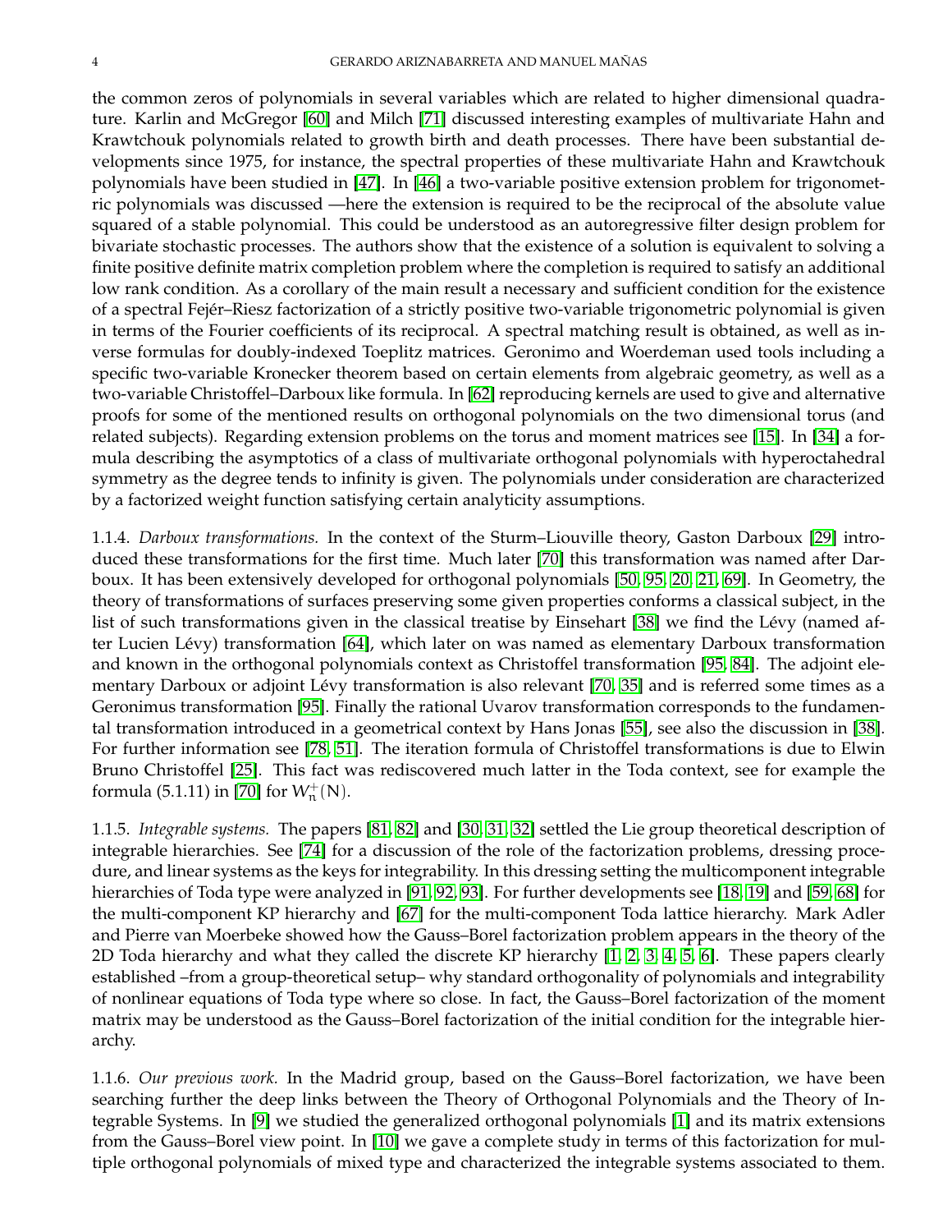the common zeros of polynomials in several variables which are related to higher dimensional quadrature. Karlin and McGregor [60] and Milch [71] discussed interesting examples of multivariate Hahn and Krawtchouk polynomials related to growth birth and death processes. There have been substantial developments since 1975, for instance, the spectral properties of these multivariate Hahn and Krawtchouk polynomials have been studied in [47]. In [46] a two-variable positive extension problem for trigonometric polynomials was discussed —here the extension is required to be the reciprocal of the absolute value squared of a stable polynomial. This could be understood as an autoregressive filter design problem for bivariate stochastic processes. The authors show that the existence of a solution is equivalent to solving a finite positive definite matrix completion problem where the completion is required to satisfy an additional low rank condition. As a corollary of the main result a necessary and sufficient condition for the existence of a spectral Fejér–Riesz factorization of a strictly positive two-variable trigonometric polynomial is given in terms of the Fourier coefficients of its reciprocal. A spectral matching result is obtained, as well as inverse formulas for doubly-indexed Toeplitz matrices. Geronimo and Woerdeman used tools including a specific two-variable Kronecker theorem based on certain elements from algebraic geometry, as well as a two-variable Christoffel–Darboux like formula. In [62] reproducing kernels are used to give and alternative proofs for some of the mentioned results on orthogonal polynomials on the two dimensional torus (and related subjects). Regarding extension problems on the torus and moment matrices see [15]. In [34] a formula describing the asymptotics of a class of multivariate orthogonal polynomials with hyperoctahedral symmetry as the degree tends to infinity is given. The polynomials under consideration are characterized by a factorized weight function satisfying certain analyticity assumptions.

1.1.4. *Darboux transformations.* In the context of the Sturm–Liouville theory, Gaston Darboux [29] introduced these transformations for the first time. Much later [70] this transformation was named after Darboux. It has been extensively developed for orthogonal polynomials [50, 95, 20, 21, 69]. In Geometry, the theory of transformations of surfaces preserving some given properties conforms a classical subject, in the list of such transformations given in the classical treatise by Einsehart [38] we find the Lévy (named after Lucien Lévy) transformation [64], which later on was named as elementary Darboux transformation and known in the orthogonal polynomials context as Christoffel transformation [95, 84]. The adjoint elementary Darboux or adjoint Lévy transformation is also relevant [70, 35] and is referred some times as a Geronimus transformation [95]. Finally the rational Uvarov transformation corresponds to the fundamental transformation introduced in a geometrical context by Hans Jonas [55], see also the discussion in [38]. For further information see [78, 51]. The iteration formula of Christoffel transformations is due to Elwin Bruno Christoffel [25]. This fact was rediscovered much latter in the Toda context, see for example the formula (5.1.11) in [70] for $W_n^+(N)$.

1.1.5. *Integrable systems.* The papers [81, 82] and [30, 31, 32] settled the Lie group theoretical description of integrable hierarchies. See [74] for a discussion of the role of the factorization problems, dressing procedure, and linear systems as the keys for integrability. In this dressing setting the multicomponent integrable hierarchies of Toda type were analyzed in [91, 92, 93]. For further developments see [18, 19] and [59, 68] for the multi-component KP hierarchy and [67] for the multi-component Toda lattice hierarchy. Mark Adler and Pierre van Moerbeke showed how the Gauss–Borel factorization problem appears in the theory of the 2D Toda hierarchy and what they called the discrete KP hierarchy [1, 2, 3, 4, 5, 6]. These papers clearly established –from a group-theoretical setup– why standard orthogonality of polynomials and integrability of nonlinear equations of Toda type where so close. In fact, the Gauss–Borel factorization of the moment matrix may be understood as the Gauss–Borel factorization of the initial condition for the integrable hierarchy.

1.1.6. *Our previous work.* In the Madrid group, based on the Gauss–Borel factorization, we have been searching further the deep links between the Theory of Orthogonal Polynomials and the Theory of Integrable Systems. In [9] we studied the generalized orthogonal polynomials [1] and its matrix extensions from the Gauss–Borel view point. In [10] we gave a complete study in terms of this factorization for multiple orthogonal polynomials of mixed type and characterized the integrable systems associated to them.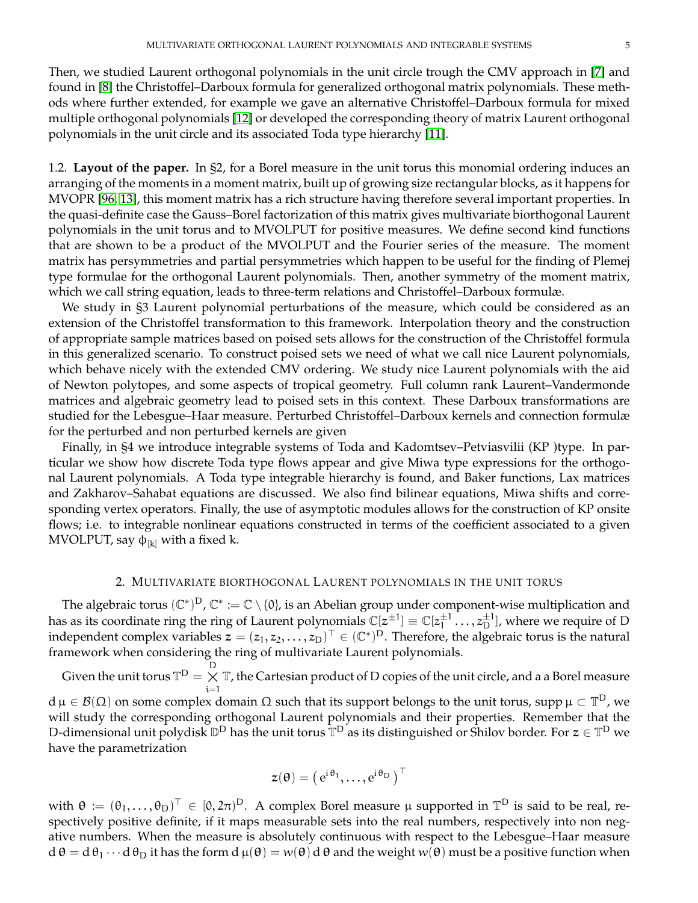Then, we studied Laurent orthogonal polynomials in the unit circle trough the CMV approach in [7] and found in [8] the Christoffel–Darboux formula for generalized orthogonal matrix polynomials. These methods where further extended, for example we gave an alternative Christoffel–Darboux formula for mixed multiple orthogonal polynomials [12] or developed the corresponding theory of matrix Laurent orthogonal polynomials in the unit circle and its associated Toda type hierarchy [11].

1.2. **Layout of the paper.** In §2, for a Borel measure in the unit torus this monomial ordering induces an arranging of the moments in a moment matrix, built up of growing size rectangular blocks, as it happens for MVOPR [96, 13], this moment matrix has a rich structure having therefore several important properties. In the quasi-definite case the Gauss–Borel factorization of this matrix gives multivariate biorthogonal Laurent polynomials in the unit torus and to MVOLPUT for positive measures. We define second kind functions that are shown to be a product of the MVOLPUT and the Fourier series of the measure. The moment matrix has persymmetries and partial persymmetries which happen to be useful for the finding of Plemej type formulae for the orthogonal Laurent polynomials. Then, another symmetry of the moment matrix, which we call string equation, leads to three-term relations and Christoffel–Darboux formulæ.

We study in §3 Laurent polynomial perturbations of the measure, which could be considered as an extension of the Christoffel transformation to this framework. Interpolation theory and the construction of appropriate sample matrices based on poised sets allows for the construction of the Christoffel formula in this generalized scenario. To construct poised sets we need of what we call nice Laurent polynomials, which behave nicely with the extended CMV ordering. We study nice Laurent polynomials with the aid of Newton polytopes, and some aspects of tropical geometry. Full column rank Laurent–Vandermonde matrices and algebraic geometry lead to poised sets in this context. These Darboux transformations are studied for the Lebesgue–Haar measure. Perturbed Christoffel–Darboux kernels and connection formulæ for the perturbed and non perturbed kernels are given

Finally, in §4 we introduce integrable systems of Toda and Kadomtsev–Petviasvilii (KP )type. In particular we show how discrete Toda type flows appear and give Miwa type expressions for the orthogonal Laurent polynomials. A Toda type integrable hierarchy is found, and Baker functions, Lax matrices and Zakharov–Sahabat equations are discussed. We also find bilinear equations, Miwa shifts and corresponding vertex operators. Finally, the use of asymptotic modules allows for the construction of KP onsite flows; i.e. to integrable nonlinear equations constructed in terms of the coefficient associated to a given MVOLPUT, say $\phi_{[k]}$ with a fixed k.

## 2. Multivariate biorthogonal Laurent polynomials in the unit torus

The algebraic torus $(\mathbb{C}^*)^D$, $\mathbb{C}^* := \mathbb{C}\setminus\{0\}$, is an Abelian group under component-wise multiplication and has as its coordinate ring the ring of Laurent polynomials $\mathbb{C}[z^{\pm 1}] \equiv \mathbb{C}[z_1^{\pm 1}\dots, z_D^{\pm 1}]$, where we require of D independent complex variables $z = (z_1, z_2, \dots, z_D)^\top \in (\mathbb{C}^*)^D$. Therefore, the algebraic torus is the natural framework when considering the ring of multivariate Laurent polynomials.

Given the unit torus $\mathbb{T}^D = \bigtimes_{i=1}^{D} \mathbb{T}$, the Cartesian product of D copies of the unit circle, and a a Borel measure $d\mu \in \mathcal{B}(\Omega)$ on some complex domain $\Omega$ such that its support belongs to the unit torus, $\operatorname{supp}\mu \subset \mathbb{T}^D$, we will study the corresponding orthogonal Laurent polynomials and their properties. Remember that the D-dimensional unit polydisk $\mathbb{D}^D$ has the unit torus $\mathbb{T}^D$ as its distinguished or Shilov border. For $z \in \mathbb{T}^D$ we have the parametrization

$$z(\theta) = \left( e^{i\theta_1}, \dots, e^{i\theta_D} \right)^\top$$

with $\theta := (\theta_1, \dots, \theta_D)^\top \in [0, 2\pi)^D$. A complex Borel measure $\mu$ supported in $\mathbb{T}^D$ is said to be real, respectively positive definite, if it maps measurable sets into the real numbers, respectively into non negative numbers. When the measure is absolutely continuous with respect to the Lebesgue–Haar measure $d\theta = d\theta_1 \cdots d\theta_D$ it has the form $d\mu(\theta) = w(\theta)\, d\theta$ and the weight $w(\theta)$ must be a positive function when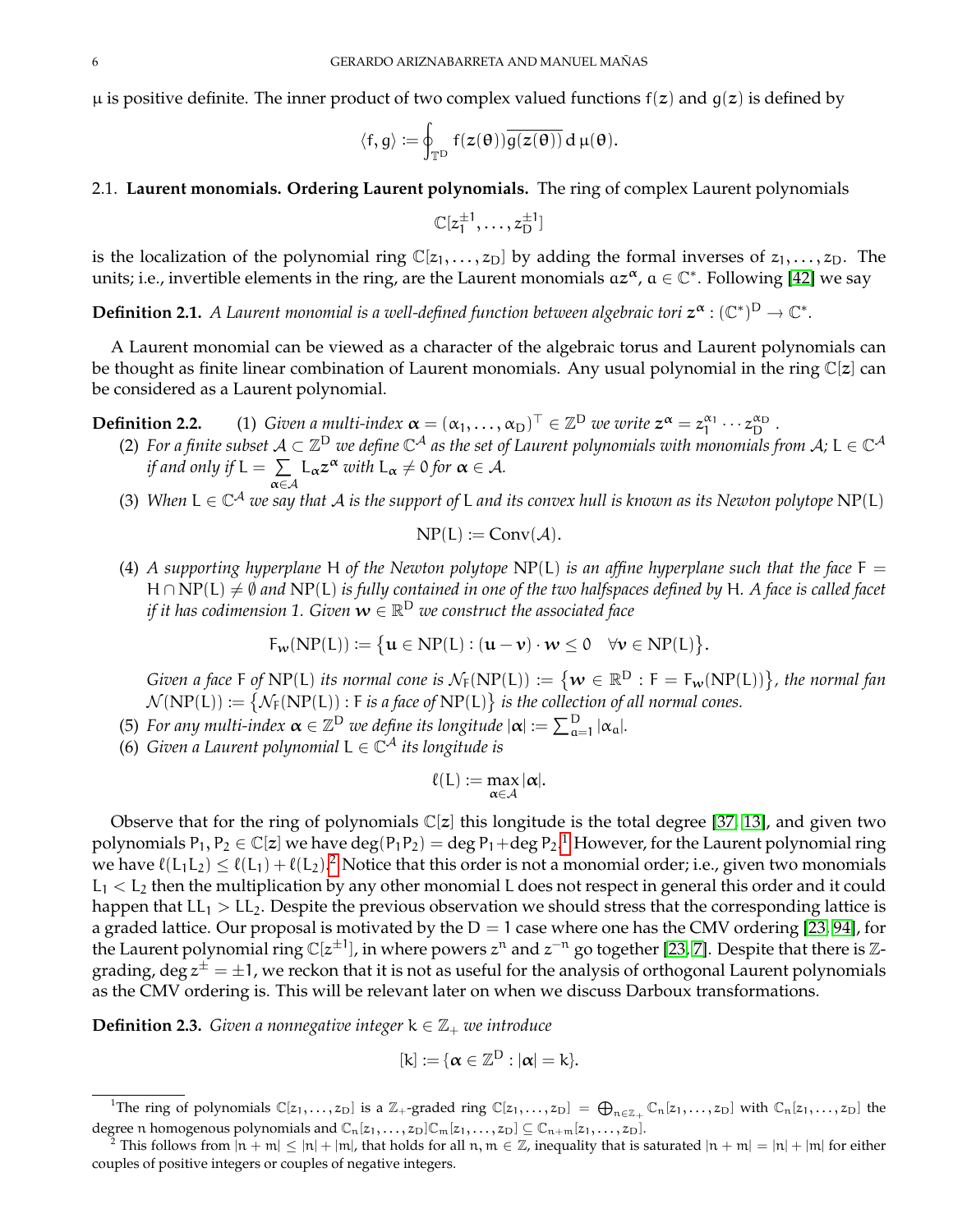$\mu$ is positive definite. The inner product of two complex valued functions $f(z)$ and $g(z)$ is defined by

$$\langle f, g\rangle := \oint_{\mathbb{T}^D} f(z(\theta))\overline{g(z(\theta))}\,\mathrm{d}\,\mu(\theta).$$

### 2.1. Laurent monomials. Ordering Laurent polynomials.

The ring of complex Laurent polynomials

$$\mathbb{C}[z_1^{\pm 1}, \dots, z_D^{\pm 1}]$$

is the localization of the polynomial ring $\mathbb{C}[z_1, \dots, z_D]$ by adding the formal inverses of $z_1, \dots, z_D$. The units; i.e., invertible elements in the ring, are the Laurent monomials $a z^{\alpha}$, $a \in \mathbb{C}^*$. Following [42] we say

**Definition 2.1.** *A Laurent monomial is a well-defined function between algebraic tori $z^{\alpha} : (\mathbb{C}^*)^D \to \mathbb{C}^*$.*

A Laurent monomial can be viewed as a character of the algebraic torus and Laurent polynomials can be thought as finite linear combination of Laurent monomials. Any usual polynomial in the ring $\mathbb{C}[z]$ can be considered as a Laurent polynomial.

**Definition 2.2.**
1. *Given a multi-index $\alpha = (\alpha_1, \dots, \alpha_D)^{\top} \in \mathbb{Z}^D$ we write $z^{\alpha} = z_1^{\alpha_1} \cdots z_D^{\alpha_D}$.*
2. *For a finite subset $\mathcal{A} \subset \mathbb{Z}^D$ we define $\mathbb{C}^{\mathcal{A}}$ as the set of Laurent polynomials with monomials from $\mathcal{A}$; $L \in \mathbb{C}^{\mathcal{A}}$ if and only if $L = \sum_{\alpha \in \mathcal{A}} L_{\alpha} z^{\alpha}$ with $L_{\alpha} \neq 0$ for $\alpha \in \mathcal{A}$.*
3. *When $L \in \mathbb{C}^{\mathcal{A}}$ we say that $\mathcal{A}$ is the support of $L$ and its convex hull is known as its Newton polytope $\mathrm{NP}(L)$*
$$\mathrm{NP}(L) := \mathrm{Conv}(\mathcal{A}).$$
4. *A supporting hyperplane $H$ of the Newton polytope $\mathrm{NP}(L)$ is an affine hyperplane such that the face $F = H \cap \mathrm{NP}(L) \neq \emptyset$ and $\mathrm{NP}(L)$ is fully contained in one of the two halfspaces defined by $H$. A face is called facet if it has codimension 1. Given $w \in \mathbb{R}^D$ we construct the associated face*
$$F_w(\mathrm{NP}(L)) := \big\{u \in \mathrm{NP}(L) : (u - v)\cdot w \leq 0 \quad \forall v \in \mathrm{NP}(L)\big\}.$$
*Given a face $F$ of $\mathrm{NP}(L)$ its normal cone is $\mathcal{N}_F(\mathrm{NP}(L)) := \big\{w \in \mathbb{R}^D : F = F_w(\mathrm{NP}(L))\big\}$, the normal fan $\mathcal{N}(\mathrm{NP}(L)) := \big\{\mathcal{N}_F(\mathrm{NP}(L)) : F \text{ is a face of } \mathrm{NP}(L)\big\}$ is the collection of all normal cones.*
5. *For any multi-index $\alpha \in \mathbb{Z}^D$ we define its longitude $|\alpha| := \sum_{a=1}^{D} |\alpha_a|$.*
6. *Given a Laurent polynomial $L \in \mathbb{C}^{\mathcal{A}}$ its longitude is*
$$\ell(L) := \max_{\alpha \in \mathcal{A}} |\alpha|.$$

Observe that for the ring of polynomials $\mathbb{C}[z]$ this longitude is the total degree [37, 13], and given two polynomials $P_1, P_2 \in \mathbb{C}[z]$ we have $\deg(P_1P_2) = \deg P_1 + \deg P_2$.[1] However, for the Laurent polynomial ring we have $\ell(L_1L_2) \leq \ell(L_1) + \ell(L_2)$.[2] Notice that this order is not a monomial order; i.e., given two monomials $L_1 < L_2$ then the multiplication by any other monomial $L$ does not respect in general this order and it could happen that $LL_1 > LL_2$. Despite the previous observation we should stress that the corresponding lattice is a graded lattice. Our proposal is motivated by the $D = 1$ case where one has the CMV ordering [23, 94], for the Laurent polynomial ring $\mathbb{C}[z^{\pm 1}]$, in where powers $z^n$ and $z^{-n}$ go together [23, 7]. Despite that there is $\mathbb{Z}$-grading, $\deg z^{\pm} = \pm 1$, we reckon that it is not as useful for the analysis of orthogonal Laurent polynomials as the CMV ordering is. This will be relevant later on when we discuss Darboux transformations.

**Definition 2.3.** *Given a nonnegative integer $k \in \mathbb{Z}_+$ we introduce*

$$[k] := \{\alpha \in \mathbb{Z}^D : |\alpha| = k\}.$$

---

[1] The ring of polynomials $\mathbb{C}[z_1, \dots, z_D]$ is a $\mathbb{Z}_+$-graded ring $\mathbb{C}[z_1, \dots, z_D] = \bigoplus_{n \in \mathbb{Z}_+} \mathbb{C}_n[z_1, \dots, z_D]$ with $\mathbb{C}_n[z_1, \dots, z_D]$ the degree $n$ homogenous polynomials and $\mathbb{C}_n[z_1, \dots, z_D]\mathbb{C}_m[z_1, \dots, z_D] \subseteq \mathbb{C}_{n+m}[z_1, \dots, z_D]$.

[2] This follows from $|n + m| \leq |n| + |m|$, that holds for all $n, m \in \mathbb{Z}$, inequality that is saturated $|n + m| = |n| + |m|$ for either couples of positive integers or couples of negative integers.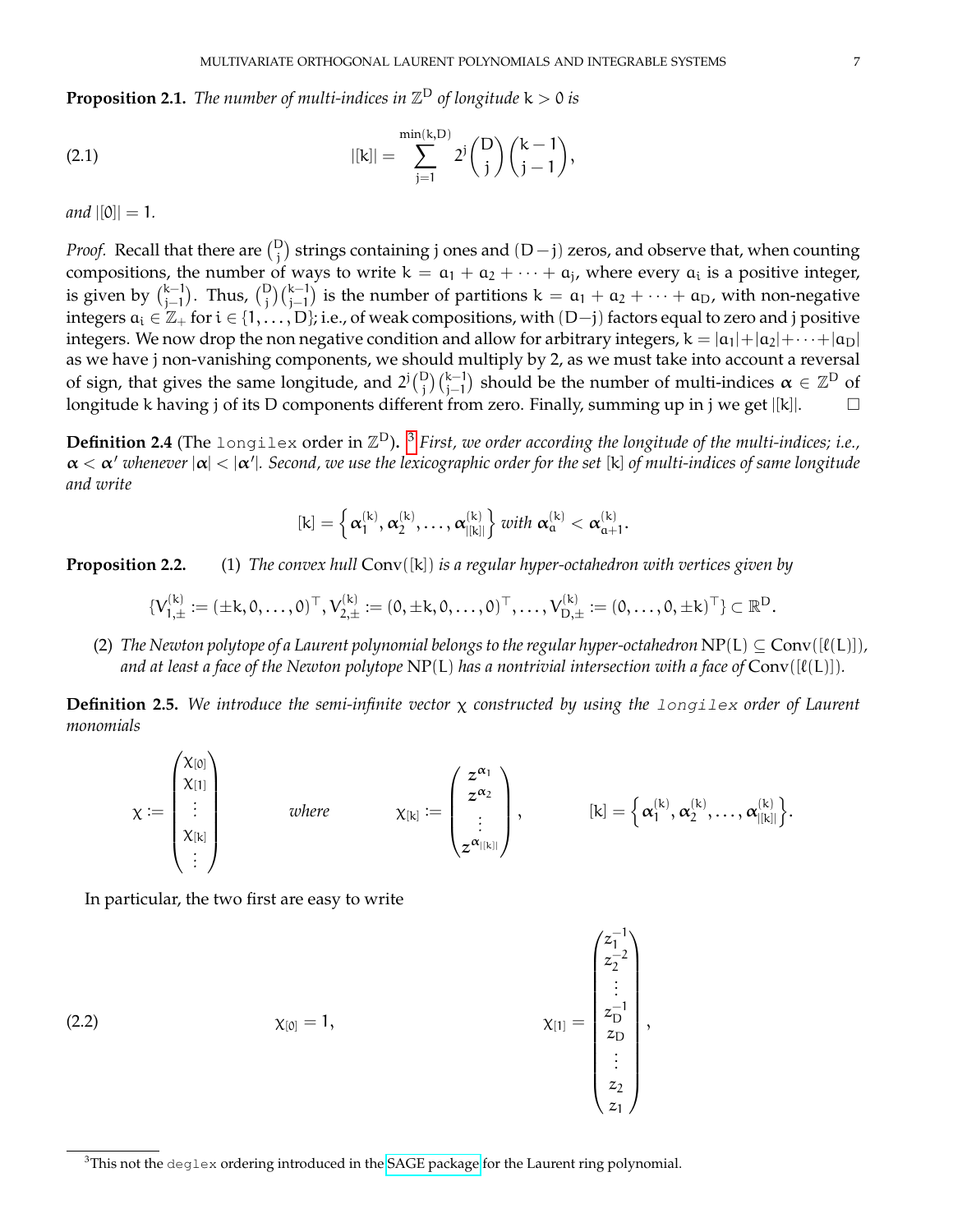**Proposition 2.1.** *The number of multi-indices in $\mathbb{Z}^D$ of longitude $k>0$ is*

$$|[k]| = \sum_{j=1}^{\min(k,D)} 2^j \binom{D}{j}\binom{k-1}{j-1}, \tag{2.1}$$

*and $|[0]|=1$.*

*Proof.* Recall that there are $\binom{D}{j}$ strings containing j ones and $(D-j)$ zeros, and observe that, when counting compositions, the number of ways to write $k = a_1 + a_2 + \cdots + a_j$, where every $a_i$ is a positive integer, is given by $\binom{k-1}{j-1}$. Thus, $\binom{D}{j}\binom{k-1}{j-1}$ is the number of partitions $k = a_1 + a_2 + \cdots + a_D$, with non-negative integers $a_i \in \mathbb{Z}_+$ for $i \in \{1,\dots,D\}$; i.e., of weak compositions, with $(D-j)$ factors equal to zero and j positive integers. We now drop the non negative condition and allow for arbitrary integers, $k = |a_1|+|a_2|+\cdots+|a_D|$ as we have j non-vanishing components, we should multiply by 2, as we must take into account a reversal of sign, that gives the same longitude, and $2^j\binom{D}{j}\binom{k-1}{j-1}$ should be the number of multi-indices $\boldsymbol{\alpha} \in \mathbb{Z}^D$ of longitude k having j of its D components different from zero. Finally, summing up in j we get $|[k]|$. □

**Definition 2.4** (The `longilex` order in $\mathbb{Z}^D$)**.** [3] *First, we order according the longitude of the multi-indices; i.e., $\boldsymbol{\alpha} < \boldsymbol{\alpha}'$ whenever $|\boldsymbol{\alpha}| < |\boldsymbol{\alpha}'|$. Second, we use the lexicographic order for the set $[k]$ of multi-indices of same longitude and write*

$$[k] = \left\{\boldsymbol{\alpha}_1^{(k)}, \boldsymbol{\alpha}_2^{(k)}, \dots, \boldsymbol{\alpha}_{|[k]|}^{(k)}\right\} \text{ with } \boldsymbol{\alpha}_a^{(k)} < \boldsymbol{\alpha}_{a+1}^{(k)}.$$

**Proposition 2.2.** (1) *The convex hull $\operatorname{Conv}([k])$ is a regular hyper-octahedron with vertices given by*

$$\{V_{1,\pm}^{(k)} := (\pm k, 0, \dots, 0)^\top, V_{2,\pm}^{(k)} := (0, \pm k, 0, \dots, 0)^\top, \dots, V_{D,\pm}^{(k)} := (0, \dots, 0, \pm k)^\top\} \subset \mathbb{R}^D.$$

(2) *The Newton polytope of a Laurent polynomial belongs to the regular hyper-octahedron $\operatorname{NP}(L) \subseteq \operatorname{Conv}([\ell(L)])$, and at least a face of the Newton polytope $\operatorname{NP}(L)$ has a nontrivial intersection with a face of $\operatorname{Conv}([\ell(L)])$.*

**Definition 2.5.** *We introduce the semi-infinite vector $\chi$ constructed by using the `longilex` order of Laurent monomials*

$$\chi := \begin{pmatrix} \chi_{[0]} \\ \chi_{[1]} \\ \vdots \\ \chi_{[k]} \\ \vdots \end{pmatrix} \qquad \text{where} \qquad \chi_{[k]} := \begin{pmatrix} z^{\boldsymbol{\alpha}_1} \\ z^{\boldsymbol{\alpha}_2} \\ \vdots \\ z^{\boldsymbol{\alpha}_{|[k]|}} \end{pmatrix}, \qquad [k] = \left\{\boldsymbol{\alpha}_1^{(k)}, \boldsymbol{\alpha}_2^{(k)}, \dots, \boldsymbol{\alpha}_{|[k]|}^{(k)}\right\}.$$

In particular, the two first are easy to write

$$\chi_{[0]} = 1, \qquad\qquad \chi_{[1]} = \begin{pmatrix} z_1^{-1} \\ z_2^{-2} \\ \vdots \\ z_D^{-1} \\ z_D \\ \vdots \\ z_2 \\ z_1 \end{pmatrix}, \tag{2.2}$$

[3] This not the `deglex` ordering introduced in the SAGE package for the Laurent ring polynomial.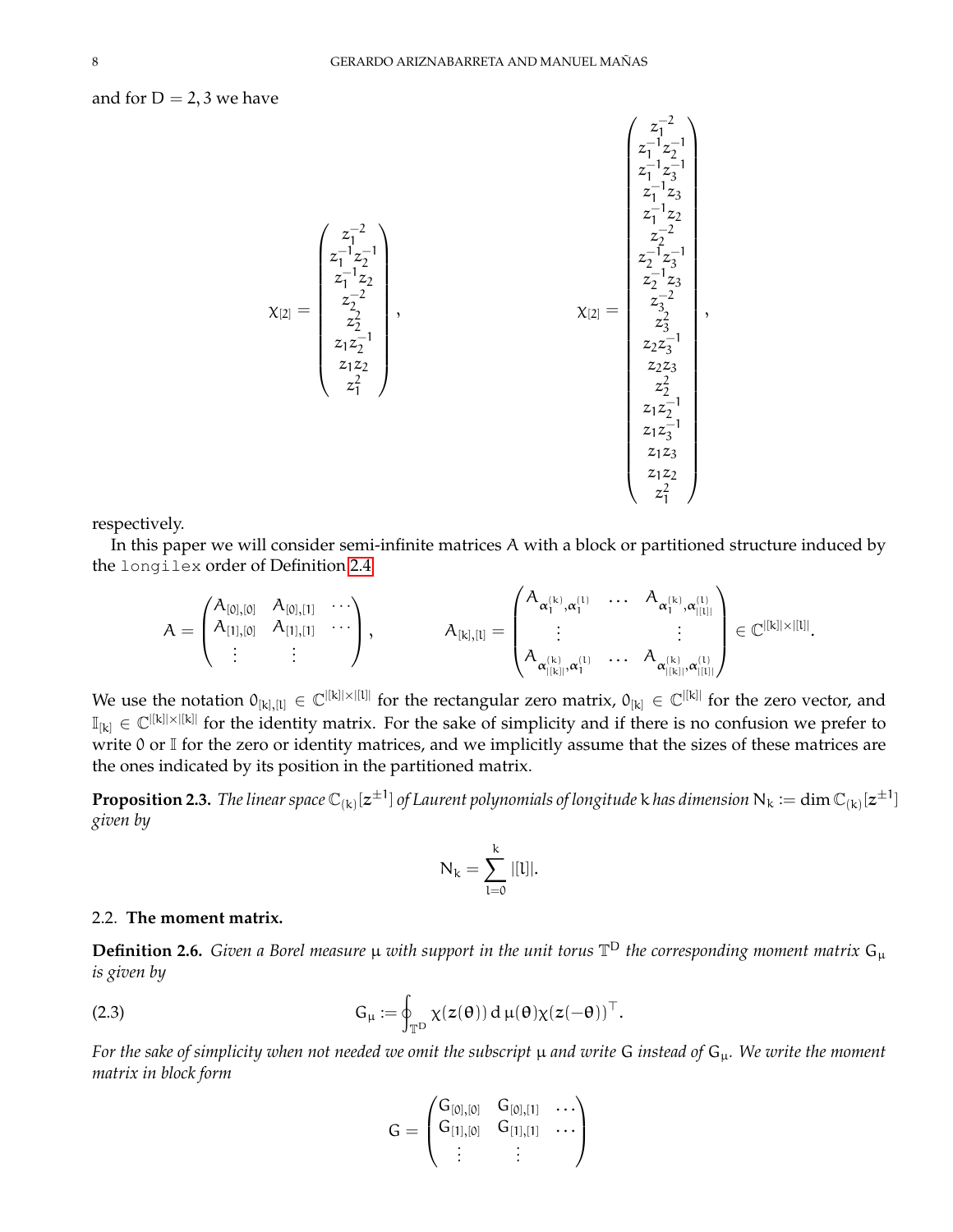and for $D=2,3$ we have

$$
\chi_{[2]}=\begin{pmatrix} z_1^{-2}\\ z_1^{-1}z_2^{-1}\\ z_1^{-1}z_2\\ z_2^{-2}\\ z_2^{2}\\ z_1z_2^{-1}\\ z_1z_2\\ z_1^2\end{pmatrix}, \qquad \chi_{[2]}=\begin{pmatrix} z_1^{-2}\\ z_1^{-1}z_2^{-1}\\ z_1^{-1}z_3^{-1}\\ z_1^{-1}z_3\\ z_1^{-1}z_2\\ z_2^{-2}\\ z_2^{-1}z_3^{-1}\\ z_2^{-1}z_3\\ z_3^{-2}\\ z_3^{2}\\ z_2z_3^{-1}\\ z_2z_3\\ z_2^2\\ z_1z_2^{-1}\\ z_1z_3^{-1}\\ z_1z_3\\ z_1z_2\\ z_1^2\end{pmatrix},
$$

respectively.

In this paper we will consider semi-infinite matrices $A$ with a block or partitioned structure induced by the `longilex` order of Definition 2.4

$$
A=\begin{pmatrix} A_{[0],[0]} & A_{[0],[1]} & \cdots\\ A_{[1],[0]} & A_{[1],[1]} & \cdots\\ \vdots & \vdots & \end{pmatrix}, \qquad A_{[k],[l]}=\begin{pmatrix} A_{\alpha^{(k)}_1,\alpha^{(l)}_1} & \dots & A_{\alpha^{(k)}_1,\alpha^{(l)}_{|[l]|}}\\ \vdots & & \vdots\\ A_{\alpha^{(k)}_{|[k]|},\alpha^{(l)}_1} & \dots & A_{\alpha^{(k)}_{|[k]|},\alpha^{(l)}_{|[l]|}}\end{pmatrix}\in\mathbb{C}^{|[k]|\times|[l]|}.
$$

We use the notation $0_{[k],[l]}\in\mathbb{C}^{|[k]|\times|[l]|}$ for the rectangular zero matrix, $0_{[k]}\in\mathbb{C}^{|[k]|}$ for the zero vector, and $\mathbb{I}_{[k]}\in\mathbb{C}^{|[k]|\times|[k]|}$ for the identity matrix. For the sake of simplicity and if there is no confusion we prefer to write $0$ or $\mathbb{I}$ for the zero or identity matrices, and we implicitly assume that the sizes of these matrices are the ones indicated by its position in the partitioned matrix.

**Proposition 2.3.** *The linear space $\mathbb{C}_{(k)}[\boldsymbol{z}^{\pm1}]$ of Laurent polynomials of longitude $k$ has dimension $N_k:=\dim\mathbb{C}_{(k)}[\boldsymbol{z}^{\pm1}]$ given by*

$$
N_k=\sum_{l=0}^{k}|[l]|.
$$

### 2.2. The moment matrix.

**Definition 2.6.** *Given a Borel measure $\mu$ with support in the unit torus $\mathbb{T}^D$ the corresponding moment matrix $G_\mu$ is given by*

$$
G_\mu:=\oint_{\mathbb{T}^D}\chi(\boldsymbol{z}(\boldsymbol{\theta}))\,\mathrm{d}\,\mu(\boldsymbol{\theta})\chi(\boldsymbol{z}(-\boldsymbol{\theta}))^\top. \tag{2.3}
$$

*For the sake of simplicity when not needed we omit the subscript $\mu$ and write $G$ instead of $G_\mu$. We write the moment matrix in block form*

$$
G=\begin{pmatrix} G_{[0],[0]} & G_{[0],[1]} & \dots\\ G_{[1],[0]} & G_{[1],[1]} & \dots\\ \vdots & \vdots & \end{pmatrix}
$$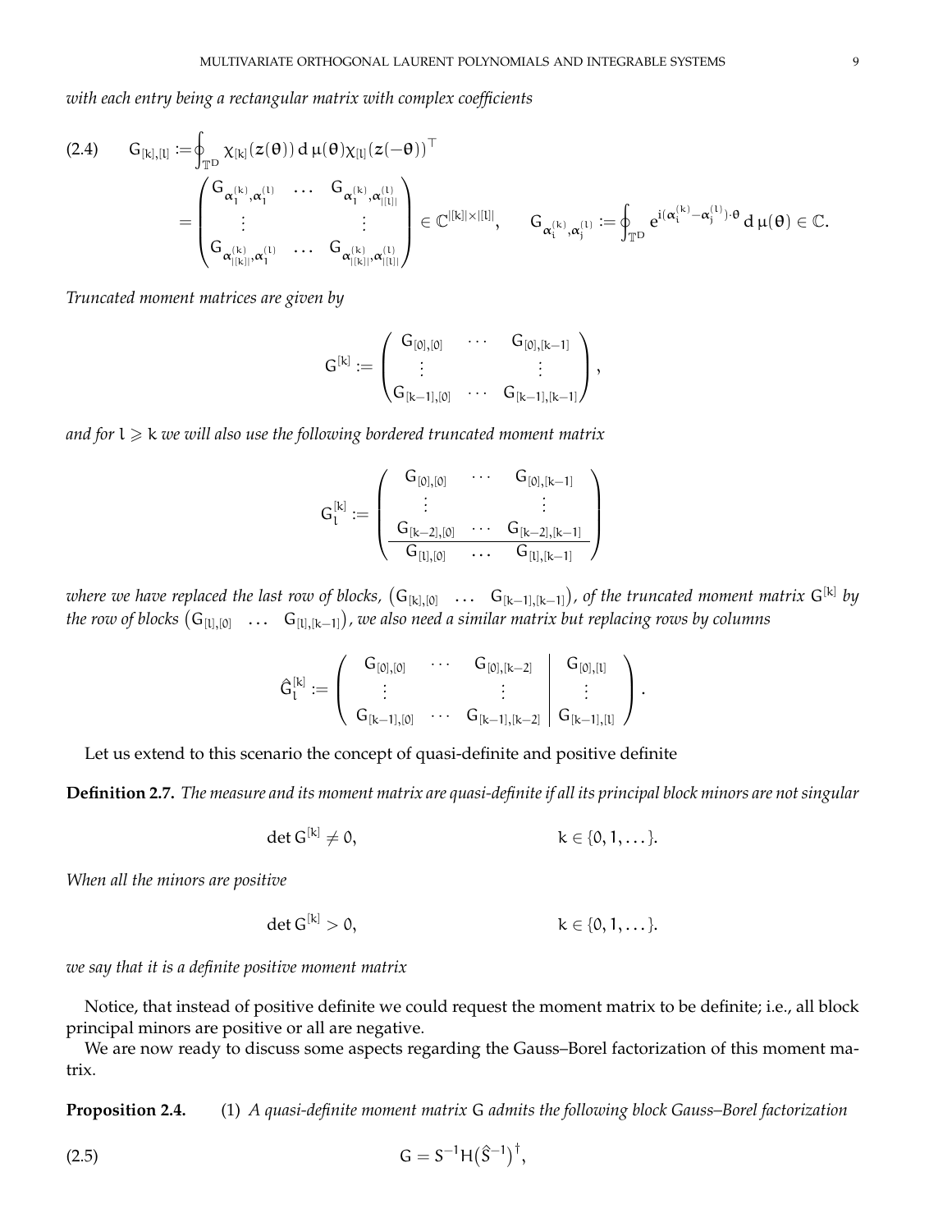*with each entry being a rectangular matrix with complex coefficients*

$$
\begin{aligned}
(2.4)\qquad G_{[k],[l]} &:= \oint_{\mathbb{T}^D} \chi_{[k]}(\boldsymbol{z}(\boldsymbol{\theta}))\,\mathrm{d}\,\mu(\boldsymbol{\theta})\chi_{[l]}(\boldsymbol{z}(-\boldsymbol{\theta}))^\top \\
&= \begin{pmatrix} G_{\boldsymbol{\alpha}_1^{(k)},\boldsymbol{\alpha}_1^{(l)}} & \dots & G_{\boldsymbol{\alpha}_1^{(k)},\boldsymbol{\alpha}_{|[l]|}^{(l)}} \\ \vdots & & \vdots \\ G_{\boldsymbol{\alpha}_{|[k]|}^{(k)},\boldsymbol{\alpha}_1^{(l)}} & \dots & G_{\boldsymbol{\alpha}_{|[k]|}^{(k)},\boldsymbol{\alpha}_{|[l]|}^{(l)}} \end{pmatrix} \in \mathbb{C}^{|[k]|\times|[l]|}, \qquad G_{\boldsymbol{\alpha}_i^{(k)},\boldsymbol{\alpha}_j^{(l)}} := \oint_{\mathbb{T}^D} e^{i(\boldsymbol{\alpha}_i^{(k)}-\boldsymbol{\alpha}_j^{(l)})\cdot\boldsymbol{\theta}}\,\mathrm{d}\,\mu(\boldsymbol{\theta}) \in \mathbb{C}.
\end{aligned}
$$

*Truncated moment matrices are given by*

$$
G^{[k]} := \begin{pmatrix} G_{[0],[0]} & \cdots & G_{[0],[k-1]} \\ \vdots & & \vdots \\ G_{[k-1],[0]} & \cdots & G_{[k-1],[k-1]} \end{pmatrix},
$$

*and for $l \geqslant k$ we will also use the following bordered truncated moment matrix*

$$
G^{[k]}_l := \left(\begin{array}{ccc} G_{[0],[0]} & \cdots & G_{[0],[k-1]} \\ \vdots & & \vdots \\ G_{[k-2],[0]} & \cdots & G_{[k-2],[k-1]} \\ \hline G_{[l],[0]} & \dots & G_{[l],[k-1]} \end{array}\right)
$$

*where we have replaced the last row of blocks, $\begin{pmatrix} G_{[k],[0]} & \dots & G_{[k-1],[k-1]} \end{pmatrix}$, of the truncated moment matrix $G^{[k]}$ by the row of blocks $\begin{pmatrix} G_{[l],[0]} & \dots & G_{[l],[k-1]} \end{pmatrix}$, we also need a similar matrix but replacing rows by columns*

$$
\hat{G}^{[k]}_l := \left(\begin{array}{ccc|c} G_{[0],[0]} & \cdots & G_{[0],[k-2]} & G_{[0],[l]} \\ \vdots & & \vdots & \vdots \\ G_{[k-1],[0]} & \cdots & G_{[k-1],[k-2]} & G_{[k-1],[l]} \end{array}\right).
$$

Let us extend to this scenario the concept of quasi-definite and positive definite

**Definition 2.7.** *The measure and its moment matrix are quasi-definite if all its principal block minors are not singular*

$$
\det G^{[k]} \neq 0, \qquad\qquad k \in \{0, 1, \dots\}.
$$

*When all the minors are positive*

$$
\det G^{[k]} > 0, \qquad\qquad k \in \{0, 1, \dots\}.
$$

*we say that it is a definite positive moment matrix*

Notice, that instead of positive definite we could request the moment matrix to be definite; i.e., all block principal minors are positive or all are negative.

We are now ready to discuss some aspects regarding the Gauss–Borel factorization of this moment matrix.

**Proposition 2.4.** (1) *A quasi-definite moment matrix $G$ admits the following block Gauss–Borel factorization*

$$
G = S^{-1} H \big(\hat{S}^{-1}\big)^\dagger, \tag{2.5}
$$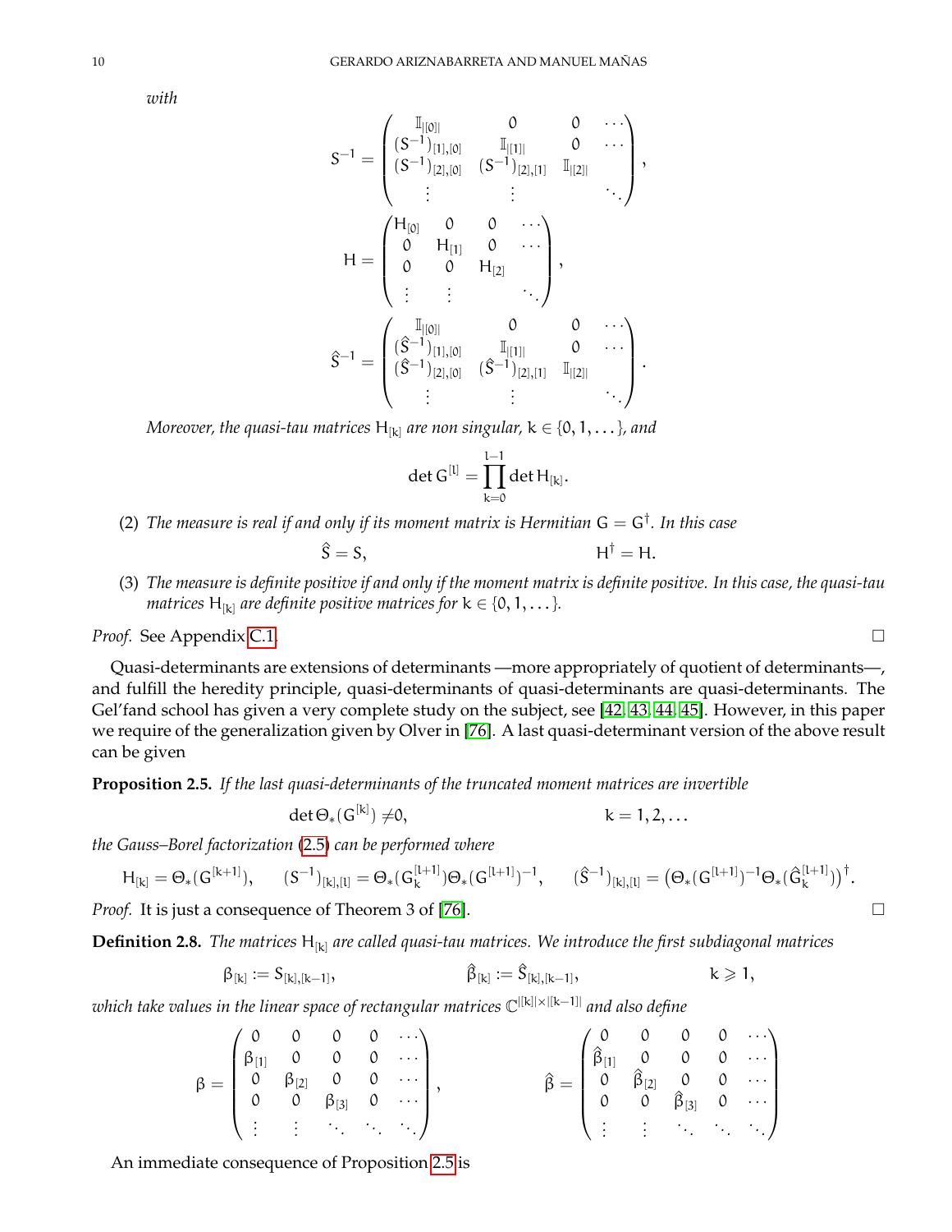*with*

$$
S^{-1}=\begin{pmatrix}
\mathbb{I}_{|[0]|} & 0 & 0 & \cdots\\
(S^{-1})_{[1],[0]} & \mathbb{I}_{|[1]|} & 0 & \cdots\\
(S^{-1})_{[2],[0]} & (S^{-1})_{[2],[1]} & \mathbb{I}_{|[2]|} & \\
\vdots & \vdots & & \ddots
\end{pmatrix},
$$

$$
H=\begin{pmatrix}
H_{[0]} & 0 & 0 & \cdots\\
0 & H_{[1]} & 0 & \cdots\\
0 & 0 & H_{[2]} & \\
\vdots & \vdots & & \ddots
\end{pmatrix},
$$

$$
\hat{S}^{-1}=\begin{pmatrix}
\mathbb{I}_{|[0]|} & 0 & 0 & \cdots\\
(\hat{S}^{-1})_{[1],[0]} & \mathbb{I}_{|[1]|} & 0 & \cdots\\
(\hat{S}^{-1})_{[2],[0]} & (\hat{S}^{-1})_{[2],[1]} & \mathbb{I}_{|[2]|} & \\
\vdots & \vdots & & \ddots
\end{pmatrix}.
$$

*Moreover, the quasi-tau matrices $H_{[k]}$ are non singular, $k\in\{0,1,\dots\}$, and*

$$
\det G^{[l]}=\prod_{k=0}^{l-1}\det H_{[k]}.
$$

(2) *The measure is real if and only if its moment matrix is Hermitian $G=G^{\dagger}$. In this case*

$$
\hat{S}=S, \qquad\qquad H^{\dagger}=H.
$$

(3) *The measure is definite positive if and only if the moment matrix is definite positive. In this case, the quasi-tau matrices $H_{[k]}$ are definite positive matrices for $k\in\{0,1,\dots\}$.*

*Proof.* See Appendix C.1. □

Quasi-determinants are extensions of determinants —more appropriately of quotient of determinants—, and fulfill the heredity principle, quasi-determinants of quasi-determinants are quasi-determinants. The Gel'fand school has given a very complete study on the subject, see [42, 43, 44, 45]. However, in this paper we require of the generalization given by Olver in [76]. A last quasi-determinant version of the above result can be given

**Proposition 2.5.** *If the last quasi-determinants of the truncated moment matrices are invertible*

$$
\det\Theta_*(G^{[k]})\neq 0, \qquad\qquad k=1,2,\dots
$$

*the Gauss–Borel factorization (2.5) can be performed where*

$$
H_{[k]}=\Theta_*(G^{[k+1]}),\qquad (S^{-1})_{[k],[l]}=\Theta_*(G^{[l+1]}_{k})\Theta_*(G^{[l+1]})^{-1},\qquad (\hat{S}^{-1})_{[k],[l]}=\big(\Theta_*(G^{[l+1]})^{-1}\Theta_*(\hat{G}^{[l+1]}_{k})\big)^{\dagger}.
$$

*Proof.* It is just a consequence of Theorem 3 of [76]. □

**Definition 2.8.** *The matrices $H_{[k]}$ are called quasi-tau matrices. We introduce the first subdiagonal matrices*

$$
\beta_{[k]}:=S_{[k],[k-1]},\qquad\qquad \hat{\beta}_{[k]}:=\hat{S}_{[k],[k-1]},\qquad\qquad k\geqslant 1,
$$

*which take values in the linear space of rectangular matrices $\mathbb{C}^{|[k]|\times|[k-1]|}$ and also define*

$$
\beta=\begin{pmatrix}
0 & 0 & 0 & 0 & \cdots\\
\beta_{[1]} & 0 & 0 & 0 & \cdots\\
0 & \beta_{[2]} & 0 & 0 & \cdots\\
0 & 0 & \beta_{[3]} & 0 & \cdots\\
\vdots & \vdots & \ddots & \ddots & \ddots
\end{pmatrix},\qquad\qquad
\hat{\beta}=\begin{pmatrix}
0 & 0 & 0 & 0 & \cdots\\
\hat{\beta}_{[1]} & 0 & 0 & 0 & \cdots\\
0 & \hat{\beta}_{[2]} & 0 & 0 & \cdots\\
0 & 0 & \hat{\beta}_{[3]} & 0 & \cdots\\
\vdots & \vdots & \ddots & \ddots & \ddots
\end{pmatrix}
$$

An immediate consequence of Proposition 2.5 is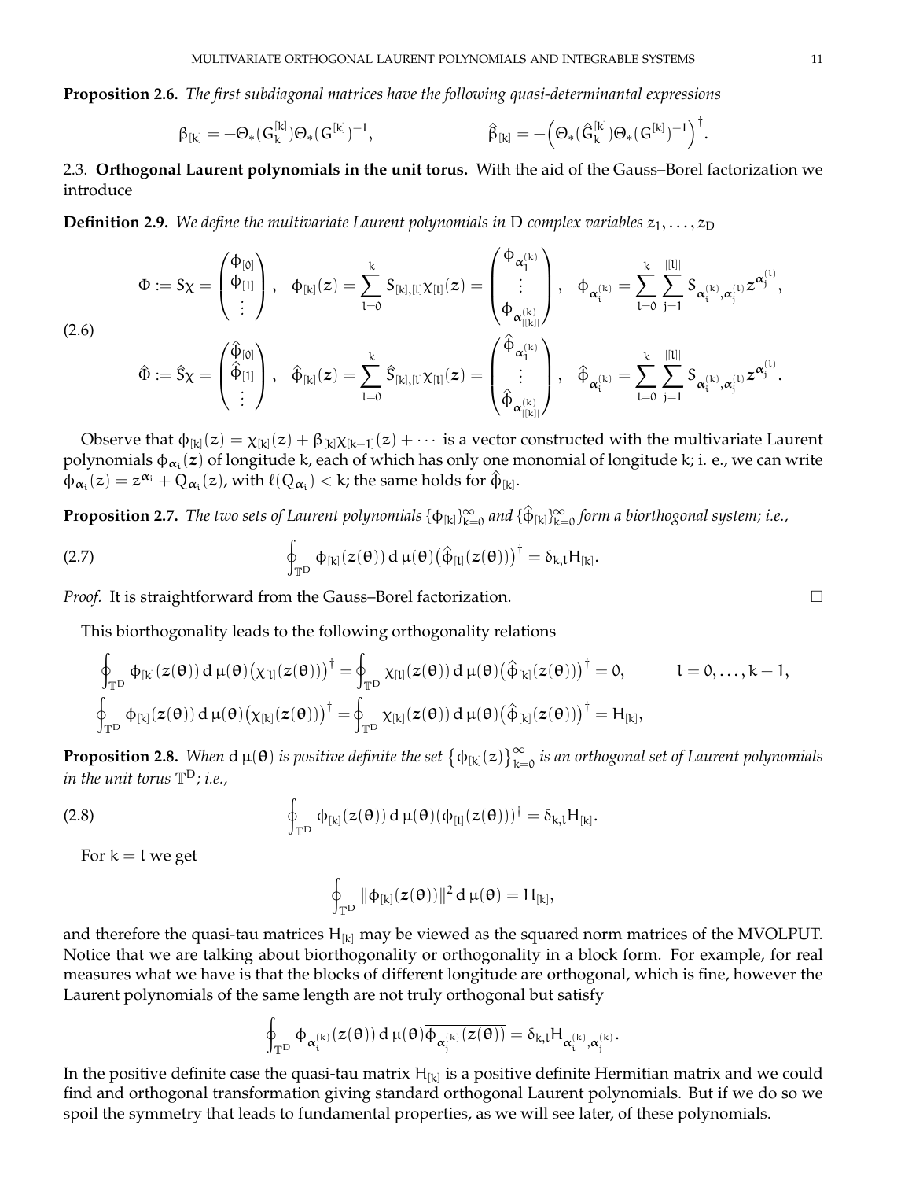**Proposition 2.6.** *The first subdiagonal matrices have the following quasi-determinantal expressions*

$$\beta_{[k]} = -\Theta_*(G^{[k]}_k)\Theta_*(G^{[k]})^{-1}, \qquad \hat{\beta}_{[k]} = -\Big(\Theta_*(\hat{G}^{[k]}_k)\Theta_*(G^{[k]})^{-1}\Big)^\dagger.$$

2.3. **Orthogonal Laurent polynomials in the unit torus.** With the aid of the Gauss–Borel factorization we introduce

**Definition 2.9.** *We define the multivariate Laurent polynomials in* D *complex variables* $z_1, \dots, z_D$

$$\begin{aligned}
\Phi &:= S\chi = \begin{pmatrix} \phi_{[0]} \\ \phi_{[1]} \\ \vdots \end{pmatrix}, \quad \phi_{[k]}(z) = \sum_{l=0}^{k} S_{[k],[l]}\chi_{[l]}(z) = \begin{pmatrix} \phi_{\alpha^{(k)}_1} \\ \vdots \\ \phi_{\alpha^{(k)}_{|[k]|}} \end{pmatrix}, \quad \phi_{\alpha^{(k)}_i} = \sum_{l=0}^{k}\sum_{j=1}^{|[l]|} S_{\alpha^{(k)}_i,\alpha^{(l)}_j} z^{\alpha^{(l)}_j}, \\
\hat{\Phi} &:= \hat{S}\chi = \begin{pmatrix} \hat{\phi}_{[0]} \\ \hat{\phi}_{[1]} \\ \vdots \end{pmatrix}, \quad \hat{\phi}_{[k]}(z) = \sum_{l=0}^{k} \hat{S}_{[k],[l]}\chi_{[l]}(z) = \begin{pmatrix} \hat{\phi}_{\alpha^{(k)}_1} \\ \vdots \\ \hat{\phi}_{\alpha^{(k)}_{|[k]|}} \end{pmatrix}, \quad \hat{\phi}_{\alpha^{(k)}_i} = \sum_{l=0}^{k}\sum_{j=1}^{|[l]|} S_{\alpha^{(k)}_i,\alpha^{(l)}_j} z^{\alpha^{(l)}_j}.
\end{aligned} \tag{2.6}$$

Observe that $\phi_{[k]}(z) = \chi_{[k]}(z) + \beta_{[k]}\chi_{[k-1]}(z) + \cdots$ is a vector constructed with the multivariate Laurent polynomials $\phi_{\alpha_i}(z)$ of longitude k, each of which has only one monomial of longitude k; i. e., we can write $\phi_{\alpha_i}(z) = z^{\alpha_i} + Q_{\alpha_i}(z)$, with $\ell(Q_{\alpha_i}) < k$; the same holds for $\hat{\phi}_{[k]}$.

**Proposition 2.7.** *The two sets of Laurent polynomials* $\{\phi_{[k]}\}_{k=0}^\infty$ *and* $\{\hat{\phi}_{[k]}\}_{k=0}^\infty$ *form a biorthogonal system; i.e.,*

$$\oint_{\mathbb{T}^D} \phi_{[k]}(z(\theta))\,\mathrm{d}\,\mu(\theta)\big(\hat{\phi}_{[l]}(z(\theta))\big)^\dagger = \delta_{k,l}H_{[k]}. \tag{2.7}$$

*Proof.* It is straightforward from the Gauss–Borel factorization. □

This biorthogonality leads to the following orthogonality relations

$$\begin{aligned}
&\oint_{\mathbb{T}^D} \phi_{[k]}(z(\theta))\,\mathrm{d}\,\mu(\theta)\big(\chi_{[l]}(z(\theta))\big)^\dagger = \oint_{\mathbb{T}^D} \chi_{[l]}(z(\theta))\,\mathrm{d}\,\mu(\theta)\big(\hat{\phi}_{[k]}(z(\theta))\big)^\dagger = 0, \qquad l = 0, \dots, k-1, \\
&\oint_{\mathbb{T}^D} \phi_{[k]}(z(\theta))\,\mathrm{d}\,\mu(\theta)\big(\chi_{[k]}(z(\theta))\big)^\dagger = \oint_{\mathbb{T}^D} \chi_{[k]}(z(\theta))\,\mathrm{d}\,\mu(\theta)\big(\hat{\phi}_{[k]}(z(\theta))\big)^\dagger = H_{[k]},
\end{aligned}$$

**Proposition 2.8.** *When* $\mathrm{d}\,\mu(\theta)$ *is positive definite the set* $\{\phi_{[k]}(z)\}_{k=0}^\infty$ *is an orthogonal set of Laurent polynomials in the unit torus* $\mathbb{T}^D$*; i.e.,*

$$\oint_{\mathbb{T}^D} \phi_{[k]}(z(\theta))\,\mathrm{d}\,\mu(\theta)(\phi_{[l]}(z(\theta)))^\dagger = \delta_{k,l}H_{[k]}. \tag{2.8}$$

For $k = l$ we get

$$\oint_{\mathbb{T}^D} \|\phi_{[k]}(z(\theta))\|^2\,\mathrm{d}\,\mu(\theta) = H_{[k]},$$

and therefore the quasi-tau matrices $H_{[k]}$ may be viewed as the squared norm matrices of the MVOLPUT. Notice that we are talking about biorthogonality or orthogonality in a block form. For example, for real measures what we have is that the blocks of different longitude are orthogonal, which is fine, however the Laurent polynomials of the same length are not truly orthogonal but satisfy

$$\oint_{\mathbb{T}^D} \phi_{\alpha^{(k)}_i}(z(\theta))\,\mathrm{d}\,\mu(\theta)\overline{\phi_{\alpha^{(k)}_j}(z(\theta))} = \delta_{k,l}H_{\alpha^{(k)}_i,\alpha^{(k)}_j}.$$

In the positive definite case the quasi-tau matrix $H_{[k]}$ is a positive definite Hermitian matrix and we could find and orthogonal transformation giving standard orthogonal Laurent polynomials. But if we do so we spoil the symmetry that leads to fundamental properties, as we will see later, of these polynomials.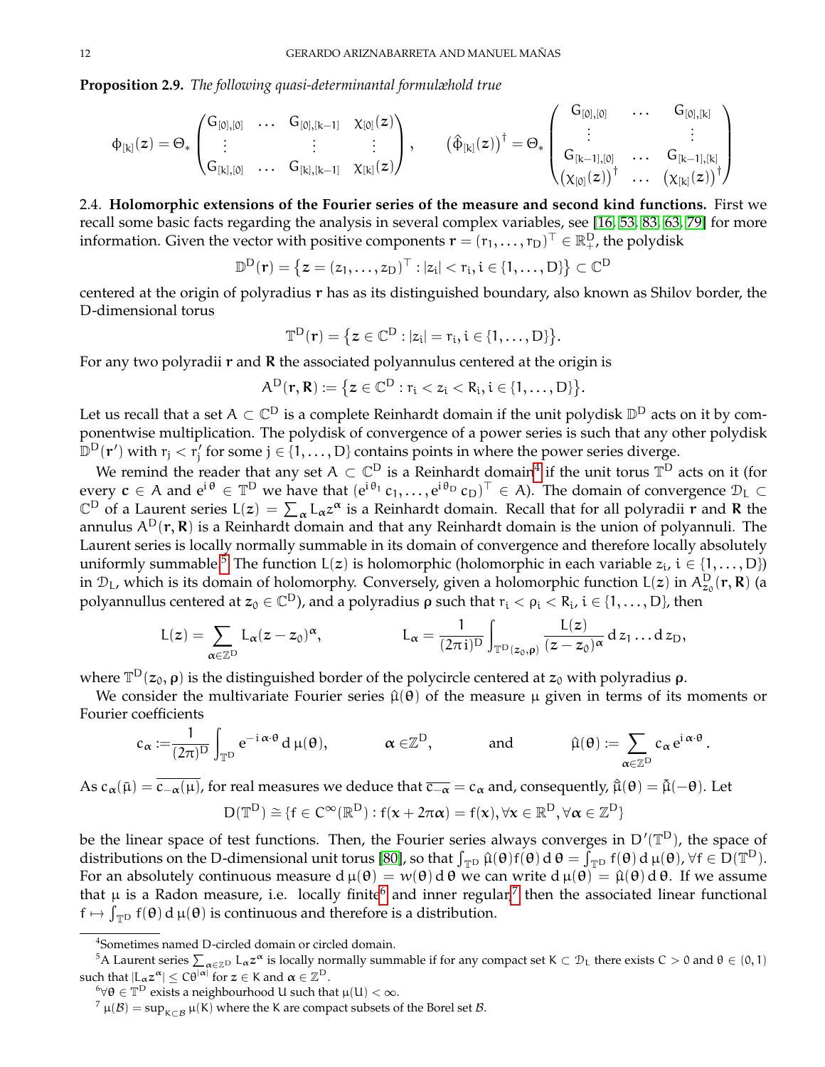**Proposition 2.9.** *The following quasi-determinantal formulæhold true*

$$
\phi_{[k]}(z)=\Theta_*\begin{pmatrix}G_{[0],[0]} & \dots & G_{[0],[k-1]} & \chi_{[0]}(z)\\ \vdots & & \vdots & \vdots\\ G_{[k],[0]} & \dots & G_{[k],[k-1]} & \chi_{[k]}(z)\end{pmatrix},\qquad \big(\hat\phi_{[k]}(z)\big)^\dagger=\Theta_*\begin{pmatrix}G_{[0],[0]} & \dots & G_{[0],[k]}\\ \vdots & & \vdots\\ G_{[k-1],[0]} & \dots & G_{[k-1],[k]}\\ \big(\chi_{[0]}(z)\big)^\dagger & \dots & \big(\chi_{[k]}(z)\big)^\dagger\end{pmatrix}
$$

2.4. **Holomorphic extensions of the Fourier series of the measure and second kind functions.** First we recall some basic facts regarding the analysis in several complex variables, see [16, 53, 83, 63, 79] for more information. Given the vector with positive components $\boldsymbol{r}=(r_1,\dots,r_D)^\top\in\mathbb{R}^D_+$, the polydisk

$$
\mathbb{D}^D(\boldsymbol{r})=\big\{z=(z_1,\dots,z_D)^\top : |z_i|<r_i, i\in\{1,\dots,D\}\big\}\subset\mathbb{C}^D
$$

centered at the origin of polyradius $\boldsymbol{r}$ has as its distinguished boundary, also known as Shilov border, the D-dimensional torus

$$
\mathbb{T}^D(\boldsymbol{r})=\big\{z\in\mathbb{C}^D : |z_i|=r_i, i\in\{1,\dots,D\}\big\}.
$$

For any two polyradii $\boldsymbol{r}$ and $\boldsymbol{R}$ the associated polyannulus centered at the origin is

$$
A^D(\boldsymbol{r},\boldsymbol{R}):=\big\{z\in\mathbb{C}^D : r_i<z_i<R_i, i\in\{1,\dots,D\}\big\}.
$$

Let us recall that a set $A\subset\mathbb{C}^D$ is a complete Reinhardt domain if the unit polydisk $\mathbb{D}^D$ acts on it by componentwise multiplication. The polydisk of convergence of a power series is such that any other polydisk $\mathbb{D}^D(\boldsymbol{r}')$ with $r_j<r'_j$ for some $j\in\{1,\dots,D\}$ contains points in where the power series diverge.

We remind the reader that any set $A\subset\mathbb{C}^D$ is a Reinhardt domain[4] if the unit torus $\mathbb{T}^D$ acts on it (for every $\boldsymbol{c}\in A$ and $e^{i\boldsymbol{\theta}}\in\mathbb{T}^D$ we have that $(e^{i\theta_1}c_1,\dots,e^{i\theta_D}c_D)^\top\in A$). The domain of convergence $\mathcal{D}_L\subset\mathbb{C}^D$ of a Laurent series $L(z)=\sum_{\boldsymbol{\alpha}}L_{\boldsymbol{\alpha}}z^{\boldsymbol{\alpha}}$ is a Reinhardt domain. Recall that for all polyradii $\boldsymbol{r}$ and $\boldsymbol{R}$ the annulus $A^D(\boldsymbol{r},\boldsymbol{R})$ is a Reinhardt domain and that any Reinhardt domain is the union of polyannuli. The Laurent series is locally normally summable in its domain of convergence and therefore locally absolutely uniformly summable.[5] The function $L(z)$ is holomorphic (holomorphic in each variable $z_i$, $i\in\{1,\dots,D\}$) in $\mathcal{D}_L$, which is its domain of holomorphy. Conversely, given a holomorphic function $L(z)$ in $A^D_{z_0}(\boldsymbol{r},\boldsymbol{R})$ (a polyannullus centered at $z_0\in\mathbb{C}^D$), and a polyradius $\boldsymbol{\rho}$ such that $r_i<\rho_i<R_i$, $i\in\{1,\dots,D\}$, then

$$
L(z)=\sum_{\boldsymbol{\alpha}\in\mathbb{Z}^D}L_{\boldsymbol{\alpha}}(z-z_0)^{\boldsymbol{\alpha}},\qquad\qquad L_{\boldsymbol{\alpha}}=\frac{1}{(2\pi i)^D}\int_{\mathbb{T}^D(z_0,\boldsymbol{\rho})}\frac{L(z)}{(z-z_0)^{\boldsymbol{\alpha}}}\,d z_1\dots d z_D,
$$

where $\mathbb{T}^D(z_0,\boldsymbol{\rho})$ is the distinguished border of the polycircle centered at $z_0$ with polyradius $\boldsymbol{\rho}$.

We consider the multivariate Fourier series $\hat\mu(\boldsymbol{\theta})$ of the measure $\mu$ given in terms of its moments or Fourier coefficients

$$
c_{\boldsymbol{\alpha}}:=\frac{1}{(2\pi)^D}\int_{\mathbb{T}^D}e^{-i\boldsymbol{\alpha}\cdot\boldsymbol{\theta}}\,d\mu(\boldsymbol{\theta}),\qquad\quad \boldsymbol{\alpha}\in\mathbb{Z}^D,\qquad\quad\text{and}\qquad\quad \hat\mu(\boldsymbol{\theta}):=\sum_{\boldsymbol{\alpha}\in\mathbb{Z}^D}c_{\boldsymbol{\alpha}}e^{i\boldsymbol{\alpha}\cdot\boldsymbol{\theta}}.
$$

As $c_{\boldsymbol{\alpha}}(\bar\mu)=\overline{c_{-\boldsymbol{\alpha}}(\mu)}$, for real measures we deduce that $\overline{c_{-\boldsymbol{\alpha}}}=c_{\boldsymbol{\alpha}}$ and, consequently, $\hat\mu(\boldsymbol{\theta})=\tilde\mu(-\boldsymbol{\theta})$. Let

$$
D(\mathbb{T}^D)\cong\{f\in C^\infty(\mathbb{R}^D): f(\boldsymbol{x}+2\pi\boldsymbol{\alpha})=f(\boldsymbol{x}),\forall\boldsymbol{x}\in\mathbb{R}^D,\forall\boldsymbol{\alpha}\in\mathbb{Z}^D\}
$$

be the linear space of test functions. Then, the Fourier series always converges in $D'(\mathbb{T}^D)$, the space of distributions on the D-dimensional unit torus [80], so that $\int_{\mathbb{T}^D}\hat\mu(\boldsymbol{\theta})f(\boldsymbol{\theta})\,d\boldsymbol{\theta}=\int_{\mathbb{T}^D}f(\boldsymbol{\theta})\,d\mu(\boldsymbol{\theta})$, $\forall f\in D(\mathbb{T}^D)$. For an absolutely continuous measure $d\mu(\boldsymbol{\theta})=w(\boldsymbol{\theta})\,d\boldsymbol{\theta}$ we can write $d\mu(\boldsymbol{\theta})=\hat\mu(\boldsymbol{\theta})\,d\boldsymbol{\theta}$. If we assume that $\mu$ is a Radon measure, i.e. locally finite[6] and inner regular,[7] then the associated linear functional $f\mapsto\int_{\mathbb{T}^D}f(\boldsymbol{\theta})\,d\mu(\boldsymbol{\theta})$ is continuous and therefore is a distribution.

---

[4] Sometimes named D-circled domain or circled domain.

[5] A Laurent series $\sum_{\boldsymbol{\alpha}\in\mathbb{Z}^D}L_{\boldsymbol{\alpha}}z^{\boldsymbol{\alpha}}$ is locally normally summable if for any compact set $K\subset\mathcal{D}_L$ there exists $C>0$ and $\theta\in(0,1)$ such that $|L_{\boldsymbol{\alpha}}z^{\boldsymbol{\alpha}}|\leq C\theta^{|\boldsymbol{\alpha}|}$ for $z\in K$ and $\boldsymbol{\alpha}\in\mathbb{Z}^D$.

[6] $\forall\boldsymbol{\theta}\in\mathbb{T}^D$ exists a neighbourhood $U$ such that $\mu(U)<\infty$.

[7] $\mu(\mathcal{B})=\sup_{K\subset\mathcal{B}}\mu(K)$ where the $K$ are compact subsets of the Borel set $\mathcal{B}$.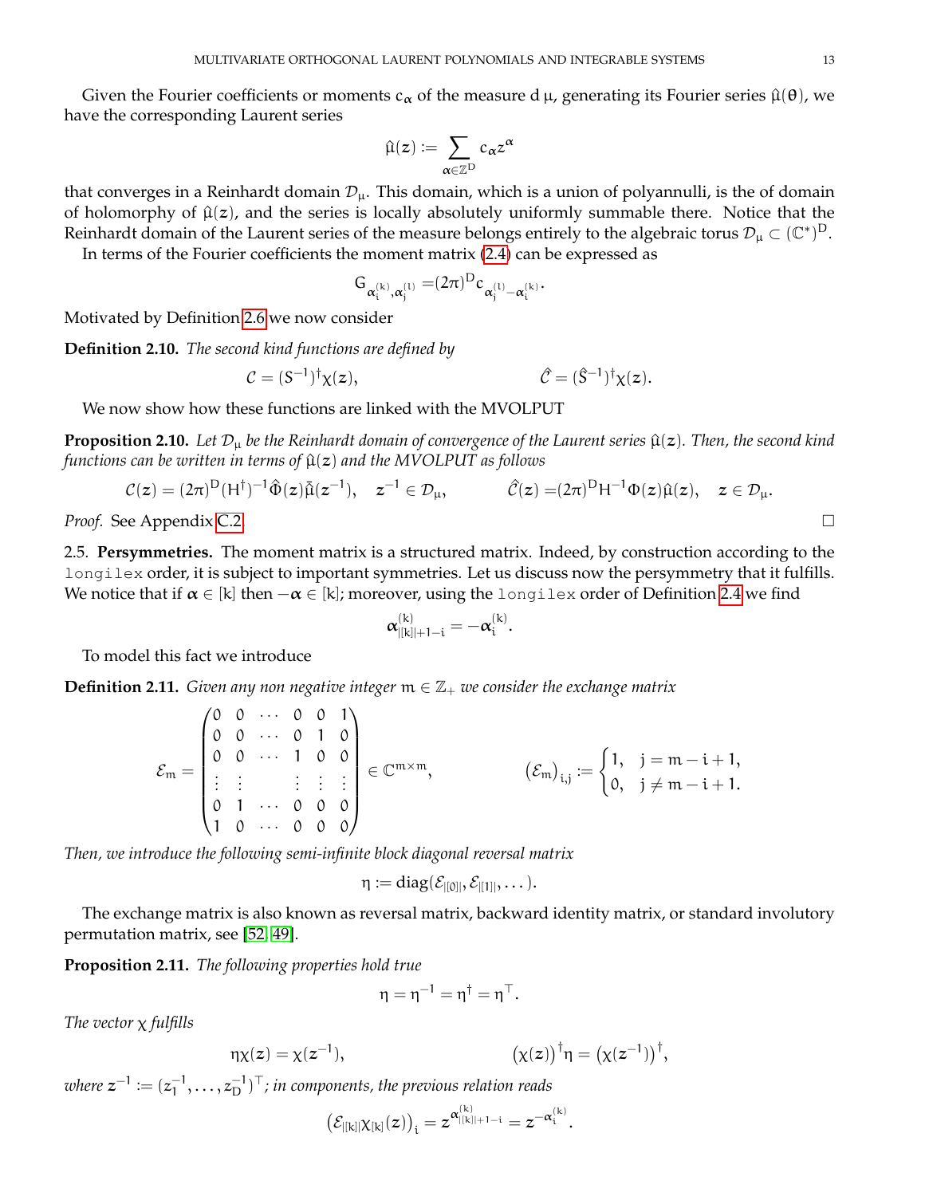Given the Fourier coefficients or moments $c_\alpha$ of the measure $\mathrm{d}\,\mu$, generating its Fourier series $\hat{\mu}(\theta)$, we have the corresponding Laurent series

$$\hat{\mu}(z) := \sum_{\alpha\in\mathbb{Z}^D} c_\alpha z^\alpha$$

that converges in a Reinhardt domain $\mathcal{D}_\mu$. This domain, which is a union of polyannulli, is the of domain of holomorphy of $\hat{\mu}(z)$, and the series is locally absolutely uniformly summable there. Notice that the Reinhardt domain of the Laurent series of the measure belongs entirely to the algebraic torus $\mathcal{D}_\mu \subset (\mathbb{C}^*)^D$.

In terms of the Fourier coefficients the moment matrix (2.4) can be expressed as

$$G_{\alpha_i^{(k)},\alpha_j^{(l)}} = (2\pi)^D c_{\alpha_j^{(l)}-\alpha_i^{(k)}}.$$

Motivated by Definition 2.6 we now consider

**Definition 2.10.** *The second kind functions are defined by*

$$\mathcal{C} = (S^{-1})^\dagger \chi(z), \qquad\qquad \hat{\mathcal{C}} = (\hat{S}^{-1})^\dagger \chi(z).$$

We now show how these functions are linked with the MVOLPUT

**Proposition 2.10.** *Let $\mathcal{D}_\mu$ be the Reinhardt domain of convergence of the Laurent series $\hat{\mu}(z)$. Then, the second kind functions can be written in terms of $\hat{\mu}(z)$ and the MVOLPUT as follows*

$$\mathcal{C}(z) = (2\pi)^D (H^\dagger)^{-1}\hat{\Phi}(z)\bar{\hat{\mu}}(z^{-1}), \quad z^{-1}\in\mathcal{D}_\mu, \qquad\quad \hat{\mathcal{C}}(z) = (2\pi)^D H^{-1}\Phi(z)\hat{\mu}(z), \quad z\in\mathcal{D}_\mu.$$

*Proof.* See Appendix C.2 $\square$

2.5. **Persymmetries.** The moment matrix is a structured matrix. Indeed, by construction according to the `longilex` order, it is subject to important symmetries. Let us discuss now the persymmetry that it fulfills. We notice that if $\alpha\in[k]$ then $-\alpha\in[k]$; moreover, using the `longilex` order of Definition 2.4 we find

$$\alpha^{(k)}_{|[k]|+1-i} = -\alpha^{(k)}_i.$$

To model this fact we introduce

**Definition 2.11.** *Given any non negative integer $m\in\mathbb{Z}_+$ we consider the exchange matrix*

$$\mathcal{E}_m = \begin{pmatrix} 0 & 0 & \cdots & 0 & 0 & 1\\ 0 & 0 & \cdots & 0 & 1 & 0\\ 0 & 0 & \cdots & 1 & 0 & 0\\ \vdots & \vdots & & \vdots & \vdots & \vdots\\ 0 & 1 & \cdots & 0 & 0 & 0\\ 1 & 0 & \cdots & 0 & 0 & 0\end{pmatrix}\in\mathbb{C}^{m\times m}, \qquad\qquad (\mathcal{E}_m)_{i,j} := \begin{cases} 1, & j = m-i+1,\\ 0, & j\neq m-i+1.\end{cases}$$

*Then, we introduce the following semi-infinite block diagonal reversal matrix*

$$\eta := \operatorname{diag}(\mathcal{E}_{|[0]|}, \mathcal{E}_{|[1]|}, \dots).$$

The exchange matrix is also known as reversal matrix, backward identity matrix, or standard involutory permutation matrix, see [52, 49].

**Proposition 2.11.** *The following properties hold true*

$$\eta = \eta^{-1} = \eta^\dagger = \eta^\top.$$

*The vector $\chi$ fulfills*

$$\eta\chi(z) = \chi(z^{-1}), \qquad\qquad (\chi(z))^\dagger\eta = (\chi(z^{-1}))^\dagger,$$

*where $z^{-1} := (z_1^{-1},\dots,z_D^{-1})^\top$; in components, the previous relation reads*

$$\big(\mathcal{E}_{|[k]|}\chi_{[k]}(z)\big)_i = z^{\alpha^{(k)}_{|[k]|+1-i}} = z^{-\alpha^{(k)}_i}.$$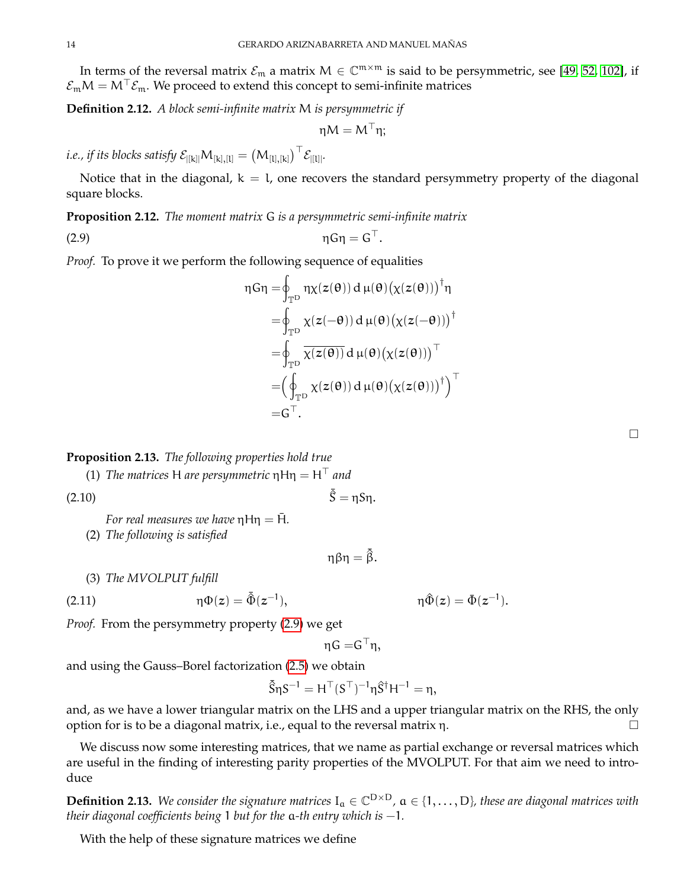In terms of the reversal matrix $\mathcal{E}_m$ a matrix $M \in \mathbb{C}^{m\times m}$ is said to be persymmetric, see [49, 52, 102], if $\mathcal{E}_m M = M^\top \mathcal{E}_m$. We proceed to extend this concept to semi-infinite matrices

**Definition 2.12.** *A block semi-infinite matrix* $M$ *is persymmetric if*

$$\eta M = M^\top \eta;$$

*i.e., if its blocks satisfy* $\mathcal{E}_{|[k]|} M_{[k],[l]} = \big(M_{[l],[k]}\big)^\top \mathcal{E}_{|[l]|}$.

Notice that in the diagonal, $k = l$, one recovers the standard persymmetry property of the diagonal square blocks.

**Proposition 2.12.** *The moment matrix* $G$ *is a persymmetric semi-infinite matrix*

$$\eta G \eta = G^\top. \tag{2.9}$$

*Proof.* To prove it we perform the following sequence of equalities

$$\begin{aligned}
\eta G \eta &= \oint_{\mathbb{T}^D} \eta \chi(z(\theta))\, \mathrm{d}\,\mu(\theta) \big(\chi(z(\theta))\big)^\dagger \eta \\
&= \oint_{\mathbb{T}^D} \chi(z(-\theta))\, \mathrm{d}\,\mu(\theta) \big(\chi(z(-\theta))\big)^\dagger \\
&= \oint_{\mathbb{T}^D} \overline{\chi(z(\theta))}\, \mathrm{d}\,\mu(\theta) \big(\chi(z(\theta))\big)^\top \\
&= \Big( \oint_{\mathbb{T}^D} \chi(z(\theta))\, \mathrm{d}\,\mu(\theta) \big(\chi(z(\theta))\big)^\dagger \Big)^\top \\
&= G^\top.
\end{aligned}$$

□

**Proposition 2.13.** *The following properties hold true*

1. *The matrices* $H$ *are persymmetric* $\eta H \eta = H^\top$ *and*
$$\bar{\hat{S}} = \eta S \eta. \tag{2.10}$$
*For real measures we have* $\eta H \eta = \bar{H}$.
2. *The following is satisfied*
$$\eta \beta \eta = \bar{\hat{\beta}}.$$
3. *The MVOLPUT fulfill*
$$\eta \Phi(z) = \bar{\hat{\Phi}}(z^{-1}), \qquad \eta \hat{\Phi}(z) = \bar{\Phi}(z^{-1}). \tag{2.11}$$

*Proof.* From the persymmetry property (2.9) we get

$$\eta G = G^\top \eta,$$

and using the Gauss–Borel factorization (2.5) we obtain

$$\bar{\hat{S}} \eta S^{-1} = H^\top (S^\top)^{-1} \eta \hat{S}^\dagger H^{-1} = \eta,$$

and, as we have a lower triangular matrix on the LHS and a upper triangular matrix on the RHS, the only option for is to be a diagonal matrix, i.e., equal to the reversal matrix $\eta$. □

We discuss now some interesting matrices, that we name as partial exchange or reversal matrices which are useful in the finding of interesting parity properties of the MVOLPUT. For that aim we need to introduce

**Definition 2.13.** *We consider the signature matrices* $I_a \in \mathbb{C}^{D\times D}$, $a \in \{1, \dots, D\}$, *these are diagonal matrices with their diagonal coefficients being* $1$ *but for the* $a$*-th entry which is* $-1$.

With the help of these signature matrices we define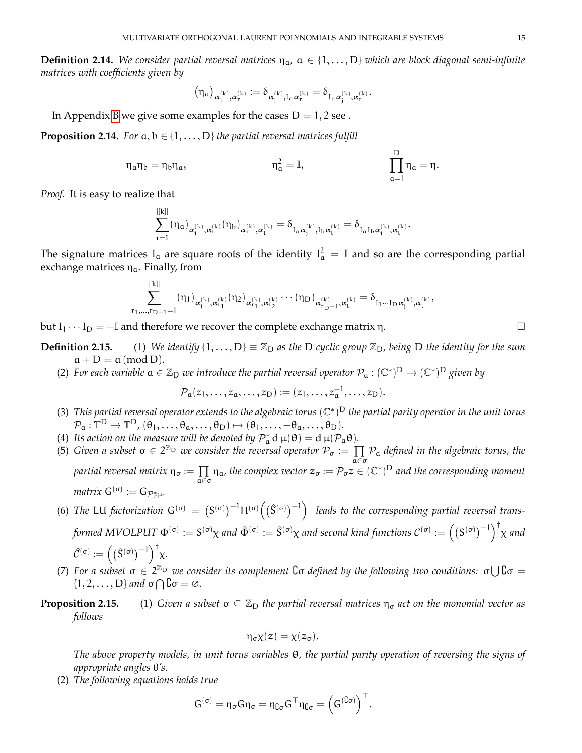**Definition 2.14.** *We consider partial reversal matrices $\eta_a$, $a \in \{1,\dots,D\}$ which are block diagonal semi-infinite matrices with coefficients given by*

$$(\eta_a)_{\alpha_j^{(k)},\alpha_r^{(k)}} := \delta_{\alpha_j^{(k)},I_a\alpha_r^{(k)}} = \delta_{I_a\alpha_j^{(k)},\alpha_r^{(k)}}.$$

In Appendix B we give some examples for the cases $D = 1, 2$ see .

**Proposition 2.14.** *For $a, b \in \{1,\dots,D\}$ the partial reversal matrices fulfill*

$$\eta_a\eta_b = \eta_b\eta_a, \qquad \eta_a^2 = \mathbb{I}, \qquad \prod_{a=1}^{D}\eta_a = \eta.$$

*Proof.* It is easy to realize that

$$\sum_{r=1}^{|[k]|}(\eta_a)_{\alpha_j^{(k)},\alpha_r^{(k)}}(\eta_b)_{\alpha_r^{(k)},\alpha_l^{(k)}} = \delta_{I_a\alpha_j^{(k)},I_b\alpha_l^{(k)}} = \delta_{I_aI_b\alpha_j^{(k)},\alpha_l^{(k)}}.$$

The signature matrices $I_a$ are square roots of the identity $I_a^2 = \mathbb{I}$ and so are the corresponding partial exchange matrices $\eta_a$. Finally, from

$$\sum_{r_1,\dots,r_{D-1}=1}^{|[k]|}(\eta_1)_{\alpha_j^{(k)},\alpha_{r_1}^{(k)}}(\eta_2)_{\alpha_{r_1}^{(k)},\alpha_{r_2}^{(k)}}\cdots(\eta_D)_{\alpha_{r_{D-1}}^{(k)},\alpha_l^{(k)}} = \delta_{I_1\cdots I_D\alpha_j^{(k)},\alpha_l^{(k)}},$$

but $I_1\cdots I_D = -\mathbb{I}$ and therefore we recover the complete exchange matrix $\eta$. □

**Definition 2.15.**
1. *We identify $\{1,\dots,D\} \equiv \mathbb{Z}_D$ as the D cyclic group $\mathbb{Z}_D$, being D the identity for the sum $a + D = a \,(\mathrm{mod}\, D)$.*
2. *For each variable $a \in \mathbb{Z}_D$ we introduce the partial reversal operator $\mathcal{P}_a : (\mathbb{C}^*)^D \to (\mathbb{C}^*)^D$ given by*
$$\mathcal{P}_a(z_1,\dots,z_a,\dots,z_D) := (z_1,\dots,z_a^{-1},\dots,z_D).$$
3. *This partial reversal operator extends to the algebraic torus $(\mathbb{C}^*)^D$ the partial parity operator in the unit torus $\mathcal{P}_a : \mathbb{T}^D \to \mathbb{T}^D$, $(\theta_1,\dots,\theta_a,\dots,\theta_D) \mapsto (\theta_1,\dots,-\theta_a,\dots,\theta_D)$.*
4. *Its action on the measure will be denoted by $\mathcal{P}_a^*\,\mathrm{d}\,\mu(\theta) = \mathrm{d}\,\mu(\mathcal{P}_a\theta)$.*
5. *Given a subset $\sigma \in 2^{\mathbb{Z}_D}$ we consider the reversal operator $\mathcal{P}_\sigma := \prod_{a\in\sigma}\mathcal{P}_a$ defined in the algebraic torus, the partial reversal matrix $\eta_\sigma := \prod_{a\in\sigma}\eta_a$, the complex vector $\boldsymbol{z}_\sigma := \mathcal{P}_\sigma\boldsymbol{z} \in (\mathbb{C}^*)^D$ and the corresponding moment matrix $G^{(\sigma)} := G_{\mathcal{P}_\sigma^*\mu}$.*
6. *The LU factorization $G^{(\sigma)} = \big(S^{(\sigma)}\big)^{-1}H^{(\sigma)}\Big(\big(\hat{S}^{(\sigma)}\big)^{-1}\Big)^\dagger$ leads to the corresponding partial reversal transformed MVOLPUT $\Phi^{(\sigma)} := S^{(\sigma)}\chi$ and $\hat{\Phi}^{(\sigma)} := \hat{S}^{(\sigma)}\chi$ and second kind functions $\mathcal{C}^{(\sigma)} := \Big(\big(S^{(\sigma)}\big)^{-1}\Big)^\dagger\chi$ and $\hat{\mathcal{C}}^{(\sigma)} := \Big(\big(\hat{S}^{(\sigma)}\big)^{-1}\Big)^\dagger\chi$.*
7. *For a subset $\sigma \in 2^{\mathbb{Z}_D}$ we consider its complement $\complement\sigma$ defined by the following two conditions: $\sigma\bigcup\complement\sigma = \{1,2,\dots,D\}$ and $\sigma\bigcap\complement\sigma = \varnothing$.*

**Proposition 2.15.**
1. *Given a subset $\sigma \subseteq \mathbb{Z}_D$ the partial reversal matrices $\eta_\sigma$ act on the monomial vector as follows*
$$\eta_\sigma\chi(\boldsymbol{z}) = \chi(\boldsymbol{z}_\sigma).$$
*The above property models, in unit torus variables $\boldsymbol{\theta}$, the partial parity operation of reversing the signs of appropriate angles $\theta$'s.*
2. *The following equations holds true*
$$G^{(\sigma)} = \eta_\sigma G\eta_\sigma = \eta_{\complement\sigma}G^\top\eta_{\complement\sigma} = \Big(G^{(\complement\sigma)}\Big)^\top.$$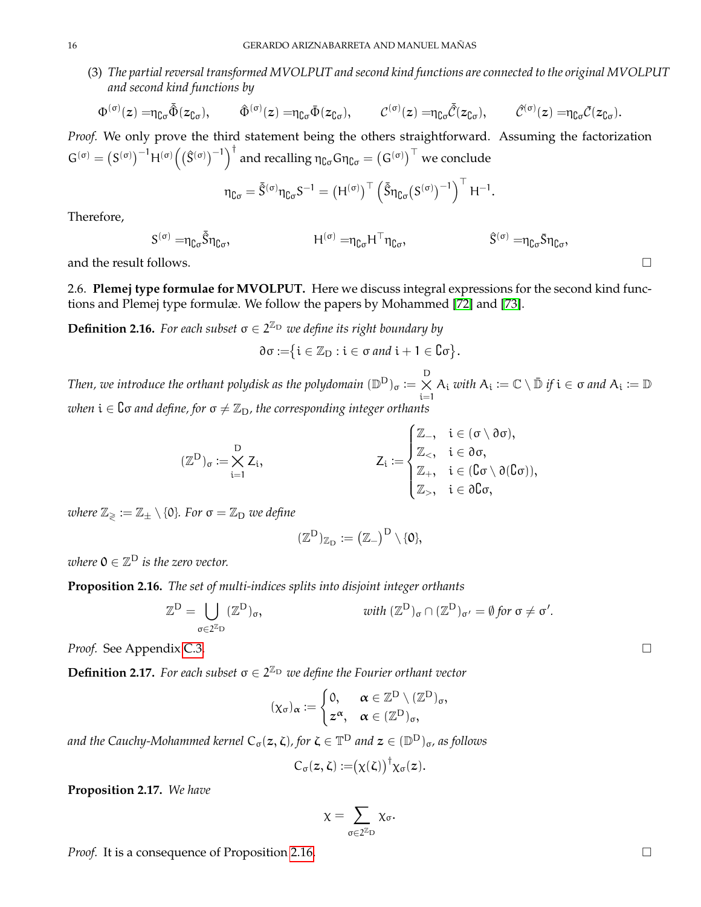(3) *The partial reversal transformed MVOLPUT and second kind functions are connected to the original MVOLPUT and second kind functions by*

$$\Phi^{(\sigma)}(z) = \eta_{\complement\sigma}\bar{\hat{\Phi}}(z_{\complement\sigma}), \qquad \hat{\Phi}^{(\sigma)}(z) = \eta_{\complement\sigma}\bar{\Phi}(z_{\complement\sigma}), \qquad \mathcal{C}^{(\sigma)}(z) = \eta_{\complement\sigma}\bar{\hat{\mathcal{C}}}(z_{\complement\sigma}), \qquad \hat{\mathcal{C}}^{(\sigma)}(z) = \eta_{\complement\sigma}\bar{\mathcal{C}}(z_{\complement\sigma}).$$

*Proof.* We only prove the third statement being the others straightforward. Assuming the factorization $G^{(\sigma)} = \big(S^{(\sigma)}\big)^{-1}H^{(\sigma)}\Big(\big(\hat{S}^{(\sigma)}\big)^{-1}\Big)^{\dagger}$ and recalling $\eta_{\complement\sigma}G\eta_{\complement\sigma} = \big(G^{(\sigma)}\big)^{\top}$ we conclude

$$\eta_{\complement\sigma} = \bar{\hat{S}}^{(\sigma)}\eta_{\complement\sigma}S^{-1} = \big(H^{(\sigma)}\big)^{\top}\Big(\bar{\hat{S}}\eta_{\complement\sigma}\big(S^{(\sigma)}\big)^{-1}\Big)^{\top}H^{-1}.$$

Therefore,

$$S^{(\sigma)} = \eta_{\complement\sigma}\bar{\hat{S}}\eta_{\complement\sigma}, \qquad H^{(\sigma)} = \eta_{\complement\sigma}H^{\top}\eta_{\complement\sigma}, \qquad \hat{S}^{(\sigma)} = \eta_{\complement\sigma}\bar{S}\eta_{\complement\sigma},$$

and the result follows. □

2.6. **Plemej type formulae for MVOLPUT.** Here we discuss integral expressions for the second kind functions and Plemej type formulæ. We follow the papers by Mohammed [72] and [73].

**Definition 2.16.** *For each subset $\sigma \in 2^{\mathbb{Z}_D}$ we define its right boundary by*

$$\partial\sigma := \big\{i \in \mathbb{Z}_D : i \in \sigma \text{ and } i+1 \in \complement\sigma\big\}.$$

*Then, we introduce the orthant polydisk as the polydomain $(\mathbb{D}^D)_\sigma := \bigtimes_{i=1}^{D} A_i$ with $A_i := \mathbb{C}\setminus\bar{\mathbb{D}}$ if $i \in \sigma$ and $A_i := \mathbb{D}$ when $i \in \complement\sigma$ and define, for $\sigma \neq \mathbb{Z}_D$, the corresponding integer orthants*

$$(\mathbb{Z}^D)_\sigma := \bigtimes_{i=1}^{D} Z_i, \qquad Z_i := \begin{cases} \mathbb{Z}_-, & i \in (\sigma\setminus\partial\sigma),\\ \mathbb{Z}_<, & i \in \partial\sigma,\\ \mathbb{Z}_+, & i \in (\complement\sigma\setminus\partial(\complement\sigma)),\\ \mathbb{Z}_>, & i \in \partial\complement\sigma,\end{cases}$$

*where $\mathbb{Z}_{\gtrless} := \mathbb{Z}_{\pm}\setminus\{0\}$. For $\sigma = \mathbb{Z}_D$ we define*

$$(\mathbb{Z}^D)_{\mathbb{Z}_D} := \big(\mathbb{Z}_-\big)^D\setminus\{0\},$$

*where $0 \in \mathbb{Z}^D$ is the zero vector.*

**Proposition 2.16.** *The set of multi-indices splits into disjoint integer orthants*

$$\mathbb{Z}^D = \bigcup_{\sigma\in 2^{\mathbb{Z}_D}} (\mathbb{Z}^D)_\sigma, \qquad \text{with } (\mathbb{Z}^D)_\sigma \cap (\mathbb{Z}^D)_{\sigma'} = \emptyset \text{ for } \sigma \neq \sigma'.$$

*Proof.* See Appendix C.3. □

**Definition 2.17.** *For each subset $\sigma \in 2^{\mathbb{Z}_D}$ we define the Fourier orthant vector*

$$(\chi_\sigma)_{\boldsymbol{\alpha}} := \begin{cases} 0, & \boldsymbol{\alpha} \in \mathbb{Z}^D\setminus(\mathbb{Z}^D)_\sigma,\\ \boldsymbol{z}^{\boldsymbol{\alpha}}, & \boldsymbol{\alpha} \in (\mathbb{Z}^D)_\sigma,\end{cases}$$

*and the Cauchy-Mohammed kernel $C_\sigma(\boldsymbol{z},\boldsymbol{\zeta})$, for $\boldsymbol{\zeta} \in \mathbb{T}^D$ and $\boldsymbol{z} \in (\mathbb{D}^D)_\sigma$, as follows*

$$C_\sigma(\boldsymbol{z},\boldsymbol{\zeta}) := \big(\chi(\boldsymbol{\zeta})\big)^{\dagger}\chi_\sigma(\boldsymbol{z}).$$

**Proposition 2.17.** *We have*

$$\chi = \sum_{\sigma\in 2^{\mathbb{Z}_D}} \chi_\sigma.$$

*Proof.* It is a consequence of Proposition 2.16. □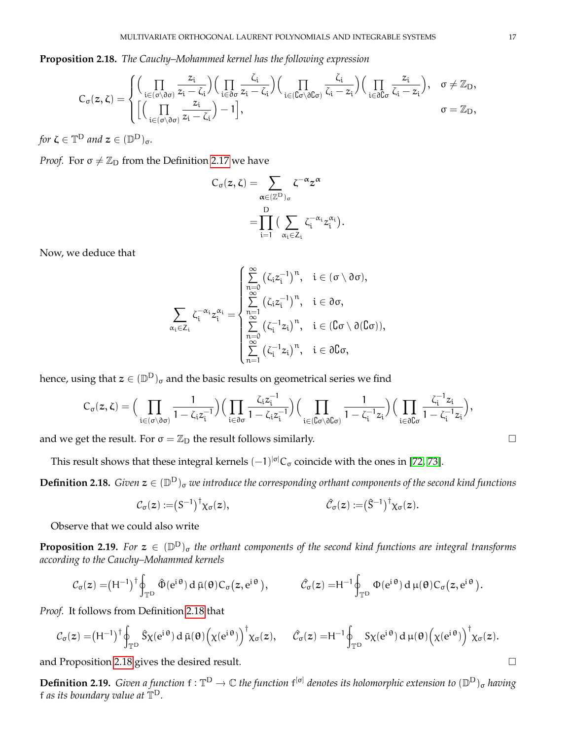**Proposition 2.18.** *The Cauchy–Mohammed kernel has the following expression*

$$
C_\sigma(z,\zeta)=\begin{cases}\Big(\prod\limits_{i\in(\sigma\setminus\partial\sigma)}\dfrac{z_i}{z_i-\zeta_i}\Big)\Big(\prod\limits_{i\in\partial\sigma}\dfrac{\zeta_i}{z_i-\zeta_i}\Big)\Big(\prod\limits_{i\in(\complement\sigma\setminus\partial\complement\sigma)}\dfrac{\zeta_i}{\zeta_i-z_i}\Big)\Big(\prod\limits_{i\in\partial\complement\sigma}\dfrac{z_i}{\zeta_i-z_i}\Big), & \sigma\neq\mathbb{Z}_D,\\ \Big[\Big(\prod\limits_{i\in(\sigma\setminus\partial\sigma)}\dfrac{z_i}{z_i-\zeta_i}\Big)-1\Big], & \sigma=\mathbb{Z}_D,\end{cases}
$$

*for $\zeta\in\mathbb{T}^D$ and $z\in(\mathbb{D}^D)_\sigma$.*

*Proof.* For $\sigma\neq\mathbb{Z}_D$ from the Definition 2.17 we have

$$
\begin{aligned}
C_\sigma(z,\zeta)&=\sum_{\alpha\in(\mathbb{Z}^D)_\sigma}\zeta^{-\alpha}z^{\alpha}\\
&=\prod_{i=1}^{D}\Big(\sum_{\alpha_i\in Z_i}\zeta_i^{-\alpha_i}z_i^{\alpha_i}\Big).
\end{aligned}
$$

Now, we deduce that

$$
\sum_{\alpha_i\in Z_i}\zeta_i^{-\alpha_i}z_i^{\alpha_i}=\begin{cases}\sum\limits_{n=0}^{\infty}\big(\zeta_i z_i^{-1}\big)^n, & i\in(\sigma\setminus\partial\sigma),\\ \sum\limits_{n=1}^{\infty}\big(\zeta_i z_i^{-1}\big)^n, & i\in\partial\sigma,\\ \sum\limits_{n=0}^{\infty}\big(\zeta_i^{-1} z_i\big)^n, & i\in(\complement\sigma\setminus\partial(\complement\sigma)),\\ \sum\limits_{n=1}^{\infty}\big(\zeta_i^{-1} z_i\big)^n, & i\in\partial\complement\sigma,\end{cases}
$$

hence, using that $z\in(\mathbb{D}^D)_\sigma$ and the basic results on geometrical series we find

$$
C_\sigma(z,\zeta)=\Big(\prod_{i\in(\sigma\setminus\partial\sigma)}\frac{1}{1-\zeta_i z_i^{-1}}\Big)\Big(\prod_{i\in\partial\sigma}\frac{\zeta_i z_i^{-1}}{1-\zeta_i z_i^{-1}}\Big)\Big(\prod_{i\in(\complement\sigma\setminus\partial\complement\sigma)}\frac{1}{1-\zeta_i^{-1}z_i}\Big)\Big(\prod_{i\in\partial\complement\sigma}\frac{\zeta_i^{-1}z_i}{1-\zeta_i^{-1}z_i}\Big),
$$

and we get the result. For $\sigma=\mathbb{Z}_D$ the result follows similarly. □

This result shows that these integral kernels $(-1)^{|\sigma|}C_\sigma$ coincide with the ones in [72, 73].

**Definition 2.18.** *Given $z\in(\mathbb{D}^D)_\sigma$ we introduce the corresponding orthant components of the second kind functions*

$$
\mathcal{C}_\sigma(z):=\big(S^{-1}\big)^{\dagger}\chi_\sigma(z),\qquad\qquad \hat{\mathcal{C}}_\sigma(z):=\big(\hat{S}^{-1}\big)^{\dagger}\chi_\sigma(z).
$$

Observe that we could also write

**Proposition 2.19.** *For $z\in(\mathbb{D}^D)_\sigma$ the orthant components of the second kind functions are integral transforms according to the Cauchy–Mohammed kernels*

$$
\mathcal{C}_\sigma(z)=\big(H^{-1}\big)^{\dagger}\oint_{\mathbb{T}^D}\hat{\Phi}(e^{i\theta})\,d\bar{\mu}(\theta)C_\sigma\big(z,e^{i\theta}\big),\qquad \hat{\mathcal{C}}_\sigma(z)=H^{-1}\oint_{\mathbb{T}^D}\Phi(e^{i\theta})\,d\mu(\theta)C_\sigma\big(z,e^{i\theta}\big).
$$

*Proof.* It follows from Definition 2.18 that

$$
\mathcal{C}_\sigma(z)=\big(H^{-1}\big)^{\dagger}\oint_{\mathbb{T}^D}\hat{S}\chi(e^{i\theta})\,d\bar{\mu}(\theta)\Big(\chi(e^{i\theta})\Big)^{\dagger}\chi_\sigma(z),\quad \hat{\mathcal{C}}_\sigma(z)=H^{-1}\oint_{\mathbb{T}^D}S\chi(e^{i\theta})\,d\mu(\theta)\Big(\chi(e^{i\theta})\Big)^{\dagger}\chi_\sigma(z).
$$

and Proposition 2.18 gives the desired result. □

**Definition 2.19.** *Given a function $f:\mathbb{T}^D\to\mathbb{C}$ the function $f^{[\sigma]}$ denotes its holomorphic extension to $(\mathbb{D}^D)_\sigma$ having $f$ as its boundary value at $\mathbb{T}^D$.*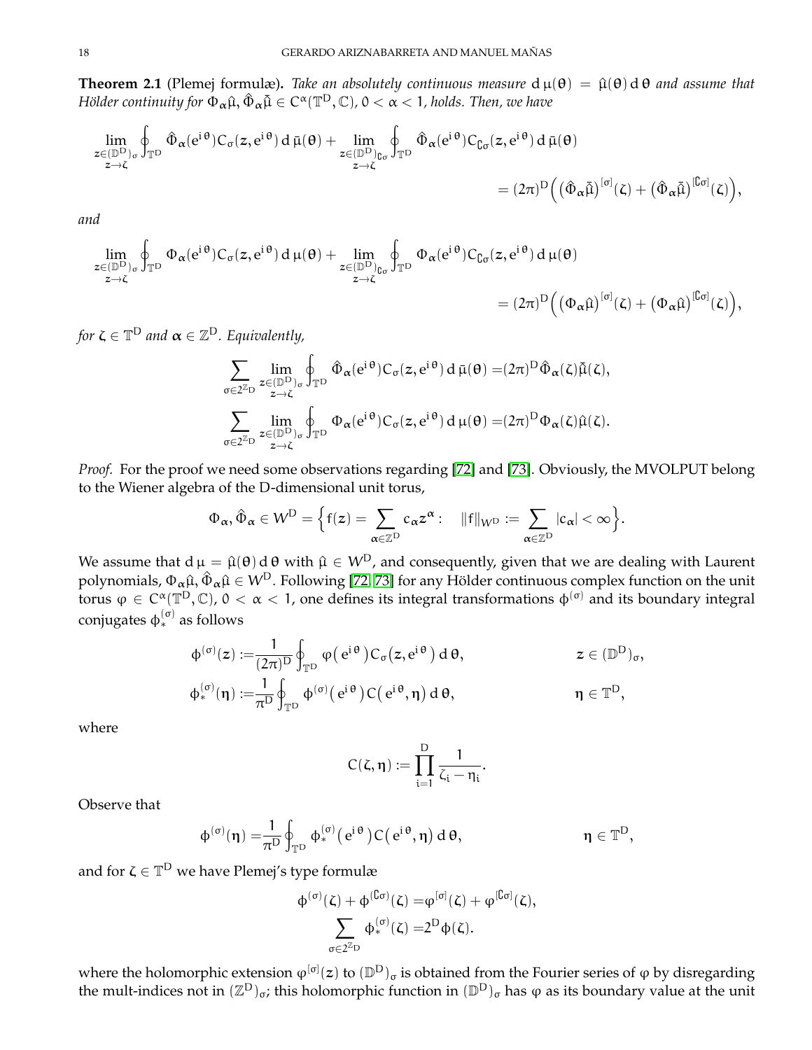**Theorem 2.1** (Plemej formulæ). *Take an absolutely continuous measure* $\mathrm{d}\,\mu(\theta) = \hat{\mu}(\theta)\,\mathrm{d}\,\theta$ *and assume that Hölder continuity for* $\Phi_{\boldsymbol{\alpha}}\hat{\mu}, \hat{\Phi}_{\boldsymbol{\alpha}}\bar{\hat{\mu}} \in C^{\alpha}(\mathbb{T}^D, \mathbb{C})$*,* $0 < \alpha < 1$*, holds. Then, we have*

$$
\lim_{\substack{z\in(\mathbb{D}^D)_\sigma\\ z\to\zeta}} \oint_{\mathbb{T}^D} \hat{\Phi}_{\boldsymbol{\alpha}}(e^{i\theta}) C_\sigma(z, e^{i\theta})\,\mathrm{d}\,\bar{\mu}(\theta) + \lim_{\substack{z\in(\mathbb{D}^D)_{\complement\sigma}\\ z\to\zeta}} \oint_{\mathbb{T}^D} \hat{\Phi}_{\boldsymbol{\alpha}}(e^{i\theta}) C_{\complement\sigma}(z, e^{i\theta})\,\mathrm{d}\,\bar{\mu}(\theta) = (2\pi)^D\Big(\big(\hat{\Phi}_{\boldsymbol{\alpha}}\bar{\hat{\mu}}\big)^{[\sigma]}(\zeta) + \big(\hat{\Phi}_{\boldsymbol{\alpha}}\bar{\hat{\mu}}\big)^{[\complement\sigma]}(\zeta)\Big),
$$

*and*

$$
\lim_{\substack{z\in(\mathbb{D}^D)_\sigma\\ z\to\zeta}} \oint_{\mathbb{T}^D} \Phi_{\boldsymbol{\alpha}}(e^{i\theta}) C_\sigma(z, e^{i\theta})\,\mathrm{d}\,\mu(\theta) + \lim_{\substack{z\in(\mathbb{D}^D)_{\complement\sigma}\\ z\to\zeta}} \oint_{\mathbb{T}^D} \Phi_{\boldsymbol{\alpha}}(e^{i\theta}) C_{\complement\sigma}(z, e^{i\theta})\,\mathrm{d}\,\mu(\theta) = (2\pi)^D\Big(\big(\Phi_{\boldsymbol{\alpha}}\hat{\mu}\big)^{[\sigma]}(\zeta) + \big(\Phi_{\boldsymbol{\alpha}}\hat{\mu}\big)^{[\complement\sigma]}(\zeta)\Big),
$$

*for* $\zeta \in \mathbb{T}^D$ *and* $\boldsymbol{\alpha} \in \mathbb{Z}^D$*. Equivalently,*

$$
\begin{aligned}
\sum_{\sigma\in 2^{\mathbb{Z}_D}} \lim_{\substack{z\in(\mathbb{D}^D)_\sigma\\ z\to\zeta}} \oint_{\mathbb{T}^D} \hat{\Phi}_{\boldsymbol{\alpha}}(e^{i\theta}) C_\sigma(z, e^{i\theta})\,\mathrm{d}\,\bar{\mu}(\theta) &= (2\pi)^D \hat{\Phi}_{\boldsymbol{\alpha}}(\zeta)\bar{\hat{\mu}}(\zeta),\\
\sum_{\sigma\in 2^{\mathbb{Z}_D}} \lim_{\substack{z\in(\mathbb{D}^D)_\sigma\\ z\to\zeta}} \oint_{\mathbb{T}^D} \Phi_{\boldsymbol{\alpha}}(e^{i\theta}) C_\sigma(z, e^{i\theta})\,\mathrm{d}\,\mu(\theta) &= (2\pi)^D \Phi_{\boldsymbol{\alpha}}(\zeta)\hat{\mu}(\zeta).
\end{aligned}
$$

*Proof.* For the proof we need some observations regarding [72] and [73]. Obviously, the MVOLPUT belong to the Wiener algebra of the D-dimensional unit torus,

$$
\Phi_{\boldsymbol{\alpha}}, \hat{\Phi}_{\boldsymbol{\alpha}} \in W^D = \Big\{ f(z) = \sum_{\boldsymbol{\alpha}\in\mathbb{Z}^D} c_{\boldsymbol{\alpha}} z^{\boldsymbol{\alpha}} : \quad \|f\|_{W^D} := \sum_{\boldsymbol{\alpha}\in\mathbb{Z}^D} |c_{\boldsymbol{\alpha}}| < \infty \Big\}.
$$

We assume that $\mathrm{d}\,\mu = \hat{\mu}(\theta)\,\mathrm{d}\,\theta$ with $\hat{\mu} \in W^D$, and consequently, given that we are dealing with Laurent polynomials, $\Phi_{\boldsymbol{\alpha}}\hat{\mu}, \hat{\Phi}_{\boldsymbol{\alpha}}\hat{\mu} \in W^D$. Following [72, 73] for any Hölder continuous complex function on the unit torus $\varphi \in C^{\alpha}(\mathbb{T}^D, \mathbb{C})$, $0 < \alpha < 1$, one defines its integral transformations $\phi^{(\sigma)}$ and its boundary integral conjugates $\phi_*^{(\sigma)}$ as follows

$$
\begin{aligned}
\phi^{(\sigma)}(z) &:= \frac{1}{(2\pi)^D} \oint_{\mathbb{T}^D} \varphi\big(e^{i\theta}\big) C_\sigma\big(z, e^{i\theta}\big)\,\mathrm{d}\,\theta, && z \in (\mathbb{D}^D)_\sigma,\\
\phi_*^{(\sigma)}(\eta) &:= \frac{1}{\pi^D} \oint_{\mathbb{T}^D} \phi^{(\sigma)}\big(e^{i\theta}\big) C\big(e^{i\theta}, \eta\big)\,\mathrm{d}\,\theta, && \eta \in \mathbb{T}^D,
\end{aligned}
$$

where

$$
C(\zeta, \eta) := \prod_{i=1}^{D} \frac{1}{\zeta_i - \eta_i}.
$$

Observe that

$$
\phi^{(\sigma)}(\eta) = \frac{1}{\pi^D} \oint_{\mathbb{T}^D} \phi_*^{(\sigma)}\big(e^{i\theta}\big) C\big(e^{i\theta}, \eta\big)\,\mathrm{d}\,\theta, \qquad \eta \in \mathbb{T}^D,
$$

and for $\zeta \in \mathbb{T}^D$ we have Plemej's type formulæ

$$
\begin{aligned}
\phi^{(\sigma)}(\zeta) + \phi^{(\complement\sigma)}(\zeta) &= \varphi^{[\sigma]}(\zeta) + \varphi^{[\complement\sigma]}(\zeta),\\
\sum_{\sigma\in 2^{\mathbb{Z}_D}} \phi_*^{(\sigma)}(\zeta) &= 2^D \phi(\zeta).
\end{aligned}
$$

where the holomorphic extension $\varphi^{[\sigma]}(z)$ to $(\mathbb{D}^D)_\sigma$ is obtained from the Fourier series of $\varphi$ by disregarding the mult-indices not in $(\mathbb{Z}^D)_\sigma$; this holomorphic function in $(\mathbb{D}^D)_\sigma$ has $\varphi$ as its boundary value at the unit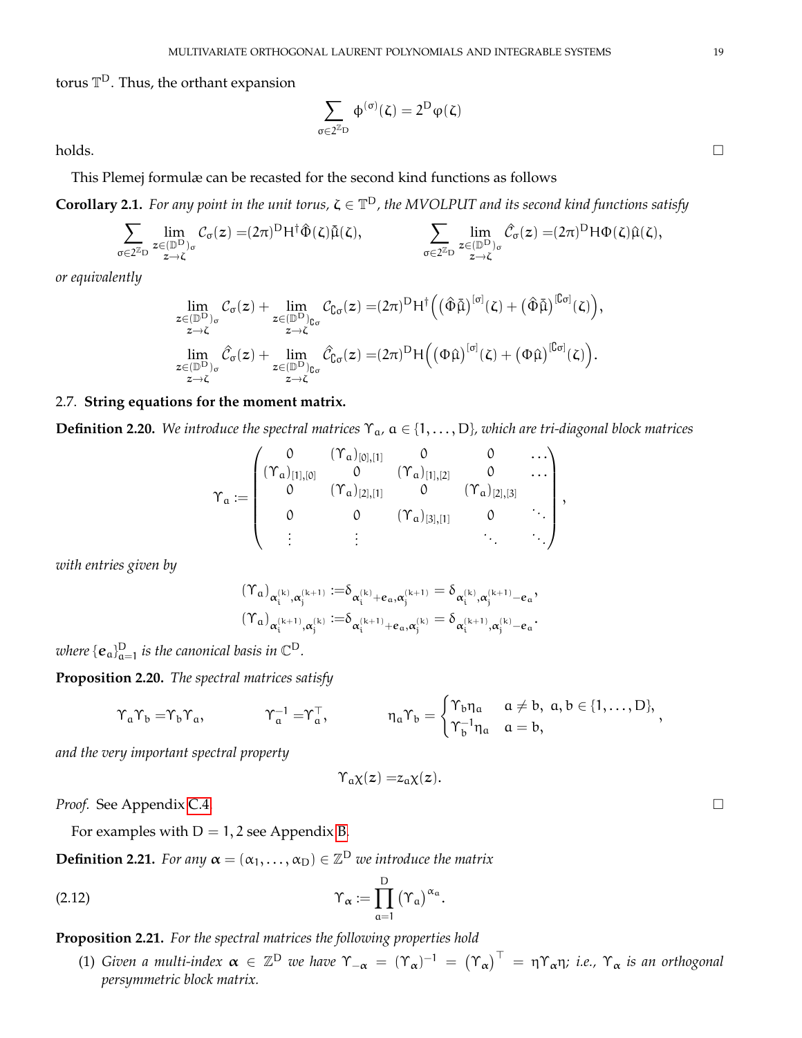torus $\mathbb{T}^D$. Thus, the orthant expansion

$$\sum_{\sigma\in 2^{\mathbb{Z}_D}} \phi^{(\sigma)}(\zeta) = 2^D\varphi(\zeta)$$

holds. $\square$

This Plemej formulæ can be recasted for the second kind functions as follows

**Corollary 2.1.** *For any point in the unit torus, $\zeta\in\mathbb{T}^D$, the MVOLPUT and its second kind functions satisfy*

$$\sum_{\sigma\in 2^{\mathbb{Z}_D}} \lim_{\substack{z\in(\mathbb{D}^D)_\sigma\\ z\to\zeta}} \mathcal{C}_\sigma(z) =(2\pi)^D H^\dagger\hat{\Phi}(\zeta)\tilde{\mu}(\zeta), \qquad \sum_{\sigma\in 2^{\mathbb{Z}_D}} \lim_{\substack{z\in(\mathbb{D}^D)_\sigma\\ z\to\zeta}} \hat{\mathcal{C}}_\sigma(z) =(2\pi)^D H\Phi(\zeta)\hat{\mu}(\zeta),$$

*or equivalently*

$$\begin{aligned}
\lim_{\substack{z\in(\mathbb{D}^D)_\sigma\\ z\to\zeta}} \mathcal{C}_\sigma(z)+\lim_{\substack{z\in(\mathbb{D}^D)_{\complement\sigma}\\ z\to\zeta}} \mathcal{C}_{\complement\sigma}(z) &=(2\pi)^D H^\dagger\Big(\big(\hat{\Phi}\tilde{\mu}\big)^{[\sigma]}(\zeta)+\big(\hat{\Phi}\tilde{\mu}\big)^{[\complement\sigma]}(\zeta)\Big),\\
\lim_{\substack{z\in(\mathbb{D}^D)_\sigma\\ z\to\zeta}} \hat{\mathcal{C}}_\sigma(z)+\lim_{\substack{z\in(\mathbb{D}^D)_{\complement\sigma}\\ z\to\zeta}} \hat{\mathcal{C}}_{\complement\sigma}(z) &=(2\pi)^D H\Big(\big(\Phi\hat{\mu}\big)^{[\sigma]}(\zeta)+\big(\Phi\hat{\mu}\big)^{[\complement\sigma]}(\zeta)\Big).
\end{aligned}$$

## 2.7. **String equations for the moment matrix.**

**Definition 2.20.** *We introduce the spectral matrices $\Upsilon_a$, $a\in\{1,\dots,D\}$, which are tri-diagonal block matrices*

$$\Upsilon_a:=\begin{pmatrix}
0 & (\Upsilon_a)_{[0],[1]} & 0 & 0 & \dots\\
(\Upsilon_a)_{[1],[0]} & 0 & (\Upsilon_a)_{[1],[2]} & 0 & \dots\\
0 & (\Upsilon_a)_{[2],[1]} & 0 & (\Upsilon_a)_{[2],[3]} & \\
0 & 0 & (\Upsilon_a)_{[3],[1]} & 0 & \ddots\\
\vdots & \vdots & & \ddots & \ddots
\end{pmatrix},$$

*with entries given by*

$$\begin{aligned}
(\Upsilon_a)_{\alpha_i^{(k)},\alpha_j^{(k+1)}} &:=\delta_{\alpha_i^{(k)}+e_a,\alpha_j^{(k+1)}}=\delta_{\alpha_i^{(k)},\alpha_j^{(k+1)}-e_a},\\
(\Upsilon_a)_{\alpha_i^{(k+1)},\alpha_j^{(k)}} &:=\delta_{\alpha_i^{(k+1)}+e_a,\alpha_j^{(k)}}=\delta_{\alpha_i^{(k+1)},\alpha_j^{(k)}-e_a}.
\end{aligned}$$

*where $\{e_a\}_{a=1}^D$ is the canonical basis in $\mathbb{C}^D$.*

**Proposition 2.20.** *The spectral matrices satisfy*

$$\Upsilon_a\Upsilon_b=\Upsilon_b\Upsilon_a, \qquad \Upsilon_a^{-1}=\Upsilon_a^\top, \qquad \eta_a\Upsilon_b=\begin{cases}\Upsilon_b\eta_a & a\neq b,\ a,b\in\{1,\dots,D\},\\ \Upsilon_b^{-1}\eta_a & a=b,\end{cases}$$

*and the very important spectral property*

$$\Upsilon_a\chi(z)=z_a\chi(z).$$

*Proof.* See Appendix C.4. $\square$

For examples with $D=1,2$ see Appendix B.

**Definition 2.21.** *For any $\boldsymbol{\alpha}=(\alpha_1,\dots,\alpha_D)\in\mathbb{Z}^D$ we introduce the matrix*

$$\Upsilon_{\boldsymbol{\alpha}}:=\prod_{a=1}^{D}(\Upsilon_a)^{\alpha_a}. \tag{2.12}$$

**Proposition 2.21.** *For the spectral matrices the following properties hold*

1. *Given a multi-index $\boldsymbol{\alpha}\in\mathbb{Z}^D$ we have $\Upsilon_{-\boldsymbol{\alpha}}=(\Upsilon_{\boldsymbol{\alpha}})^{-1}=(\Upsilon_{\boldsymbol{\alpha}})^\top=\eta\Upsilon_{\boldsymbol{\alpha}}\eta$; i.e., $\Upsilon_{\boldsymbol{\alpha}}$ is an orthogonal persymmetric block matrix.*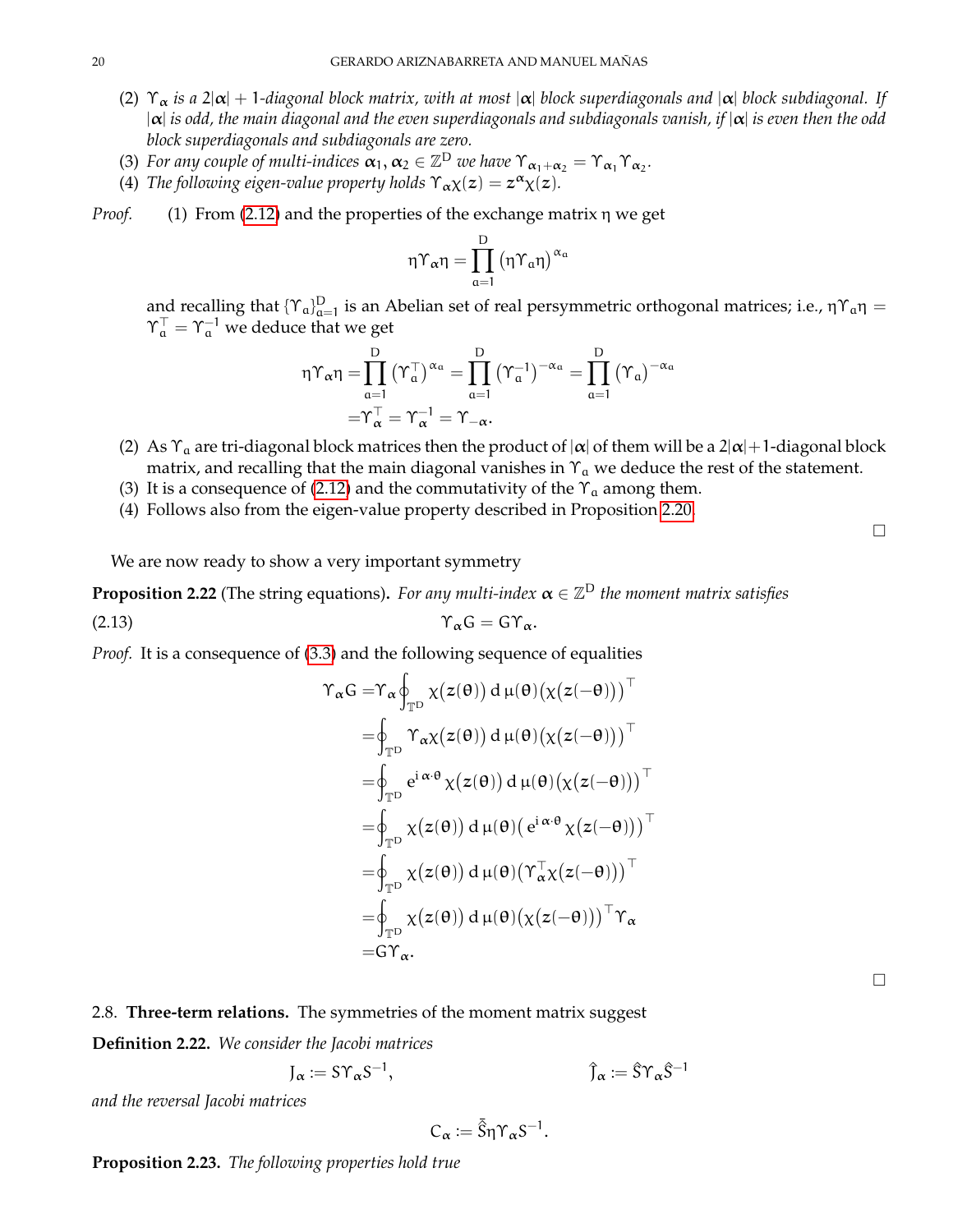(2) $\Upsilon_{\boldsymbol{\alpha}}$ *is a* $2|\boldsymbol{\alpha}|+1$*-diagonal block matrix, with at most* $|\boldsymbol{\alpha}|$ *block superdiagonals and* $|\boldsymbol{\alpha}|$ *block subdiagonal. If* $|\boldsymbol{\alpha}|$ *is odd, the main diagonal and the even superdiagonals and subdiagonals vanish, if* $|\boldsymbol{\alpha}|$ *is even then the odd block superdiagonals and subdiagonals are zero.*

(3) *For any couple of multi-indices* $\boldsymbol{\alpha}_1, \boldsymbol{\alpha}_2 \in \mathbb{Z}^D$ *we have* $\Upsilon_{\boldsymbol{\alpha}_1+\boldsymbol{\alpha}_2} = \Upsilon_{\boldsymbol{\alpha}_1}\Upsilon_{\boldsymbol{\alpha}_2}$.

(4) *The following eigen-value property holds* $\Upsilon_{\boldsymbol{\alpha}}\chi(\boldsymbol{z}) = \boldsymbol{z}^{\boldsymbol{\alpha}}\chi(\boldsymbol{z})$.

*Proof.* (1) From (2.12) and the properties of the exchange matrix $\eta$ we get

$$\eta\Upsilon_{\boldsymbol{\alpha}}\eta = \prod_{a=1}^{D}\left(\eta\Upsilon_a\eta\right)^{\alpha_a}$$

and recalling that $\{\Upsilon_a\}_{a=1}^D$ is an Abelian set of real persymmetric orthogonal matrices; i.e., $\eta\Upsilon_a\eta = \Upsilon_a^\top = \Upsilon_a^{-1}$ we deduce that we get

$$\begin{aligned}\eta\Upsilon_{\boldsymbol{\alpha}}\eta =& \prod_{a=1}^{D}\left(\Upsilon_a^\top\right)^{\alpha_a} = \prod_{a=1}^{D}\left(\Upsilon_a^{-1}\right)^{-\alpha_a} = \prod_{a=1}^{D}\left(\Upsilon_a\right)^{-\alpha_a}\\ =&\Upsilon_{\boldsymbol{\alpha}}^\top = \Upsilon_{\boldsymbol{\alpha}}^{-1} = \Upsilon_{-\boldsymbol{\alpha}}.\end{aligned}$$

(2) As $\Upsilon_a$ are tri-diagonal block matrices then the product of $|\boldsymbol{\alpha}|$ of them will be a $2|\boldsymbol{\alpha}|+1$-diagonal block matrix, and recalling that the main diagonal vanishes in $\Upsilon_a$ we deduce the rest of the statement.

(3) It is a consequence of (2.12) and the commutativity of the $\Upsilon_a$ among them.

(4) Follows also from the eigen-value property described in Proposition 2.20.

□

We are now ready to show a very important symmetry

**Proposition 2.22** (The string equations). *For any multi-index* $\boldsymbol{\alpha} \in \mathbb{Z}^D$ *the moment matrix satisfies*

$$\Upsilon_{\boldsymbol{\alpha}} G = G\Upsilon_{\boldsymbol{\alpha}}. \tag{2.13}$$

*Proof.* It is a consequence of (3.3) and the following sequence of equalities

$$\begin{aligned}\Upsilon_{\boldsymbol{\alpha}} G =& \Upsilon_{\boldsymbol{\alpha}}\oint_{\mathbb{T}^D}\chi(\boldsymbol{z}(\boldsymbol{\theta}))\,\mathrm{d}\,\mu(\boldsymbol{\theta})\big(\chi(\boldsymbol{z}(-\boldsymbol{\theta}))\big)^\top\\ =&\oint_{\mathbb{T}^D}\Upsilon_{\boldsymbol{\alpha}}\chi(\boldsymbol{z}(\boldsymbol{\theta}))\,\mathrm{d}\,\mu(\boldsymbol{\theta})\big(\chi(\boldsymbol{z}(-\boldsymbol{\theta}))\big)^\top\\ =&\oint_{\mathbb{T}^D}\mathrm{e}^{\mathrm{i}\,\boldsymbol{\alpha}\cdot\boldsymbol{\theta}}\,\chi(\boldsymbol{z}(\boldsymbol{\theta}))\,\mathrm{d}\,\mu(\boldsymbol{\theta})\big(\chi(\boldsymbol{z}(-\boldsymbol{\theta}))\big)^\top\\ =&\oint_{\mathbb{T}^D}\chi(\boldsymbol{z}(\boldsymbol{\theta}))\,\mathrm{d}\,\mu(\boldsymbol{\theta})\big(\,\mathrm{e}^{\mathrm{i}\,\boldsymbol{\alpha}\cdot\boldsymbol{\theta}}\,\chi(\boldsymbol{z}(-\boldsymbol{\theta}))\big)^\top\\ =&\oint_{\mathbb{T}^D}\chi(\boldsymbol{z}(\boldsymbol{\theta}))\,\mathrm{d}\,\mu(\boldsymbol{\theta})\big(\Upsilon_{\boldsymbol{\alpha}}^\top\chi(\boldsymbol{z}(-\boldsymbol{\theta}))\big)^\top\\ =&\oint_{\mathbb{T}^D}\chi(\boldsymbol{z}(\boldsymbol{\theta}))\,\mathrm{d}\,\mu(\boldsymbol{\theta})\big(\chi(\boldsymbol{z}(-\boldsymbol{\theta}))\big)^\top\Upsilon_{\boldsymbol{\alpha}}\\ =&G\Upsilon_{\boldsymbol{\alpha}}.\end{aligned}$$

□

### 2.8. Three-term relations.

The symmetries of the moment matrix suggest

**Definition 2.22.** *We consider the Jacobi matrices*

$$J_{\boldsymbol{\alpha}} := S\Upsilon_{\boldsymbol{\alpha}}S^{-1}, \qquad \hat{J}_{\boldsymbol{\alpha}} := \hat{S}\Upsilon_{\boldsymbol{\alpha}}\hat{S}^{-1}$$

*and the reversal Jacobi matrices*

$$C_{\boldsymbol{\alpha}} := \bar{\hat{S}}\eta\Upsilon_{\boldsymbol{\alpha}}S^{-1}.$$

**Proposition 2.23.** *The following properties hold true*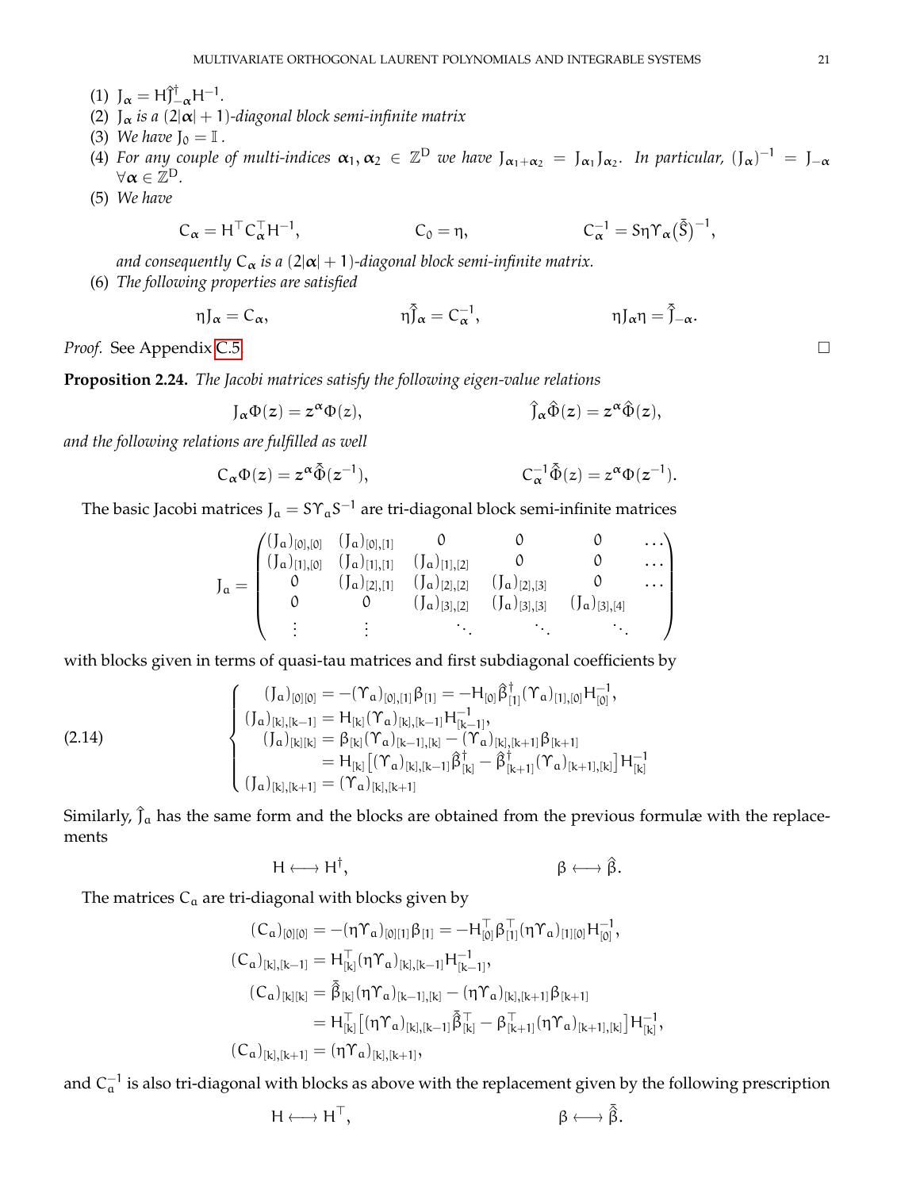(1) $J_{\boldsymbol{\alpha}} = H\hat{J}^{\dagger}_{-\boldsymbol{\alpha}}H^{-1}$.
(2) $J_{\boldsymbol{\alpha}}$ *is a* $(2|\boldsymbol{\alpha}|+1)$*-diagonal block semi-infinite matrix*
(3) *We have* $J_0 = \mathbb{I}$ .
(4) *For any couple of multi-indices* $\boldsymbol{\alpha}_1, \boldsymbol{\alpha}_2 \in \mathbb{Z}^D$ *we have* $J_{\boldsymbol{\alpha}_1+\boldsymbol{\alpha}_2} = J_{\boldsymbol{\alpha}_1}J_{\boldsymbol{\alpha}_2}$. *In particular,* $(J_{\boldsymbol{\alpha}})^{-1} = J_{-\boldsymbol{\alpha}}$ $\forall \boldsymbol{\alpha} \in \mathbb{Z}^D$.
(5) *We have*

$$C_{\boldsymbol{\alpha}} = H^{\top}C_{\boldsymbol{\alpha}}^{\top}H^{-1}, \qquad C_0 = \eta, \qquad C_{\boldsymbol{\alpha}}^{-1} = S\eta\Upsilon_{\boldsymbol{\alpha}}\big(\bar{\hat{S}}\big)^{-1},$$

*and consequently* $C_{\boldsymbol{\alpha}}$ *is a* $(2|\boldsymbol{\alpha}|+1)$*-diagonal block semi-infinite matrix.*
(6) *The following properties are satisfied*

$$\eta J_{\boldsymbol{\alpha}} = C_{\boldsymbol{\alpha}}, \qquad \eta\bar{\hat{J}}_{\boldsymbol{\alpha}} = C_{\boldsymbol{\alpha}}^{-1}, \qquad \eta J_{\boldsymbol{\alpha}}\eta = \bar{\hat{J}}_{-\boldsymbol{\alpha}}.$$

*Proof.* See Appendix C.5. □

**Proposition 2.24.** *The Jacobi matrices satisfy the following eigen-value relations*

$$J_{\boldsymbol{\alpha}}\Phi(z) = z^{\boldsymbol{\alpha}}\Phi(z), \qquad \hat{J}_{\boldsymbol{\alpha}}\hat{\Phi}(z) = z^{\boldsymbol{\alpha}}\hat{\Phi}(z),$$

*and the following relations are fulfilled as well*

$$C_{\boldsymbol{\alpha}}\Phi(z) = z^{\boldsymbol{\alpha}}\bar{\hat{\Phi}}(z^{-1}), \qquad C_{\boldsymbol{\alpha}}^{-1}\bar{\hat{\Phi}}(z) = z^{\boldsymbol{\alpha}}\Phi(z^{-1}).$$

The basic Jacobi matrices $J_a = S\Upsilon_a S^{-1}$ are tri-diagonal block semi-infinite matrices

$$J_a = \begin{pmatrix} (J_a)_{[0],[0]} & (J_a)_{[0],[1]} & 0 & 0 & 0 & \dots \\ (J_a)_{[1],[0]} & (J_a)_{[1],[1]} & (J_a)_{[1],[2]} & 0 & 0 & \dots \\ 0 & (J_a)_{[2],[1]} & (J_a)_{[2],[2]} & (J_a)_{[2],[3]} & 0 & \dots \\ 0 & 0 & (J_a)_{[3],[2]} & (J_a)_{[3],[3]} & (J_a)_{[3],[4]} & \\ \vdots & \vdots & \ddots & \ddots & \ddots & \end{pmatrix}$$

with blocks given in terms of quasi-tau matrices and first subdiagonal coefficients by

$$\begin{cases} (J_a)_{[0][0]} = -(\Upsilon_a)_{[0],[1]}\beta_{[1]} = -H_{[0]}\hat{\beta}^{\dagger}_{[1]}(\Upsilon_a)_{[1],[0]}H^{-1}_{[0]}, \\ (J_a)_{[k],[k-1]} = H_{[k]}(\Upsilon_a)_{[k],[k-1]}H^{-1}_{[k-1]}, \\ (J_a)_{[k][k]} = \beta_{[k]}(\Upsilon_a)_{[k-1],[k]} - (\Upsilon_a)_{[k],[k+1]}\beta_{[k+1]} \\ \qquad\qquad = H_{[k]}\big[(\Upsilon_a)_{[k],[k-1]}\hat{\beta}^{\dagger}_{[k]} - \hat{\beta}^{\dagger}_{[k+1]}(\Upsilon_a)_{[k+1],[k]}\big]H^{-1}_{[k]} \\ (J_a)_{[k],[k+1]} = (\Upsilon_a)_{[k],[k+1]} \end{cases} \tag{2.14}$$

Similarly, $\hat{J}_a$ has the same form and the blocks are obtained from the previous formulæ with the replacements

$$H \longleftrightarrow H^{\dagger}, \qquad \beta \longleftrightarrow \hat{\beta}.$$

The matrices $C_a$ are tri-diagonal with blocks given by

$$\begin{aligned} (C_a)_{[0][0]} &= -(\eta\Upsilon_a)_{[0][1]}\beta_{[1]} = -H^{\top}_{[0]}\beta^{\top}_{[1]}(\eta\Upsilon_a)_{[1][0]}H^{-1}_{[0]}, \\ (C_a)_{[k],[k-1]} &= H^{\top}_{[k]}(\eta\Upsilon_a)_{[k],[k-1]}H^{-1}_{[k-1]}, \\ (C_a)_{[k][k]} &= \bar{\hat{\beta}}_{[k]}(\eta\Upsilon_a)_{[k-1],[k]} - (\eta\Upsilon_a)_{[k],[k+1]}\beta_{[k+1]} \\ &= H^{\top}_{[k]}\big[(\eta\Upsilon_a)_{[k],[k-1]}\bar{\hat{\beta}}^{\top}_{[k]} - \beta^{\top}_{[k+1]}(\eta\Upsilon_a)_{[k+1],[k]}\big]H^{-1}_{[k]}, \\ (C_a)_{[k],[k+1]} &= (\eta\Upsilon_a)_{[k],[k+1]}, \end{aligned}$$

and $C_a^{-1}$ is also tri-diagonal with blocks as above with the replacement given by the following prescription

$$H \longleftrightarrow H^{\top}, \qquad \beta \longleftrightarrow \bar{\hat{\beta}}.$$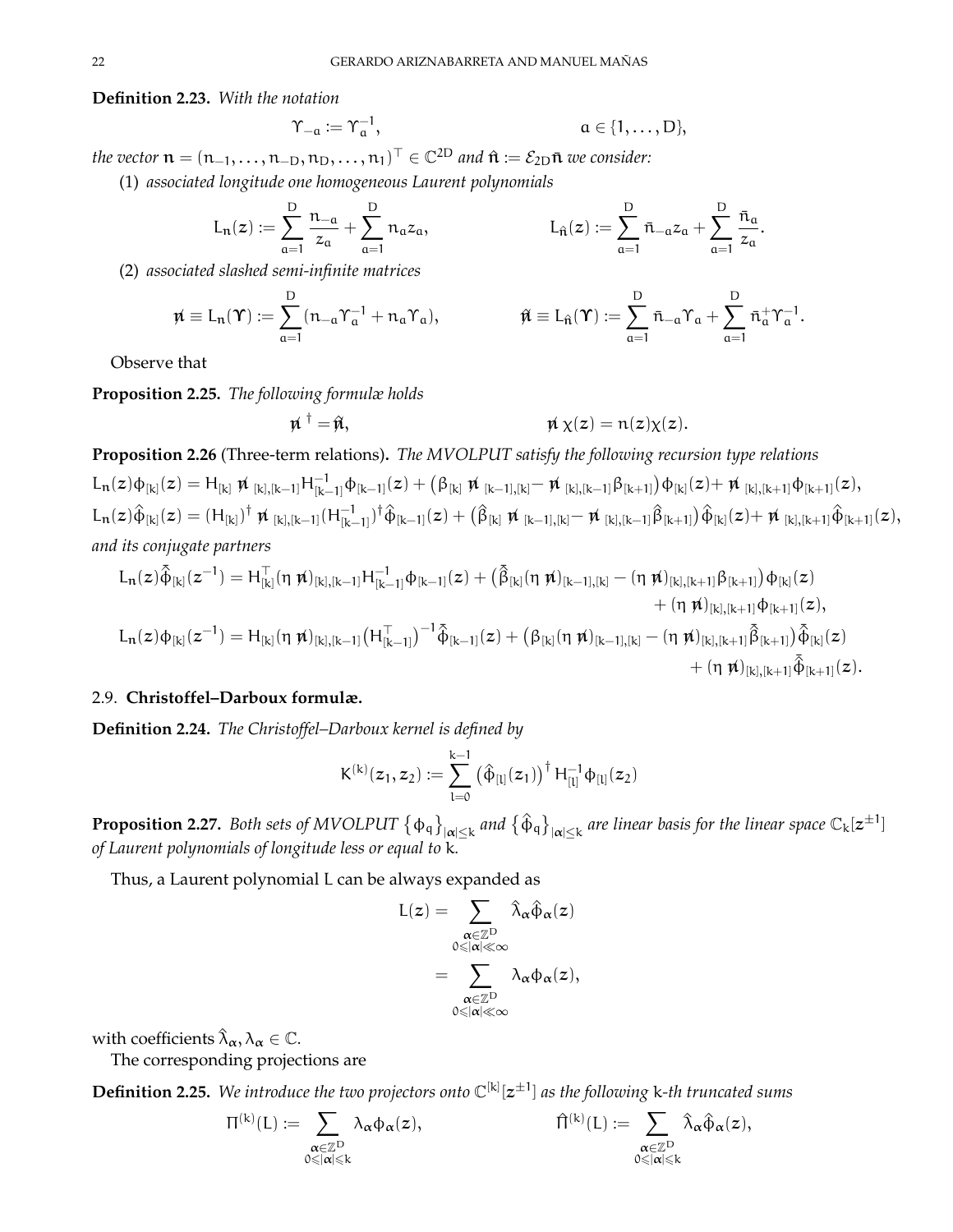**Definition 2.23.** *With the notation*

$$\Upsilon_{-a} := \Upsilon_a^{-1}, \qquad\qquad a \in \{1, \dots, D\},$$

*the vector* $\mathfrak{n} = (n_{-1}, \dots, n_{-D}, n_D, \dots, n_1)^\top \in \mathbb{C}^{2D}$ *and* $\hat{\mathfrak{n}} := \mathcal{E}_{2D}\bar{\mathfrak{n}}$ *we consider:*

(1) *associated longitude one homogeneous Laurent polynomials*

$$L_{\mathfrak{n}}(z) := \sum_{a=1}^{D} \frac{n_{-a}}{z_a} + \sum_{a=1}^{D} n_a z_a, \qquad\qquad L_{\hat{\mathfrak{n}}}(z) := \sum_{a=1}^{D} \bar{n}_{-a} z_a + \sum_{a=1}^{D} \frac{\bar{n}_a}{z_a}.$$

(2) *associated slashed semi-infinite matrices*

$$\not{n} \equiv L_{\mathfrak{n}}(\Upsilon) := \sum_{a=1}^{D} (n_{-a}\Upsilon_a^{-1} + n_a\Upsilon_a), \qquad\qquad \hat{\not{n}} \equiv L_{\hat{\mathfrak{n}}}(\Upsilon) := \sum_{a=1}^{D} \bar{n}_{-a}\Upsilon_a + \sum_{a=1}^{D} \bar{n}_a^{+}\Upsilon_a^{-1}.$$

Observe that

**Proposition 2.25.** *The following formulæ holds*

$$\not{n}^{\dagger} = \hat{\not{n}}, \qquad\qquad \not{n}\,\chi(z) = n(z)\chi(z).$$

**Proposition 2.26** (Three-term relations)**.** *The MVOLPUT satisfy the following recursion type relations*

$$L_{\mathfrak{n}}(z)\phi_{[k]}(z) = H_{[k]}\not{n}_{[k],[k-1]}H_{[k-1]}^{-1}\phi_{[k-1]}(z) + \big(\beta_{[k]}\not{n}_{[k-1],[k]} - \not{n}_{[k],[k-1]}\beta_{[k+1]}\big)\phi_{[k]}(z) + \not{n}_{[k],[k+1]}\phi_{[k+1]}(z),$$

$$L_{\mathfrak{n}}(z)\hat{\phi}_{[k]}(z) = (H_{[k]})^{\dagger}\not{n}_{[k],[k-1]}(H_{[k-1]}^{-1})^{\dagger}\hat{\phi}_{[k-1]}(z) + \big(\hat{\beta}_{[k]}\not{n}_{[k-1],[k]} - \not{n}_{[k],[k-1]}\hat{\beta}_{[k+1]}\big)\hat{\phi}_{[k]}(z) + \not{n}_{[k],[k+1]}\hat{\phi}_{[k+1]}(z),$$

*and its conjugate partners*

$$\begin{aligned} L_{\mathfrak{n}}(z)\bar{\hat{\phi}}_{[k]}(z^{-1}) = H_{[k]}^{\top}(\eta\not{n})_{[k],[k-1]}H_{[k-1]}^{-1}\phi_{[k-1]}(z) + \big(\bar{\hat{\beta}}_{[k]}(\eta\not{n})_{[k-1],[k]} - (\eta\not{n})_{[k],[k+1]}\beta_{[k+1]}\big)\phi_{[k]}(z) \\ + (\eta\not{n})_{[k],[k+1]}\phi_{[k+1]}(z), \end{aligned}$$

$$\begin{aligned} L_{\mathfrak{n}}(z)\phi_{[k]}(z^{-1}) = H_{[k]}(\eta\not{n})_{[k],[k-1]}\big(H_{[k-1]}^{\top}\big)^{-1}\bar{\hat{\phi}}_{[k-1]}(z) + \big(\beta_{[k]}(\eta\not{n})_{[k-1],[k]} - (\eta\not{n})_{[k],[k+1]}\bar{\hat{\beta}}_{[k+1]}\big)\bar{\hat{\phi}}_{[k]}(z) \\ + (\eta\not{n})_{[k],[k+1]}\bar{\hat{\phi}}_{[k+1]}(z). \end{aligned}$$

## 2.9. Christoffel–Darboux formulæ.

**Definition 2.24.** *The Christoffel–Darboux kernel is defined by*

$$K^{(k)}(z_1, z_2) := \sum_{l=0}^{k-1} \big(\hat{\phi}_{[l]}(z_1)\big)^{\dagger} H_{[l]}^{-1}\phi_{[l]}(z_2)$$

**Proposition 2.27.** *Both sets of MVOLPUT* $\{\phi_q\}_{|\alpha|\leq k}$ *and* $\{\hat{\phi}_q\}_{|\alpha|\leq k}$ *are linear basis for the linear space* $\mathbb{C}_k[z^{\pm 1}]$ *of Laurent polynomials of longitude less or equal to* $k$*.*

Thus, a Laurent polynomial $L$ can be always expanded as

$$\begin{aligned} L(z) &= \sum_{\substack{\alpha\in\mathbb{Z}^D \\ 0\leqslant|\alpha|\ll\infty}} \hat{\lambda}_\alpha\hat{\phi}_\alpha(z) \\ &= \sum_{\substack{\alpha\in\mathbb{Z}^D \\ 0\leqslant|\alpha|\ll\infty}} \lambda_\alpha\phi_\alpha(z), \end{aligned}$$

with coefficients $\hat{\lambda}_\alpha, \lambda_\alpha \in \mathbb{C}$.

The corresponding projections are

**Definition 2.25.** *We introduce the two projectors onto* $\mathbb{C}^{[k]}[z^{\pm 1}]$ *as the following* $k$*-th truncated sums*

$$\Pi^{(k)}(L) := \sum_{\substack{\alpha\in\mathbb{Z}^D \\ 0\leqslant|\alpha|\leqslant k}} \lambda_\alpha\phi_\alpha(z), \qquad\qquad \hat{\Pi}^{(k)}(L) := \sum_{\substack{\alpha\in\mathbb{Z}^D \\ 0\leqslant|\alpha|\leqslant k}} \hat{\lambda}_\alpha\hat{\phi}_\alpha(z),$$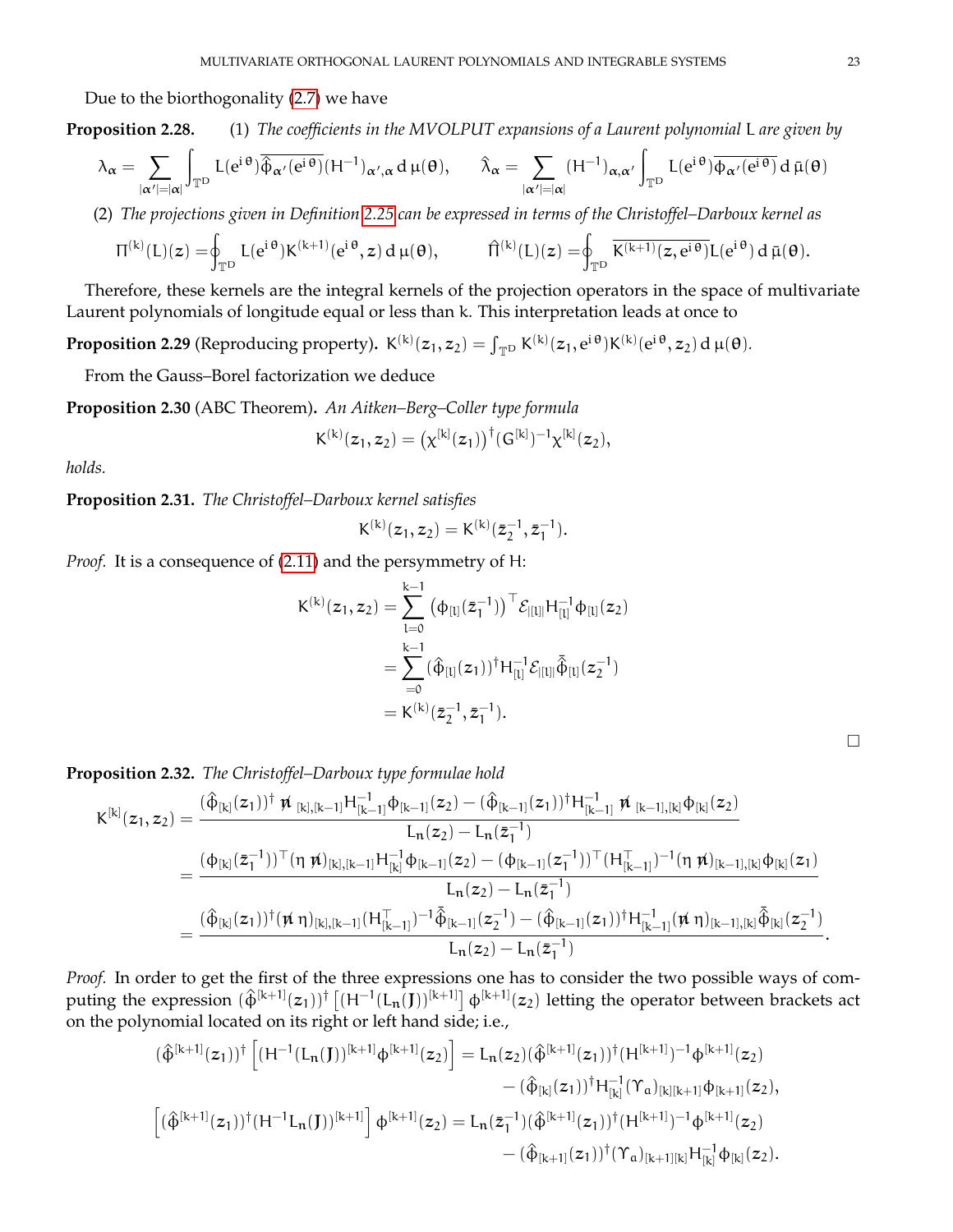Due to the biorthogonality (2.7) we have

**Proposition 2.28.** (1) *The coefficients in the MVOLPUT expansions of a Laurent polynomial* $L$ *are given by*

$$\lambda_\alpha=\sum_{|\alpha'|=|\alpha|}\int_{\mathbb{T}^D}L(e^{i\theta})\overline{\hat{\varphi}_{\alpha'}(e^{i\theta})}(H^{-1})_{\alpha',\alpha}\,d\mu(\theta),\qquad \hat{\lambda}_\alpha=\sum_{|\alpha'|=|\alpha|}(H^{-1})_{\alpha,\alpha'}\int_{\mathbb{T}^D}L(e^{i\theta})\overline{\varphi_{\alpha'}(e^{i\theta})}\,d\bar{\mu}(\theta)$$

(2) *The projections given in Definition 2.25 can be expressed in terms of the Christoffel–Darboux kernel as*

$$\Pi^{(k)}(L)(z)=\oint_{\mathbb{T}^D}L(e^{i\theta})K^{(k+1)}(e^{i\theta},z)\,d\mu(\theta),\qquad \hat{\Pi}^{(k)}(L)(z)=\oint_{\mathbb{T}^D}\overline{K^{(k+1)}(z,e^{i\theta})}L(e^{i\theta})\,d\bar{\mu}(\theta).$$

Therefore, these kernels are the integral kernels of the projection operators in the space of multivariate Laurent polynomials of longitude equal or less than k. This interpretation leads at once to

**Proposition 2.29** (Reproducing property). $K^{(k)}(z_1,z_2)=\int_{\mathbb{T}^D}K^{(k)}(z_1,e^{i\theta})K^{(k)}(e^{i\theta},z_2)\,d\mu(\theta)$.

From the Gauss–Borel factorization we deduce

**Proposition 2.30** (ABC Theorem). *An Aitken–Berg–Coller type formula*

$$K^{(k)}(z_1,z_2)=\big(\chi^{[k]}(z_1)\big)^{\dagger}(G^{[k]})^{-1}\chi^{[k]}(z_2),$$

*holds.*

**Proposition 2.31.** *The Christoffel–Darboux kernel satisfies*

$$K^{(k)}(z_1,z_2)=K^{(k)}(\bar{z}_2^{-1},\bar{z}_1^{-1}).$$

*Proof.* It is a consequence of (2.11) and the persymmetry of H:

$$\begin{aligned}K^{(k)}(z_1,z_2)&=\sum_{l=0}^{k-1}\big(\phi_{[l]}(\bar{z}_1^{-1})\big)^{\top}\mathcal{E}_{|[l]|}H_{[l]}^{-1}\phi_{[l]}(z_2)\\&=\sum_{=0}^{k-1}(\hat{\phi}_{[l]}(z_1))^{\dagger}H_{[l]}^{-1}\mathcal{E}_{|[l]|}\bar{\hat{\phi}}_{[l]}(z_2^{-1})\\&=K^{(k)}(\bar{z}_2^{-1},\bar{z}_1^{-1}).\end{aligned}$$

□

**Proposition 2.32.** *The Christoffel–Darboux type formulae hold*

$$\begin{aligned}K^{[k]}(z_1,z_2)&=\frac{(\hat{\phi}_{[k]}(z_1))^{\dagger}\,\not{n}_{[k],[k-1]}H_{[k-1]}^{-1}\phi_{[k-1]}(z_2)-(\hat{\phi}_{[k-1]}(z_1))^{\dagger}H_{[k-1]}^{-1}\,\not{n}_{[k-1],[k]}\phi_{[k]}(z_2)}{L_n(z_2)-L_n(\bar{z}_1^{-1})}\\&=\frac{(\phi_{[k]}(\bar{z}_1^{-1}))^{\top}(\eta\,\not{n})_{[k],[k-1]}H_{[k]}^{-1}\phi_{[k-1]}(z_2)-(\phi_{[k-1]}(z_1^{-1}))^{\top}(H_{[k-1]}^{\top})^{-1}(\eta\,\not{n})_{[k-1],[k]}\phi_{[k]}(z_1)}{L_n(z_2)-L_n(\bar{z}_1^{-1})}\\&=\frac{(\hat{\phi}_{[k]}(z_1))^{\dagger}(\not{n}\,\eta)_{[k],[k-1]}(H_{[k-1]}^{\top})^{-1}\bar{\hat{\phi}}_{[k-1]}(z_2^{-1})-(\hat{\phi}_{[k-1]}(z_1))^{\dagger}H_{[k-1]}^{-1}(\not{n}\,\eta)_{[k-1],[k]}\bar{\hat{\phi}}_{[k]}(z_2^{-1})}{L_n(z_2)-L_n(\bar{z}_1^{-1})}.\end{aligned}$$

*Proof.* In order to get the first of the three expressions one has to consider the two possible ways of computing the expression $(\hat{\phi}^{[k+1]}(z_1))^{\dagger}\left[(H^{-1}(L_n(J))^{[k+1]}\right]\phi^{[k+1]}(z_2)$ letting the operator between brackets act on the polynomial located on its right or left hand side; i.e.,

$$\begin{aligned}(\hat{\phi}^{[k+1]}(z_1))^{\dagger}\left[(H^{-1}(L_n(J))^{[k+1]}\phi^{[k+1]}(z_2)\right]&=L_n(z_2)(\hat{\phi}^{[k+1]}(z_1))^{\dagger}(H^{[k+1]})^{-1}\phi^{[k+1]}(z_2)\\&\quad-(\hat{\phi}_{[k]}(z_1))^{\dagger}H_{[k]}^{-1}(\Upsilon_a)_{[k][k+1]}\phi_{[k+1]}(z_2),\\ \left[(\hat{\phi}^{[k+1]}(z_1))^{\dagger}(H^{-1}L_n(J))^{[k+1]}\right]\phi^{[k+1]}(z_2)&=L_n(\bar{z}_1^{-1})(\hat{\phi}^{[k+1]}(z_1))^{\dagger}(H^{[k+1]})^{-1}\phi^{[k+1]}(z_2)\\&\quad-(\hat{\phi}_{[k+1]}(z_1))^{\dagger}(\Upsilon_a)_{[k+1][k]}H_{[k]}^{-1}\phi_{[k]}(z_2).\end{aligned}$$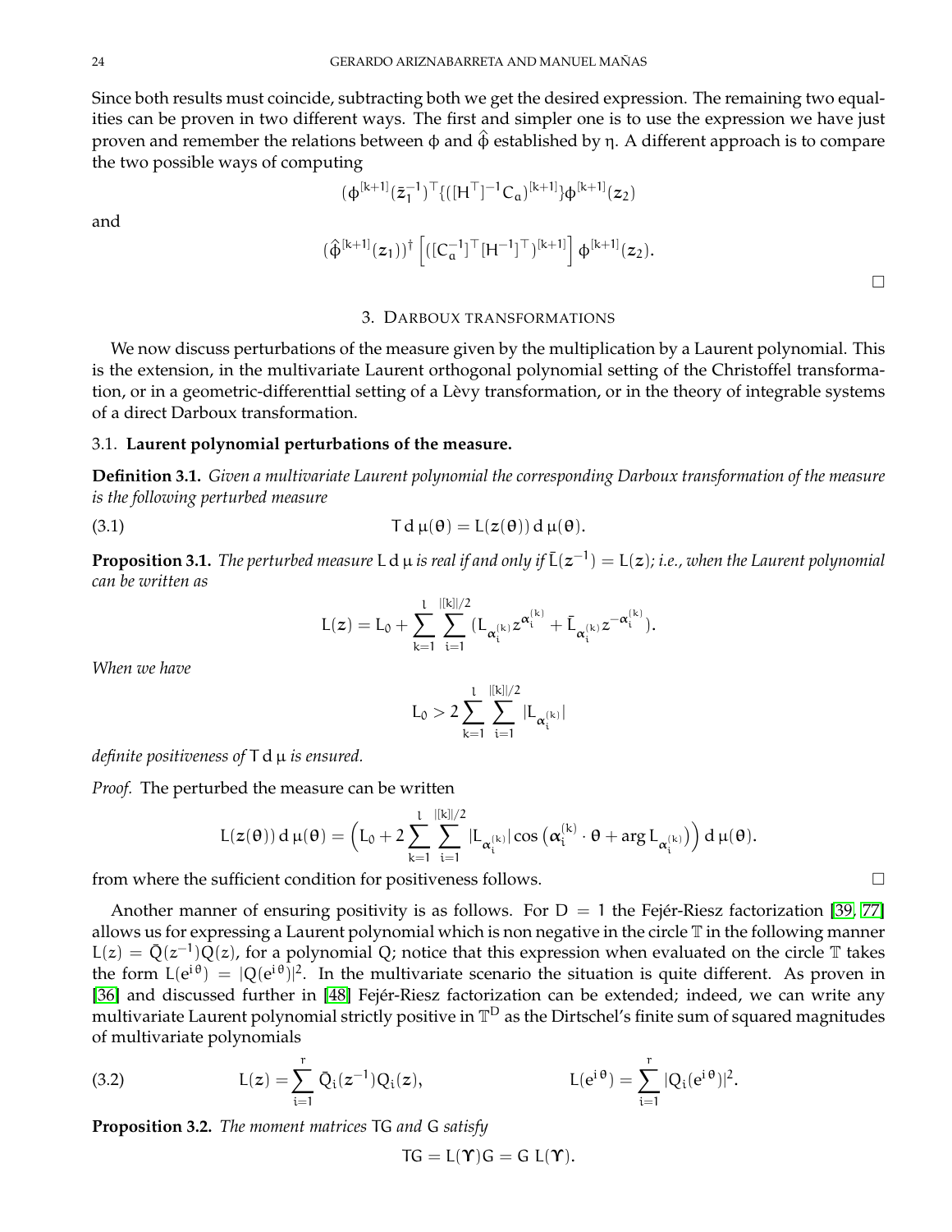Since both results must coincide, subtracting both we get the desired expression. The remaining two equalities can be proven in two different ways. The first and simpler one is to use the expression we have just proven and remember the relations between $\phi$ and $\hat{\phi}$ established by $\eta$. A different approach is to compare the two possible ways of computing

$$(\phi^{[k+1]}(\bar{z}_1^{-1})^\top\{(([H^\top]^{-1}C_a)^{[k+1]}\}\phi^{[k+1]}(z_2)$$

and

$$(\hat{\phi}^{[k+1]}(z_1))^\dagger\left[([C_a^{-1}]^\top[H^{-1}]^\top)^{[k+1]}\right]\phi^{[k+1]}(z_2).$$

□

## 3. Darboux transformations

We now discuss perturbations of the measure given by the multiplication by a Laurent polynomial. This is the extension, in the multivariate Laurent orthogonal polynomial setting of the Christoffel transformation, or in a geometric-differenttial setting of a Lèvy transformation, or in the theory of integrable systems of a direct Darboux transformation.

### 3.1. Laurent polynomial perturbations of the measure.

**Definition 3.1.** *Given a multivariate Laurent polynomial the corresponding Darboux transformation of the measure is the following perturbed measure*

$$T\,d\,\mu(\theta) = L(z(\theta))\,d\,\mu(\theta). \tag{3.1}$$

**Proposition 3.1.** *The perturbed measure $L\,d\,\mu$ is real if and only if $\bar{L}(z^{-1}) = L(z)$; i.e., when the Laurent polynomial can be written as*

$$L(z) = L_0 + \sum_{k=1}^{l}\sum_{i=1}^{|[k]|/2}(L_{\alpha_i^{(k)}}z^{\alpha_i^{(k)}} + \bar{L}_{\alpha_i^{(k)}}z^{-\alpha_i^{(k)}}).$$

*When we have*

$$L_0 > 2\sum_{k=1}^{l}\sum_{i=1}^{|[k]|/2}|L_{\alpha_i^{(k)}}|$$

*definite positiveness of $T\,d\,\mu$ is ensured.*

*Proof.* The perturbed the measure can be written

$$L(z(\theta))\,d\,\mu(\theta) = \Big(L_0 + 2\sum_{k=1}^{l}\sum_{i=1}^{|[k]|/2}|L_{\alpha_i^{(k)}}|\cos\big(\alpha_i^{(k)}\cdot\theta + \arg L_{\alpha_i^{(k)}}\big)\Big)\,d\,\mu(\theta).$$

from where the sufficient condition for positiveness follows. □

Another manner of ensuring positivity is as follows. For $D = 1$ the Fejér-Riesz factorization [39, 77] allows us for expressing a Laurent polynomial which is non negative in the circle $\mathbb{T}$ in the following manner $L(z) = \bar{Q}(z^{-1})Q(z)$, for a polynomial $Q$; notice that this expression when evaluated on the circle $\mathbb{T}$ takes the form $L(e^{i\theta}) = |Q(e^{i\theta})|^2$. In the multivariate scenario the situation is quite different. As proven in [36] and discussed further in [48] Fejér-Riesz factorization can be extended; indeed, we can write any multivariate Laurent polynomial strictly positive in $\mathbb{T}^D$ as the Dirtschel's finite sum of squared magnitudes of multivariate polynomials

$$L(z) = \sum_{i=1}^{r}\bar{Q}_i(z^{-1})Q_i(z), \qquad\qquad L(e^{i\theta}) = \sum_{i=1}^{r}|Q_i(e^{i\theta})|^2. \tag{3.2}$$

**Proposition 3.2.** *The moment matrices $TG$ and $G$ satisfy*

$$TG = L(\Upsilon)G = G\,L(\Upsilon).$$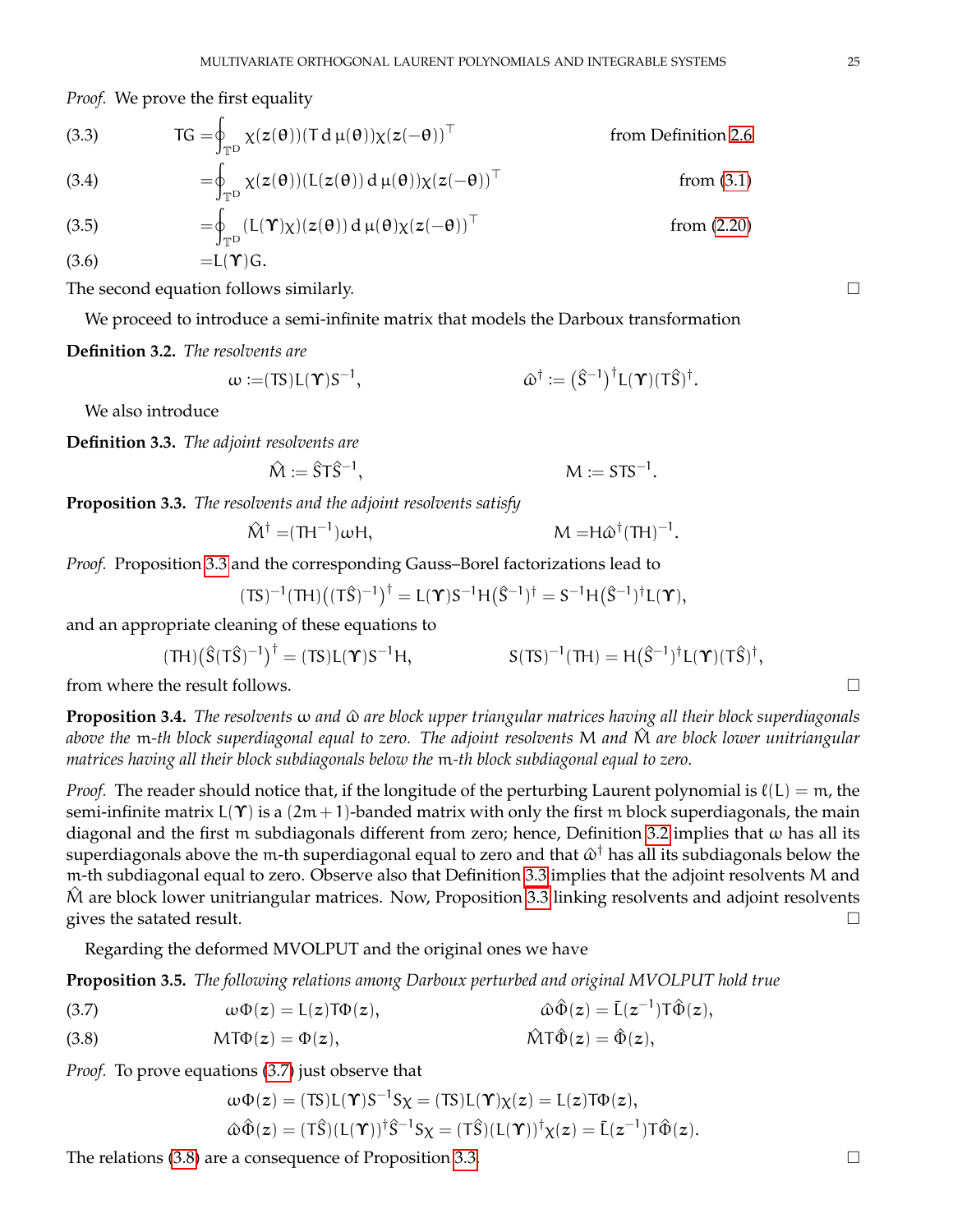*Proof.* We prove the first equality

$$
\begin{aligned}
\text{(3.3)} \qquad TG &= \oint_{\mathbb{T}^D} \chi(z(\theta))(T\,\mathrm{d}\,\mu(\theta))\chi(z(-\theta))^\top && \text{from Definition 2.6}\\
\text{(3.4)} \qquad &= \oint_{\mathbb{T}^D} \chi(z(\theta))(L(z(\theta))\,\mathrm{d}\,\mu(\theta))\chi(z(-\theta))^\top && \text{from (3.1)}\\
\text{(3.5)} \qquad &= \oint_{\mathbb{T}^D} (L(\Upsilon)\chi)(z(\theta))\,\mathrm{d}\,\mu(\theta)\chi(z(-\theta))^\top && \text{from (2.20)}\\
\text{(3.6)} \qquad &= L(\Upsilon)G.
\end{aligned}
$$

The second equation follows similarly. □

We proceed to introduce a semi-infinite matrix that models the Darboux transformation

**Definition 3.2.** *The resolvents are*

$$
\omega := (TS)L(\Upsilon)S^{-1}, \qquad\qquad \hat{\omega}^\dagger := \big(\hat{S}^{-1}\big)^\dagger L(\Upsilon)(T\hat{S})^\dagger.
$$

We also introduce

**Definition 3.3.** *The adjoint resolvents are*

$$
\hat{M} := \hat{S}T\hat{S}^{-1}, \qquad\qquad M := STS^{-1}.
$$

**Proposition 3.3.** *The resolvents and the adjoint resolvents satisfy*

$$
\hat{M}^\dagger = (TH^{-1})\omega H, \qquad\qquad M = H\hat{\omega}^\dagger(TH)^{-1}.
$$

*Proof.* Proposition 3.3 and the corresponding Gauss–Borel factorizations lead to

$$
(TS)^{-1}(TH)\big((T\hat{S})^{-1}\big)^\dagger = L(\Upsilon)S^{-1}H\big(\hat{S}^{-1}\big)^\dagger = S^{-1}H\big(\hat{S}^{-1}\big)^\dagger L(\Upsilon),
$$

and an appropriate cleaning of these equations to

$$
(TH)\big(\hat{S}(T\hat{S})^{-1}\big)^\dagger = (TS)L(\Upsilon)S^{-1}H, \qquad\qquad S(TS)^{-1}(TH) = H\big(\hat{S}^{-1}\big)^\dagger L(\Upsilon)(T\hat{S})^\dagger,
$$

from where the result follows. □

**Proposition 3.4.** *The resolvents $\omega$ and $\hat{\omega}$ are block upper triangular matrices having all their block superdiagonals above the $m$-th block superdiagonal equal to zero. The adjoint resolvents $M$ and $\hat{M}$ are block lower unitriangular matrices having all their block subdiagonals below the $m$-th block subdiagonal equal to zero.*

*Proof.* The reader should notice that, if the longitude of the perturbing Laurent polynomial is $\ell(L) = m$, the semi-infinite matrix $L(\Upsilon)$ is a $(2m+1)$-banded matrix with only the first $m$ block superdiagonals, the main diagonal and the first $m$ subdiagonals different from zero; hence, Definition 3.2 implies that $\omega$ has all its superdiagonals above the $m$-th superdiagonal equal to zero and that $\hat{\omega}^\dagger$ has all its subdiagonals below the $m$-th subdiagonal equal to zero. Observe also that Definition 3.3 implies that the adjoint resolvents $M$ and $\hat{M}$ are block lower unitriangular matrices. Now, Proposition 3.3 linking resolvents and adjoint resolvents gives the satated result. □

Regarding the deformed MVOLPUT and the original ones we have

**Proposition 3.5.** *The following relations among Darboux perturbed and original MVOLPUT hold true*

$$
\begin{aligned}
\text{(3.7)} \qquad & \omega\Phi(z) = L(z)T\Phi(z), && \hat{\omega}\hat{\Phi}(z) = \bar{L}(z^{-1})T\hat{\Phi}(z),\\
\text{(3.8)} \qquad & MT\Phi(z) = \Phi(z), && \hat{M}T\hat{\Phi}(z) = \hat{\Phi}(z),
\end{aligned}
$$

*Proof.* To prove equations (3.7) just observe that

$$
\begin{aligned}
\omega\Phi(z) &= (TS)L(\Upsilon)S^{-1}S\chi = (TS)L(\Upsilon)\chi(z) = L(z)T\Phi(z),\\
\hat{\omega}\hat{\Phi}(z) &= (T\hat{S})(L(\Upsilon))^\dagger\hat{S}^{-1}S\chi = (T\hat{S})(L(\Upsilon))^\dagger\chi(z) = \bar{L}(z^{-1})T\hat{\Phi}(z).
\end{aligned}
$$

The relations (3.8) are a consequence of Proposition 3.3. □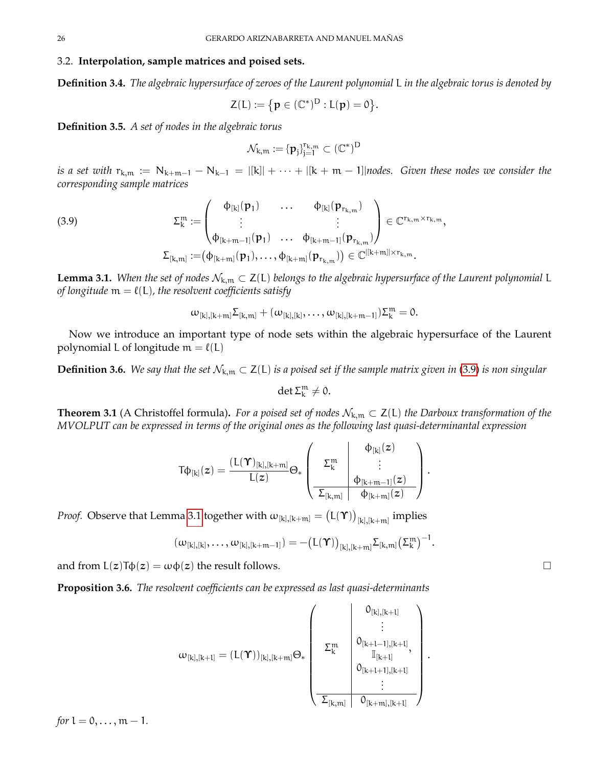### 3.2. **Interpolation, sample matrices and poised sets.**

**Definition 3.4.** *The algebraic hypersurface of zeroes of the Laurent polynomial* $L$ *in the algebraic torus is denoted by*

$$Z(L) := \{\mathbf{p} \in (\mathbb{C}^*)^D : L(\mathbf{p}) = 0\}.$$

**Definition 3.5.** *A set of nodes in the algebraic torus*

$$\mathcal{N}_{k,m} := \{\mathbf{p}_j\}_{j=1}^{r_{k,m}} \subset (\mathbb{C}^*)^D$$

*is a set with* $r_{k,m} := N_{k+m-1} - N_{k-1} = |[k]| + \cdots + |[k+m-1]|$*nodes. Given these nodes we consider the corresponding sample matrices*

$$\Sigma_k^m := \begin{pmatrix} \phi_{[k]}(\mathbf{p}_1) & \dots & \phi_{[k]}(\mathbf{p}_{r_{k,m}}) \\ \vdots & & \vdots \\ \phi_{[k+m-1]}(\mathbf{p}_1) & \dots & \phi_{[k+m-1]}(\mathbf{p}_{r_{k,m}}) \end{pmatrix} \in \mathbb{C}^{r_{k,m} \times r_{k,m}}, \tag{3.9}$$

$$\Sigma_{[k,m]} := \big(\phi_{[k+m]}(\mathbf{p}_1), \dots, \phi_{[k+m]}(\mathbf{p}_{r_{k,m}})\big) \in \mathbb{C}^{|[k+m]| \times r_{k,m}}.$$

**Lemma 3.1.** *When the set of nodes* $\mathcal{N}_{k,m} \subset Z(L)$ *belongs to the algebraic hypersurface of the Laurent polynomial* $L$ *of longitude* $m = \ell(L)$*, the resolvent coefficients satisfy*

$$\omega_{[k],[k+m]}\Sigma_{[k,m]} + (\omega_{[k],[k]}, \dots, \omega_{[k],[k+m-1]})\Sigma_k^m = 0.$$

Now we introduce an important type of node sets within the algebraic hypersurface of the Laurent polynomial $L$ of longitude $m = \ell(L)$

**Definition 3.6.** *We say that the set* $\mathcal{N}_{k,m} \subset Z(L)$ *is a poised set if the sample matrix given in* (3.9) *is non singular*

$$\det \Sigma_k^m \neq 0.$$

**Theorem 3.1** (A Christoffel formula)**.** *For a poised set of nodes* $\mathcal{N}_{k,m} \subset Z(L)$ *the Darboux transformation of the MVOLPUT can be expressed in terms of the original ones as the following last quasi-determinantal expression*

$$T\phi_{[k]}(z) = \frac{(L(\Upsilon))_{[k],[k+m]}}{L(z)} \Theta_* \left( \begin{array}{c|c} \Sigma_k^m & \begin{matrix} \phi_{[k]}(z) \\ \vdots \\ \phi_{[k+m-1]}(z) \end{matrix} \\ \hline \Sigma_{[k,m]} & \phi_{[k+m]}(z) \end{array} \right).$$

*Proof.* Observe that Lemma 3.1 together with $\omega_{[k],[k+m]} = \big(L(\Upsilon)\big)_{[k],[k+m]}$ implies

$$(\omega_{[k],[k]}, \dots, \omega_{[k],[k+m-1]}) = -\big(L(\Upsilon)\big)_{[k],[k+m]}\Sigma_{[k,m]}\big(\Sigma_k^m\big)^{-1}.$$

and from $L(z)T\phi(z) = \omega\phi(z)$ the result follows. □

**Proposition 3.6.** *The resolvent coefficients can be expressed as last quasi-determinants*

$$\omega_{[k],[k+l]} = (L(\Upsilon))_{[k],[k+m]} \Theta_* \left( \begin{array}{c|c} \Sigma_k^m & \begin{matrix} 0_{[k],[k+l]} \\ \vdots \\ 0_{[k+l-1],[k+l]}, \\ \mathbb{I}_{[k+l]} \\ 0_{[k+l+1],[k+l]} \\ \vdots \end{matrix} \\ \hline \Sigma_{[k,m]} & 0_{[k+m],[k+l]} \end{array} \right).$$

*for* $l = 0, \dots, m-1$.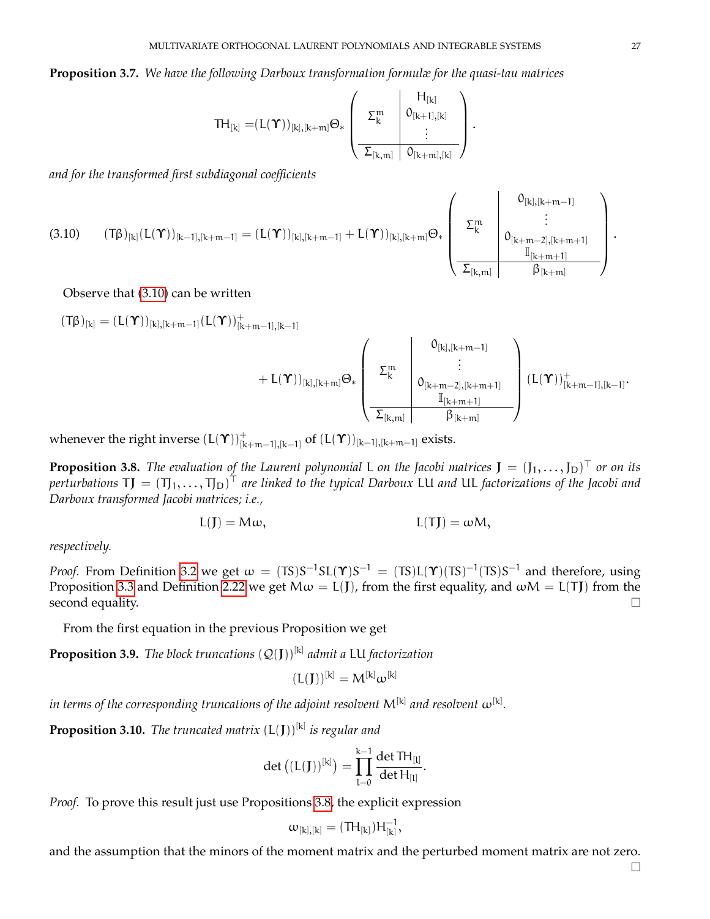**Proposition 3.7.** *We have the following Darboux transformation formulæ for the quasi-tau matrices*

$$
TH_{[k]} = (L(\Upsilon))_{[k],[k+m]}\Theta_* \left(\begin{array}{c|c} \Sigma^m_k & \begin{matrix} H_{[k]} \\ 0_{[k+1],[k]} \\ \vdots \end{matrix} \\ \hline \Sigma_{[k,m]} & 0_{[k+m],[k]} \end{array}\right).
$$

*and for the transformed first subdiagonal coefficients*

$$
(T\beta)_{[k]}(L(\Upsilon))_{[k-1],[k+m-1]} = (L(\Upsilon))_{[k],[k+m-1]} + L(\Upsilon))_{[k],[k+m]}\Theta_* \left(\begin{array}{c|c} \Sigma^m_k & \begin{matrix} 0_{[k],[k+m-1]} \\ \vdots \\ 0_{[k+m-2],[k+m+1]} \\ \mathbb{I}_{[k+m+1]} \end{matrix} \\ \hline \Sigma_{[k,m]} & \beta_{[k+m]} \end{array}\right). \tag{3.10}
$$

Observe that (3.10) can be written

$$
\begin{aligned}
(T\beta)_{[k]} = {}& (L(\Upsilon))_{[k],[k+m-1]}(L(\Upsilon))^+_{[k+m-1],[k-1]} \\
&+ L(\Upsilon))_{[k],[k+m]}\Theta_* \left(\begin{array}{c|c} \Sigma^m_k & \begin{matrix} 0_{[k],[k+m-1]} \\ \vdots \\ 0_{[k+m-2],[k+m+1]} \\ \mathbb{I}_{[k+m+1]} \end{matrix} \\ \hline \Sigma_{[k,m]} & \beta_{[k+m]} \end{array}\right)(L(\Upsilon))^+_{[k+m-1],[k-1]}.
\end{aligned}
$$

whenever the right inverse $(L(\Upsilon))^+_{[k+m-1],[k-1]}$ of $(L(\Upsilon))_{[k-1],[k+m-1]}$ exists.

**Proposition 3.8.** *The evaluation of the Laurent polynomial* $L$ *on the Jacobi matrices* $J = (J_1, \dots, J_D)^\top$ *or on its perturbations* $TJ = (TJ_1, \dots, TJ_D)^\top$ *are linked to the typical Darboux* $LU$ *and* $UL$ *factorizations of the Jacobi and Darboux transformed Jacobi matrices; i.e.,*

$$
L(J) = M\omega, \qquad\qquad L(TJ) = \omega M,
$$

*respectively.*

*Proof.* From Definition 3.2 we get $\omega = (TS)S^{-1}SL(\Upsilon)S^{-1} = (TS)L(\Upsilon)(TS)^{-1}(TS)S^{-1}$ and therefore, using Proposition 3.3 and Definition 2.22 we get $M\omega = L(J)$, from the first equality, and $\omega M = L(TJ)$ from the second equality. □

From the first equation in the previous Proposition we get

**Proposition 3.9.** *The block truncations* $(\mathcal{Q}(J))^{[k]}$ *admit a* $LU$ *factorization*

$$
(L(J))^{[k]} = M^{[k]}\omega^{[k]}
$$

*in terms of the corresponding truncations of the adjoint resolvent* $M^{[k]}$ *and resolvent* $\omega^{[k]}$.

**Proposition 3.10.** *The truncated matrix* $(L(J))^{[k]}$ *is regular and*

$$
\det\left((L(J))^{[k]}\right) = \prod_{l=0}^{k-1} \frac{\det TH_{[l]}}{\det H_{[l]}}.
$$

*Proof.* To prove this result just use Propositions 3.8, the explicit expression

$$
\omega_{[k],[k]} = (TH_{[k]})H^{-1}_{[k]},
$$

and the assumption that the minors of the moment matrix and the perturbed moment matrix are not zero. □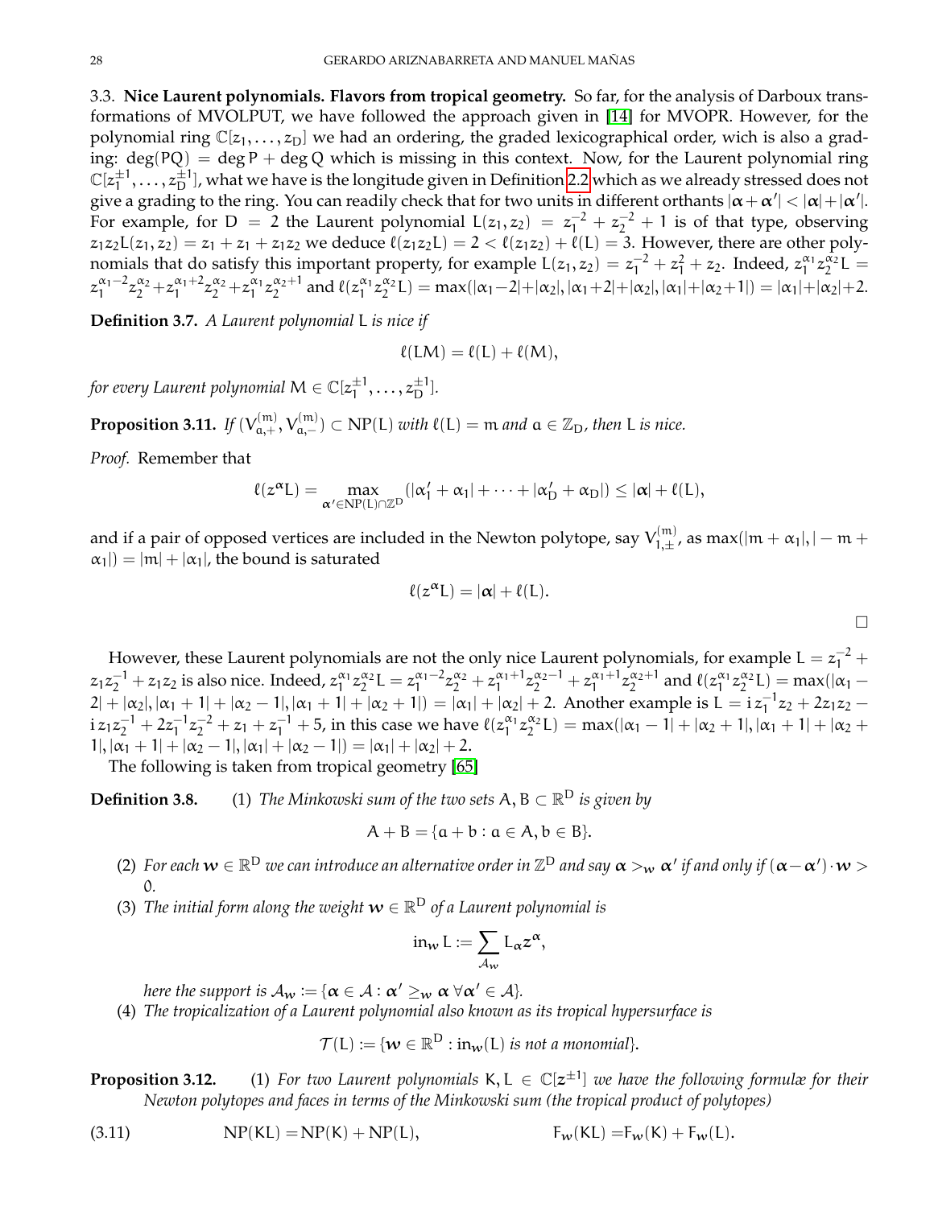### 3.3. **Nice Laurent polynomials. Flavors from tropical geometry.**

So far, for the analysis of Darboux transformations of MVOLPUT, we have followed the approach given in [14] for MVOPR. However, for the polynomial ring $\mathbb{C}[z_1,\dots,z_D]$ we had an ordering, the graded lexicographical order, wich is also a grading: $\deg(PQ)=\deg P+\deg Q$ which is missing in this context. Now, for the Laurent polynomial ring $\mathbb{C}[z_1^{\pm1},\dots,z_D^{\pm1}]$, what we have is the longitude given in Definition 2.2 which as we already stressed does not give a grading to the ring. You can readily check that for two units in different orthants $|\boldsymbol{\alpha}+\boldsymbol{\alpha}'|<|\boldsymbol{\alpha}|+|\boldsymbol{\alpha}'|$. For example, for $D=2$ the Laurent polynomial $L(z_1,z_2)=z_1^{-2}+z_2^{-2}+1$ is of that type, observing $z_1z_2L(z_1,z_2)=z_1+z_1+z_1z_2$ we deduce $\ell(z_1z_2L)=2<\ell(z_1z_2)+\ell(L)=3$. However, there are other polynomials that do satisfy this important property, for example $L(z_1,z_2)=z_1^{-2}+z_1^{2}+z_2$. Indeed, $z_1^{\alpha_1}z_2^{\alpha_2}L=z_1^{\alpha_1-2}z_2^{\alpha_2}+z_1^{\alpha_1+2}z_2^{\alpha_2}+z_1^{\alpha_1}z_2^{\alpha_2+1}$ and $\ell(z_1^{\alpha_1}z_2^{\alpha_2}L)=\max(|\alpha_1-2|+|\alpha_2|,|\alpha_1+2|+|\alpha_2|,|\alpha_1|+|\alpha_2+1|)=|\alpha_1|+|\alpha_2|+2$.

**Definition 3.7.** *A Laurent polynomial* $L$ *is nice if*

$$\ell(LM)=\ell(L)+\ell(M),$$

*for every Laurent polynomial* $M\in\mathbb{C}[z_1^{\pm1},\dots,z_D^{\pm1}]$.

**Proposition 3.11.** *If* $(V^{(m)}_{a,+},V^{(m)}_{a,-})\subset \mathrm{NP}(L)$ *with* $\ell(L)=m$ *and* $a\in\mathbb{Z}_D$, *then* $L$ *is nice.*

*Proof.* Remember that

$$\ell(z^{\boldsymbol{\alpha}}L)=\max_{\boldsymbol{\alpha}'\in \mathrm{NP}(L)\cap\mathbb{Z}^D}(|\alpha_1'+\alpha_1|+\dots+|\alpha_D'+\alpha_D|)\leq|\boldsymbol{\alpha}|+\ell(L),$$

and if a pair of opposed vertices are included in the Newton polytope, say $V^{(m)}_{1,\pm}$, as $\max(|m+\alpha_1|,|-m+\alpha_1|)=|m|+|\alpha_1|$, the bound is saturated

$$\ell(z^{\boldsymbol{\alpha}}L)=|\boldsymbol{\alpha}|+\ell(L).$$

□

However, these Laurent polynomials are not the only nice Laurent polynomials, for example $L=z_1^{-2}+z_1z_2^{-1}+z_1z_2$ is also nice. Indeed, $z_1^{\alpha_1}z_2^{\alpha_2}L=z_1^{\alpha_1-2}z_2^{\alpha_2}+z_1^{\alpha_1+1}z_2^{\alpha_2-1}+z_1^{\alpha_1+1}z_2^{\alpha_2+1}$ and $\ell(z_1^{\alpha_1}z_2^{\alpha_2}L)=\max(|\alpha_1-2|+|\alpha_2|,|\alpha_1+1|+|\alpha_2-1|,|\alpha_1+1|+|\alpha_2+1|)=|\alpha_1|+|\alpha_2|+2$. Another example is $L=\mathrm{i}\,z_1^{-1}z_2+2z_1z_2-\mathrm{i}\,z_1z_2^{-1}+2z_1^{-1}z_2^{-2}+z_1+z_1^{-1}+5$, in this case we have $\ell(z_1^{\alpha_1}z_2^{\alpha_2}L)=\max(|\alpha_1-1|+|\alpha_2+1|,|\alpha_1+1|+|\alpha_2+1|,|\alpha_1+1|+|\alpha_2-1|,|\alpha_1|+|\alpha_2-1|)=|\alpha_1|+|\alpha_2|+2$.

The following is taken from tropical geometry [65]

**Definition 3.8.**
1. *The Minkowski sum of the two sets* $A,B\subset\mathbb{R}^D$ *is given by*

   $$A+B=\{a+b: a\in A, b\in B\}.$$

2. *For each* $\boldsymbol{w}\in\mathbb{R}^D$ *we can introduce an alternative order in* $\mathbb{Z}^D$ *and say* $\boldsymbol{\alpha}>_{\boldsymbol{w}}\boldsymbol{\alpha}'$ *if and only if* $(\boldsymbol{\alpha}-\boldsymbol{\alpha}')\cdot\boldsymbol{w}>0$.
3. *The initial form along the weight* $\boldsymbol{w}\in\mathbb{R}^D$ *of a Laurent polynomial is*

   $$\mathrm{in}_{\boldsymbol{w}}L:=\sum_{\mathcal{A}_{\boldsymbol{w}}}L_{\boldsymbol{\alpha}}z^{\boldsymbol{\alpha}},$$

   *here the support is* $\mathcal{A}_{\boldsymbol{w}}:=\{\boldsymbol{\alpha}\in\mathcal{A}:\boldsymbol{\alpha}'\geq_{\boldsymbol{w}}\boldsymbol{\alpha}\ \forall\boldsymbol{\alpha}'\in\mathcal{A}\}$.
4. *The tropicalization of a Laurent polynomial also known as its tropical hypersurface is*

   $$\mathcal{T}(L):=\{\boldsymbol{w}\in\mathbb{R}^D:\mathrm{in}_{\boldsymbol{w}}(L)\text{ is not a monomial}\}.$$

**Proposition 3.12.**
1. *For two Laurent polynomials* $K,L\in\mathbb{C}[z^{\pm1}]$ *we have the following formulæ for their Newton polytopes and faces in terms of the Minkowski sum (the tropical product of polytopes)*

$$\mathrm{NP}(KL)=\mathrm{NP}(K)+\mathrm{NP}(L),\qquad F_{\boldsymbol{w}}(KL)=F_{\boldsymbol{w}}(K)+F_{\boldsymbol{w}}(L).\tag{3.11}$$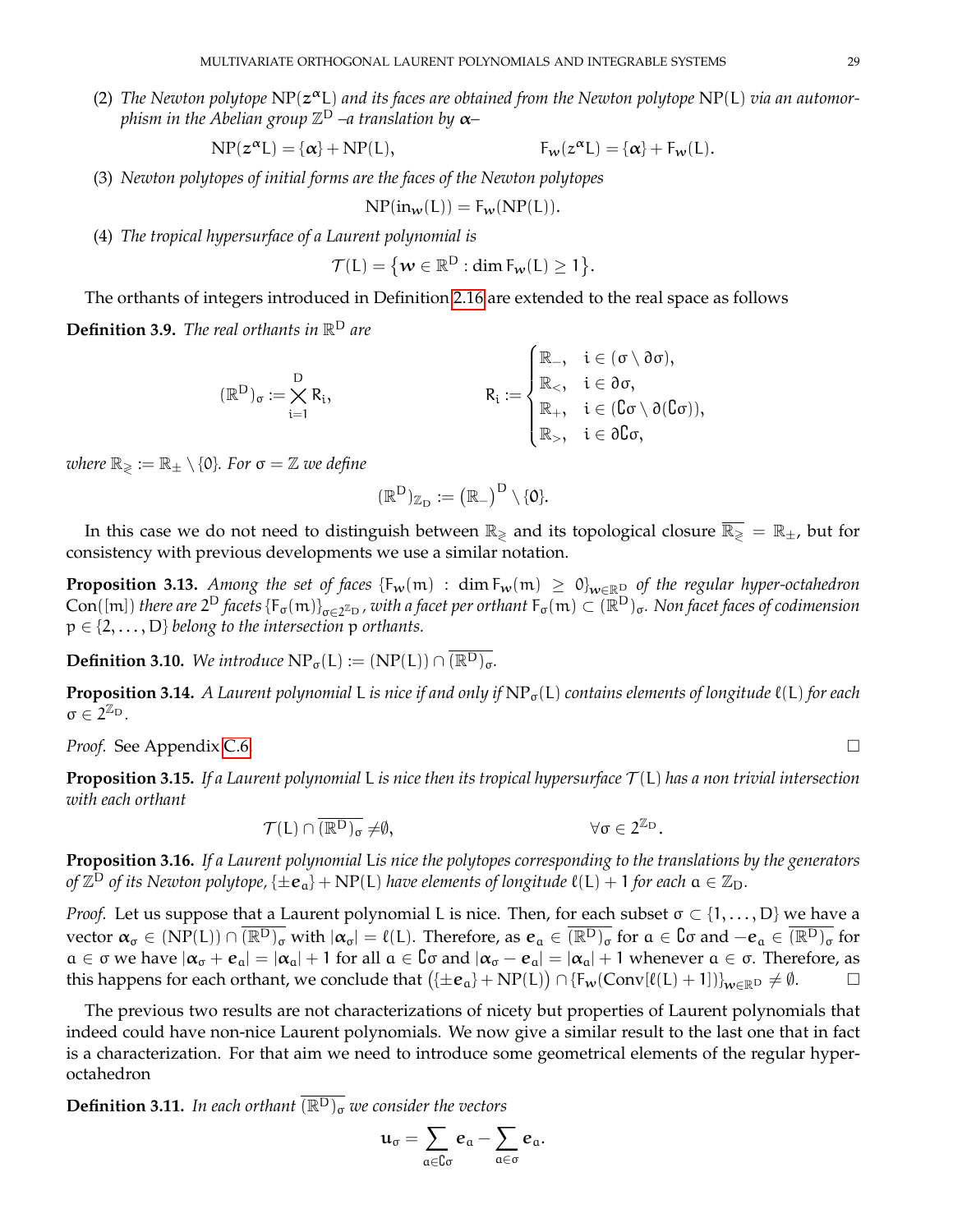(2) *The Newton polytope* $\operatorname{NP}(z^{\alpha}L)$ *and its faces are obtained from the Newton polytope* $\operatorname{NP}(L)$ *via an automorphism in the Abelian group* $\mathbb{Z}^D$ *–a translation by* $\boldsymbol{\alpha}$*–*

$$\operatorname{NP}(z^{\alpha}L) = \{\boldsymbol{\alpha}\} + \operatorname{NP}(L), \qquad\qquad F_{\boldsymbol{w}}(z^{\alpha}L) = \{\boldsymbol{\alpha}\} + F_{\boldsymbol{w}}(L).$$

(3) *Newton polytopes of initial forms are the faces of the Newton polytopes*

$$\operatorname{NP}(\operatorname{in}_{\boldsymbol{w}}(L)) = F_{\boldsymbol{w}}(\operatorname{NP}(L)).$$

(4) *The tropical hypersurface of a Laurent polynomial is*

$$\mathcal{T}(L) = \{\boldsymbol{w} \in \mathbb{R}^D : \dim F_{\boldsymbol{w}}(L) \geq 1\}.$$

The orthants of integers introduced in Definition 2.16 are extended to the real space as follows

**Definition 3.9.** *The real orthants in* $\mathbb{R}^D$ *are*

$$(\mathbb{R}^D)_\sigma := \bigtimes_{i=1}^{D} R_i, \qquad\qquad R_i := \begin{cases} \mathbb{R}_-, & i \in (\sigma \setminus \partial\sigma), \\ \mathbb{R}_<, & i \in \partial\sigma, \\ \mathbb{R}_+, & i \in (\complement\sigma \setminus \partial(\complement\sigma)), \\ \mathbb{R}_>, & i \in \partial\complement\sigma, \end{cases}$$

*where* $\mathbb{R}_{\gtrless} := \mathbb{R}_\pm \setminus \{0\}$*. For* $\sigma = \mathbb{Z}$ *we define*

$$(\mathbb{R}^D)_{\mathbb{Z}_D} := (\mathbb{R}_-)^D \setminus \{\mathbf{0}\}.$$

In this case we do not need to distinguish between $\mathbb{R}_{\gtrless}$ and its topological closure $\overline{\mathbb{R}_{\gtrless}} = \mathbb{R}_\pm$, but for consistency with previous developments we use a similar notation.

**Proposition 3.13.** *Among the set of faces* $\{F_{\boldsymbol{w}}(m) : \dim F_{\boldsymbol{w}}(m) \geq 0\}_{\boldsymbol{w}\in\mathbb{R}^D}$ *of the regular hyper-octahedron* $\operatorname{Con}([m])$ *there are* $2^D$ *facets* $\{F_\sigma(m)\}_{\sigma\in 2^{\mathbb{Z}_D}}$*, with a facet per orthant* $F_\sigma(m) \subset (\mathbb{R}^D)_\sigma$*. Non facet faces of codimension* $p \in \{2,\dots,D\}$ *belong to the intersection* $p$ *orthants.*

**Definition 3.10.** *We introduce* $\operatorname{NP}_\sigma(L) := (\operatorname{NP}(L)) \cap \overline{(\mathbb{R}^D)_\sigma}$*.*

**Proposition 3.14.** *A Laurent polynomial* $L$ *is nice if and only if* $\operatorname{NP}_\sigma(L)$ *contains elements of longitude* $\ell(L)$ *for each* $\sigma \in 2^{\mathbb{Z}_D}$*.*

*Proof.* See Appendix C.6. □

**Proposition 3.15.** *If a Laurent polynomial* $L$ *is nice then its tropical hypersurface* $\mathcal{T}(L)$ *has a non trivial intersection with each orthant*

$$\mathcal{T}(L) \cap \overline{(\mathbb{R}^D)_\sigma} \neq \emptyset, \qquad\qquad \forall \sigma \in 2^{\mathbb{Z}_D}.$$

**Proposition 3.16.** *If a Laurent polynomial* $L$ *is nice the polytopes corresponding to the translations by the generators of* $\mathbb{Z}^D$ *of its Newton polytope,* $\{\pm \boldsymbol{e}_a\} + \operatorname{NP}(L)$ *have elements of longitude* $\ell(L) + 1$ *for each* $a \in \mathbb{Z}_D$*.*

*Proof.* Let us suppose that a Laurent polynomial $L$ is nice. Then, for each subset $\sigma \subset \{1,\dots,D\}$ we have a vector $\boldsymbol{\alpha}_\sigma \in (\operatorname{NP}(L)) \cap \overline{(\mathbb{R}^D)_\sigma}$ with $|\boldsymbol{\alpha}_\sigma| = \ell(L)$. Therefore, as $\boldsymbol{e}_a \in \overline{(\mathbb{R}^D)_\sigma}$ for $a \in \complement\sigma$ and $-\boldsymbol{e}_a \in \overline{(\mathbb{R}^D)_\sigma}$ for $a \in \sigma$ we have $|\boldsymbol{\alpha}_\sigma + \boldsymbol{e}_a| = |\boldsymbol{\alpha}_a| + 1$ for all $a \in \complement\sigma$ and $|\boldsymbol{\alpha}_\sigma - \boldsymbol{e}_a| = |\boldsymbol{\alpha}_a| + 1$ whenever $a \in \sigma$. Therefore, as this happens for each orthant, we conclude that $(\{\pm \boldsymbol{e}_a\} + \operatorname{NP}(L)) \cap \{F_{\boldsymbol{w}}(\operatorname{Conv}[\ell(L)+1])\}_{\boldsymbol{w}\in\mathbb{R}^D} \neq \emptyset$. □

The previous two results are not characterizations of nicety but properties of Laurent polynomials that indeed could have non-nice Laurent polynomials. We now give a similar result to the last one that in fact is a characterization. For that aim we need to introduce some geometrical elements of the regular hyper-octahedron

**Definition 3.11.** *In each orthant* $\overline{(\mathbb{R}^D)_\sigma}$ *we consider the vectors*

$$\boldsymbol{u}_\sigma = \sum_{a\in\complement\sigma} \boldsymbol{e}_a - \sum_{a\in\sigma} \boldsymbol{e}_a.$$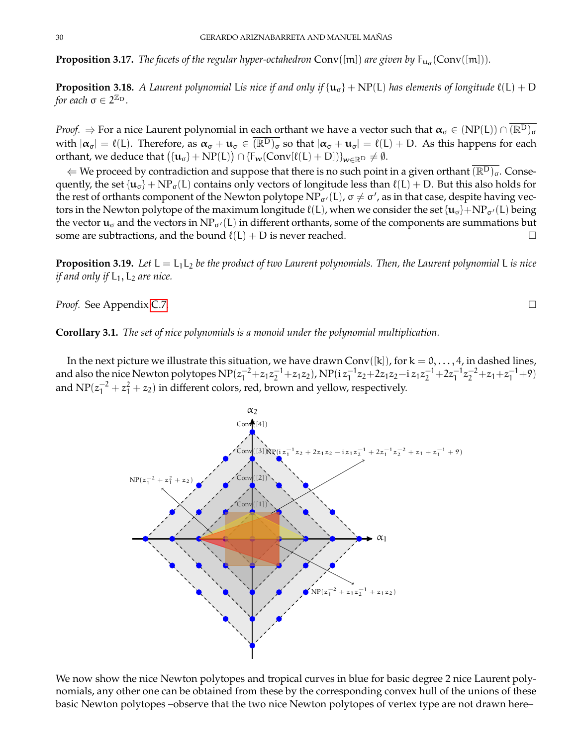**Proposition 3.17.** *The facets of the regular hyper-octahedron* $\operatorname{Conv}([m])$ *are given by* $F_{\mathbf{u}_\sigma}(\operatorname{Conv}([m]))$.

**Proposition 3.18.** *A Laurent polynomial* $L$ *is nice if and only if* $\{\mathbf{u}_\sigma\} + \operatorname{NP}(L)$ *has elements of longitude* $\ell(L) + D$ *for each* $\sigma \in 2^{\mathbb{Z}_D}$.

*Proof.* $\Rightarrow$ For a nice Laurent polynomial in each orthant we have a vector such that $\boldsymbol{\alpha}_\sigma \in (\operatorname{NP}(L)) \cap \overline{(\mathbb{R}^D)_\sigma}$ with $|\boldsymbol{\alpha}_\sigma| = \ell(L)$. Therefore, as $\boldsymbol{\alpha}_\sigma + \mathbf{u}_\sigma \in \overline{(\mathbb{R}^D)_\sigma}$ so that $|\boldsymbol{\alpha}_\sigma + \mathbf{u}_\sigma| = \ell(L) + D$. As this happens for each orthant, we deduce that $\big(\{\mathbf{u}_\sigma\} + \operatorname{NP}(L)\big) \cap \{F_{\boldsymbol{w}}(\operatorname{Conv}[\ell(L) + D])\}_{\boldsymbol{w} \in \mathbb{R}^D} \neq \emptyset$.

$\Leftarrow$ We proceed by contradiction and suppose that there is no such point in a given orthant $\overline{(\mathbb{R}^D)_\sigma}$. Consequently, the set $\{\mathbf{u}_\sigma\} + \operatorname{NP}_\sigma(L)$ contains only vectors of longitude less than $\ell(L) + D$. But this also holds for the rest of orthants component of the Newton polytope $\operatorname{NP}_{\sigma'}(L)$, $\sigma \neq \sigma'$, as in that case, despite having vectors in the Newton polytope of the maximum longitude $\ell(L)$, when we consider the set $\{\mathbf{u}_\sigma\} + \operatorname{NP}_{\sigma'}(L)$ being the vector $\mathbf{u}_\sigma$ and the vectors in $\operatorname{NP}_{\sigma'}(L)$ in different orthants, some of the components are summations but some are subtractions, and the bound $\ell(L) + D$ is never reached. $\square$

**Proposition 3.19.** *Let* $L = L_1 L_2$ *be the product of two Laurent polynomials. Then, the Laurent polynomial* $L$ *is nice if and only if* $L_1, L_2$ *are nice.*

*Proof.* See Appendix C.7. $\square$

**Corollary 3.1.** *The set of nice polynomials is a monoid under the polynomial multiplication.*

In the next picture we illustrate this situation, we have drawn $\operatorname{Conv}([k])$, for $k = 0, \dots, 4$, in dashed lines, and also the nice Newton polytopes $\operatorname{NP}(z_1^{-2} + z_1 z_2^{-1} + z_1 z_2)$, $\operatorname{NP}(\mathrm{i}\, z_1^{-1} z_2 + 2 z_1 z_2 - \mathrm{i}\, z_1 z_2^{-1} + 2 z_1^{-1} z_2^{-2} + z_1 + z_1^{-1} + 9)$ and $\operatorname{NP}(z_1^{-2} + z_1^2 + z_2)$ in different colors, red, brown and yellow, respectively.

We now show the nice Newton polytopes and tropical curves in blue for basic degree 2 nice Laurent polynomials, any other one can be obtained from these by the corresponding convex hull of the unions of these basic Newton polytopes –observe that the two nice Newton polytopes of vertex type are not drawn here–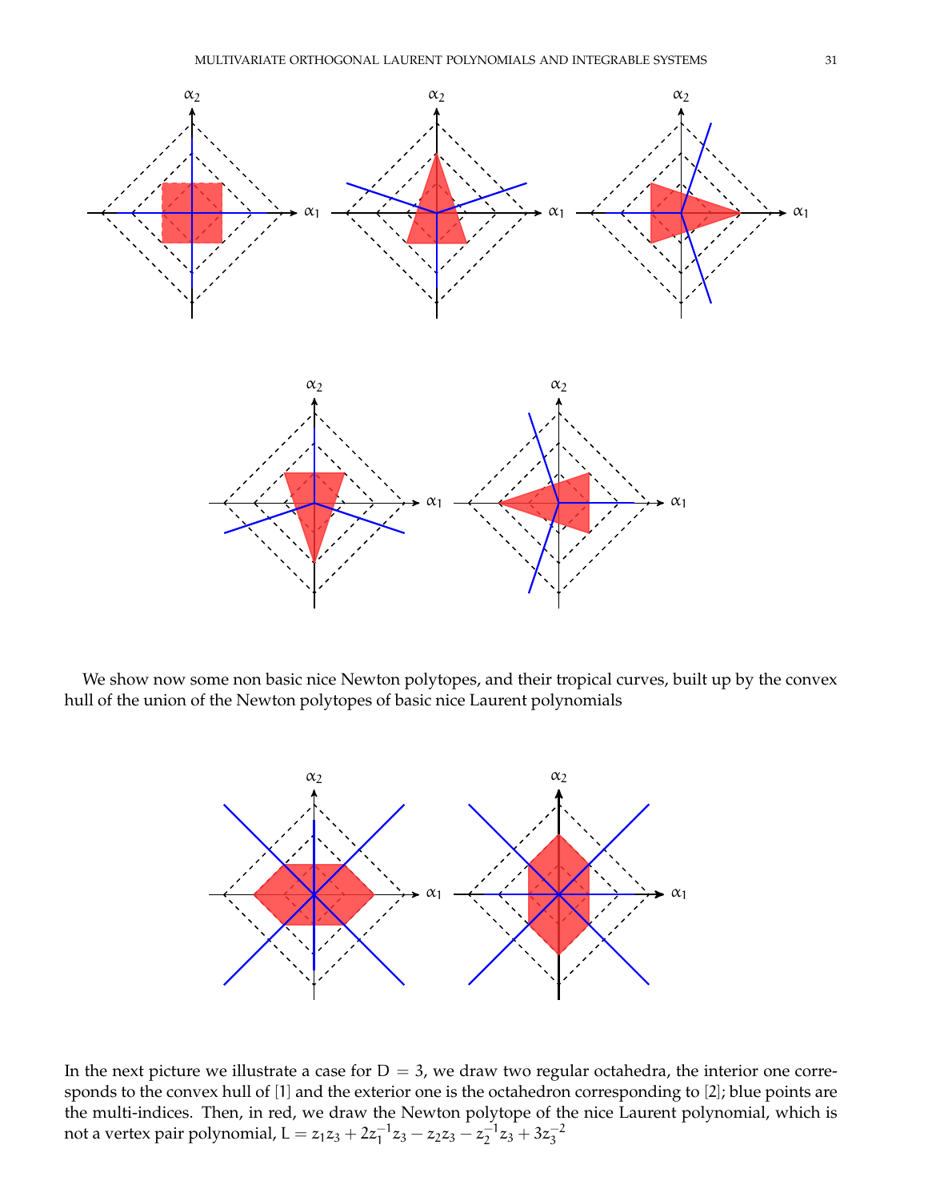We show now some non basic nice Newton polytopes, and their tropical curves, built up by the convex hull of the union of the Newton polytopes of basic nice Laurent polynomials

In the next picture we illustrate a case for $D = 3$, we draw two regular octahedra, the interior one corresponds to the convex hull of [1] and the exterior one is the octahedron corresponding to [2]; blue points are the multi-indices. Then, in red, we draw the Newton polytope of the nice Laurent polynomial, which is not a vertex pair polynomial, $L = z_1z_3 + 2z_1^{-1}z_3 - z_2z_3 - z_2^{-1}z_3 + 3z_3^{-2}$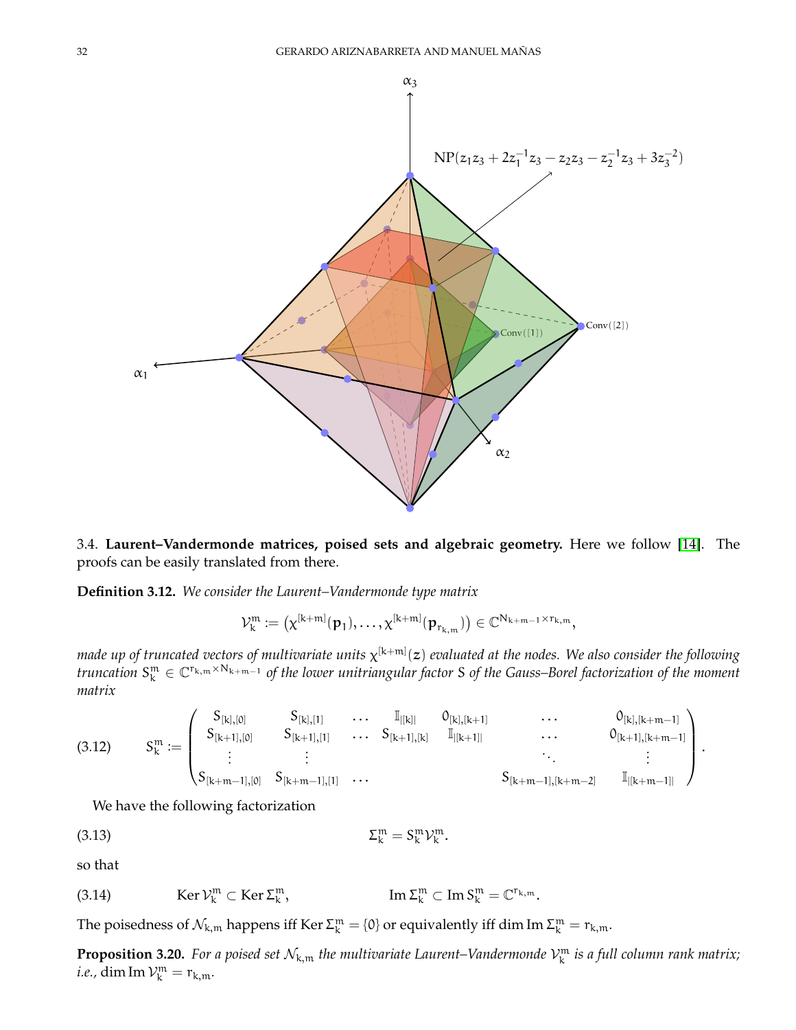3.4. **Laurent–Vandermonde matrices, poised sets and algebraic geometry.** Here we follow [14]. The proofs can be easily translated from there.

**Definition 3.12.** *We consider the Laurent–Vandermonde type matrix*

$$\mathcal{V}_k^m := \left(\chi^{[k+m]}(\mathbf{p}_1), \dots, \chi^{[k+m]}(\mathbf{p}_{r_{k,m}})\right) \in \mathbb{C}^{N_{k+m-1} \times r_{k,m}},$$

*made up of truncated vectors of multivariate units $\chi^{[k+m]}(\boldsymbol{z})$ evaluated at the nodes. We also consider the following truncation $S_k^m \in \mathbb{C}^{r_{k,m} \times N_{k+m-1}}$ of the lower unitriangular factor $S$ of the Gauss–Borel factorization of the moment matrix*

$$S_k^m := \begin{pmatrix} S_{[k],[0]} & S_{[k],[1]} & \dots & \mathbb{I}_{|[k]|} & 0_{[k],[k+1]} & \dots & 0_{[k],[k+m-1]} \\ S_{[k+1],[0]} & S_{[k+1],[1]} & \dots & S_{[k+1],[k]} & \mathbb{I}_{|[k+1]|} & \dots & 0_{[k+1],[k+m-1]} \\ \vdots & \vdots & & & & \ddots & \vdots \\ S_{[k+m-1],[0]} & S_{[k+m-1],[1]} & \dots & & & S_{[k+m-1],[k+m-2]} & \mathbb{I}_{|[k+m-1]|} \end{pmatrix}. \tag{3.12}$$

We have the following factorization

$$\Sigma_k^m = S_k^m \mathcal{V}_k^m. \tag{3.13}$$

so that

$$\operatorname{Ker} \mathcal{V}_k^m \subset \operatorname{Ker} \Sigma_k^m, \qquad \operatorname{Im} \Sigma_k^m \subset \operatorname{Im} S_k^m = \mathbb{C}^{r_{k,m}}. \tag{3.14}$$

The poisedness of $\mathcal{N}_{k,m}$ happens iff $\operatorname{Ker} \Sigma_k^m = \{0\}$ or equivalently iff $\dim \operatorname{Im} \Sigma_k^m = r_{k,m}$.

**Proposition 3.20.** *For a poised set $\mathcal{N}_{k,m}$ the multivariate Laurent–Vandermonde $\mathcal{V}_k^m$ is a full column rank matrix; i.e.,* $\dim \operatorname{Im} \mathcal{V}_k^m = r_{k,m}$.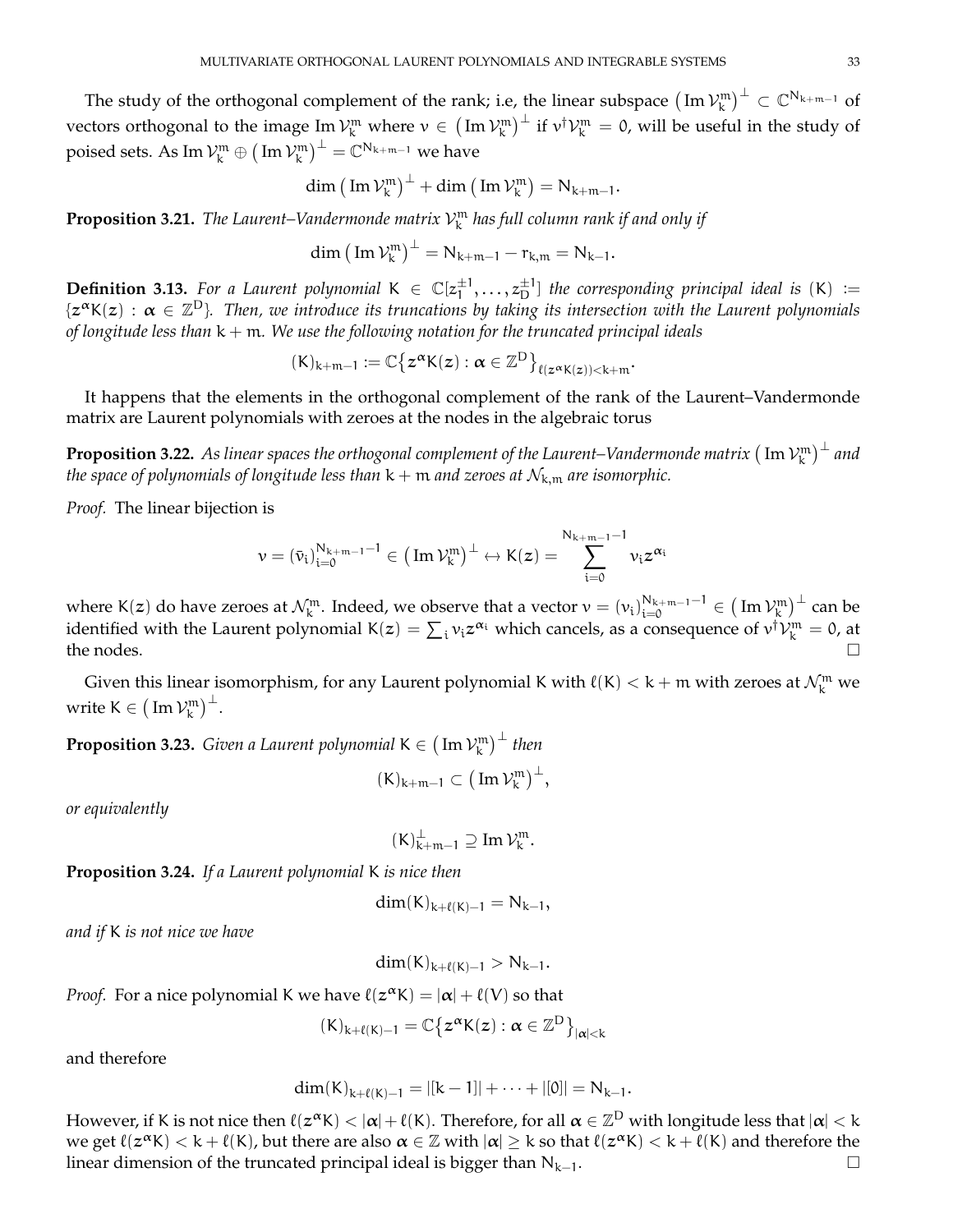The study of the orthogonal complement of the rank; i.e, the linear subspace $\left(\operatorname{Im}\mathcal{V}_k^m\right)^\perp\subset\mathbb{C}^{N_{k+m-1}}$ of vectors orthogonal to the image $\operatorname{Im}\mathcal{V}_k^m$ where $v\in\left(\operatorname{Im}\mathcal{V}_k^m\right)^\perp$ if $v^\dagger\mathcal{V}_k^m=0$, will be useful in the study of poised sets. As $\operatorname{Im}\mathcal{V}_k^m\oplus\left(\operatorname{Im}\mathcal{V}_k^m\right)^\perp=\mathbb{C}^{N_{k+m-1}}$ we have

$$\dim\left(\operatorname{Im}\mathcal{V}_k^m\right)^\perp+\dim\left(\operatorname{Im}\mathcal{V}_k^m\right)=N_{k+m-1}.$$

**Proposition 3.21.** *The Laurent–Vandermonde matrix $\mathcal{V}_k^m$ has full column rank if and only if*

$$\dim\left(\operatorname{Im}\mathcal{V}_k^m\right)^\perp=N_{k+m-1}-r_{k,m}=N_{k-1}.$$

**Definition 3.13.** *For a Laurent polynomial $K\in\mathbb{C}[z_1^{\pm1},\dots,z_D^{\pm1}]$ the corresponding principal ideal is $(K):=\{\boldsymbol{z}^{\boldsymbol{\alpha}}K(\boldsymbol{z}):\boldsymbol{\alpha}\in\mathbb{Z}^D\}$. Then, we introduce its truncations by taking its intersection with the Laurent polynomials of longitude less than $k+m$. We use the following notation for the truncated principal ideals*

$$(K)_{k+m-1}:=\mathbb{C}\big\{\boldsymbol{z}^{\boldsymbol{\alpha}}K(\boldsymbol{z}):\boldsymbol{\alpha}\in\mathbb{Z}^D\big\}_{\ell(\boldsymbol{z}^{\boldsymbol{\alpha}}K(\boldsymbol{z}))<k+m}.$$

It happens that the elements in the orthogonal complement of the rank of the Laurent–Vandermonde matrix are Laurent polynomials with zeroes at the nodes in the algebraic torus

**Proposition 3.22.** *As linear spaces the orthogonal complement of the Laurent–Vandermonde matrix $\left(\operatorname{Im}\mathcal{V}_k^m\right)^\perp$ and the space of polynomials of longitude less than $k+m$ and zeroes at $\mathcal{N}_{k,m}$ are isomorphic.*

*Proof.* The linear bijection is

$$v=(\bar{v}_i)_{i=0}^{N_{k+m-1}-1}\in\left(\operatorname{Im}\mathcal{V}_k^m\right)^\perp\leftrightarrow K(\boldsymbol{z})=\sum_{i=0}^{N_{k+m-1}-1}v_i\boldsymbol{z}^{\boldsymbol{\alpha}_i}$$

where $K(\boldsymbol{z})$ do have zeroes at $\mathcal{N}_k^m$. Indeed, we observe that a vector $v=(v_i)_{i=0}^{N_{k+m-1}-1}\in\left(\operatorname{Im}\mathcal{V}_k^m\right)^\perp$ can be identified with the Laurent polynomial $K(\boldsymbol{z})=\sum_i v_i\boldsymbol{z}^{\boldsymbol{\alpha}_i}$ which cancels, as a consequence of $v^\dagger\mathcal{V}_k^m=0$, at the nodes. □

Given this linear isomorphism, for any Laurent polynomial $K$ with $\ell(K)<k+m$ with zeroes at $\mathcal{N}_k^m$ we write $K\in\left(\operatorname{Im}\mathcal{V}_k^m\right)^\perp$.

**Proposition 3.23.** *Given a Laurent polynomial $K\in\left(\operatorname{Im}\mathcal{V}_k^m\right)^\perp$ then*

$$(K)_{k+m-1}\subset\left(\operatorname{Im}\mathcal{V}_k^m\right)^\perp,$$

*or equivalently*

$$(K)_{k+m-1}^\perp\supseteq\operatorname{Im}\mathcal{V}_k^m.$$

**Proposition 3.24.** *If a Laurent polynomial $K$ is nice then*

$$\dim(K)_{k+\ell(K)-1}=N_{k-1},$$

*and if $K$ is not nice we have*

$$\dim(K)_{k+\ell(K)-1}>N_{k-1}.$$

*Proof.* For a nice polynomial $K$ we have $\ell(\boldsymbol{z}^{\boldsymbol{\alpha}}K)=|\boldsymbol{\alpha}|+\ell(V)$ so that

$$(K)_{k+\ell(K)-1}=\mathbb{C}\big\{\boldsymbol{z}^{\boldsymbol{\alpha}}K(\boldsymbol{z}):\boldsymbol{\alpha}\in\mathbb{Z}^D\big\}_{|\boldsymbol{\alpha}|<k}$$

and therefore

$$\dim(K)_{k+\ell(K)-1}=|[k-1]|+\cdots+|[0]|=N_{k-1}.$$

However, if $K$ is not nice then $\ell(\boldsymbol{z}^{\boldsymbol{\alpha}}K)<|\boldsymbol{\alpha}|+\ell(K)$. Therefore, for all $\boldsymbol{\alpha}\in\mathbb{Z}^D$ with longitude less that $|\boldsymbol{\alpha}|<k$ we get $\ell(\boldsymbol{z}^{\boldsymbol{\alpha}}K)<k+\ell(K)$, but there are also $\boldsymbol{\alpha}\in\mathbb{Z}$ with $|\boldsymbol{\alpha}|\geq k$ so that $\ell(\boldsymbol{z}^{\boldsymbol{\alpha}}K)<k+\ell(K)$ and therefore the linear dimension of the truncated principal ideal is bigger than $N_{k-1}$. □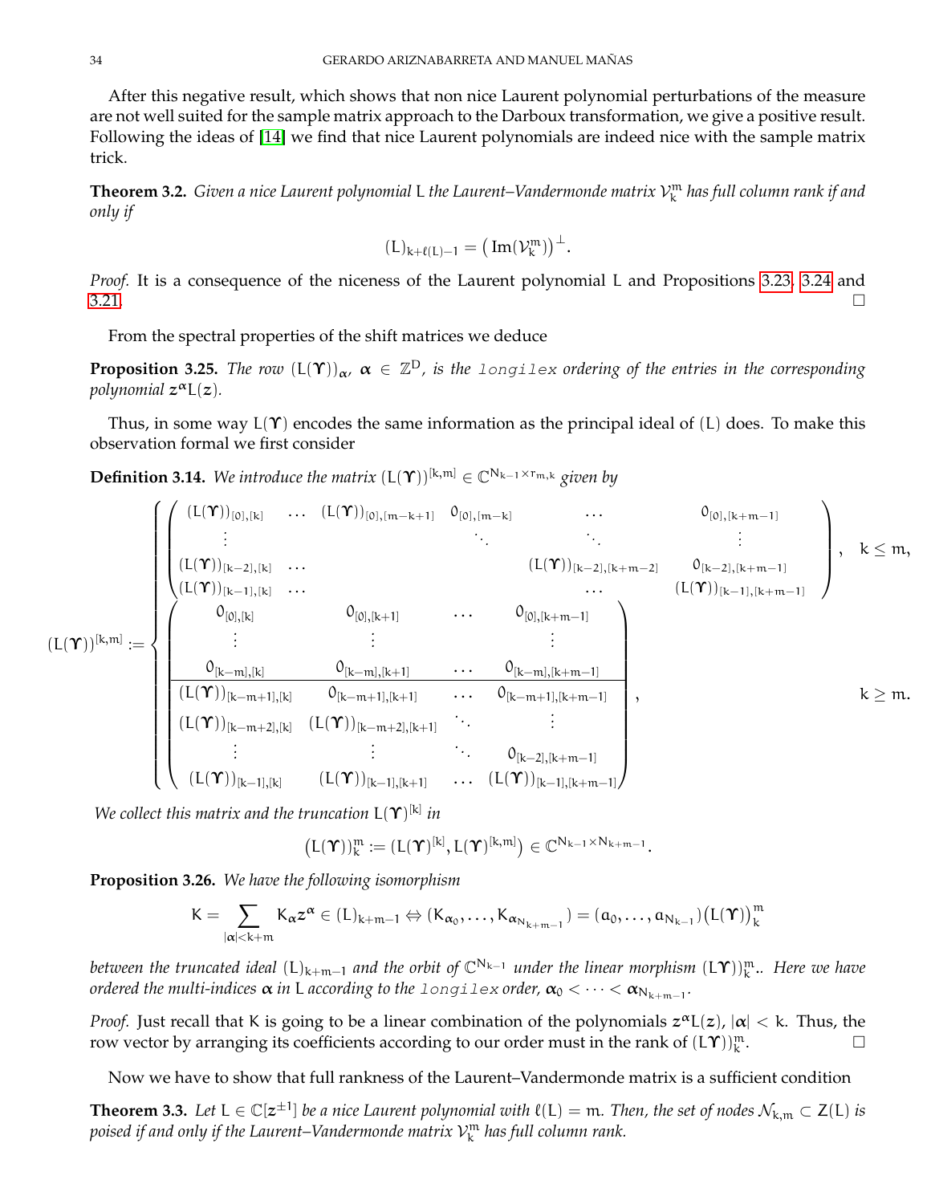After this negative result, which shows that non nice Laurent polynomial perturbations of the measure are not well suited for the sample matrix approach to the Darboux transformation, we give a positive result. Following the ideas of [14] we find that nice Laurent polynomials are indeed nice with the sample matrix trick.

**Theorem 3.2.** *Given a nice Laurent polynomial $\mathsf{L}$ the Laurent–Vandermonde matrix $\mathcal{V}^m_k$ has full column rank if and only if*

$$(\mathsf{L})_{k+\ell(\mathsf{L})-1} = \big(\operatorname{Im}(\mathcal{V}^m_k)\big)^{\perp}.$$

*Proof.* It is a consequence of the niceness of the Laurent polynomial $\mathsf{L}$ and Propositions 3.23, 3.24 and 3.21. □

From the spectral properties of the shift matrices we deduce

**Proposition 3.25.** *The row $(\mathsf{L}(\boldsymbol{\Upsilon}))_{\boldsymbol{\alpha}}$, $\boldsymbol{\alpha} \in \mathbb{Z}^D$, is the `longilex` ordering of the entries in the corresponding polynomial $\boldsymbol{z}^{\boldsymbol{\alpha}}\mathsf{L}(\boldsymbol{z})$.*

Thus, in some way $\mathsf{L}(\boldsymbol{\Upsilon})$ encodes the same information as the principal ideal of $(\mathsf{L})$ does. To make this observation formal we first consider

**Definition 3.14.** *We introduce the matrix $(\mathsf{L}(\boldsymbol{\Upsilon}))^{[k,m]} \in \mathbb{C}^{N_{k-1}\times r_{m,k}}$ given by*

$$(\mathsf{L}(\boldsymbol{\Upsilon}))^{[k,m]} := \begin{cases} \begin{pmatrix} (\mathsf{L}(\boldsymbol{\Upsilon}))_{[0],[k]} & \dots & (\mathsf{L}(\boldsymbol{\Upsilon}))_{[0],[m-k+1]} & 0_{[0],[m-k]} & \dots & 0_{[0],[k+m-1]} \\ \vdots & & & \ddots & \ddots & \vdots \\ (\mathsf{L}(\boldsymbol{\Upsilon}))_{[k-2],[k]} & \dots & & & (\mathsf{L}(\boldsymbol{\Upsilon}))_{[k-2],[k+m-2]} & 0_{[k-2],[k+m-1]} \\ (\mathsf{L}(\boldsymbol{\Upsilon}))_{[k-1],[k]} & \dots & & & \dots & (\mathsf{L}(\boldsymbol{\Upsilon}))_{[k-1],[k+m-1]} \end{pmatrix}, & k \leq m, \\[2ex] \left(\begin{array}{cccc} 0_{[0],[k]} & 0_{[0],[k+1]} & \dots & 0_{[0],[k+m-1]} \\ \vdots & \vdots & & \vdots \\ 0_{[k-m],[k]} & 0_{[k-m],[k+1]} & \dots & 0_{[k-m],[k+m-1]} \\ \hline (\mathsf{L}(\boldsymbol{\Upsilon}))_{[k-m+1],[k]} & 0_{[k-m+1],[k+1]} & \dots & 0_{[k-m+1],[k+m-1]} \\ (\mathsf{L}(\boldsymbol{\Upsilon}))_{[k-m+2],[k]} & (\mathsf{L}(\boldsymbol{\Upsilon}))_{[k-m+2],[k+1]} & \ddots & \vdots \\ \vdots & \vdots & \ddots & 0_{[k-2],[k+m-1]} \\ (\mathsf{L}(\boldsymbol{\Upsilon}))_{[k-1],[k]} & (\mathsf{L}(\boldsymbol{\Upsilon}))_{[k-1],[k+1]} & \dots & (\mathsf{L}(\boldsymbol{\Upsilon}))_{[k-1],[k+m-1]} \end{array}\right), & k \geq m. \end{cases}$$

*We collect this matrix and the truncation $\mathsf{L}(\boldsymbol{\Upsilon})^{[k]}$ in*

$$\big(\mathsf{L}(\boldsymbol{\Upsilon})\big)^m_k := \big(\mathsf{L}(\boldsymbol{\Upsilon})^{[k]}, \mathsf{L}(\boldsymbol{\Upsilon})^{[k,m]}\big) \in \mathbb{C}^{N_{k-1}\times N_{k+m-1}}.$$

**Proposition 3.26.** *We have the following isomorphism*

$$K = \sum_{|\boldsymbol{\alpha}|<k+m} K_{\boldsymbol{\alpha}}\boldsymbol{z}^{\boldsymbol{\alpha}} \in (\mathsf{L})_{k+m-1} \Leftrightarrow (K_{\boldsymbol{\alpha}_0}, \dots, K_{\boldsymbol{\alpha}_{N_{k+m-1}}}) = (a_0, \dots, a_{N_{k-1}})\big(\mathsf{L}(\boldsymbol{\Upsilon})\big)^m_k$$

*between the truncated ideal $(\mathsf{L})_{k+m-1}$ and the orbit of $\mathbb{C}^{N_{k-1}}$ under the linear morphism $(\mathsf{L}\boldsymbol{\Upsilon}))^m_k$.. Here we have ordered the multi-indices $\boldsymbol{\alpha}$ in $\mathsf{L}$ according to the `longilex` order, $\boldsymbol{\alpha}_0 < \dots < \boldsymbol{\alpha}_{N_{k+m-1}}$.*

*Proof.* Just recall that $K$ is going to be a linear combination of the polynomials $\boldsymbol{z}^{\boldsymbol{\alpha}}\mathsf{L}(\boldsymbol{z})$, $|\boldsymbol{\alpha}| < k$. Thus, the row vector by arranging its coefficients according to our order must in the rank of $(\mathsf{L}\boldsymbol{\Upsilon}))^m_k$. □

Now we have to show that full rankness of the Laurent–Vandermonde matrix is a sufficient condition

**Theorem 3.3.** *Let $\mathsf{L} \in \mathbb{C}[\boldsymbol{z}^{\pm 1}]$ be a nice Laurent polynomial with $\ell(\mathsf{L}) = m$. Then, the set of nodes $\mathcal{N}_{k,m} \subset Z(\mathsf{L})$ is poised if and only if the Laurent–Vandermonde matrix $\mathcal{V}^m_k$ has full column rank.*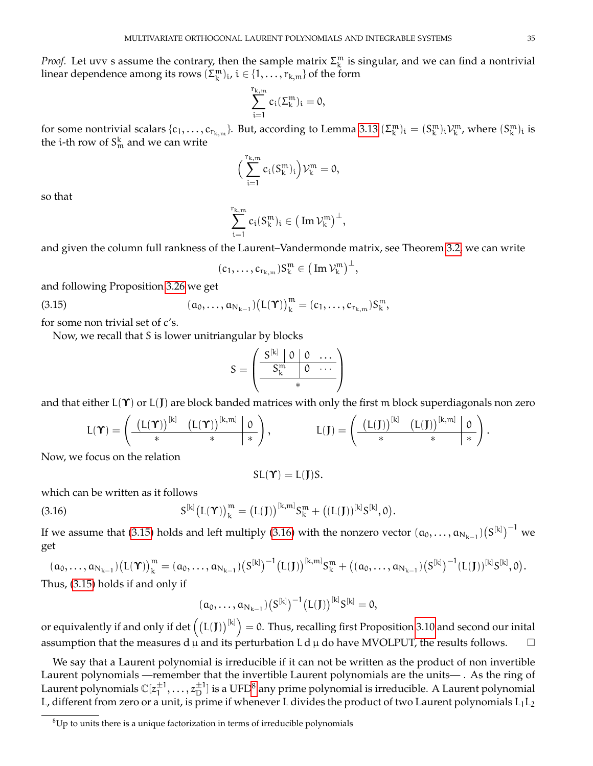*Proof.* Let uvv s assume the contrary, then the sample matrix $\Sigma^m_k$ is singular, and we can find a nontrivial linear dependence among its rows $(\Sigma^m_k)_i$, $i \in \{1, \dots, r_{k,m}\}$ of the form

$$\sum_{i=1}^{r_{k,m}} c_i (\Sigma^m_k)_i = 0,$$

for some nontrivial scalars $\{c_1, \dots, c_{r_{k,m}}\}$. But, according to Lemma 3.13 $(\Sigma^m_k)_i = (S^m_k)_i \mathcal{V}^m_k$, where $(S^m_k)_i$ is the i-th row of $S^k_m$ and we can write

$$\Big(\sum_{i=1}^{r_{k,m}} c_i (S^m_k)_i\Big) \mathcal{V}^m_k = 0,$$

so that

$$\sum_{i=1}^{r_{k,m}} c_i (S^m_k)_i \in \big(\operatorname{Im} \mathcal{V}^m_k\big)^\perp,$$

and given the column full rankness of the Laurent–Vandermonde matrix, see Theorem 3.2, we can write

$$(c_1, \dots, c_{r_{k,m}}) S^m_k \in \big(\operatorname{Im} \mathcal{V}^m_k\big)^\perp,$$

and following Proposition 3.26 we get

$$(a_0, \dots, a_{N_{k-1}}) \big(L(\Upsilon)\big)^m_k = (c_1, \dots, c_{r_{k,m}}) S^m_k, \tag{3.15}$$

for some non trivial set of c's.

Now, we recall that S is lower unitriangular by blocks

$$S = \left(\begin{array}{c|c|cc} S^{[k]} & 0 & 0 & \dots \\ \hline S^m_k & & 0 & \cdots \\ \hline & * & & \end{array}\right)$$

and that either $L(\Upsilon)$ or $L(J)$ are block banded matrices with only the first m block superdiagonals non zero

$$L(\Upsilon) = \left(\begin{array}{cc|c} \big(L(\Upsilon)\big)^{[k]} & \big(L(\Upsilon)\big)^{[k,m]} & 0 \\ \hline * & * & * \end{array}\right), \qquad L(J) = \left(\begin{array}{cc|c} \big(L(J)\big)^{[k]} & \big(L(J)\big)^{[k,m]} & 0 \\ \hline * & * & * \end{array}\right).$$

Now, we focus on the relation

$$S L(\Upsilon) = L(J) S.$$

which can be written as it follows

$$S^{[k]} \big(L(\Upsilon)\big)^m_k = \big(L(J)\big)^{[k,m]} S^m_k + \big((L(J))^{[k]} S^{[k]}, 0\big). \tag{3.16}$$

If we assume that (3.15) holds and left multiply (3.16) with the nonzero vector $(a_0, \dots, a_{N_{k-1}}) \big(S^{[k]}\big)^{-1}$ we get

$$(a_0, \dots, a_{N_{k-1}}) \big(L(\Upsilon)\big)^m_k = (a_0, \dots, a_{N_{k-1}}) \big(S^{[k]}\big)^{-1} \big(L(J)\big)^{[k,m]} S^m_k + \big((a_0, \dots, a_{N_{k-1}}) \big(S^{[k]}\big)^{-1} (L(J))^{[k]} S^{[k]}, 0\big).$$

Thus, (3.15) holds if and only if

$$(a_0, \dots, a_{N_{k-1}}) \big(S^{[k]}\big)^{-1} \big(L(J)\big)^{[k]} S^{[k]} = 0,$$

or equivalently if and only if $\det\Big(\big(L(J)\big)^{[k]}\Big) = 0$. Thus, recalling first Proposition 3.10 and second our inital assumption that the measures $d\mu$ and its perturbation $L\, d\mu$ do have MVOLPUT, the results follows. $\square$

We say that a Laurent polynomial is irreducible if it can not be written as the product of non invertible Laurent polynomials —remember that the invertible Laurent polynomials are the units— . As the ring of Laurent polynomials $\mathbb{C}[z_1^{\pm 1}, \dots, z_D^{\pm 1}]$ is a UFD[8] any prime polynomial is irreducible. A Laurent polynomial L, different from zero or a unit, is prime if whenever L divides the product of two Laurent polynomials $L_1 L_2$

[8] Up to units there is a unique factorization in terms of irreducible polynomials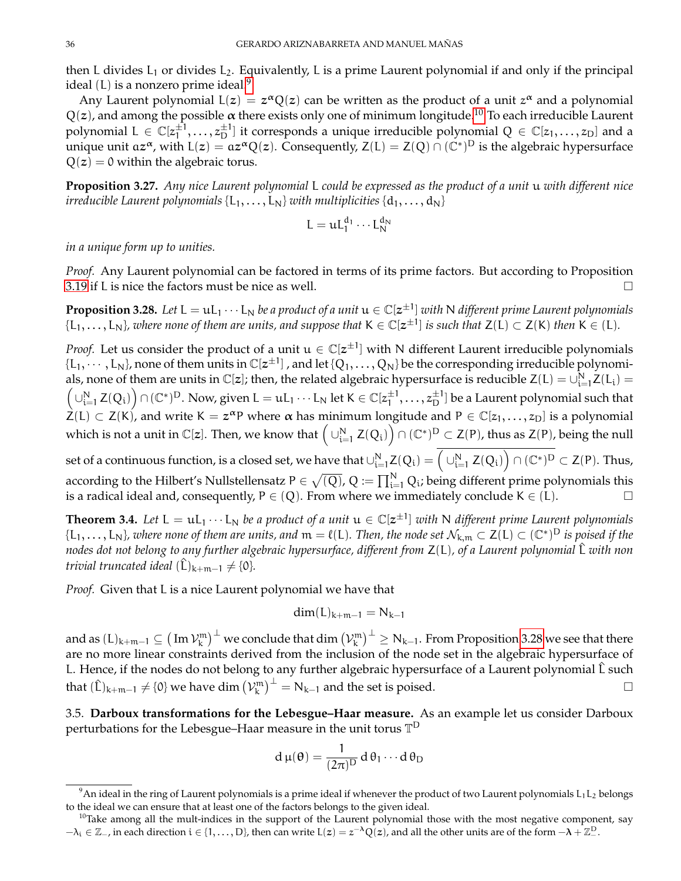then L divides $L_1$ or divides $L_2$. Equivalently, L is a prime Laurent polynomial if and only if the principal ideal $(L)$ is a nonzero prime ideal.[9]

Any Laurent polynomial $L(\boldsymbol{z}) = \boldsymbol{z}^{\boldsymbol{\alpha}}Q(\boldsymbol{z})$ can be written as the product of a unit $\boldsymbol{z}^{\boldsymbol{\alpha}}$ and a polynomial $Q(\boldsymbol{z})$, and among the possible $\boldsymbol{\alpha}$ there exists only one of minimum longitude.[10] To each irreducible Laurent polynomial $L \in \mathbb{C}[z_1^{\pm 1}, \dots, z_D^{\pm 1}]$ it corresponds a unique irreducible polynomial $Q \in \mathbb{C}[z_1, \dots, z_D]$ and a unique unit $a\boldsymbol{z}^{\boldsymbol{\alpha}}$, with $L(\boldsymbol{z}) = a\boldsymbol{z}^{\boldsymbol{\alpha}}Q(\boldsymbol{z})$. Consequently, $Z(L) = Z(Q) \cap (\mathbb{C}^*)^D$ is the algebraic hypersurface $Q(\boldsymbol{z}) = 0$ within the algebraic torus.

**Proposition 3.27.** *Any nice Laurent polynomial* L *could be expressed as the product of a unit* u *with different nice irreducible Laurent polynomials* $\{L_1, \dots, L_N\}$ *with multiplicities* $\{d_1, \dots, d_N\}$

$$L = uL_1^{d_1} \cdots L_N^{d_N}$$

*in a unique form up to unities.*

*Proof.* Any Laurent polynomial can be factored in terms of its prime factors. But according to Proposition 3.19 if L is nice the factors must be nice as well. □

**Proposition 3.28.** *Let* $L = uL_1 \cdots L_N$ *be a product of a unit* $u \in \mathbb{C}[\boldsymbol{z}^{\pm 1}]$ *with* N *different prime Laurent polynomials* $\{L_1, \dots, L_N\}$*, where none of them are units, and suppose that* $K \in \mathbb{C}[\boldsymbol{z}^{\pm 1}]$ *is such that* $Z(L) \subset Z(K)$ *then* $K \in (L)$.

*Proof.* Let us consider the product of a unit $u \in \mathbb{C}[\boldsymbol{z}^{\pm 1}]$ with N different Laurent irreducible polynomials $\{L_1, \cdots, L_N\}$, none of them units in $\mathbb{C}[\boldsymbol{z}^{\pm 1}]$ , and let $\{Q_1, \dots, Q_N\}$ be the corresponding irreducible polynomials, none of them are units in $\mathbb{C}[\boldsymbol{z}]$; then, the related algebraic hypersurface is reducible $Z(L) = \cup_{i=1}^N Z(L_i) = \Big(\cup_{i=1}^N Z(Q_i)\Big) \cap (\mathbb{C}^*)^D$. Now, given $L = uL_1 \cdots L_N$ let $K \in \mathbb{C}[z_1^{\pm 1}, \dots, z_D^{\pm 1}]$ be a Laurent polynomial such that $Z(L) \subset Z(K)$, and write $K = \boldsymbol{z}^{\boldsymbol{\alpha}}P$ where $\boldsymbol{\alpha}$ has minimum longitude and $P \in \mathbb{C}[z_1, \dots, z_D]$ is a polynomial which is not a unit in $\mathbb{C}[\boldsymbol{z}]$. Then, we know that $\Big(\cup_{i=1}^N Z(Q_i)\Big) \cap (\mathbb{C}^*)^D \subset Z(P)$, thus as $Z(P)$, being the null set of a continuous function, is a closed set, we have that $\cup_{i=1}^N Z(Q_i) = \overline{\Big(\cup_{i=1}^N Z(Q_i)\Big) \cap (\mathbb{C}^*)^D} \subset Z(P)$. Thus, according to the Hilbert's Nullstellensatz $P \in \sqrt{(Q)}$, $Q := \prod_{i=1}^N Q_i$; being different prime polynomials this is a radical ideal and, consequently, $P \in (Q)$. From where we immediately conclude $K \in (L)$. □

**Theorem 3.4.** *Let* $L = uL_1 \cdots L_N$ *be a product of a unit* $u \in \mathbb{C}[\boldsymbol{z}^{\pm 1}]$ *with* N *different prime Laurent polynomials* $\{L_1, \dots, L_N\}$*, where none of them are units, and* $m = \ell(L)$*. Then, the node set* $\mathcal{N}_{k,m} \subset Z(L) \subset (\mathbb{C}^*)^D$ *is poised if the nodes dot not belong to any further algebraic hypersurface, different from* $Z(L)$*, of a Laurent polynomial* $\hat{L}$ *with non trivial truncated ideal* $(\hat{L})_{k+m-1} \neq \{0\}$.

*Proof.* Given that L is a nice Laurent polynomial we have that

$$\dim(L)_{k+m-1} = N_{k-1}$$

and as $(L)_{k+m-1} \subseteq \big(\operatorname{Im} \mathcal{V}_k^m\big)^\perp$ we conclude that $\dim \big(\mathcal{V}_k^m\big)^\perp \geq N_{k-1}$. From Proposition 3.28 we see that there are no more linear constraints derived from the inclusion of the node set in the algebraic hypersurface of L. Hence, if the nodes do not belong to any further algebraic hypersurface of a Laurent polynomial $\hat{L}$ such that $(\hat{L})_{k+m-1} \neq \{0\}$ we have $\dim \big(\mathcal{V}_k^m\big)^\perp = N_{k-1}$ and the set is poised. □

3.5. **Darboux transformations for the Lebesgue–Haar measure.** As an example let us consider Darboux perturbations for the Lebesgue–Haar measure in the unit torus $\mathbb{T}^D$

$$\mathrm{d}\,\mu(\boldsymbol{\theta}) = \frac{1}{(2\pi)^D}\,\mathrm{d}\,\theta_1 \cdots \mathrm{d}\,\theta_D$$

---

[9] An ideal in the ring of Laurent polynomials is a prime ideal if whenever the product of two Laurent polynomials $L_1L_2$ belongs to the ideal we can ensure that at least one of the factors belongs to the given ideal.

[10] Take among all the mult-indices in the support of the Laurent polynomial those with the most negative component, say $-\lambda_i \in \mathbb{Z}_-$, in each direction $i \in \{1, \dots, D\}$, then can write $L(\boldsymbol{z}) = \boldsymbol{z}^{-\boldsymbol{\lambda}}Q(\boldsymbol{z})$, and all the other units are of the form $-\boldsymbol{\lambda} + \mathbb{Z}_-^D$.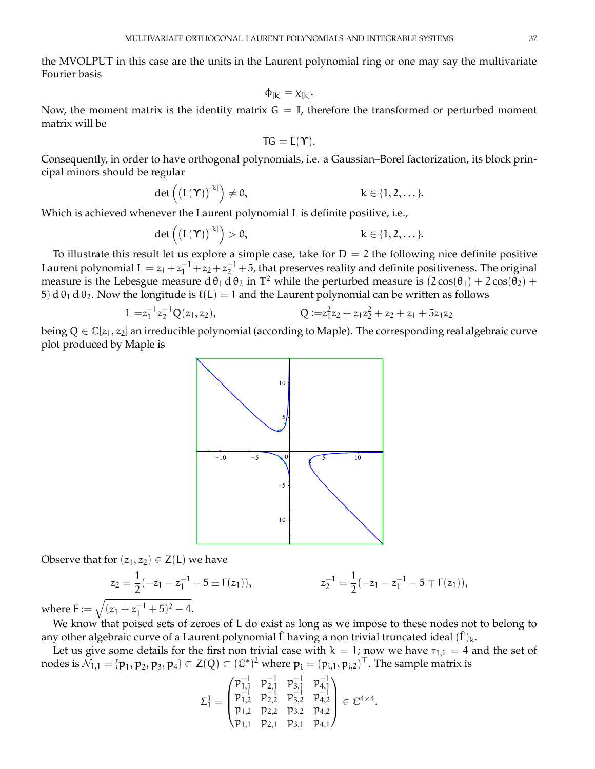the MVOLPUT in this case are the units in the Laurent polynomial ring or one may say the multivariate Fourier basis

$$\phi_{[k]} = \chi_{[k]}.$$

Now, the moment matrix is the identity matrix $G = \mathbb{I}$, therefore the transformed or perturbed moment matrix will be

$$TG = L(\Upsilon).$$

Consequently, in order to have orthogonal polynomials, i.e. a Gaussian–Borel factorization, its block principal minors should be regular

$$\det\Big(\big(L(\Upsilon)\big)^{[k]}\Big) \neq 0, \qquad\qquad k \in \{1, 2, \dots\}.$$

Which is achieved whenever the Laurent polynomial L is definite positive, i.e.,

$$\det\Big(\big(L(\Upsilon)\big)^{[k]}\Big) > 0, \qquad\qquad k \in \{1, 2, \dots\}.$$

To illustrate this result let us explore a simple case, take for $D = 2$ the following nice definite positive Laurent polynomial $L = z_1 + z_1^{-1} + z_2 + z_2^{-1} + 5$, that preserves reality and definite positiveness. The original measure is the Lebesgue measure $d\,\theta_1\, d\,\theta_2$ in $\mathbb{T}^2$ while the perturbed measure is $(2\cos(\theta_1) + 2\cos(\theta_2) + 5)\, d\,\theta_1\, d\,\theta_2$. Now the longitude is $\ell(L) = 1$ and the Laurent polynomial can be written as follows

$$L = z_1^{-1} z_2^{-1} Q(z_1, z_2), \qquad\qquad Q := z_1^2 z_2 + z_1 z_2^2 + z_2 + z_1 + 5 z_1 z_2$$

being $Q \in \mathbb{C}[z_1, z_2]$ an irreducible polynomial (according to Maple). The corresponding real algebraic curve plot produced by Maple is

Observe that for $(z_1, z_2) \in Z(L)$ we have

$$z_2 = \frac{1}{2}(-z_1 - z_1^{-1} - 5 \pm F(z_1)), \qquad\qquad z_2^{-1} = \frac{1}{2}(-z_1 - z_1^{-1} - 5 \mp F(z_1)),$$

where $F := \sqrt{(z_1 + z_1^{-1} + 5)^2 - 4}$.

We know that poised sets of zeroes of L do exist as long as we impose to these nodes not to belong to any other algebraic curve of a Laurent polynomial $\hat{L}$ having a non trivial truncated ideal $(\hat{L})_k$.

Let us give some details for the first non trivial case with $k = 1$; now we have $r_{1,1} = 4$ and the set of nodes is $\mathcal{N}_{1,1} = \{\mathbf{p}_1, \mathbf{p}_2, \mathbf{p}_3, \mathbf{p}_4\} \subset Z(Q) \subset (\mathbb{C}^*)^2$ where $\mathbf{p}_i = (p_{i,1}, p_{i,2})^\top$. The sample matrix is

$$\Sigma_1^1 = \begin{pmatrix} p_{1,1}^{-1} & p_{2,1}^{-1} & p_{3,1}^{-1} & p_{4,1}^{-1} \\ p_{1,2}^{-1} & p_{2,2}^{-1} & p_{3,2}^{-1} & p_{4,2}^{-1} \\ p_{1,2} & p_{2,2} & p_{3,2} & p_{4,2} \\ p_{1,1} & p_{2,1} & p_{3,1} & p_{4,1} \end{pmatrix} \in \mathbb{C}^{4\times 4}.$$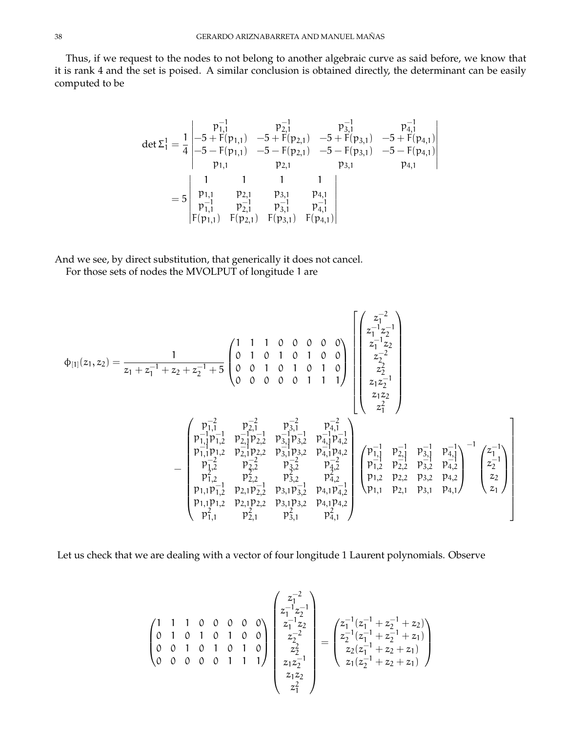Thus, if we request to the nodes to not belong to another algebraic curve as said before, we know that it is rank 4 and the set is poised. A similar conclusion is obtained directly, the determinant can be easily computed to be

$$
\begin{aligned}
\det \Sigma_1^1 &= \frac{1}{4}\begin{vmatrix} p_{1,1}^{-1} & p_{2,1}^{-1} & p_{3,1}^{-1} & p_{4,1}^{-1} \\ -5+F(p_{1,1}) & -5+F(p_{2,1}) & -5+F(p_{3,1}) & -5+F(p_{4,1}) \\ -5-F(p_{1,1}) & -5-F(p_{2,1}) & -5-F(p_{3,1}) & -5-F(p_{4,1}) \\ p_{1,1} & p_{2,1} & p_{3,1} & p_{4,1} \end{vmatrix} \\
&= 5\begin{vmatrix} 1 & 1 & 1 & 1 \\ p_{1,1} & p_{2,1} & p_{3,1} & p_{4,1} \\ p_{1,1}^{-1} & p_{2,1}^{-1} & p_{3,1}^{-1} & p_{4,1}^{-1} \\ F(p_{1,1}) & F(p_{2,1}) & F(p_{3,1}) & F(p_{4,1}) \end{vmatrix}
\end{aligned}
$$

And we see, by direct substitution, that generically it does not cancel.

For those sets of nodes the MVOLPUT of longitude 1 are

$$
\begin{aligned}
\phi_{[1]}(z_1,z_2) = \frac{1}{z_1+z_1^{-1}+z_2+z_2^{-1}+5}\begin{pmatrix} 1&1&1&0&0&0&0&0 \\ 0&1&0&1&0&1&0&0 \\ 0&0&1&0&1&0&1&0 \\ 0&0&0&0&0&1&1&1 \end{pmatrix}
\left[\begin{pmatrix} z_1^{-2} \\ z_1^{-1}z_2^{-1} \\ z_1^{-1}z_2 \\ z_2^{-2} \\ z_2^2 \\ z_1z_2^{-1} \\ z_1z_2 \\ z_1^2 \end{pmatrix}\right. \\
\left. - \begin{pmatrix} p_{1,1}^{-2} & p_{2,1}^{-2} & p_{3,1}^{-2} & p_{4,1}^{-2} \\ p_{1,1}^{-1}p_{1,2}^{-1} & p_{2,1}^{-1}p_{2,2}^{-1} & p_{3,1}^{-1}p_{3,2}^{-1} & p_{4,1}^{-1}p_{4,2}^{-1} \\ p_{1,1}^{-1}p_{1,2} & p_{2,1}^{-1}p_{2,2} & p_{3,1}^{-1}p_{3,2} & p_{4,1}^{-1}p_{4,2} \\ p_{1,2}^{-2} & p_{2,2}^{-2} & p_{3,2}^{-2} & p_{4,2}^{-2} \\ p_{1,2}^{2} & p_{2,2}^{2} & p_{3,2}^{2} & p_{4,2}^{2} \\ p_{1,1}p_{1,2}^{-1} & p_{2,1}p_{2,2}^{-1} & p_{3,1}p_{3,2}^{-1} & p_{4,1}p_{4,2}^{-1} \\ p_{1,1}p_{1,2} & p_{2,1}p_{2,2} & p_{3,1}p_{3,2} & p_{4,1}p_{4,2} \\ p_{1,1}^{2} & p_{2,1}^{2} & p_{3,1}^{2} & p_{4,1}^{2} \end{pmatrix}
\begin{pmatrix} p_{1,1}^{-1} & p_{2,1}^{-1} & p_{3,1}^{-1} & p_{4,1}^{-1} \\ p_{1,2}^{-1} & p_{2,2}^{-1} & p_{3,2}^{-1} & p_{4,2}^{-1} \\ p_{1,2} & p_{2,2} & p_{3,2} & p_{4,2} \\ p_{1,1} & p_{2,1} & p_{3,1} & p_{4,1} \end{pmatrix}^{-1}
\begin{pmatrix} z_1^{-1} \\ z_2^{-1} \\ z_2 \\ z_1 \end{pmatrix}\right]
\end{aligned}
$$

Let us check that we are dealing with a vector of four longitude 1 Laurent polynomials. Observe

$$
\begin{pmatrix} 1&1&1&0&0&0&0&0 \\ 0&1&0&1&0&1&0&0 \\ 0&0&1&0&1&0&1&0 \\ 0&0&0&0&0&1&1&1 \end{pmatrix}
\begin{pmatrix} z_1^{-2} \\ z_1^{-1}z_2^{-1} \\ z_1^{-1}z_2 \\ z_2^{-2} \\ z_2^2 \\ z_1z_2^{-1} \\ z_1z_2 \\ z_1^2 \end{pmatrix}
= \begin{pmatrix} z_1^{-1}(z_1^{-1}+z_2^{-1}+z_2) \\ z_2^{-1}(z_1^{-1}+z_2^{-1}+z_1) \\ z_2(z_1^{-1}+z_2+z_1) \\ z_1(z_2^{-1}+z_2+z_1) \end{pmatrix}
$$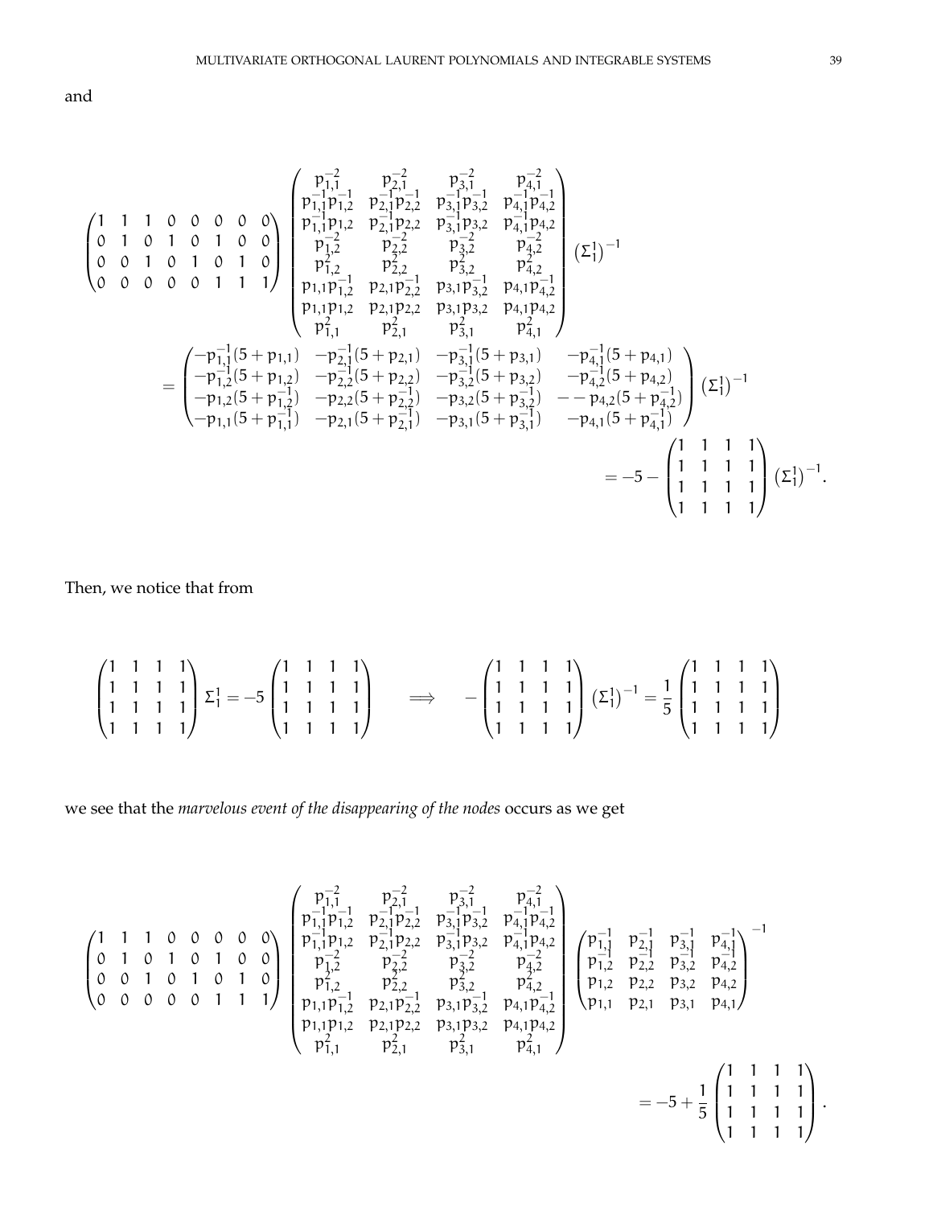and

$$
\begin{pmatrix}
1 & 1 & 1 & 0 & 0 & 0 & 0 & 0\\
0 & 1 & 0 & 1 & 0 & 1 & 0 & 0\\
0 & 0 & 1 & 0 & 1 & 0 & 1 & 0\\
0 & 0 & 0 & 0 & 0 & 1 & 1 & 1
\end{pmatrix}
\begin{pmatrix}
p_{1,1}^{-2} & p_{2,1}^{-2} & p_{3,1}^{-2} & p_{4,1}^{-2}\\
p_{1,1}^{-1}p_{1,2}^{-1} & p_{2,1}^{-1}p_{2,2}^{-1} & p_{3,1}^{-1}p_{3,2}^{-1} & p_{4,1}^{-1}p_{4,2}^{-1}\\
p_{1,1}^{-1}p_{1,2} & p_{2,1}^{-1}p_{2,2} & p_{3,1}^{-1}p_{3,2} & p_{4,1}^{-1}p_{4,2}\\
p_{1,2}^{-2} & p_{2,2}^{-2} & p_{3,2}^{-2} & p_{4,2}^{-2}\\
p_{1,2}^{2} & p_{2,2}^{2} & p_{3,2}^{2} & p_{4,2}^{2}\\
p_{1,1}p_{1,2}^{-1} & p_{2,1}p_{2,2}^{-1} & p_{3,1}p_{3,2}^{-1} & p_{4,1}p_{4,2}^{-1}\\
p_{1,1}p_{1,2} & p_{2,1}p_{2,2} & p_{3,1}p_{3,2} & p_{4,1}p_{4,2}\\
p_{1,1}^{2} & p_{2,1}^{2} & p_{3,1}^{2} & p_{4,1}^{2}
\end{pmatrix}
\left(\Sigma_1^1\right)^{-1}
$$

$$
=\begin{pmatrix}
-p_{1,1}^{-1}(5+p_{1,1}) & -p_{2,1}^{-1}(5+p_{2,1}) & -p_{3,1}^{-1}(5+p_{3,1}) & -p_{4,1}^{-1}(5+p_{4,1})\\
-p_{1,2}^{-1}(5+p_{1,2}) & -p_{2,2}^{-1}(5+p_{2,2}) & -p_{3,2}^{-1}(5+p_{3,2}) & -p_{4,2}^{-1}(5+p_{4,2})\\
-p_{1,2}(5+p_{1,2}^{-1}) & -p_{2,2}(5+p_{2,2}^{-1}) & -p_{3,2}(5+p_{3,2}^{-1}) & --p_{4,2}(5+p_{4,2}^{-1})\\
-p_{1,1}(5+p_{1,1}^{-1}) & -p_{2,1}(5+p_{2,1}^{-1}) & -p_{3,1}(5+p_{3,1}^{-1}) & -p_{4,1}(5+p_{4,1}^{-1})
\end{pmatrix}
\left(\Sigma_1^1\right)^{-1}
$$

$$
=-5-\begin{pmatrix}
1 & 1 & 1 & 1\\
1 & 1 & 1 & 1\\
1 & 1 & 1 & 1\\
1 & 1 & 1 & 1
\end{pmatrix}\left(\Sigma_1^1\right)^{-1}.
$$

Then, we notice that from

$$
\begin{pmatrix}
1 & 1 & 1 & 1\\
1 & 1 & 1 & 1\\
1 & 1 & 1 & 1\\
1 & 1 & 1 & 1
\end{pmatrix}\Sigma_1^1=-5\begin{pmatrix}
1 & 1 & 1 & 1\\
1 & 1 & 1 & 1\\
1 & 1 & 1 & 1\\
1 & 1 & 1 & 1
\end{pmatrix}
\quad\Longrightarrow\quad
-\begin{pmatrix}
1 & 1 & 1 & 1\\
1 & 1 & 1 & 1\\
1 & 1 & 1 & 1\\
1 & 1 & 1 & 1
\end{pmatrix}\left(\Sigma_1^1\right)^{-1}=\frac{1}{5}\begin{pmatrix}
1 & 1 & 1 & 1\\
1 & 1 & 1 & 1\\
1 & 1 & 1 & 1\\
1 & 1 & 1 & 1
\end{pmatrix}
$$

we see that the *marvelous event of the disappearing of the nodes* occurs as we get

$$
\begin{pmatrix}
1 & 1 & 1 & 0 & 0 & 0 & 0 & 0\\
0 & 1 & 0 & 1 & 0 & 1 & 0 & 0\\
0 & 0 & 1 & 0 & 1 & 0 & 1 & 0\\
0 & 0 & 0 & 0 & 0 & 1 & 1 & 1
\end{pmatrix}
\begin{pmatrix}
p_{1,1}^{-2} & p_{2,1}^{-2} & p_{3,1}^{-2} & p_{4,1}^{-2}\\
p_{1,1}^{-1}p_{1,2}^{-1} & p_{2,1}^{-1}p_{2,2}^{-1} & p_{3,1}^{-1}p_{3,2}^{-1} & p_{4,1}^{-1}p_{4,2}^{-1}\\
p_{1,1}^{-1}p_{1,2} & p_{2,1}^{-1}p_{2,2} & p_{3,1}^{-1}p_{3,2} & p_{4,1}^{-1}p_{4,2}\\
p_{1,2}^{-2} & p_{2,2}^{-2} & p_{3,2}^{-2} & p_{4,2}^{-2}\\
p_{1,2}^{2} & p_{2,2}^{2} & p_{3,2}^{2} & p_{4,2}^{2}\\
p_{1,1}p_{1,2}^{-1} & p_{2,1}p_{2,2}^{-1} & p_{3,1}p_{3,2}^{-1} & p_{4,1}p_{4,2}^{-1}\\
p_{1,1}p_{1,2} & p_{2,1}p_{2,2} & p_{3,1}p_{3,2} & p_{4,1}p_{4,2}\\
p_{1,1}^{2} & p_{2,1}^{2} & p_{3,1}^{2} & p_{4,1}^{2}
\end{pmatrix}
\begin{pmatrix}
p_{1,1}^{-1} & p_{2,1}^{-1} & p_{3,1}^{-1} & p_{4,1}^{-1}\\
p_{1,2}^{-1} & p_{2,2}^{-1} & p_{3,2}^{-1} & p_{4,2}^{-1}\\
p_{1,2} & p_{2,2} & p_{3,2} & p_{4,2}\\
p_{1,1} & p_{2,1} & p_{3,1} & p_{4,1}
\end{pmatrix}^{-1}
$$

$$
=-5+\frac{1}{5}\begin{pmatrix}
1 & 1 & 1 & 1\\
1 & 1 & 1 & 1\\
1 & 1 & 1 & 1\\
1 & 1 & 1 & 1
\end{pmatrix}.
$$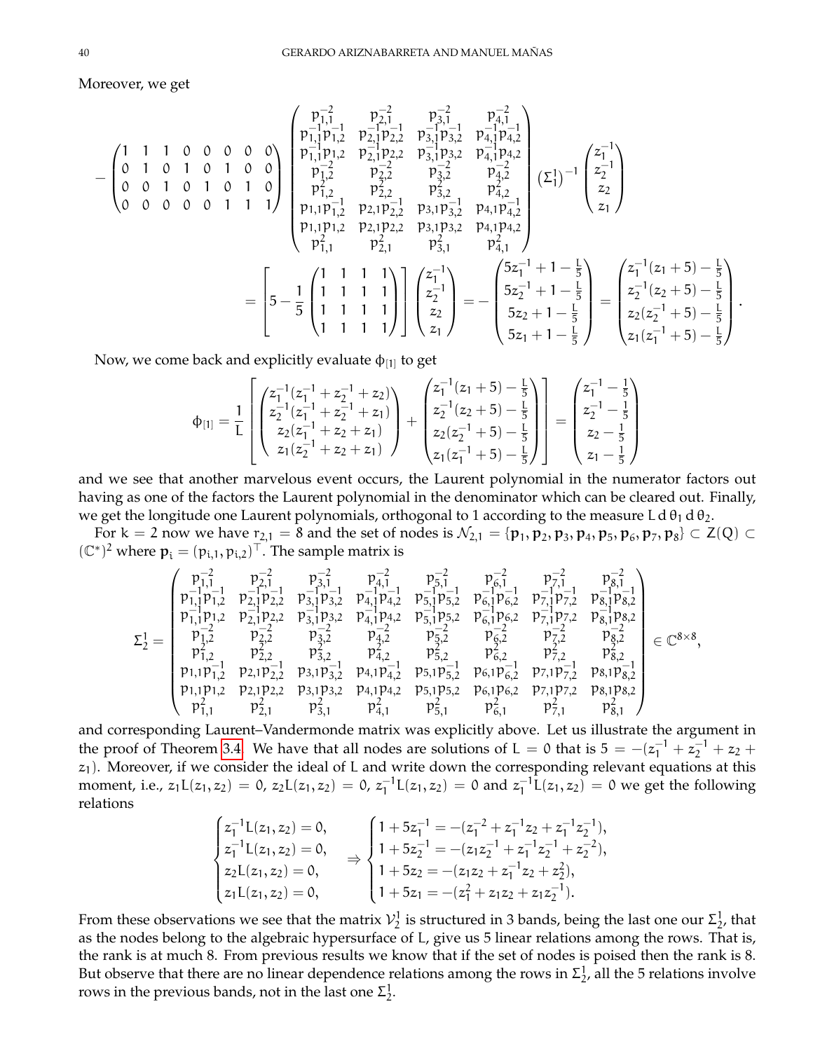Moreover, we get

$$
-\begin{pmatrix}1&1&1&0&0&0&0&0\\0&1&0&1&0&1&0&0\\0&0&1&0&1&0&1&0\\0&0&0&0&0&1&1&1\end{pmatrix}
\begin{pmatrix}
p_{1,1}^{-2} & p_{2,1}^{-2} & p_{3,1}^{-2} & p_{4,1}^{-2}\\
p_{1,1}^{-1}p_{1,2}^{-1} & p_{2,1}^{-1}p_{2,2}^{-1} & p_{3,1}^{-1}p_{3,2}^{-1} & p_{4,1}^{-1}p_{4,2}^{-1}\\
p_{1,1}^{-1}p_{1,2} & p_{2,1}^{-1}p_{2,2} & p_{3,1}^{-1}p_{3,2} & p_{4,1}^{-1}p_{4,2}\\
p_{1,2}^{-2} & p_{2,2}^{-2} & p_{3,2}^{-2} & p_{4,2}^{-2}\\
p_{1,2}^{2} & p_{2,2}^{2} & p_{3,2}^{2} & p_{4,2}^{2}\\
p_{1,1}p_{1,2}^{-1} & p_{2,1}p_{2,2}^{-1} & p_{3,1}p_{3,2}^{-1} & p_{4,1}p_{4,2}^{-1}\\
p_{1,1}p_{1,2} & p_{2,1}p_{2,2} & p_{3,1}p_{3,2} & p_{4,1}p_{4,2}\\
p_{1,1}^{2} & p_{2,1}^{2} & p_{3,1}^{2} & p_{4,1}^{2}
\end{pmatrix}
(\Sigma_1^1)^{-1}\begin{pmatrix}z_1^{-1}\\z_2^{-1}\\z_2\\z_1\end{pmatrix}
$$

$$
=\left[5-\frac{1}{5}\begin{pmatrix}1&1&1&1\\1&1&1&1\\1&1&1&1\\1&1&1&1\end{pmatrix}\right]\begin{pmatrix}z_1^{-1}\\z_2^{-1}\\z_2\\z_1\end{pmatrix}=-\begin{pmatrix}5z_1^{-1}+1-\frac{L}{5}\\5z_2^{-1}+1-\frac{L}{5}\\5z_2+1-\frac{L}{5}\\5z_1+1-\frac{L}{5}\end{pmatrix}=\begin{pmatrix}z_1^{-1}(z_1+5)-\frac{L}{5}\\z_2^{-1}(z_2+5)-\frac{L}{5}\\z_2(z_2^{-1}+5)-\frac{L}{5}\\z_1(z_1^{-1}+5)-\frac{L}{5}\end{pmatrix}.
$$

Now, we come back and explicitly evaluate $\phi_{[1]}$ to get

$$
\phi_{[1]}=\frac{1}{L}\left[\begin{pmatrix}z_1^{-1}(z_1^{-1}+z_2^{-1}+z_2)\\z_2^{-1}(z_1^{-1}+z_2^{-1}+z_1)\\z_2(z_1^{-1}+z_2+z_1)\\z_1(z_2^{-1}+z_2+z_1)\end{pmatrix}+\begin{pmatrix}z_1^{-1}(z_1+5)-\frac{L}{5}\\z_2^{-1}(z_2+5)-\frac{L}{5}\\z_2(z_2^{-1}+5)-\frac{L}{5}\\z_1(z_1^{-1}+5)-\frac{L}{5}\end{pmatrix}\right]=\begin{pmatrix}z_1^{-1}-\frac{1}{5}\\z_2^{-1}-\frac{1}{5}\\z_2-\frac{1}{5}\\z_1-\frac{1}{5}\end{pmatrix}
$$

and we see that another marvelous event occurs, the Laurent polynomial in the numerator factors out having as one of the factors the Laurent polynomial in the denominator which can be cleared out. Finally, we get the longitude one Laurent polynomials, orthogonal to 1 according to the measure $L\,d\theta_1\,d\theta_2$.

For $k=2$ now we have $r_{2,1}=8$ and the set of nodes is $\mathcal{N}_{2,1}=\{\mathbf{p}_1,\mathbf{p}_2,\mathbf{p}_3,\mathbf{p}_4,\mathbf{p}_5,\mathbf{p}_6,\mathbf{p}_7,\mathbf{p}_8\}\subset Z(Q)\subset(\mathbb{C}^*)^2$ where $\mathbf{p}_i=(p_{i,1},p_{i,2})^\top$. The sample matrix is

$$
\Sigma_2^1=\begin{pmatrix}
p_{1,1}^{-2} & p_{2,1}^{-2} & p_{3,1}^{-2} & p_{4,1}^{-2} & p_{5,1}^{-2} & p_{6,1}^{-2} & p_{7,1}^{-2} & p_{8,1}^{-2}\\
p_{1,1}^{-1}p_{1,2}^{-1} & p_{2,1}^{-1}p_{2,2}^{-1} & p_{3,1}^{-1}p_{3,2}^{-1} & p_{4,1}^{-1}p_{4,2}^{-1} & p_{5,1}^{-1}p_{5,2}^{-1} & p_{6,1}^{-1}p_{6,2}^{-1} & p_{7,1}^{-1}p_{7,2}^{-1} & p_{8,1}^{-1}p_{8,2}^{-1}\\
p_{1,1}^{-1}p_{1,2} & p_{2,1}^{-1}p_{2,2} & p_{3,1}^{-1}p_{3,2} & p_{4,1}^{-1}p_{4,2} & p_{5,1}^{-1}p_{5,2} & p_{6,1}^{-1}p_{6,2} & p_{7,1}^{-1}p_{7,2} & p_{8,1}^{-1}p_{8,2}\\
p_{1,2}^{-2} & p_{2,2}^{-2} & p_{3,2}^{-2} & p_{4,2}^{-2} & p_{5,2}^{-2} & p_{6,2}^{-2} & p_{7,2}^{-2} & p_{8,2}^{-2}\\
p_{1,2}^{2} & p_{2,2}^{2} & p_{3,2}^{2} & p_{4,2}^{2} & p_{5,2}^{2} & p_{6,2}^{2} & p_{7,2}^{2} & p_{8,2}^{2}\\
p_{1,1}p_{1,2}^{-1} & p_{2,1}p_{2,2}^{-1} & p_{3,1}p_{3,2}^{-1} & p_{4,1}p_{4,2}^{-1} & p_{5,1}p_{5,2}^{-1} & p_{6,1}p_{6,2}^{-1} & p_{7,1}p_{7,2}^{-1} & p_{8,1}p_{8,2}^{-1}\\
p_{1,1}p_{1,2} & p_{2,1}p_{2,2} & p_{3,1}p_{3,2} & p_{4,1}p_{4,2} & p_{5,1}p_{5,2} & p_{6,1}p_{6,2} & p_{7,1}p_{7,2} & p_{8,1}p_{8,2}\\
p_{1,1}^{2} & p_{2,1}^{2} & p_{3,1}^{2} & p_{4,1}^{2} & p_{5,1}^{2} & p_{6,1}^{2} & p_{7,1}^{2} & p_{8,1}^{2}
\end{pmatrix}\in\mathbb{C}^{8\times 8},
$$

and corresponding Laurent–Vandermonde matrix was explicitly above. Let us illustrate the argument in the proof of Theorem 3.4. We have that all nodes are solutions of $L=0$ that is $5=-(z_1^{-1}+z_2^{-1}+z_2+z_1)$. Moreover, if we consider the ideal of $L$ and write down the corresponding relevant equations at this moment, i.e., $z_1L(z_1,z_2)=0$, $z_2L(z_1,z_2)=0$, $z_1^{-1}L(z_1,z_2)=0$ and $z_1^{-1}L(z_1,z_2)=0$ we get the following relations

$$
\begin{cases}z_1^{-1}L(z_1,z_2)=0,\\z_1^{-1}L(z_1,z_2)=0,\\z_2L(z_1,z_2)=0,\\z_1L(z_1,z_2)=0,\end{cases}\Rightarrow\begin{cases}1+5z_1^{-1}=-(z_1^{-2}+z_1^{-1}z_2+z_1^{-1}z_2^{-1}),\\1+5z_2^{-1}=-(z_1z_2^{-1}+z_1^{-1}z_2^{-1}+z_2^{-2}),\\1+5z_2=-(z_1z_2+z_1^{-1}z_2+z_2^2),\\1+5z_1=-(z_1^2+z_1z_2+z_1z_2^{-1}).\end{cases}
$$

From these observations we see that the matrix $\mathcal{V}_2^1$ is structured in 3 bands, being the last one our $\Sigma_2^1$, that as the nodes belong to the algebraic hypersurface of $L$, give us 5 linear relations among the rows. That is, the rank is at much 8. From previous results we know that if the set of nodes is poised then the rank is 8. But observe that there are no linear dependence relations among the rows in $\Sigma_2^1$, all the 5 relations involve rows in the previous bands, not in the last one $\Sigma_2^1$.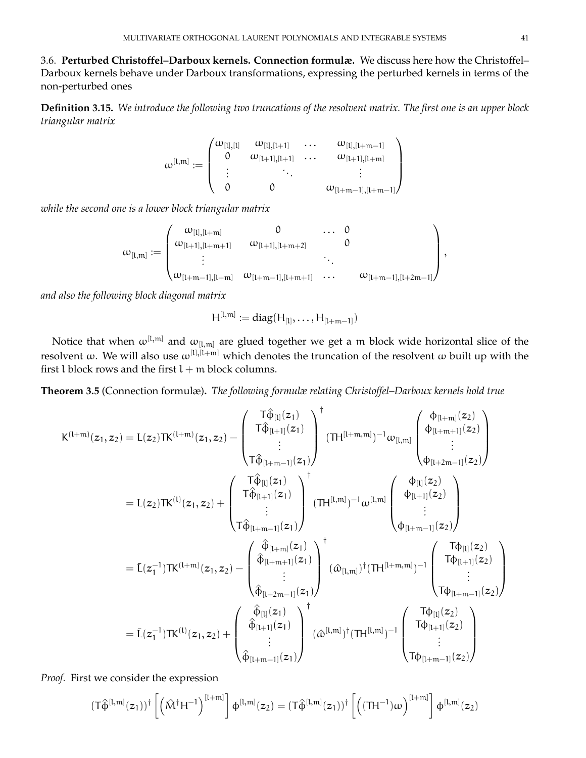### 3.6. Perturbed Christoffel–Darboux kernels. Connection formulæ.

We discuss here how the Christoffel–Darboux kernels behave under Darboux transformations, expressing the perturbed kernels in terms of the non-perturbed ones

**Definition 3.15.** *We introduce the following two truncations of the resolvent matrix. The first one is an upper block triangular matrix*

$$\omega^{[l,m]} := \begin{pmatrix} \omega_{[l],[l]} & \omega_{[l],[l+1]} & \dots & \omega_{[l],[l+m-1]} \\ 0 & \omega_{[l+1],[l+1]} & \dots & \omega_{[l+1],[l+m]} \\ \vdots & & \ddots & \vdots \\ 0 & 0 & & \omega_{[l+m-1],[l+m-1]} \end{pmatrix}$$

*while the second one is a lower block triangular matrix*

$$\omega_{[l,m]} := \begin{pmatrix} \omega_{[l],[l+m]} & 0 & \dots & 0 \\ \omega_{[l+1],[l+m+1]} & \omega_{[l+1],[l+m+2]} & & 0 \\ \vdots & & \ddots & \\ \omega_{[l+m-1],[l+m]} & \omega_{[l+m-1],[l+m+1]} & \dots & \omega_{[l+m-1],[l+2m-1]} \end{pmatrix},$$

*and also the following block diagonal matrix*

$$H^{[l,m]} := \operatorname{diag}(H_{[l]}, \dots, H_{[l+m-1]})$$

Notice that when $\omega^{[l,m]}$ and $\omega_{[l,m]}$ are glued together we get a $m$ block wide horizontal slice of the resolvent $\omega$. We will also use $\omega^{[l],[l+m]}$ which denotes the truncation of the resolvent $\omega$ built up with the first $l$ block rows and the first $l+m$ block columns.

**Theorem 3.5** (Connection formulæ)**.** *The following formulæ relating Christoffel–Darboux kernels hold true*

$$\begin{aligned}
K^{(l+m)}(z_1,z_2) &= L(z_2)TK^{(l+m)}(z_1,z_2) - \begin{pmatrix} T\hat{\phi}_{[l]}(z_1) \\ T\hat{\phi}_{[l+1]}(z_1) \\ \vdots \\ T\hat{\phi}_{[l+m-1]}(z_1) \end{pmatrix}^{\dagger} (TH^{[l+m,m]})^{-1}\omega_{[l,m]} \begin{pmatrix} \phi_{[l+m]}(z_2) \\ \phi_{[l+m+1]}(z_2) \\ \vdots \\ \phi_{[l+2m-1]}(z_2) \end{pmatrix} \\
&= L(z_2)TK^{(l)}(z_1,z_2) + \begin{pmatrix} T\hat{\phi}_{[l]}(z_1) \\ T\hat{\phi}_{[l+1]}(z_1) \\ \vdots \\ T\hat{\phi}_{[l+m-1]}(z_1) \end{pmatrix}^{\dagger} (TH^{[l,m]})^{-1}\omega^{[l,m]} \begin{pmatrix} \phi_{[l]}(z_2) \\ \phi_{[l+1]}(z_2) \\ \vdots \\ \phi_{[l+m-1]}(z_2) \end{pmatrix} \\
&= \bar{L}(z_1^{-1})TK^{(l+m)}(z_1,z_2) - \begin{pmatrix} \hat{\phi}_{[l+m]}(z_1) \\ \hat{\phi}_{[l+m+1]}(z_1) \\ \vdots \\ \hat{\phi}_{[l+2m-1]}(z_1) \end{pmatrix}^{\dagger} (\hat{\omega}_{[l,m]})^{\dagger}(TH^{[l+m,m]})^{-1} \begin{pmatrix} T\phi_{[l]}(z_2) \\ T\phi_{[l+1]}(z_2) \\ \vdots \\ T\phi_{[l+m-1]}(z_2) \end{pmatrix} \\
&= \bar{L}(z_1^{-1})TK^{(l)}(z_1,z_2) + \begin{pmatrix} \hat{\phi}_{[l]}(z_1) \\ \hat{\phi}_{[l+1]}(z_1) \\ \vdots \\ \hat{\phi}_{[l+m-1]}(z_1) \end{pmatrix}^{\dagger} (\hat{\omega}^{[l,m]})^{\dagger}(TH^{[l,m]})^{-1} \begin{pmatrix} T\phi_{[l]}(z_2) \\ T\phi_{[l+1]}(z_2) \\ \vdots \\ T\phi_{[l+m-1]}(z_2) \end{pmatrix}
\end{aligned}$$

*Proof.* First we consider the expression

$$(T\hat{\phi}^{[l,m]}(z_1))^{\dagger}\left[\left(\hat{M}^{\dagger}H^{-1}\right)^{[l+m]}\right]\phi^{[l,m]}(z_2) = (T\hat{\phi}^{[l,m]}(z_1))^{\dagger}\left[\left((TH^{-1})\omega\right)^{[l+m]}\right]\phi^{[l,m]}(z_2)$$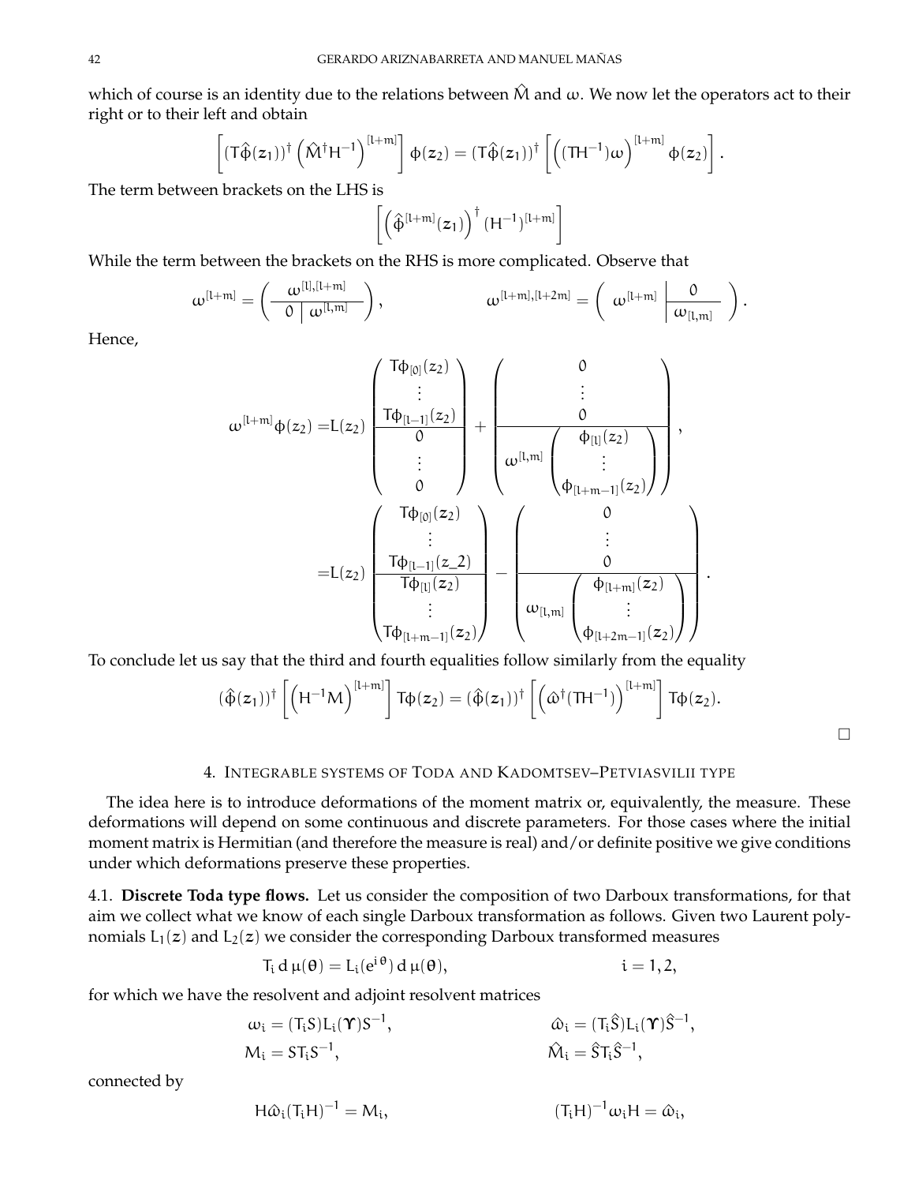which of course is an identity due to the relations between $\hat{M}$ and $\omega$. We now let the operators act to their right or to their left and obtain

$$\left[(T\hat{\phi}(z_1))^\dagger \left(\hat{M}^\dagger H^{-1}\right)^{[l+m]}\right] \phi(z_2) = (T\hat{\phi}(z_1))^\dagger \left[\left((TH^{-1})\omega\right)^{[l+m]} \phi(z_2)\right].$$

The term between brackets on the LHS is

$$\left[\left(\hat{\phi}^{[l+m]}(z_1)\right)^\dagger (H^{-1})^{[l+m]}\right]$$

While the term between the brackets on the RHS is more complicated. Observe that

$$\omega^{[l+m]} = \left(\begin{array}{c|c} \multicolumn{2}{c}{\omega^{[l],[l+m]}} \\ \hline 0 & \omega^{[l,m]} \end{array}\right), \qquad\qquad \omega^{[l+m],[l+2m]} = \left(\begin{array}{c|c} \omega^{[l+m]} & \begin{array}{c} 0 \\ \hline \omega_{[l,m]} \end{array} \end{array}\right).$$

Hence,

$$\begin{aligned}
\omega^{[l+m]}\phi(z_2) =& L(z_2)\begin{pmatrix} T\phi_{[0]}(z_2) \\ \vdots \\ T\phi_{[l-1]}(z_2) \\ \hline 0 \\ \vdots \\ 0 \end{pmatrix} + \begin{pmatrix} 0 \\ \vdots \\ 0 \\ \hline \omega^{[l,m]}\begin{pmatrix} \phi_{[l]}(z_2) \\ \vdots \\ \phi_{[l+m-1]}(z_2) \end{pmatrix} \end{pmatrix}, \\
=& L(z_2)\begin{pmatrix} T\phi_{[0]}(z_2) \\ \vdots \\ T\phi_{[l-1]}(z\_2) \\ \hline T\phi_{[l]}(z_2) \\ \vdots \\ T\phi_{[l+m-1]}(z_2) \end{pmatrix} - \begin{pmatrix} 0 \\ \vdots \\ 0 \\ \hline \omega_{[l,m]}\begin{pmatrix} \phi_{[l+m]}(z_2) \\ \vdots \\ \phi_{[l+2m-1]}(z_2) \end{pmatrix} \end{pmatrix}.
\end{aligned}$$

To conclude let us say that the third and fourth equalities follow similarly from the equality

$$(\hat{\phi}(z_1))^\dagger \left[\left(H^{-1}M\right)^{[l+m]}\right] T\phi(z_2) = (\hat{\phi}(z_1))^\dagger \left[\left(\hat{\omega}^\dagger(TH^{-1})\right)^{[l+m]}\right] T\phi(z_2).$$

□

## 4. Integrable systems of Toda and Kadomtsev–Petviasvilii type

The idea here is to introduce deformations of the moment matrix or, equivalently, the measure. These deformations will depend on some continuous and discrete parameters. For those cases where the initial moment matrix is Hermitian (and therefore the measure is real) and/or definite positive we give conditions under which deformations preserve these properties.

4.1. **Discrete Toda type flows.** Let us consider the composition of two Darboux transformations, for that aim we collect what we know of each single Darboux transformation as follows. Given two Laurent polynomials $L_1(z)$ and $L_2(z)$ we consider the corresponding Darboux transformed measures

$$T_i \,d\,\mu(\theta) = L_i(e^{i\,\theta})\,d\,\mu(\theta), \qquad\qquad i = 1, 2,$$

for which we have the resolvent and adjoint resolvent matrices

$$\begin{aligned}
\omega_i &= (T_i S)L_i(\Upsilon)S^{-1}, & \hat{\omega}_i &= (T_i\hat{S})L_i(\Upsilon)\hat{S}^{-1}, \\
M_i &= ST_iS^{-1}, & \hat{M}_i &= \hat{S}T_i\hat{S}^{-1},
\end{aligned}$$

connected by

$$H\hat{\omega}_i(T_iH)^{-1} = M_i, \qquad\qquad (T_iH)^{-1}\omega_i H = \hat{\omega}_i,$$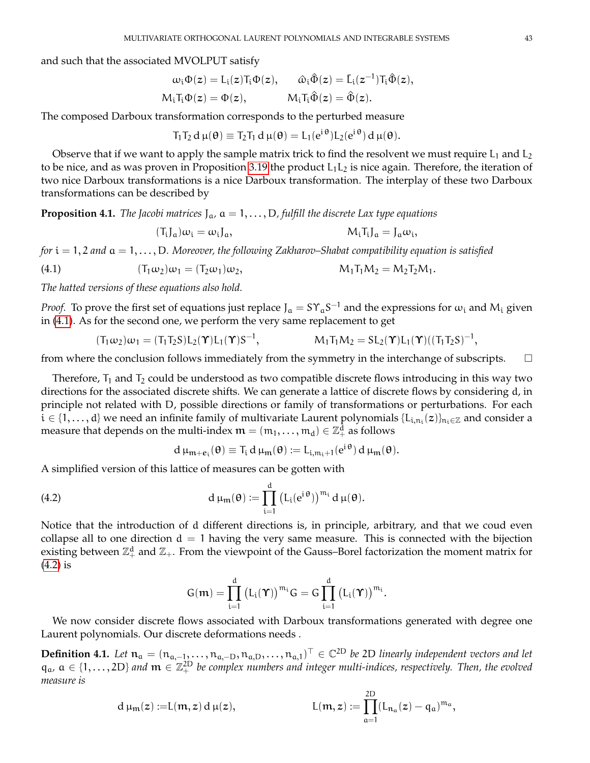and such that the associated MVOLPUT satisfy

$$\omega_i\Phi(z)=L_i(z)T_i\Phi(z),\qquad \hat\omega_i\hat\Phi(z)=\bar L_i(z^{-1})T_i\hat\Phi(z),$$
$$M_iT_i\Phi(z)=\Phi(z),\qquad M_iT_i\hat\Phi(z)=\hat\Phi(z).$$

The composed Darboux transformation corresponds to the perturbed measure

$$T_1T_2\,\mathrm{d}\,\mu(\theta)\equiv T_2T_1\,\mathrm{d}\,\mu(\theta)=L_1(e^{i\theta})L_2(e^{i\theta})\,\mathrm{d}\,\mu(\theta).$$

Observe that if we want to apply the sample matrix trick to find the resolvent we must require $L_1$ and $L_2$ to be nice, and as was proven in Proposition 3.19 the product $L_1L_2$ is nice again. Therefore, the iteration of two nice Darboux transformations is a nice Darboux transformation. The interplay of these two Darboux transformations can be described by

**Proposition 4.1.** *The Jacobi matrices $J_a$, $a=1,\dots,D$, fulfill the discrete Lax type equations*

$$(T_iJ_a)\omega_i=\omega_iJ_a,\qquad M_iT_iJ_a=J_a\omega_i,$$

*for $i=1,2$ and $a=1,\dots,D$. Moreover, the following Zakharov–Shabat compatibility equation is satisfied*

$$(T_1\omega_2)\omega_1=(T_2\omega_1)\omega_2,\qquad M_1T_1M_2=M_2T_2M_1. \tag{4.1}$$

*The hatted versions of these equations also hold.*

*Proof.* To prove the first set of equations just replace $J_a=S\Upsilon_aS^{-1}$ and the expressions for $\omega_i$ and $M_i$ given in (4.1). As for the second one, we perform the very same replacement to get

$$(T_1\omega_2)\omega_1=(T_1T_2S)L_2(\Upsilon)L_1(\Upsilon)S^{-1},\qquad M_1T_1M_2=SL_2(\Upsilon)L_1(\Upsilon)((T_1T_2S)^{-1},$$

from where the conclusion follows immediately from the symmetry in the interchange of subscripts. □

Therefore, $T_1$ and $T_2$ could be understood as two compatible discrete flows introducing in this way two directions for the associated discrete shifts. We can generate a lattice of discrete flows by considering $d$, in principle not related with $D$, possible directions or family of transformations or perturbations. For each $i\in\{1,\dots,d\}$ we need an infinite family of multivariate Laurent polynomials $\{L_{i,n_i}(z)\}_{n_i\in\mathbb{Z}}$ and consider a measure that depends on the multi-index $m=(m_1,\dots,m_d)\in\mathbb{Z}_+^d$ as follows

$$\mathrm{d}\,\mu_{m+e_i}(\theta)\equiv T_i\,\mathrm{d}\,\mu_m(\theta):=L_{i,m_i+1}(e^{i\theta})\,\mathrm{d}\,\mu_m(\theta).$$

A simplified version of this lattice of measures can be gotten with

$$\mathrm{d}\,\mu_m(\theta):=\prod_{i=1}^{d}\big(L_i(e^{i\theta})\big)^{m_i}\,\mathrm{d}\,\mu(\theta). \tag{4.2}$$

Notice that the introduction of $d$ different directions is, in principle, arbitrary, and that we coud even collapse all to one direction $d=1$ having the very same measure. This is connected with the bijection existing between $\mathbb{Z}_+^d$ and $\mathbb{Z}_+$. From the viewpoint of the Gauss–Borel factorization the moment matrix for (4.2) is

$$G(m)=\prod_{i=1}^{d}\big(L_i(\Upsilon)\big)^{m_i}G=G\prod_{i=1}^{d}\big(L_i(\Upsilon)\big)^{m_i}.$$

We now consider discrete flows associated with Darboux transformations generated with degree one Laurent polynomials. Our discrete deformations needs .

**Definition 4.1.** *Let $n_a=(n_{a,-1},\dots,n_{a,-D},n_{a,D},\dots,n_{a,1})^\top\in\mathbb{C}^{2D}$ be 2D linearly independent vectors and let $q_a$, $a\in\{1,\dots,2D\}$ and $m\in\mathbb{Z}_+^{2D}$ be complex numbers and integer multi-indices, respectively. Then, the evolved measure is*

$$\mathrm{d}\,\mu_m(z):=L(m,z)\,\mathrm{d}\,\mu(z),\qquad L(m,z):=\prod_{a=1}^{2D}(L_{n_a}(z)-q_a)^{m_a},$$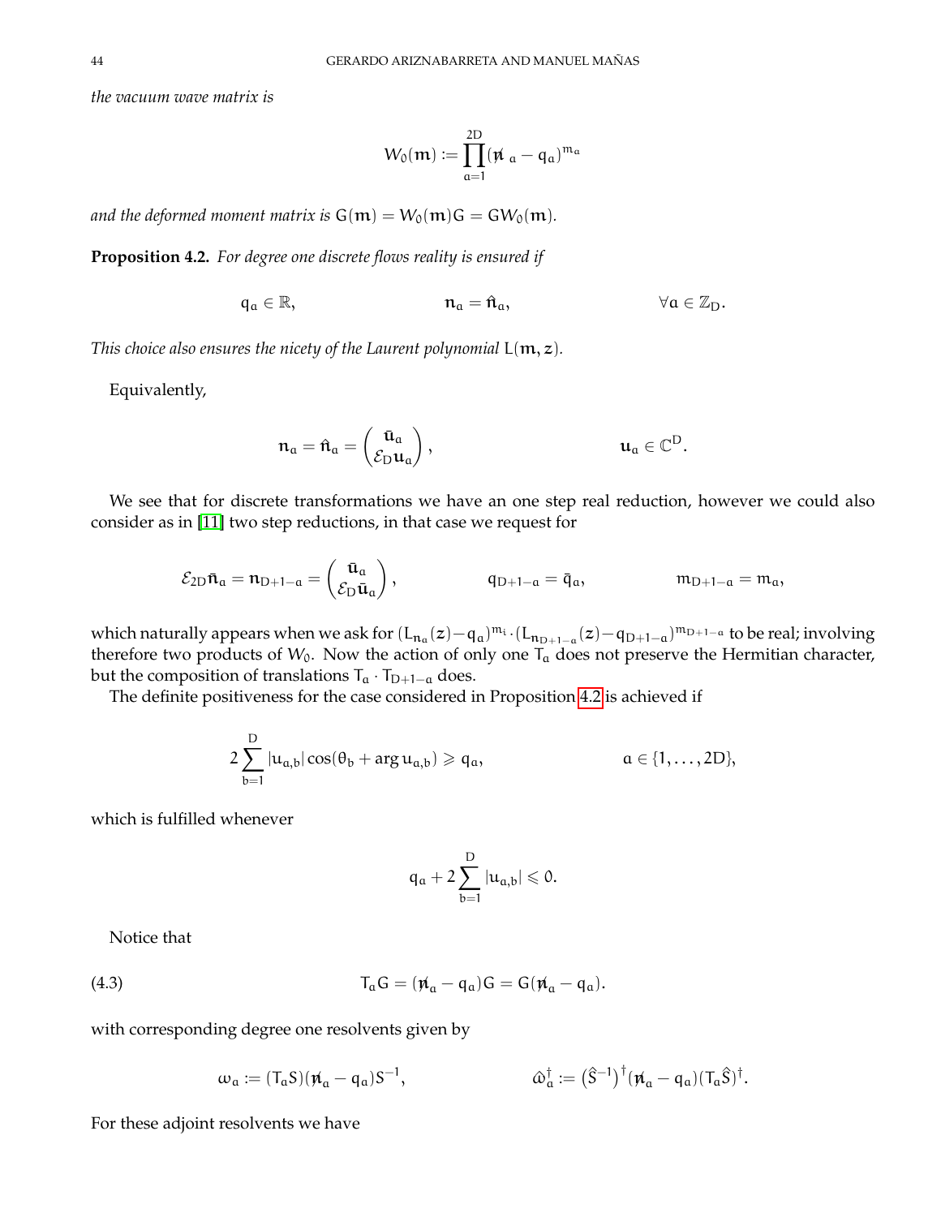*the vacuum wave matrix is*

$$W_0(\boldsymbol{m}) := \prod_{a=1}^{2D} (\not{n}_a - q_a)^{m_a}$$

*and the deformed moment matrix is* $G(\boldsymbol{m}) = W_0(\boldsymbol{m})G = GW_0(\boldsymbol{m})$.

**Proposition 4.2.** *For degree one discrete flows reality is ensured if*

$$q_a \in \mathbb{R}, \qquad\qquad \boldsymbol{n}_a = \hat{\boldsymbol{n}}_a, \qquad\qquad \forall a \in \mathbb{Z}_D.$$

*This choice also ensures the nicety of the Laurent polynomial* $L(\boldsymbol{m}, \boldsymbol{z})$.

Equivalently,

$$\boldsymbol{n}_a = \hat{\boldsymbol{n}}_a = \begin{pmatrix} \bar{\boldsymbol{u}}_a \\ \mathcal{E}_D \boldsymbol{u}_a \end{pmatrix}, \qquad\qquad \boldsymbol{u}_a \in \mathbb{C}^D.$$

We see that for discrete transformations we have an one step real reduction, however we could also consider as in [11] two step reductions, in that case we request for

$$\mathcal{E}_{2D}\bar{\boldsymbol{n}}_a = \boldsymbol{n}_{D+1-a} = \begin{pmatrix} \bar{\boldsymbol{u}}_a \\ \mathcal{E}_D \bar{\boldsymbol{u}}_a \end{pmatrix}, \qquad\qquad q_{D+1-a} = \bar{q}_a, \qquad\qquad m_{D+1-a} = m_a,$$

which naturally appears when we ask for $(L_{\boldsymbol{n}_a}(\boldsymbol{z}) - q_a)^{m_i} \cdot (L_{\boldsymbol{n}_{D+1-a}}(\boldsymbol{z}) - q_{D+1-a})^{m_{D+1-a}}$ to be real; involving therefore two products of $W_0$. Now the action of only one $T_a$ does not preserve the Hermitian character, but the composition of translations $T_a \cdot T_{D+1-a}$ does.

The definite positiveness for the case considered in Proposition 4.2 is achieved if

$$2\sum_{b=1}^{D} |u_{a,b}| \cos(\theta_b + \arg u_{a,b}) \geqslant q_a, \qquad\qquad a \in \{1, \dots, 2D\},$$

which is fulfilled whenever

$$q_a + 2\sum_{b=1}^{D} |u_{a,b}| \leqslant 0.$$

Notice that

$$T_a G = (\not{n}_a - q_a)G = G(\not{n}_a - q_a). \tag{4.3}$$

with corresponding degree one resolvents given by

$$\omega_a := (T_a S)(\not{n}_a - q_a)S^{-1}, \qquad\qquad \hat{\omega}_a^\dagger := \big(\hat{S}^{-1}\big)^\dagger (\not{n}_a - q_a)(T_a \hat{S})^\dagger.$$

For these adjoint resolvents we have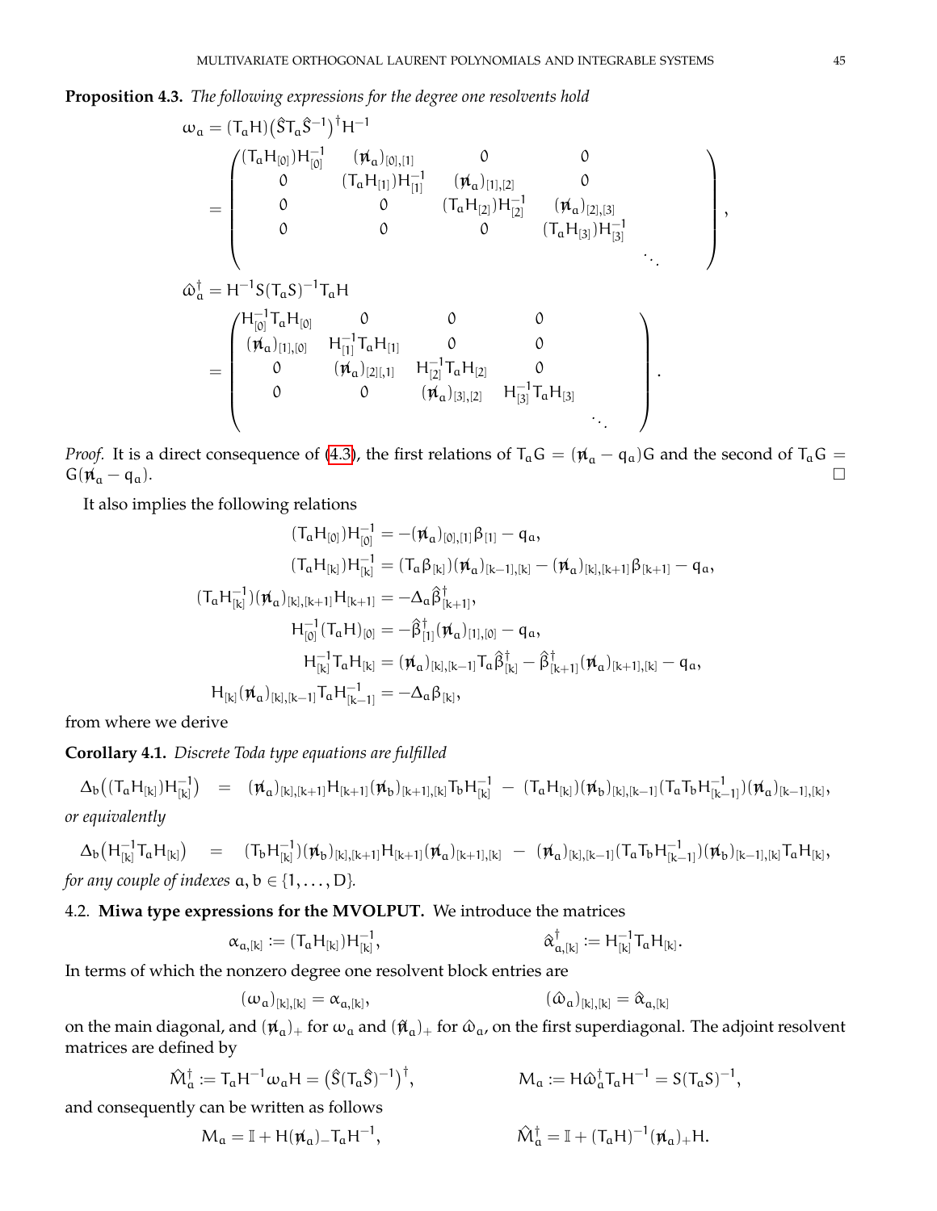**Proposition 4.3.** *The following expressions for the degree one resolvents hold*

$$
\begin{aligned}
\omega_a &= (T_aH)\big(\hat{S}T_a\hat{S}^{-1}\big)^{\dagger}H^{-1}\\
&=\begin{pmatrix}
(T_aH_{[0]})H_{[0]}^{-1} & (\not{n}_a)_{[0],[1]} & 0 & 0 & \\
0 & (T_aH_{[1]})H_{[1]}^{-1} & (\not{n}_a)_{[1],[2]} & 0 & \\
0 & 0 & (T_aH_{[2]})H_{[2]}^{-1} & (\not{n}_a)_{[2],[3]} & \\
0 & 0 & 0 & (T_aH_{[3]})H_{[3]}^{-1} & \\
 & & & & \ddots
\end{pmatrix},\\
\hat{\omega}_a^{\dagger} &= H^{-1}S(T_aS)^{-1}T_aH\\
&=\begin{pmatrix}
H_{[0]}^{-1}T_aH_{[0]} & 0 & 0 & 0 & \\
(\not{n}_a)_{[1],[0]} & H_{[1]}^{-1}T_aH_{[1]} & 0 & 0 & \\
0 & (\not{n}_a)_{[2][,1]} & H_{[2]}^{-1}T_aH_{[2]} & 0 & \\
0 & 0 & (\not{n}_a)_{[3],[2]} & H_{[3]}^{-1}T_aH_{[3]} & \\
 & & & & \ddots
\end{pmatrix}.
\end{aligned}
$$

*Proof.* It is a direct consequence of (4.3), the first relations of $T_aG = (\not{n}_a - q_a)G$ and the second of $T_aG = G(\not{n}_a - q_a)$. □

It also implies the following relations

$$
\begin{aligned}
(T_aH_{[0]})H_{[0]}^{-1} &= -(\not{n}_a)_{[0],[1]}\beta_{[1]} - q_a,\\
(T_aH_{[k]})H_{[k]}^{-1} &= (T_a\beta_{[k]})(\not{n}_a)_{[k-1],[k]} - (\not{n}_a)_{[k],[k+1]}\beta_{[k+1]} - q_a,\\
(T_aH_{[k]}^{-1})(\not{n}_a)_{[k],[k+1]}H_{[k+1]} &= -\Delta_a\hat{\beta}_{[k+1]}^{\dagger},\\
H_{[0]}^{-1}(T_aH)_{[0]} &= -\hat{\beta}_{[1]}^{\dagger}(\not{n}_a)_{[1],[0]} - q_a,\\
H_{[k]}^{-1}T_aH_{[k]} &= (\not{n}_a)_{[k],[k-1]}T_a\hat{\beta}_{[k]}^{\dagger} - \hat{\beta}_{[k+1]}^{\dagger}(\not{n}_a)_{[k+1],[k]} - q_a,\\
H_{[k]}(\not{n}_a)_{[k],[k-1]}T_aH_{[k-1]}^{-1} &= -\Delta_a\beta_{[k]},
\end{aligned}
$$

from where we derive

**Corollary 4.1.** *Discrete Toda type equations are fulfilled*

$$
\Delta_b\big((T_aH_{[k]})H_{[k]}^{-1}\big) = (\not{n}_a)_{[k],[k+1]}H_{[k+1]}(\not{n}_b)_{[k+1],[k]}T_bH_{[k]}^{-1} - (T_aH_{[k]})(\not{n}_b)_{[k],[k-1]}(T_aT_bH_{[k-1]}^{-1})(\not{n}_a)_{[k-1],[k]},
$$

*or equivalently*

$$
\Delta_b\big(H_{[k]}^{-1}T_aH_{[k]}\big) = (T_bH_{[k]}^{-1})(\not{n}_b)_{[k],[k+1]}H_{[k+1]}(\not{n}_a)_{[k+1],[k]} - (\not{n}_a)_{[k],[k-1]}(T_aT_bH_{[k-1]}^{-1})(\not{n}_b)_{[k-1],[k]}T_aH_{[k]},
$$

*for any couple of indexes $a, b \in \{1, \dots, D\}$.*

## 4.2. Miwa type expressions for the MVOLPUT.

We introduce the matrices

$$
\alpha_{a,[k]} := (T_aH_{[k]})H_{[k]}^{-1}, \qquad\qquad \hat{\alpha}_{a,[k]}^{\dagger} := H_{[k]}^{-1}T_aH_{[k]}.
$$

In terms of which the nonzero degree one resolvent block entries are

$$
(\omega_a)_{[k],[k]} = \alpha_{a,[k]}, \qquad\qquad (\hat{\omega}_a)_{[k],[k]} = \hat{\alpha}_{a,[k]}
$$

on the main diagonal, and $(\not{n}_a)_+$ for $\omega_a$ and $(\hat{\not{n}}_a)_+$ for $\hat{\omega}_a$, on the first superdiagonal. The adjoint resolvent matrices are defined by

$$
\hat{M}_a^{\dagger} := T_aH^{-1}\omega_aH = \big(\hat{S}(T_a\hat{S})^{-1}\big)^{\dagger}, \qquad\qquad M_a := H\hat{\omega}_a^{\dagger}T_aH^{-1} = S(T_aS)^{-1},
$$

and consequently can be written as follows

$$
M_a = \mathbb{I} + H(\not{n}_a)_-T_aH^{-1}, \qquad\qquad \hat{M}_a^{\dagger} = \mathbb{I} + (T_aH)^{-1}(\not{n}_a)_+H.
$$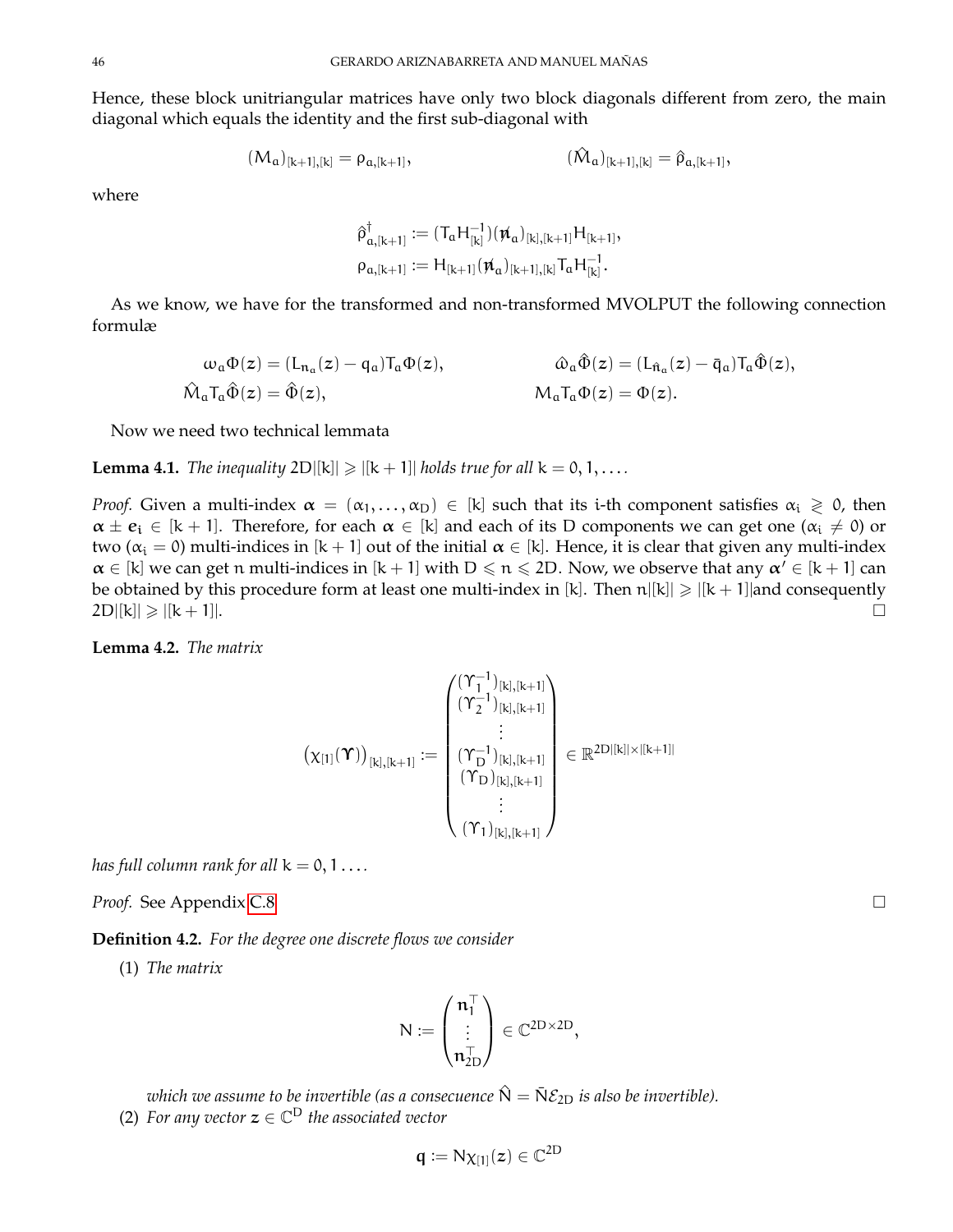Hence, these block unitriangular matrices have only two block diagonals different from zero, the main diagonal which equals the identity and the first sub-diagonal with

$$(M_a)_{[k+1],[k]} = \rho_{a,[k+1]}, \qquad\qquad (\hat{M}_a)_{[k+1],[k]} = \hat{\rho}_{a,[k+1]},$$

where

$$\hat{\rho}^{\dagger}_{a,[k+1]} := (T_a H_{[k]}^{-1})(\not{n}_a)_{[k],[k+1]} H_{[k+1]},$$
$$\rho_{a,[k+1]} := H_{[k+1]}(\not{n}_a)_{[k+1],[k]} T_a H_{[k]}^{-1}.$$

As we know, we have for the transformed and non-transformed MVOLPUT the following connection formulæ

$$\omega_a \Phi(\boldsymbol{z}) = (L_{\boldsymbol{n}_a}(\boldsymbol{z}) - q_a) T_a \Phi(\boldsymbol{z}), \qquad\qquad \hat{\omega}_a \hat{\Phi}(\boldsymbol{z}) = (L_{\hat{\boldsymbol{n}}_a}(\boldsymbol{z}) - \bar{q}_a) T_a \hat{\Phi}(\boldsymbol{z}),$$
$$\hat{M}_a T_a \hat{\Phi}(\boldsymbol{z}) = \hat{\Phi}(\boldsymbol{z}), \qquad\qquad M_a T_a \Phi(\boldsymbol{z}) = \Phi(\boldsymbol{z}).$$

Now we need two technical lemmata

**Lemma 4.1.** *The inequality* $2D|[k]| \geqslant |[k+1]|$ *holds true for all* $k = 0, 1, \dots$.

*Proof.* Given a multi-index $\boldsymbol{\alpha} = (\alpha_1, \dots, \alpha_D) \in [k]$ such that its $i$-th component satisfies $\alpha_i \gtrless 0$, then $\boldsymbol{\alpha} \pm \boldsymbol{e}_i \in [k+1]$. Therefore, for each $\boldsymbol{\alpha} \in [k]$ and each of its $D$ components we can get one ($\alpha_i \neq 0$) or two ($\alpha_i = 0$) multi-indices in $[k+1]$ out of the initial $\boldsymbol{\alpha} \in [k]$. Hence, it is clear that given any multi-index $\boldsymbol{\alpha} \in [k]$ we can get $n$ multi-indices in $[k+1]$ with $D \leqslant n \leqslant 2D$. Now, we observe that any $\boldsymbol{\alpha}' \in [k+1]$ can be obtained by this procedure form at least one multi-index in $[k]$. Then $n|[k]| \geqslant |[k+1]|$and consequently $2D|[k]| \geqslant |[k+1]|$. □

**Lemma 4.2.** *The matrix*

$$\big(\chi_{[1]}(\boldsymbol{\Upsilon})\big)_{[k],[k+1]} := \begin{pmatrix} (\Upsilon_1^{-1})_{[k],[k+1]} \\ (\Upsilon_2^{-1})_{[k],[k+1]} \\ \vdots \\ (\Upsilon_D^{-1})_{[k],[k+1]} \\ (\Upsilon_D)_{[k],[k+1]} \\ \vdots \\ (\Upsilon_1)_{[k],[k+1]} \end{pmatrix} \in \mathbb{R}^{2D|[k]|\times|[k+1]|}$$

*has full column rank for all* $k = 0, 1 \dots$.

*Proof.* See Appendix C.8 □

**Definition 4.2.** *For the degree one discrete flows we consider*

(1) *The matrix*

$$N := \begin{pmatrix} \boldsymbol{n}_1^{\top} \\ \vdots \\ \boldsymbol{n}_{2D}^{\top} \end{pmatrix} \in \mathbb{C}^{2D\times 2D},$$

*which we assume to be invertible (as a consecuence* $\hat{N} = \bar{N}\mathcal{E}_{2D}$ *is also be invertible).*

(2) *For any vector* $\boldsymbol{z} \in \mathbb{C}^D$ *the associated vector*

$$\boldsymbol{q} := N\chi_{[1]}(\boldsymbol{z}) \in \mathbb{C}^{2D}$$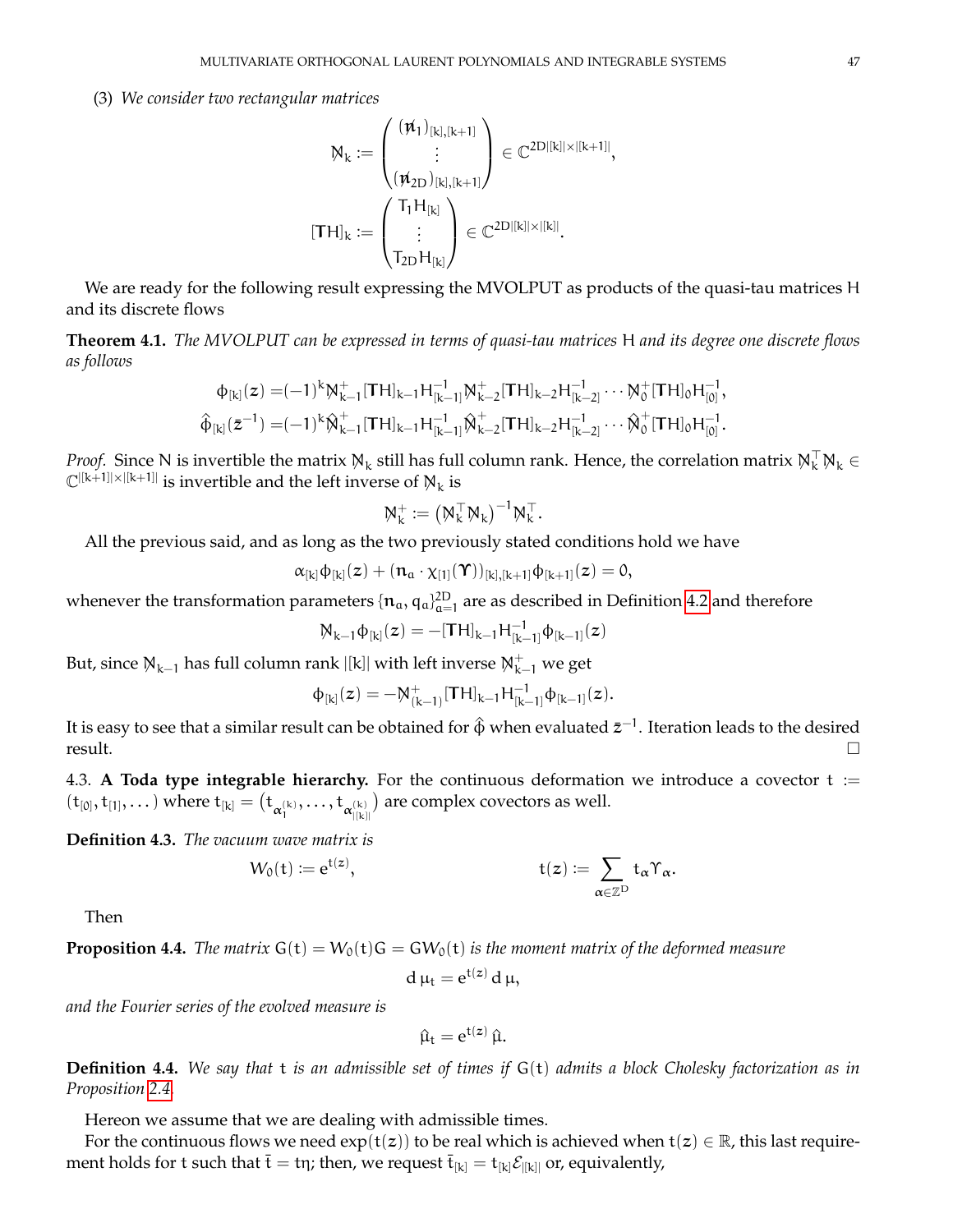(3) *We consider two rectangular matrices*

$$
\mathcal{N}_k := \begin{pmatrix} (\mathcal{n}_1)_{[k],[k+1]} \\ \vdots \\ (\mathcal{n}_{2D})_{[k],[k+1]} \end{pmatrix} \in \mathbb{C}^{2D|[k]|\times|[k+1]|},
$$

$$
[\mathsf{T}H]_k := \begin{pmatrix} \mathsf{T}_1 H_{[k]} \\ \vdots \\ \mathsf{T}_{2D} H_{[k]} \end{pmatrix} \in \mathbb{C}^{2D|[k]|\times|[k]|}.
$$

We are ready for the following result expressing the MVOLPUT as products of the quasi-tau matrices $H$ and its discrete flows

**Theorem 4.1.** *The MVOLPUT can be expressed in terms of quasi-tau matrices $H$ and its degree one discrete flows as follows*

$$
\begin{aligned}
\phi_{[k]}(z) &= (-1)^k \mathcal{N}_{k-1}^{+}[\mathsf{T}H]_{k-1} H_{[k-1]}^{-1} \mathcal{N}_{k-2}^{+}[\mathsf{T}H]_{k-2} H_{[k-2]}^{-1} \cdots \mathcal{N}_0^{+}[\mathsf{T}H]_0 H_{[0]}^{-1},\\
\hat{\phi}_{[k]}(\bar{z}^{-1}) &= (-1)^k \hat{\mathcal{N}}_{k-1}^{+}[\mathsf{T}H]_{k-1} H_{[k-1]}^{-1} \hat{\mathcal{N}}_{k-2}^{+}[\mathsf{T}H]_{k-2} H_{[k-2]}^{-1} \cdots \hat{\mathcal{N}}_0^{+}[\mathsf{T}H]_0 H_{[0]}^{-1}.
\end{aligned}
$$

*Proof.* Since $N$ is invertible the matrix $\mathcal{N}_k$ still has full column rank. Hence, the correlation matrix $\mathcal{N}_k^{\top}\mathcal{N}_k \in \mathbb{C}^{|[k+1]|\times|[k+1]|}$ is invertible and the left inverse of $\mathcal{N}_k$ is

$$
\mathcal{N}_k^{+} := \left(\mathcal{N}_k^{\top}\mathcal{N}_k\right)^{-1}\mathcal{N}_k^{\top}.
$$

All the previous said, and as long as the two previously stated conditions hold we have

$$
\alpha_{[k]}\phi_{[k]}(z) + (n_a \cdot \chi_{[1]}(\Upsilon))_{[k],[k+1]}\phi_{[k+1]}(z) = 0,
$$

whenever the transformation parameters $\{n_a, q_a\}_{a=1}^{2D}$ are as described in Definition 4.2 and therefore

$$
\mathcal{N}_{k-1}\phi_{[k]}(z) = -[\mathsf{T}H]_{k-1} H_{[k-1]}^{-1}\phi_{[k-1]}(z)
$$

But, since $\mathcal{N}_{k-1}$ has full column rank $|[k]|$ with left inverse $\mathcal{N}_{k-1}^{+}$ we get

$$
\phi_{[k]}(z) = -\mathcal{N}_{(k-1)}^{+}[\mathsf{T}H]_{k-1} H_{[k-1]}^{-1}\phi_{[k-1]}(z).
$$

It is easy to see that a similar result can be obtained for $\hat{\phi}$ when evaluated $\bar{z}^{-1}$. Iteration leads to the desired result. □

4.3. **A Toda type integrable hierarchy.** For the continuous deformation we introduce a covector $t := (t_{[0]}, t_{[1]}, \dots)$ where $t_{[k]} = \left(t_{\alpha_1^{(k)}}, \dots, t_{\alpha_{|[k]|}^{(k)}}\right)$ are complex covectors as well.

**Definition 4.3.** *The vacuum wave matrix is*

$$
W_0(t) := e^{t(z)}, \qquad\qquad t(z) := \sum_{\alpha\in\mathbb{Z}^D} t_\alpha \Upsilon_\alpha.
$$

Then

**Proposition 4.4.** *The matrix $G(t) = W_0(t)G = GW_0(t)$ is the moment matrix of the deformed measure*

$$
\mathrm{d}\,\mu_t = e^{t(z)}\,\mathrm{d}\,\mu,
$$

*and the Fourier series of the evolved measure is*

$$
\hat{\mu}_t = e^{t(z)}\,\hat{\mu}.
$$

**Definition 4.4.** *We say that $t$ is an admissible set of times if $G(t)$ admits a block Cholesky factorization as in Proposition 2.4.*

Hereon we assume that we are dealing with admissible times.

For the continuous flows we need $\exp(t(z))$ to be real which is achieved when $t(z) \in \mathbb{R}$, this last requirement holds for $t$ such that $\bar{t} = t\eta$; then, we request $\bar{t}_{[k]} = t_{[k]}\mathcal{E}_{|[k]|}$ or, equivalently,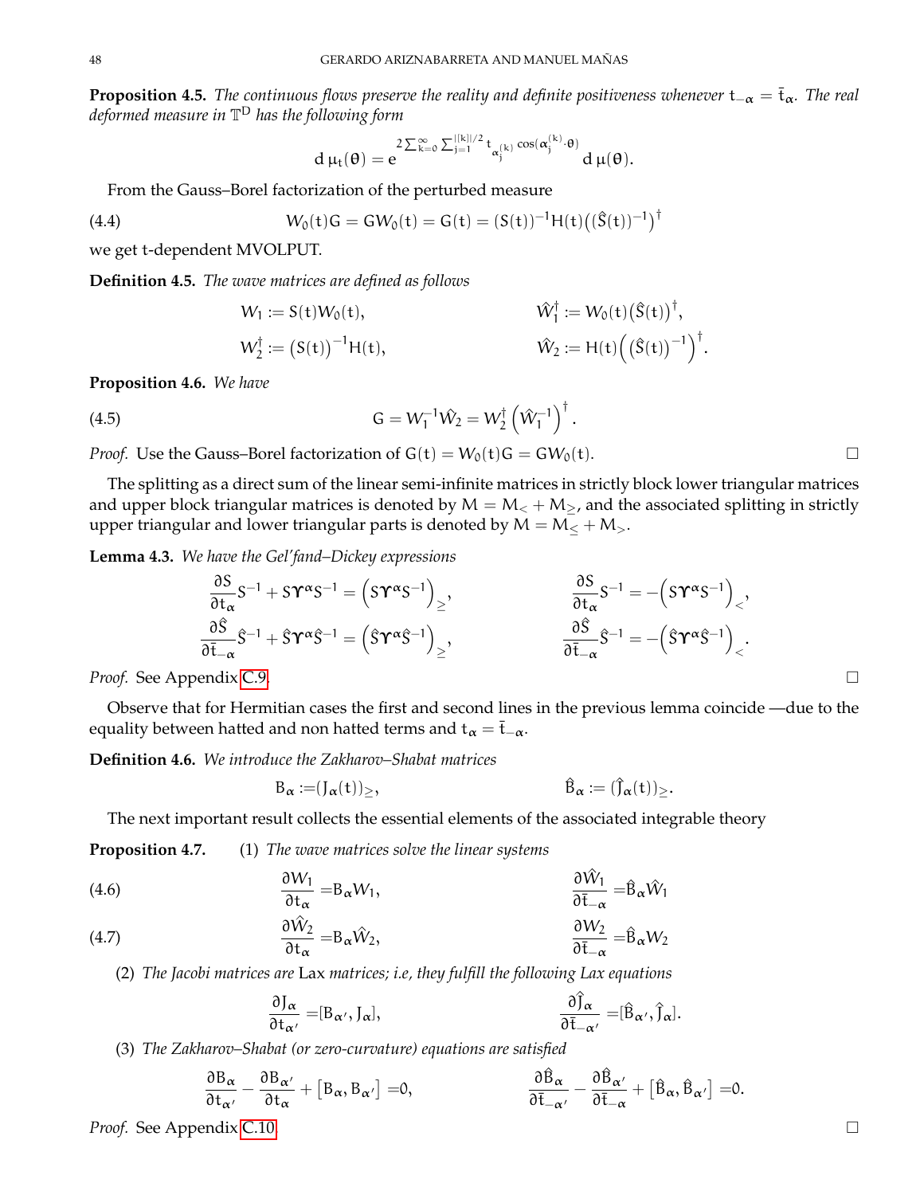**Proposition 4.5.** *The continuous flows preserve the reality and definite positiveness whenever $t_{-\alpha} = \bar{t}_\alpha$. The real deformed measure in $\mathbb{T}^D$ has the following form*

$$\mathrm{d}\,\mu_t(\theta) = e^{2\sum_{k=0}^{\infty}\sum_{j=1}^{|[k]|/2} t_{\alpha_j^{(k)}}\cos(\alpha_j^{(k)}\cdot\theta)}\,\mathrm{d}\,\mu(\theta).$$

From the Gauss–Borel factorization of the perturbed measure

$$W_0(t)G = GW_0(t) = G(t) = (S(t))^{-1}H(t)\big((\hat{S}(t))^{-1}\big)^{\dagger} \tag{4.4}$$

we get t-dependent MVOLPUT.

**Definition 4.5.** *The wave matrices are defined as follows*

$$W_1 := S(t)W_0(t), \qquad \hat{W}_1^{\dagger} := W_0(t)\big(\hat{S}(t)\big)^{\dagger},$$

$$W_2^{\dagger} := \big(S(t)\big)^{-1}H(t), \qquad \hat{W}_2 := H(t)\Big(\big(\hat{S}(t)\big)^{-1}\Big)^{\dagger}.$$

**Proposition 4.6.** *We have*

$$G = W_1^{-1}\hat{W}_2 = W_2^{\dagger}\left(\hat{W}_1^{-1}\right)^{\dagger}. \tag{4.5}$$

*Proof.* Use the Gauss–Borel factorization of $G(t) = W_0(t)G = GW_0(t)$. □

The splitting as a direct sum of the linear semi-infinite matrices in strictly block lower triangular matrices and upper block triangular matrices is denoted by $M = M_< + M_\geq$, and the associated splitting in strictly upper triangular and lower triangular parts is denoted by $M = M_\leq + M_>$.

**Lemma 4.3.** *We have the Gel'fand–Dickey expressions*

$$\frac{\partial S}{\partial t_\alpha}S^{-1} + S\Upsilon^\alpha S^{-1} = \left(S\Upsilon^\alpha S^{-1}\right)_\geq, \qquad \frac{\partial S}{\partial t_\alpha}S^{-1} = -\left(S\Upsilon^\alpha S^{-1}\right)_<,$$

$$\frac{\partial \hat{S}}{\partial \bar{t}_{-\alpha}}\hat{S}^{-1} + \hat{S}\Upsilon^\alpha \hat{S}^{-1} = \left(\hat{S}\Upsilon^\alpha \hat{S}^{-1}\right)_\geq, \qquad \frac{\partial \hat{S}}{\partial \bar{t}_{-\alpha}}\hat{S}^{-1} = -\left(\hat{S}\Upsilon^\alpha \hat{S}^{-1}\right)_<.$$

*Proof.* See Appendix C.9. □

Observe that for Hermitian cases the first and second lines in the previous lemma coincide —due to the equality between hatted and non hatted terms and $t_\alpha = \bar{t}_{-\alpha}$.

**Definition 4.6.** *We introduce the Zakharov–Shabat matrices*

$$B_\alpha := (J_\alpha(t))_\geq, \qquad \hat{B}_\alpha := (\hat{J}_\alpha(t))_\geq.$$

The next important result collects the essential elements of the associated integrable theory

**Proposition 4.7.** (1) *The wave matrices solve the linear systems*

$$\frac{\partial W_1}{\partial t_\alpha} = B_\alpha W_1, \qquad \frac{\partial \hat{W}_1}{\partial \bar{t}_{-\alpha}} = \hat{B}_\alpha \hat{W}_1 \tag{4.6}$$

$$\frac{\partial \hat{W}_2}{\partial t_\alpha} = B_\alpha \hat{W}_2, \qquad \frac{\partial W_2}{\partial \bar{t}_{-\alpha}} = \hat{B}_\alpha W_2 \tag{4.7}$$

(2) *The Jacobi matrices are* Lax *matrices; i.e, they fulfill the following Lax equations*

$$\frac{\partial J_\alpha}{\partial t_{\alpha'}} = [B_{\alpha'}, J_\alpha], \qquad \frac{\partial \hat{J}_\alpha}{\partial \bar{t}_{-\alpha'}} = [\hat{B}_{\alpha'}, \hat{J}_\alpha].$$

(3) *The Zakharov–Shabat (or zero-curvature) equations are satisfied*

$$\frac{\partial B_\alpha}{\partial t_{\alpha'}} - \frac{\partial B_{\alpha'}}{\partial t_\alpha} + \left[B_\alpha, B_{\alpha'}\right] = 0, \qquad \frac{\partial \hat{B}_\alpha}{\partial \bar{t}_{-\alpha'}} - \frac{\partial \hat{B}_{\alpha'}}{\partial \bar{t}_{-\alpha}} + \left[\hat{B}_\alpha, \hat{B}_{\alpha'}\right] = 0.$$

*Proof.* See Appendix C.10 □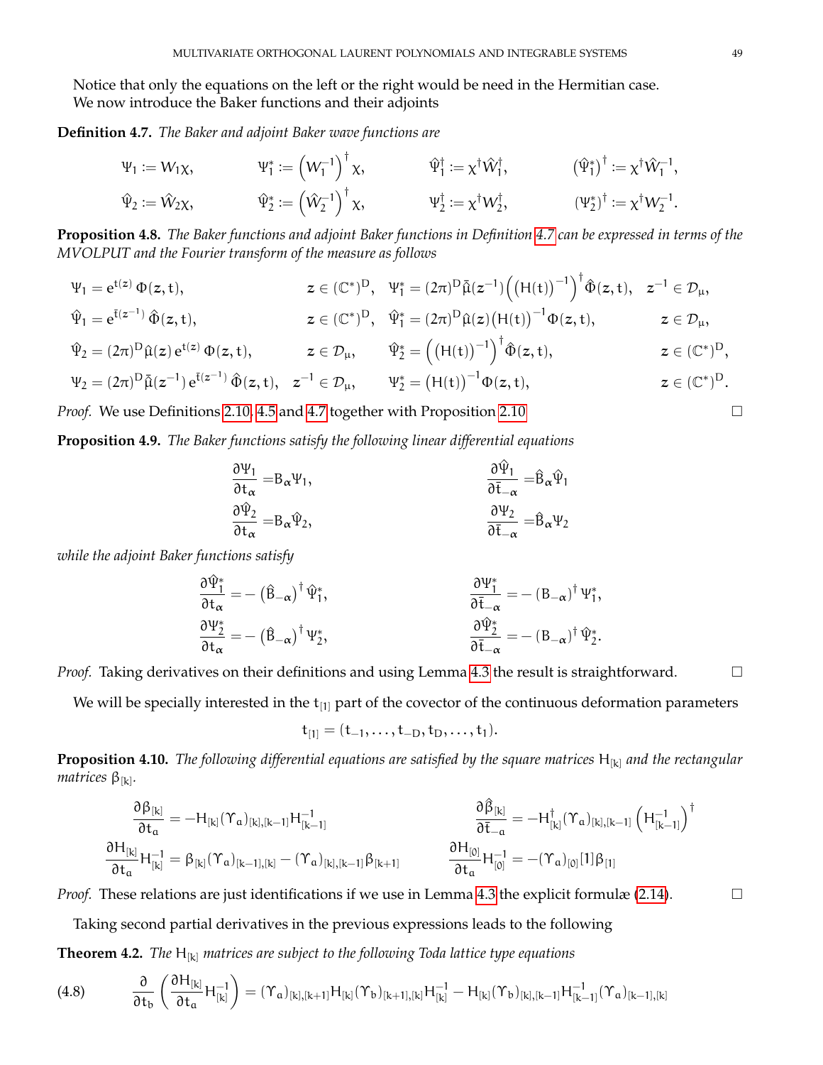Notice that only the equations on the left or the right would be need in the Hermitian case.
We now introduce the Baker functions and their adjoints

**Definition 4.7.** *The Baker and adjoint Baker wave functions are*

$$\Psi_1 := W_1\chi, \qquad \Psi_1^* := \left(W_1^{-1}\right)^\dagger \chi, \qquad \hat{\Psi}_1^\dagger := \chi^\dagger \hat{W}_1^\dagger, \qquad \left(\hat{\Psi}_1^*\right)^\dagger := \chi^\dagger \hat{W}_1^{-1},$$

$$\hat{\Psi}_2 := \hat{W}_2\chi, \qquad \hat{\Psi}_2^* := \left(\hat{W}_2^{-1}\right)^\dagger \chi, \qquad \Psi_2^\dagger := \chi^\dagger W_2^\dagger, \qquad (\Psi_2^*)^\dagger := \chi^\dagger W_2^{-1}.$$

**Proposition 4.8.** *The Baker functions and adjoint Baker functions in Definition 4.7 can be expressed in terms of the MVOLPUT and the Fourier transform of the measure as follows*

$$\begin{aligned}
&\Psi_1 = e^{t(z)}\,\Phi(z,t), && z\in(\mathbb{C}^*)^D, && \Psi_1^* = (2\pi)^D\bar{\hat{\mu}}(z^{-1})\Big(\big(H(t)\big)^{-1}\Big)^\dagger \hat{\Phi}(z,t), && z^{-1}\in\mathcal{D}_\mu,\\
&\hat{\Psi}_1 = e^{\bar{t}(z^{-1})}\,\hat{\Phi}(z,t), && z\in(\mathbb{C}^*)^D, && \hat{\Psi}_1^* = (2\pi)^D\hat{\mu}(z)\big(H(t)\big)^{-1}\Phi(z,t), && z\in\mathcal{D}_\mu,\\
&\hat{\Psi}_2 = (2\pi)^D\hat{\mu}(z)\,e^{t(z)}\,\Phi(z,t), && z\in\mathcal{D}_\mu, && \hat{\Psi}_2^* = \Big(\big(H(t)\big)^{-1}\Big)^\dagger\hat{\Phi}(z,t), && z\in(\mathbb{C}^*)^D,\\
&\Psi_2 = (2\pi)^D\bar{\hat{\mu}}(z^{-1})\,e^{\bar{t}(z^{-1})}\,\hat{\Phi}(z,t), && z^{-1}\in\mathcal{D}_\mu, && \Psi_2^* = \big(H(t)\big)^{-1}\Phi(z,t), && z\in(\mathbb{C}^*)^D.
\end{aligned}$$

*Proof.* We use Definitions 2.10, 4.5 and 4.7 together with Proposition 2.10 □

**Proposition 4.9.** *The Baker functions satisfy the following linear differential equations*

$$\frac{\partial\Psi_1}{\partial t_\alpha} = B_\alpha\Psi_1, \qquad \frac{\partial\hat{\Psi}_1}{\partial\bar{t}_{-\alpha}} = \hat{B}_\alpha\hat{\Psi}_1$$

$$\frac{\partial\hat{\Psi}_2}{\partial t_\alpha} = B_\alpha\hat{\Psi}_2, \qquad \frac{\partial\Psi_2}{\partial\bar{t}_{-\alpha}} = \hat{B}_\alpha\Psi_2$$

*while the adjoint Baker functions satisfy*

$$\frac{\partial\hat{\Psi}_1^*}{\partial t_\alpha} = -\left(\hat{B}_{-\alpha}\right)^\dagger\hat{\Psi}_1^*, \qquad \frac{\partial\Psi_1^*}{\partial\bar{t}_{-\alpha}} = -\left(B_{-\alpha}\right)^\dagger\Psi_1^*,$$

$$\frac{\partial\Psi_2^*}{\partial t_\alpha} = -\left(\hat{B}_{-\alpha}\right)^\dagger\Psi_2^*, \qquad \frac{\partial\hat{\Psi}_2^*}{\partial\bar{t}_{-\alpha}} = -\left(B_{-\alpha}\right)^\dagger\hat{\Psi}_2^*.$$

*Proof.* Taking derivatives on their definitions and using Lemma 4.3 the result is straightforward. □

We will be specially interested in the $t_{[1]}$ part of the covector of the continuous deformation parameters

$$t_{[1]} = (t_{-1},\dots,t_{-D},t_D,\dots,t_1).$$

**Proposition 4.10.** *The following differential equations are satisfied by the square matrices $H_{[k]}$ and the rectangular matrices $\beta_{[k]}$.*

$$\frac{\partial\beta_{[k]}}{\partial t_a} = -H_{[k]}(\Upsilon_a)_{[k],[k-1]}H_{[k-1]}^{-1} \qquad \frac{\partial\hat{\beta}_{[k]}}{\partial\bar{t}_{-a}} = -H_{[k]}^\dagger(\Upsilon_a)_{[k],[k-1]}\left(H_{[k-1]}^{-1}\right)^\dagger$$

$$\frac{\partial H_{[k]}}{\partial t_a}H_{[k]}^{-1} = \beta_{[k]}(\Upsilon_a)_{[k-1],[k]} - (\Upsilon_a)_{[k],[k-1]}\beta_{[k+1]} \qquad \frac{\partial H_{[0]}}{\partial t_a}H_{[0]}^{-1} = -(\Upsilon_a)_{[0]}[1]\beta_{[1]}$$

*Proof.* These relations are just identifications if we use in Lemma 4.3 the explicit formulæ (2.14). □

Taking second partial derivatives in the previous expressions leads to the following

**Theorem 4.2.** *The $H_{[k]}$ matrices are subject to the following Toda lattice type equations*

$$\frac{\partial}{\partial t_b}\left(\frac{\partial H_{[k]}}{\partial t_a}H_{[k]}^{-1}\right) = (\Upsilon_a)_{[k],[k+1]}H_{[k]}(\Upsilon_b)_{[k+1],[k]}H_{[k]}^{-1} - H_{[k]}(\Upsilon_b)_{[k],[k-1]}H_{[k-1]}^{-1}(\Upsilon_a)_{[k-1],[k]} \tag{4.8}$$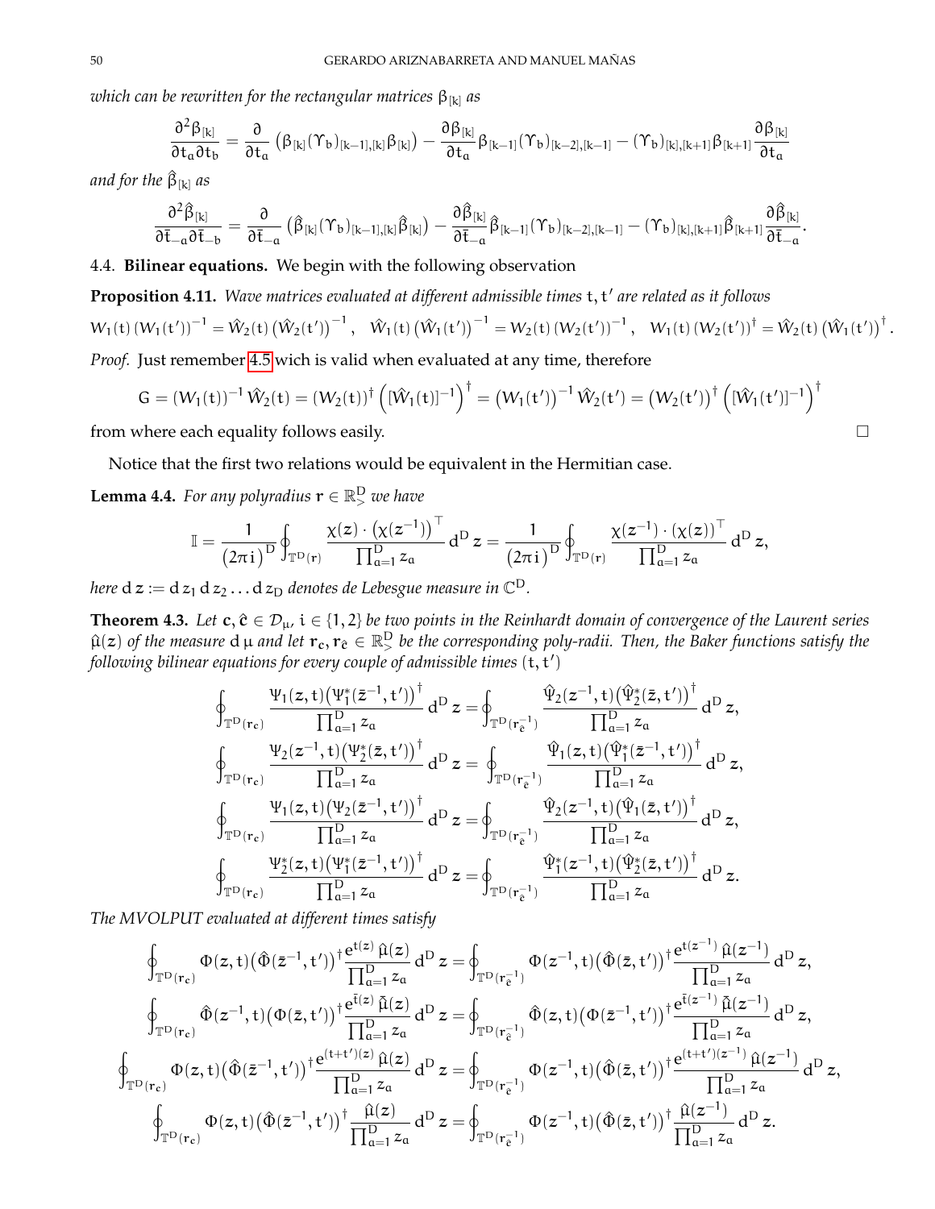*which can be rewritten for the rectangular matrices* $\beta_{[k]}$ *as*

$$\frac{\partial^2 \beta_{[k]}}{\partial t_a \partial t_b} = \frac{\partial}{\partial t_a}\left(\beta_{[k]}(\Upsilon_b)_{[k-1],[k]}\beta_{[k]}\right) - \frac{\partial \beta_{[k]}}{\partial t_a}\beta_{[k-1]}(\Upsilon_b)_{[k-2],[k-1]} - (\Upsilon_b)_{[k],[k+1]}\beta_{[k+1]}\frac{\partial \beta_{[k]}}{\partial t_a}$$

*and for the* $\hat\beta_{[k]}$ *as*

$$\frac{\partial^2 \hat\beta_{[k]}}{\partial \bar t_{-a} \partial \bar t_{-b}} = \frac{\partial}{\partial \bar t_{-a}}\left(\hat\beta_{[k]}(\Upsilon_b)_{[k-1],[k]}\hat\beta_{[k]}\right) - \frac{\partial \hat\beta_{[k]}}{\partial \bar t_{-a}}\hat\beta_{[k-1]}(\Upsilon_b)_{[k-2],[k-1]} - (\Upsilon_b)_{[k],[k+1]}\hat\beta_{[k+1]}\frac{\partial \hat\beta_{[k]}}{\partial \bar t_{-a}}.$$

### 4.4. Bilinear equations.

We begin with the following observation

**Proposition 4.11.** *Wave matrices evaluated at different admissible times* $t, t'$ *are related as it follows*

$$W_1(t)\,(W_1(t'))^{-1} = \hat W_2(t)\,\big(\hat W_2(t')\big)^{-1}, \quad \hat W_1(t)\,\big(\hat W_1(t')\big)^{-1} = W_2(t)\,(W_2(t'))^{-1}, \quad W_1(t)\,(W_2(t'))^{\dagger} = \hat W_2(t)\,\big(\hat W_1(t')\big)^{\dagger}.$$

*Proof.* Just remember 4.5 wich is valid when evaluated at any time, therefore

$$G = (W_1(t))^{-1}\,\hat W_2(t) = (W_2(t))^{\dagger}\left([\hat W_1(t)]^{-1}\right)^{\dagger} = \left(W_1(t')\right)^{-1}\hat W_2(t') = \left(W_2(t')\right)^{\dagger}\left([\hat W_1(t')]^{-1}\right)^{\dagger}$$

from where each equality follows easily. □

Notice that the first two relations would be equivalent in the Hermitian case.

**Lemma 4.4.** *For any polyradius* $\mathbf r \in \mathbb R^D_>$ *we have*

$$\mathbb I = \frac{1}{(2\pi\mathrm i)^D}\oint_{\mathbb T^D(\mathbf r)}\frac{\chi(z)\cdot\left(\chi(z^{-1})\right)^{\top}}{\prod_{a=1}^D z_a}\,\mathrm d^D z = \frac{1}{(2\pi\mathrm i)^D}\oint_{\mathbb T^D(\mathbf r)}\frac{\chi(z^{-1})\cdot(\chi(z))^{\top}}{\prod_{a=1}^D z_a}\,\mathrm d^D z,$$

*here* $\mathrm d z := \mathrm d z_1\,\mathrm d z_2\dots\mathrm d z_D$ *denotes de Lebesgue measure in* $\mathbb C^D$.

**Theorem 4.3.** *Let* $\mathbf c, \hat{\mathbf c} \in \mathcal D_\mu$, $i \in \{1,2\}$ *be two points in the Reinhardt domain of convergence of the Laurent series* $\hat\mu(z)$ *of the measure* $\mathrm d\mu$ *and let* $\mathbf r_{\mathbf c}, \mathbf r_{\hat{\mathbf c}} \in \mathbb R^D_>$ *be the corresponding poly-radii. Then, the Baker functions satisfy the following bilinear equations for every couple of admissible times* $(t,t')$

$$\oint_{\mathbb T^D(\mathbf r_{\mathbf c})}\frac{\Psi_1(z,t)\big(\Psi_1^*(\bar z^{-1},t')\big)^{\dagger}}{\prod_{a=1}^D z_a}\,\mathrm d^D z = \oint_{\mathbb T^D(\mathbf r_{\hat{\mathbf c}}^{-1})}\frac{\hat\Psi_2(z^{-1},t)\big(\hat\Psi_2^*(\bar z,t')\big)^{\dagger}}{\prod_{a=1}^D z_a}\,\mathrm d^D z,$$

$$\oint_{\mathbb T^D(\mathbf r_{\mathbf c})}\frac{\Psi_2(z^{-1},t)\big(\Psi_2^*(\bar z,t')\big)^{\dagger}}{\prod_{a=1}^D z_a}\,\mathrm d^D z = \oint_{\mathbb T^D(\mathbf r_{\hat{\mathbf c}}^{-1})}\frac{\hat\Psi_1(z,t)\big(\hat\Psi_1^*(\bar z^{-1},t')\big)^{\dagger}}{\prod_{a=1}^D z_a}\,\mathrm d^D z,$$

$$\oint_{\mathbb T^D(\mathbf r_{\mathbf c})}\frac{\Psi_1(z,t)\big(\Psi_2(\bar z^{-1},t')\big)^{\dagger}}{\prod_{a=1}^D z_a}\,\mathrm d^D z = \oint_{\mathbb T^D(\mathbf r_{\hat{\mathbf c}}^{-1})}\frac{\hat\Psi_2(z^{-1},t)\big(\hat\Psi_1(\bar z,t')\big)^{\dagger}}{\prod_{a=1}^D z_a}\,\mathrm d^D z,$$

$$\oint_{\mathbb T^D(\mathbf r_{\mathbf c})}\frac{\Psi_2^*(z,t)\big(\Psi_1^*(\bar z^{-1},t')\big)^{\dagger}}{\prod_{a=1}^D z_a}\,\mathrm d^D z = \oint_{\mathbb T^D(\mathbf r_{\hat{\mathbf c}}^{-1})}\frac{\hat\Psi_1^*(z^{-1},t)\big(\hat\Psi_2^*(\bar z,t')\big)^{\dagger}}{\prod_{a=1}^D z_a}\,\mathrm d^D z.$$

*The MVOLPUT evaluated at different times satisfy*

$$\oint_{\mathbb T^D(\mathbf r_{\mathbf c})}\Phi(z,t)\big(\hat\Phi(\bar z^{-1},t')\big)^{\dagger}\frac{e^{t(z)}\,\hat\mu(z)}{\prod_{a=1}^D z_a}\,\mathrm d^D z = \oint_{\mathbb T^D(\mathbf r_{\hat{\mathbf c}}^{-1})}\Phi(z^{-1},t)\big(\hat\Phi(\bar z,t')\big)^{\dagger}\frac{e^{t(z^{-1})}\,\hat\mu(z^{-1})}{\prod_{a=1}^D z_a}\,\mathrm d^D z,$$

$$\oint_{\mathbb T^D(\mathbf r_{\mathbf c})}\hat\Phi(z^{-1},t)\big(\Phi(\bar z,t')\big)^{\dagger}\frac{e^{\bar t(z)}\,\tilde{\hat\mu}(z)}{\prod_{a=1}^D z_a}\,\mathrm d^D z = \oint_{\mathbb T^D(\mathbf r_{\hat{\mathbf c}}^{-1})}\hat\Phi(z,t)\big(\Phi(\bar z^{-1},t')\big)^{\dagger}\frac{e^{\bar t(z^{-1})}\,\tilde{\hat\mu}(z^{-1})}{\prod_{a=1}^D z_a}\,\mathrm d^D z,$$

$$\oint_{\mathbb T^D(\mathbf r_{\mathbf c})}\Phi(z,t)\big(\hat\Phi(\bar z^{-1},t')\big)^{\dagger}\frac{e^{(t+t')(z)}\,\hat\mu(z)}{\prod_{a=1}^D z_a}\,\mathrm d^D z = \oint_{\mathbb T^D(\mathbf r_{\hat{\mathbf c}}^{-1})}\Phi(z^{-1},t)\big(\hat\Phi(\bar z,t')\big)^{\dagger}\frac{e^{(t+t')(z^{-1})}\,\hat\mu(z^{-1})}{\prod_{a=1}^D z_a}\,\mathrm d^D z,$$

$$\oint_{\mathbb T^D(\mathbf r_{\mathbf c})}\Phi(z,t)\big(\hat\Phi(\bar z^{-1},t')\big)^{\dagger}\frac{\hat\mu(z)}{\prod_{a=1}^D z_a}\,\mathrm d^D z = \oint_{\mathbb T^D(\mathbf r_{\hat{\mathbf c}}^{-1})}\Phi(z^{-1},t)\big(\hat\Phi(\bar z,t')\big)^{\dagger}\frac{\hat\mu(z^{-1})}{\prod_{a=1}^D z_a}\,\mathrm d^D z.$$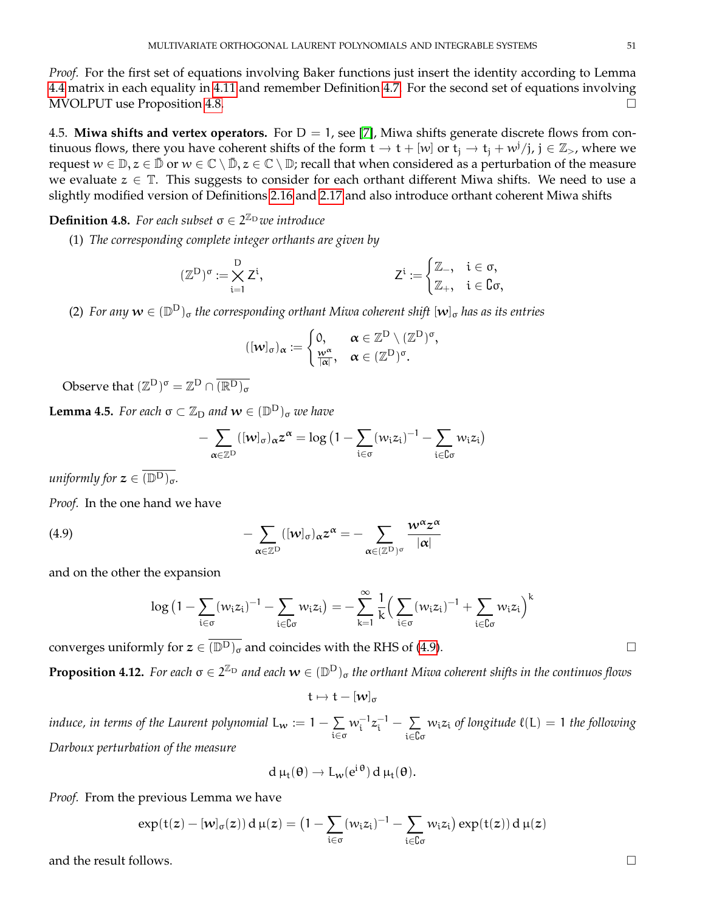*Proof.* For the first set of equations involving Baker functions just insert the identity according to Lemma 4.4 matrix in each equality in 4.11 and remember Definition 4.7. For the second set of equations involving MVOLPUT use Proposition 4.8. □

4.5. **Miwa shifts and vertex operators.** For $D = 1$, see [7], Miwa shifts generate discrete flows from continuous flows, there you have coherent shifts of the form $t \to t + [w]$ or $t_j \to t_j + w^j/j$, $j \in \mathbb{Z}_>$, where we request $w \in \mathbb{D}, z \in \bar{\mathbb{D}}$ or $w \in \mathbb{C} \setminus \bar{\mathbb{D}}, z \in \mathbb{C} \setminus \mathbb{D}$; recall that when considered as a perturbation of the measure we evaluate $z \in \mathbb{T}$. This suggests to consider for each orthant different Miwa shifts. We need to use a slightly modified version of Definitions 2.16 and 2.17 and also introduce orthant coherent Miwa shifts

**Definition 4.8.** *For each subset $\sigma \in 2^{\mathbb{Z}_D}$ we introduce*

1. *The corresponding complete integer orthants are given by*

$$
(\mathbb{Z}^D)^\sigma := \bigtimes_{i=1}^{D} Z^i, \qquad\qquad Z^i := \begin{cases} \mathbb{Z}_-, & i \in \sigma, \\ \mathbb{Z}_+, & i \in \complement\sigma, \end{cases}
$$

2. *For any $\boldsymbol{w} \in (\mathbb{D}^D)_\sigma$ the corresponding orthant Miwa coherent shift $[\boldsymbol{w}]_\sigma$ has as its entries*

$$
([\boldsymbol{w}]_\sigma)_{\boldsymbol{\alpha}} := \begin{cases} 0, & \boldsymbol{\alpha} \in \mathbb{Z}^D \setminus (\mathbb{Z}^D)^\sigma, \\ \frac{\boldsymbol{w}^{\boldsymbol{\alpha}}}{|\boldsymbol{\alpha}|}, & \boldsymbol{\alpha} \in (\mathbb{Z}^D)^\sigma. \end{cases}
$$

Observe that $(\mathbb{Z}^D)^\sigma = \mathbb{Z}^D \cap \overline{(\mathbb{R}^D)_\sigma}$

**Lemma 4.5.** *For each $\sigma \subset \mathbb{Z}_D$ and $\boldsymbol{w} \in (\mathbb{D}^D)_\sigma$ we have*

$$
-\sum_{\boldsymbol{\alpha} \in \mathbb{Z}^D} ([\boldsymbol{w}]_\sigma)_{\boldsymbol{\alpha}} \boldsymbol{z}^{\boldsymbol{\alpha}} = \log\big(1 - \sum_{i\in\sigma} (w_i z_i)^{-1} - \sum_{i \in \complement\sigma} w_i z_i\big)
$$

*uniformly for $\boldsymbol{z} \in \overline{(\mathbb{D}^D)}_\sigma$.*

*Proof.* In the one hand we have

$$
-\sum_{\boldsymbol{\alpha} \in \mathbb{Z}^D} ([\boldsymbol{w}]_\sigma)_{\boldsymbol{\alpha}} \boldsymbol{z}^{\boldsymbol{\alpha}} = -\sum_{\boldsymbol{\alpha} \in (\mathbb{Z}^D)^\sigma} \frac{\boldsymbol{w}^{\boldsymbol{\alpha}} \boldsymbol{z}^{\boldsymbol{\alpha}}}{|\boldsymbol{\alpha}|} \tag{4.9}
$$

and on the other the expansion

$$
\log\big(1 - \sum_{i\in\sigma} (w_i z_i)^{-1} - \sum_{i \in \complement\sigma} w_i z_i\big) = -\sum_{k=1}^{\infty} \frac{1}{k} \Big( \sum_{i\in\sigma} (w_i z_i)^{-1} + \sum_{i\in\complement\sigma} w_i z_i \Big)^k
$$

converges uniformly for $\boldsymbol{z} \in \overline{(\mathbb{D}^D)}_\sigma$ and coincides with the RHS of (4.9). □

**Proposition 4.12.** *For each $\sigma \in 2^{\mathbb{Z}_D}$ and each $\boldsymbol{w} \in (\mathbb{D}^D)_\sigma$ the orthant Miwa coherent shifts in the continuos flows*

$$
t \mapsto t - [\boldsymbol{w}]_\sigma
$$

*induce, in terms of the Laurent polynomial $L_{\boldsymbol{w}} := 1 - \sum_{i\in\sigma} w_i^{-1} z_i^{-1} - \sum_{i\in\complement\sigma} w_i z_i$ of longitude $\ell(L) = 1$ the following Darboux perturbation of the measure*

$$
\mathrm{d}\,\mu_t(\theta) \to L_{\boldsymbol{w}}(e^{i\theta})\,\mathrm{d}\,\mu_t(\theta).
$$

*Proof.* From the previous Lemma we have

$$
\exp(t(\boldsymbol{z}) - [\boldsymbol{w}]_\sigma(\boldsymbol{z}))\,\mathrm{d}\,\mu(\boldsymbol{z}) = \big(1 - \sum_{i\in\sigma} (w_i z_i)^{-1} - \sum_{i\in\complement\sigma} w_i z_i\big) \exp(t(\boldsymbol{z}))\,\mathrm{d}\,\mu(\boldsymbol{z})
$$

and the result follows. □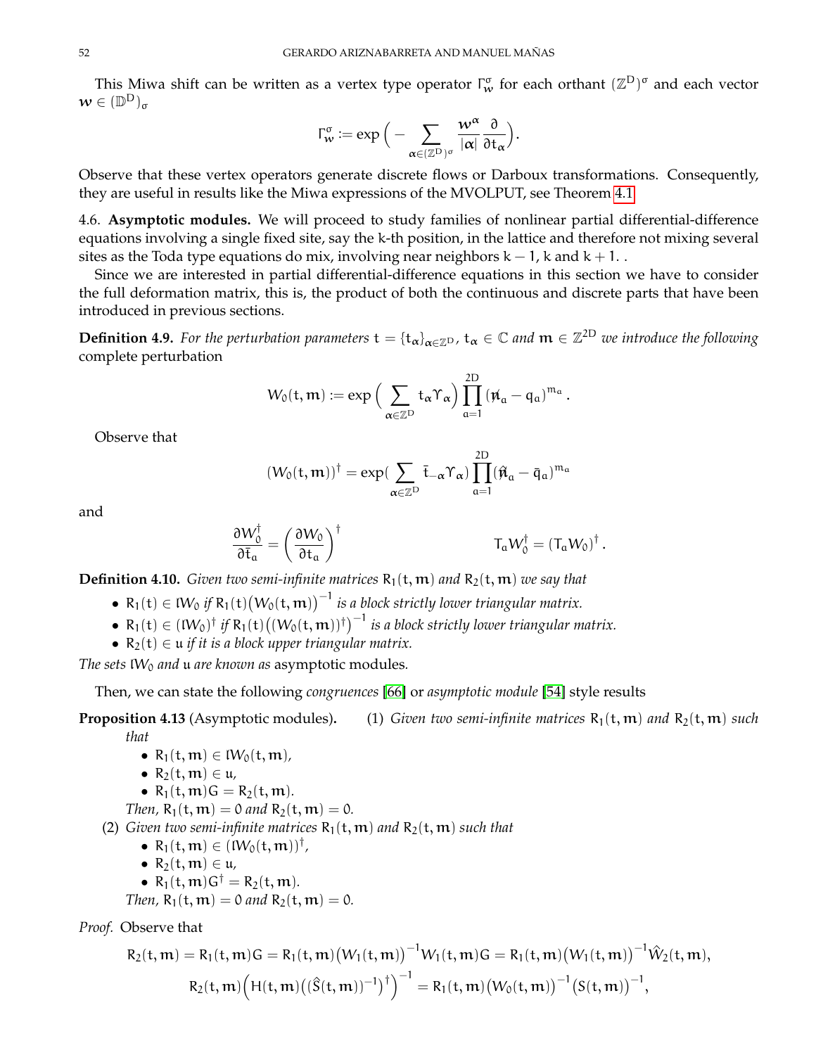This Miwa shift can be written as a vertex type operator $\Gamma^\sigma_{\boldsymbol{w}}$ for each orthant $(\mathbb{Z}^D)^\sigma$ and each vector $\boldsymbol{w} \in (\mathbb{D}^D)_\sigma$

$$\Gamma^\sigma_{\boldsymbol{w}} := \exp\Big(-\sum_{\boldsymbol{\alpha}\in(\mathbb{Z}^D)^\sigma} \frac{\boldsymbol{w}^{\boldsymbol{\alpha}}}{|\boldsymbol{\alpha}|}\frac{\partial}{\partial t_{\boldsymbol{\alpha}}}\Big).$$

Observe that these vertex operators generate discrete flows or Darboux transformations. Consequently, they are useful in results like the Miwa expressions of the MVOLPUT, see Theorem 4.1

## 4.6. Asymptotic modules.

We will proceed to study families of nonlinear partial differential-difference equations involving a single fixed site, say the k-th position, in the lattice and therefore not mixing several sites as the Toda type equations do mix, involving near neighbors $k-1$, $k$ and $k+1$. .

Since we are interested in partial differential-difference equations in this section we have to consider the full deformation matrix, this is, the product of both the continuous and discrete parts that have been introduced in previous sections.

**Definition 4.9.** *For the perturbation parameters $t = \{t_{\boldsymbol{\alpha}}\}_{\boldsymbol{\alpha}\in\mathbb{Z}^D}$, $t_{\boldsymbol{\alpha}} \in \mathbb{C}$ and $\boldsymbol{m} \in \mathbb{Z}^{2D}$ we introduce the following* complete perturbation

$$W_0(t,\boldsymbol{m}) := \exp\Big(\sum_{\boldsymbol{\alpha}\in\mathbb{Z}^D} t_{\boldsymbol{\alpha}}\Upsilon_{\boldsymbol{\alpha}}\Big)\prod_{a=1}^{2D}(\not{n}_a - q_a)^{m_a}.$$

Observe that

$$(W_0(t,\boldsymbol{m}))^\dagger = \exp(\sum_{\boldsymbol{\alpha}\in\mathbb{Z}^D}\bar{t}_{-\boldsymbol{\alpha}}\Upsilon_{\boldsymbol{\alpha}})\prod_{a=1}^{2D}(\hat{\not{n}}_a - \bar{q}_a)^{m_a}$$

and

$$\frac{\partial W_0^\dagger}{\partial \bar{t}_a} = \Big(\frac{\partial W_0}{\partial t_a}\Big)^\dagger \qquad\qquad T_a W_0^\dagger = (T_a W_0)^\dagger.$$

**Definition 4.10.** *Given two semi-infinite matrices $R_1(t,\boldsymbol{m})$ and $R_2(t,\boldsymbol{m})$ we say that*

- *$R_1(t) \in \mathfrak{l}W_0$ if $R_1(t)\big(W_0(t,\boldsymbol{m})\big)^{-1}$ is a block strictly lower triangular matrix.*
- *$R_1(t) \in (\mathfrak{l}W_0)^\dagger$ if $R_1(t)\big((W_0(t,\boldsymbol{m}))^\dagger\big)^{-1}$ is a block strictly lower triangular matrix.*
- *$R_2(t) \in \mathfrak{u}$ if it is a block upper triangular matrix.*

*The sets $\mathfrak{l}W_0$ and $\mathfrak{u}$ are known as* asymptotic modules*.*

Then, we can state the following *congruences* [66] or *asymptotic module* [54] style results

**Proposition 4.13** (Asymptotic modules)**.** (1) *Given two semi-infinite matrices $R_1(t,\boldsymbol{m})$ and $R_2(t,\boldsymbol{m})$ such that*

- *$R_1(t,\boldsymbol{m}) \in \mathfrak{l}W_0(t,\boldsymbol{m})$,*
- *$R_2(t,\boldsymbol{m}) \in \mathfrak{u}$,*
- *$R_1(t,\boldsymbol{m})G = R_2(t,\boldsymbol{m})$.*

*Then, $R_1(t,\boldsymbol{m}) = 0$ and $R_2(t,\boldsymbol{m}) = 0$.*

(2) *Given two semi-infinite matrices $R_1(t,\boldsymbol{m})$ and $R_2(t,\boldsymbol{m})$ such that*

- *$R_1(t,\boldsymbol{m}) \in (\mathfrak{l}W_0(t,\boldsymbol{m}))^\dagger$,*
- *$R_2(t,\boldsymbol{m}) \in \mathfrak{u}$,*
- *$R_1(t,\boldsymbol{m})G^\dagger = R_2(t,\boldsymbol{m})$.*

*Then, $R_1(t,\boldsymbol{m}) = 0$ and $R_2(t,\boldsymbol{m}) = 0$.*

*Proof.* Observe that

$$R_2(t,\boldsymbol{m}) = R_1(t,\boldsymbol{m})G = R_1(t,\boldsymbol{m})\big(W_1(t,\boldsymbol{m})\big)^{-1}W_1(t,\boldsymbol{m})G = R_1(t,\boldsymbol{m})\big(W_1(t,\boldsymbol{m})\big)^{-1}\hat{W}_2(t,\boldsymbol{m}),$$

$$R_2(t,\boldsymbol{m})\Big(H(t,\boldsymbol{m})\big((\hat{S}(t,\boldsymbol{m}))^{-1}\big)^\dagger\Big)^{-1} = R_1(t,\boldsymbol{m})\big(W_0(t,\boldsymbol{m})\big)^{-1}\big(S(t,\boldsymbol{m})\big)^{-1},$$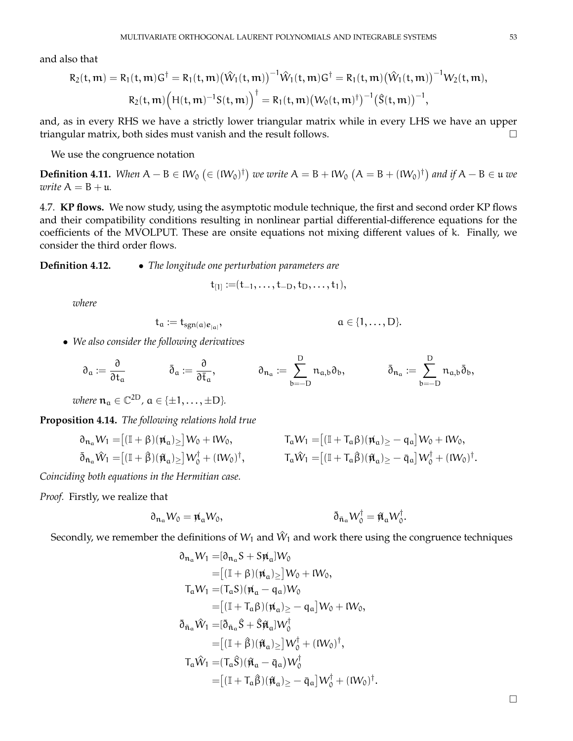and also that

$$R_2(t,m) = R_1(t,m)G^\dagger = R_1(t,m)\big(\hat W_1(t,m)\big)^{-1}\hat W_1(t,m)G^\dagger = R_1(t,m)\big(\hat W_1(t,m)\big)^{-1}W_2(t,m),$$

$$R_2(t,m)\Big(H(t,m)^{-1}S(t,m)\Big)^\dagger = R_1(t,m)\big(W_0(t,m)^\dagger\big)^{-1}\big(\hat S(t,m)\big)^{-1},$$

and, as in every RHS we have a strictly lower triangular matrix while in every LHS we have an upper triangular matrix, both sides must vanish and the result follows. □

We use the congruence notation

**Definition 4.11.** *When $A-B\in \mathfrak{l}W_0$ $\big(\in(\mathfrak{l}W_0)^\dagger\big)$ we write $A=B+\mathfrak{l}W_0$ $\big(A=B+(\mathfrak{l}W_0)^\dagger\big)$ and if $A-B\in\mathfrak{u}$ we write $A=B+\mathfrak{u}$.*

## 4.7. KP flows.

We now study, using the asymptotic module technique, the first and second order KP flows and their compatibility conditions resulting in nonlinear partial differential-difference equations for the coefficients of the MVOLPUT. These are onsite equations not mixing different values of k. Finally, we consider the third order flows.

**Definition 4.12.**
- *The longitude one perturbation parameters are*

$$t_{[1]} :=(t_{-1},\dots,t_{-D},t_D,\dots,t_1),$$

*where*

$$t_a := t_{\operatorname{sgn}(a)e_{|a|}}, \qquad a\in\{1,\dots,D\}.$$

- *We also consider the following derivatives*

$$\partial_a := \frac{\partial}{\partial t_a} \qquad \bar\partial_a := \frac{\partial}{\partial \bar t_a}, \qquad \partial_{n_a} := \sum_{b=-D}^{D} n_{a,b}\partial_b, \qquad \bar\partial_{n_a} := \sum_{b=-D}^{D} n_{a,b}\bar\partial_b,$$

*where $n_a\in\mathbb{C}^{2D}$, $a\in\{\pm1,\dots,\pm D\}$.*

**Proposition 4.14.** *The following relations hold true*

$$\partial_{n_a}W_1 = \big[(\mathbb{I}+\beta)(\not{n}_a)_\geq\big]W_0 + \mathfrak{l}W_0, \qquad T_aW_1 = \big[(\mathbb{I}+T_a\beta)(\not{n}_a)_\geq - q_a\big]W_0 + \mathfrak{l}W_0,$$

$$\bar\partial_{\bar n_a}\hat W_1 = \big[(\mathbb{I}+\hat\beta)(\hat{\not{n}}_a)_\geq\big]W_0^\dagger + (\mathfrak{l}W_0)^\dagger, \qquad T_a\hat W_1 = \big[(\mathbb{I}+T_a\hat\beta)(\hat{\not{n}}_a)_\geq - \bar q_a\big]W_0^\dagger + (\mathfrak{l}W_0)^\dagger.$$

*Coinciding both equations in the Hermitian case.*

*Proof.* Firstly, we realize that

$$\partial_{n_a}W_0 = \not{n}_aW_0, \qquad \bar\partial_{\bar n_a}W_0^\dagger = \hat{\not{n}}_aW_0^\dagger.$$

Secondly, we remember the definitions of $W_1$ and $\hat W_1$ and work there using the congruence techniques

$$\begin{aligned}
\partial_{n_a}W_1 &= [\partial_{n_a}S + S\not{n}_a]W_0\\
&= \big[(\mathbb{I}+\beta)(\not{n}_a)_\geq\big]W_0 + \mathfrak{l}W_0,\\
T_aW_1 &= (T_aS)(\not{n}_a - q_a)W_0\\
&= \big[(\mathbb{I}+T_a\beta)(\not{n}_a)_\geq - q_a\big]W_0 + \mathfrak{l}W_0,\\
\bar\partial_{\bar n_a}\hat W_1 &= [\bar\partial_{\bar n_a}\hat S + \hat S\hat{\not{n}}_a]W_0^\dagger\\
&= \big[(\mathbb{I}+\hat\beta)(\hat{\not{n}}_a)_\geq\big]W_0^\dagger + (\mathfrak{l}W_0)^\dagger,\\
T_a\hat W_1 &= (T_a\hat S)(\hat{\not{n}}_a - \bar q_a)W_0^\dagger\\
&= \big[(\mathbb{I}+T_a\hat\beta)(\hat{\not{n}}_a)_\geq - \bar q_a\big]W_0^\dagger + (\mathfrak{l}W_0)^\dagger.
\end{aligned}$$

□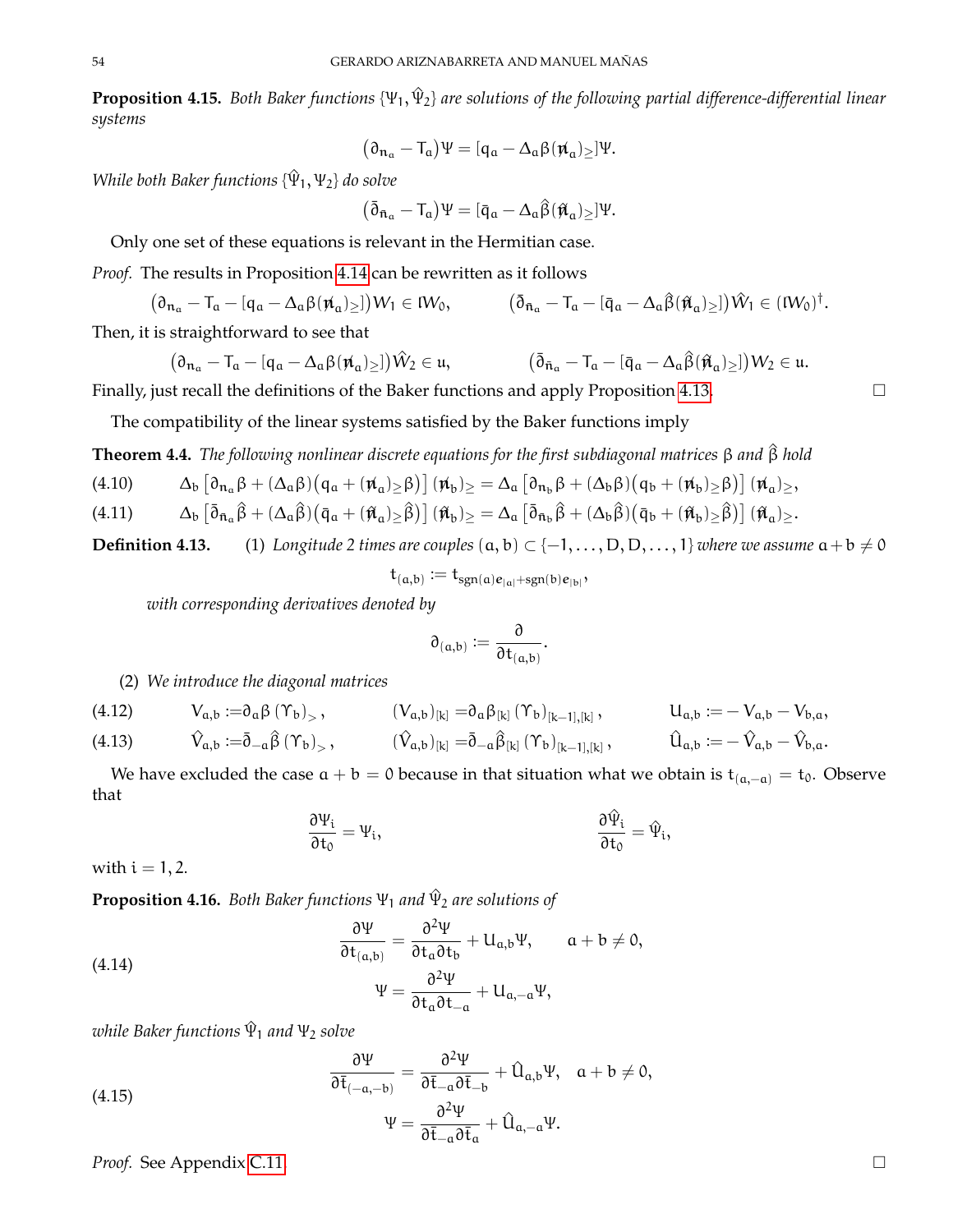**Proposition 4.15.** *Both Baker functions $\{\Psi_1, \hat{\Psi}_2\}$ are solutions of the following partial difference-differential linear systems*

$$\big(\partial_{n_a} - T_a\big)\Psi = [q_a - \Delta_a \beta (\not{n}_a)_{\geq}]\Psi.$$

*While both Baker functions $\{\hat{\Psi}_1, \Psi_2\}$ do solve*

$$\big(\bar{\partial}_{\bar{n}_a} - T_a\big)\Psi = [\bar{q}_a - \Delta_a \hat{\beta} (\hat{\not{n}}_a)_{\geq}]\Psi.$$

Only one set of these equations is relevant in the Hermitian case.

*Proof.* The results in Proposition 4.14 can be rewritten as it follows

$$\big(\partial_{n_a} - T_a - [q_a - \Delta_a \beta (\not{n}_a)_{\geq}]\big) W_1 \in \mathfrak{l} W_0, \qquad \big(\bar{\partial}_{\bar{n}_a} - T_a - [\bar{q}_a - \Delta_a \hat{\beta} (\hat{\not{n}}_a)_{\geq}]\big) \hat{W}_1 \in (\mathfrak{l} W_0)^{\dagger}.$$

Then, it is straightforward to see that

$$\big(\partial_{n_a} - T_a - [q_a - \Delta_a \beta (\not{n}_a)_{\geq}]\big) \hat{W}_2 \in \mathfrak{u}, \qquad \big(\bar{\partial}_{\bar{n}_a} - T_a - [\bar{q}_a - \Delta_a \hat{\beta} (\hat{\not{n}}_a)_{\geq}]\big) W_2 \in \mathfrak{u}.$$

Finally, just recall the definitions of the Baker functions and apply Proposition 4.13. □

The compatibility of the linear systems satisfied by the Baker functions imply

**Theorem 4.4.** *The following nonlinear discrete equations for the first subdiagonal matrices $\beta$ and $\hat{\beta}$ hold*

$$\Delta_b \left[\partial_{n_a}\beta + (\Delta_a\beta)\big(q_a + (\not{n}_a)_{\geq}\beta\big)\right](\not{n}_b)_{\geq} = \Delta_a \left[\partial_{n_b}\beta + (\Delta_b\beta)\big(q_b + (\not{n}_b)_{\geq}\beta\big)\right](\not{n}_a)_{\geq}, \tag{4.10}$$

$$\Delta_b \left[\bar{\partial}_{\bar{n}_a}\hat{\beta} + (\Delta_a\hat{\beta})\big(\bar{q}_a + (\hat{\not{n}}_a)_{\geq}\hat{\beta}\big)\right](\hat{\not{n}}_b)_{\geq} = \Delta_a \left[\bar{\partial}_{\bar{n}_b}\hat{\beta} + (\Delta_b\hat{\beta})\big(\bar{q}_b + (\hat{\not{n}}_b)_{\geq}\hat{\beta}\big)\right](\hat{\not{n}}_a)_{\geq}. \tag{4.11}$$

**Definition 4.13.** (1) *Longitude 2 times are couples $(a,b) \subset \{-1,\dots,D,D,\dots,1\}$ where we assume $a+b \neq 0$*

$$t_{(a,b)} := t_{\operatorname{sgn}(a)e_{|a|}+\operatorname{sgn}(b)e_{|b|}},$$

*with corresponding derivatives denoted by*

$$\partial_{(a,b)} := \frac{\partial}{\partial t_{(a,b)}}.$$

(2) *We introduce the diagonal matrices*

$$V_{a,b} := \partial_a \beta \,(\Upsilon_b)_{>}, \qquad (V_{a,b})_{[k]} = \partial_a \beta_{[k]} \,(\Upsilon_b)_{[k-1],[k]}, \qquad U_{a,b} := -V_{a,b} - V_{b,a}, \tag{4.12}$$

$$\hat{V}_{a,b} := \bar{\partial}_{-a} \hat{\beta} \,(\Upsilon_b)_{>}, \qquad (\hat{V}_{a,b})_{[k]} = \bar{\partial}_{-a} \hat{\beta}_{[k]} \,(\Upsilon_b)_{[k-1],[k]}, \qquad \hat{U}_{a,b} := -\hat{V}_{a,b} - \hat{V}_{b,a}. \tag{4.13}$$

We have excluded the case $a+b=0$ because in that situation what we obtain is $t_{(a,-a)} = t_0$. Observe that

$$\frac{\partial \Psi_i}{\partial t_0} = \Psi_i, \qquad \frac{\partial \hat{\Psi}_i}{\partial t_0} = \hat{\Psi}_i,$$

with $i = 1, 2$.

**Proposition 4.16.** *Both Baker functions $\Psi_1$ and $\hat{\Psi}_2$ are solutions of*

$$\begin{aligned} \frac{\partial \Psi}{\partial t_{(a,b)}} &= \frac{\partial^2 \Psi}{\partial t_a \partial t_b} + U_{a,b}\Psi, \qquad a+b \neq 0, \\ \Psi &= \frac{\partial^2 \Psi}{\partial t_a \partial t_{-a}} + U_{a,-a}\Psi, \end{aligned} \tag{4.14}$$

*while Baker functions $\hat{\Psi}_1$ and $\Psi_2$ solve*

$$\begin{aligned} \frac{\partial \Psi}{\partial \bar{t}_{(-a,-b)}} &= \frac{\partial^2 \Psi}{\partial \bar{t}_{-a} \partial \bar{t}_{-b}} + \hat{U}_{a,b}\Psi, \quad a+b \neq 0, \\ \Psi &= \frac{\partial^2 \Psi}{\partial \bar{t}_{-a} \partial \bar{t}_{a}} + \hat{U}_{a,-a}\Psi. \end{aligned} \tag{4.15}$$

*Proof.* See Appendix C.11. □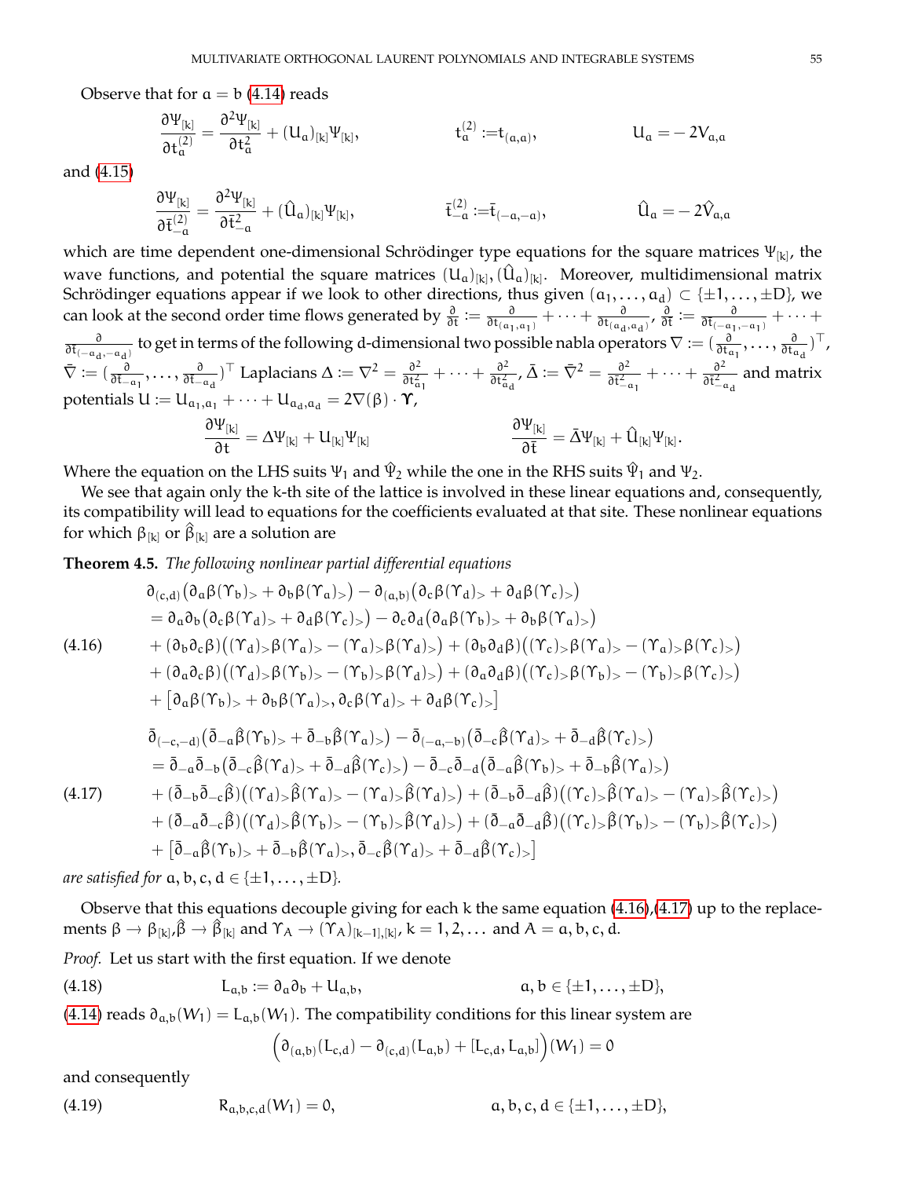Observe that for $a = b$ (4.14) reads

$$\frac{\partial \Psi_{[k]}}{\partial t^{(2)}_a} = \frac{\partial^2 \Psi_{[k]}}{\partial t_a^2} + (U_a)_{[k]}\Psi_{[k]}, \qquad t^{(2)}_a := t_{(a,a)}, \qquad U_a = -2V_{a,a}$$

and (4.15)

$$\frac{\partial \Psi_{[k]}}{\partial \bar t^{(2)}_{-a}} = \frac{\partial^2 \Psi_{[k]}}{\partial \bar t_{-a}^2} + (\hat U_a)_{[k]}\Psi_{[k]}, \qquad \bar t^{(2)}_{-a} := \bar t_{(-a,-a)}, \qquad \hat U_a = -2\hat V_{a,a}$$

which are time dependent one-dimensional Schrödinger type equations for the square matrices $\Psi_{[k]}$, the wave functions, and potential the square matrices $(U_a)_{[k]}, (\hat U_a)_{[k]}$. Moreover, multidimensional matrix Schrödinger equations appear if we look to other directions, thus given $(a_1, \dots, a_d) \subset \{\pm 1, \dots, \pm D\}$, we can look at the second order time flows generated by $\frac{\partial}{\partial t} := \frac{\partial}{\partial t_{(a_1,a_1)}} + \cdots + \frac{\partial}{\partial t_{(a_d,a_d)}}$, $\frac{\partial}{\partial \bar t} := \frac{\partial}{\partial \bar t_{(-a_1,-a_1)}} + \cdots + \frac{\partial}{\partial \bar t_{(-a_d,-a_d)}}$ to get in terms of the following d-dimensional two possible nabla operators $\nabla := (\frac{\partial}{\partial t_{a_1}}, \dots, \frac{\partial}{\partial t_{a_d}})^\top$, $\bar\nabla := (\frac{\partial}{\partial \bar t_{-a_1}}, \dots, \frac{\partial}{\partial \bar t_{-a_d}})^\top$ Laplacians $\Delta := \nabla^2 = \frac{\partial^2}{\partial t^2_{a_1}} + \cdots + \frac{\partial^2}{\partial t^2_{a_d}}$, $\bar\Delta := \bar\nabla^2 = \frac{\partial^2}{\partial \bar t^2_{-a_1}} + \cdots + \frac{\partial^2}{\partial \bar t^2_{-a_d}}$ and matrix potentials $U := U_{a_1,a_1} + \cdots + U_{a_d,a_d} = 2\nabla(\beta)\cdot \boldsymbol{\Upsilon}$,

$$\frac{\partial \Psi_{[k]}}{\partial t} = \Delta \Psi_{[k]} + U_{[k]}\Psi_{[k]} \qquad\qquad \frac{\partial \Psi_{[k]}}{\partial \bar t} = \bar\Delta \Psi_{[k]} + \hat U_{[k]}\Psi_{[k]}.$$

Where the equation on the LHS suits $\Psi_1$ and $\hat\Psi_2$ while the one in the RHS suits $\hat\Psi_1$ and $\Psi_2$.

We see that again only the k-th site of the lattice is involved in these linear equations and, consequently, its compatibility will lead to equations for the coefficients evaluated at that site. These nonlinear equations for which $\beta_{[k]}$ or $\hat\beta_{[k]}$ are a solution are

**Theorem 4.5.** *The following nonlinear partial differential equations*

$$\begin{aligned}
&\partial_{(c,d)}\big(\partial_a\beta(\Upsilon_b)_> + \partial_b\beta(\Upsilon_a)_>\big) - \partial_{(a,b)}\big(\partial_c\beta(\Upsilon_d)_> + \partial_d\beta(\Upsilon_c)_>\big)\\
&= \partial_a\partial_b\big(\partial_c\beta(\Upsilon_d)_> + \partial_d\beta(\Upsilon_c)_>\big) - \partial_c\partial_d\big(\partial_a\beta(\Upsilon_b)_> + \partial_b\beta(\Upsilon_a)_>\big)\\
&+ (\partial_b\partial_c\beta)\big((\Upsilon_d)_>\beta(\Upsilon_a)_> - (\Upsilon_a)_>\beta(\Upsilon_d)_>\big) + (\partial_b\partial_d\beta)\big((\Upsilon_c)_>\beta(\Upsilon_a)_> - (\Upsilon_a)_>\beta(\Upsilon_c)_>\big)\\
&+ (\partial_a\partial_c\beta)\big((\Upsilon_d)_>\beta(\Upsilon_b)_> - (\Upsilon_b)_>\beta(\Upsilon_d)_>\big) + (\partial_a\partial_d\beta)\big((\Upsilon_c)_>\beta(\Upsilon_b)_> - (\Upsilon_b)_>\beta(\Upsilon_c)_>\big)\\
&+ \big[\partial_a\beta(\Upsilon_b)_> + \partial_b\beta(\Upsilon_a)_>, \partial_c\beta(\Upsilon_d)_> + \partial_d\beta(\Upsilon_c)_>\big]
\end{aligned}\tag{4.16}$$

$$\begin{aligned}
&\bar\partial_{(-c,-d)}\big(\bar\partial_{-a}\hat\beta(\Upsilon_b)_> + \bar\partial_{-b}\hat\beta(\Upsilon_a)_>\big) - \bar\partial_{(-a,-b)}\big(\bar\partial_{-c}\hat\beta(\Upsilon_d)_> + \bar\partial_{-d}\hat\beta(\Upsilon_c)_>\big)\\
&= \bar\partial_{-a}\bar\partial_{-b}\big(\bar\partial_{-c}\hat\beta(\Upsilon_d)_> + \bar\partial_{-d}\hat\beta(\Upsilon_c)_>\big) - \bar\partial_{-c}\bar\partial_{-d}\big(\bar\partial_{-a}\hat\beta(\Upsilon_b)_> + \bar\partial_{-b}\hat\beta(\Upsilon_a)_>\big)\\
&+ (\bar\partial_{-b}\bar\partial_{-c}\hat\beta)\big((\Upsilon_d)_>\hat\beta(\Upsilon_a)_> - (\Upsilon_a)_>\hat\beta(\Upsilon_d)_>\big) + (\bar\partial_{-b}\bar\partial_{-d}\hat\beta)\big((\Upsilon_c)_>\hat\beta(\Upsilon_a)_> - (\Upsilon_a)_>\hat\beta(\Upsilon_c)_>\big)\\
&+ (\bar\partial_{-a}\bar\partial_{-c}\hat\beta)\big((\Upsilon_d)_>\hat\beta(\Upsilon_b)_> - (\Upsilon_b)_>\hat\beta(\Upsilon_d)_>\big) + (\bar\partial_{-a}\bar\partial_{-d}\hat\beta)\big((\Upsilon_c)_>\hat\beta(\Upsilon_b)_> - (\Upsilon_b)_>\hat\beta(\Upsilon_c)_>\big)\\
&+ \big[\bar\partial_{-a}\hat\beta(\Upsilon_b)_> + \bar\partial_{-b}\hat\beta(\Upsilon_a)_>, \bar\partial_{-c}\hat\beta(\Upsilon_d)_> + \bar\partial_{-d}\hat\beta(\Upsilon_c)_>\big]
\end{aligned}\tag{4.17}$$

*are satisfied for* $a, b, c, d \in \{\pm 1, \dots, \pm D\}$.

Observe that this equations decouple giving for each k the same equation (4.16),(4.17) up to the replacements $\beta \to \beta_{[k]}, \hat\beta \to \hat\beta_{[k]}$ and $\Upsilon_A \to (\Upsilon_A)_{[k-1],[k]}$, $k = 1, 2, \dots$ and $A = a, b, c, d$.

*Proof.* Let us start with the first equation. If we denote

$$L_{a,b} := \partial_a\partial_b + U_{a,b}, \qquad a, b \in \{\pm 1, \dots, \pm D\},\tag{4.18}$$

(4.14) reads $\partial_{a,b}(W_1) = L_{a,b}(W_1)$. The compatibility conditions for this linear system are

$$\Big(\partial_{(a,b)}(L_{c,d}) - \partial_{(c,d)}(L_{a,b}) + [L_{c,d}, L_{a,b}]\Big)(W_1) = 0$$

and consequently

$$R_{a,b,c,d}(W_1) = 0, \qquad a, b, c, d \in \{\pm 1, \dots, \pm D\},\tag{4.19}$$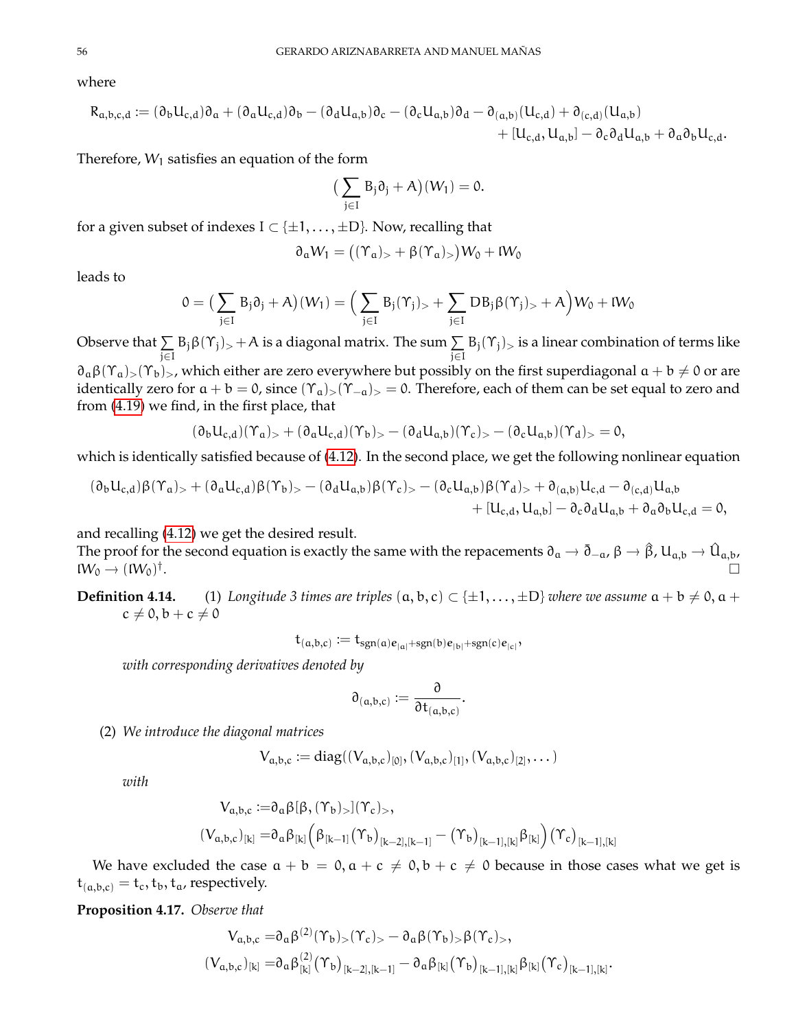where

$$R_{a,b,c,d} := (\partial_b U_{c,d})\partial_a + (\partial_a U_{c,d})\partial_b - (\partial_d U_{a,b})\partial_c - (\partial_c U_{a,b})\partial_d - \partial_{(a,b)}(U_{c,d}) + \partial_{(c,d)}(U_{a,b}) + [U_{c,d}, U_{a,b}] - \partial_c\partial_d U_{a,b} + \partial_a\partial_b U_{c,d}.$$

Therefore, $W_1$ satisfies an equation of the form

$$\Big(\sum_{j\in I} B_j \partial_j + A\Big)(W_1) = 0.$$

for a given subset of indexes $I \subset \{\pm 1, \dots, \pm D\}$. Now, recalling that

$$\partial_a W_1 = \big((\Upsilon_a)_> + \beta(\Upsilon_a)_>\big)W_0 + \mathfrak{l}W_0$$

leads to

$$0 = \Big(\sum_{j\in I} B_j \partial_j + A\Big)(W_1) = \Big(\sum_{j\in I} B_j (\Upsilon_j)_> + \sum_{j\in I} DB_j\beta(\Upsilon_j)_> + A\Big)W_0 + \mathfrak{l}W_0$$

Observe that $\sum_{j\in I} B_j \beta(\Upsilon_j)_> + A$ is a diagonal matrix. The sum $\sum_{j\in I} B_j (\Upsilon_j)_>$ is a linear combination of terms like $\partial_a \beta(\Upsilon_a)_>(\Upsilon_b)_>$, which either are zero everywhere but possibly on the first superdiagonal $a+b\neq 0$ or are identically zero for $a+b=0$, since $(\Upsilon_a)_>(\Upsilon_{-a})_> = 0$. Therefore, each of them can be set equal to zero and from (4.19) we find, in the first place, that

$$(\partial_b U_{c,d})(\Upsilon_a)_> + (\partial_a U_{c,d})(\Upsilon_b)_> - (\partial_d U_{a,b})(\Upsilon_c)_> - (\partial_c U_{a,b})(\Upsilon_d)_> = 0,$$

which is identically satisfied because of (4.12). In the second place, we get the following nonlinear equation

$$(\partial_b U_{c,d})\beta(\Upsilon_a)_> + (\partial_a U_{c,d})\beta(\Upsilon_b)_> - (\partial_d U_{a,b})\beta(\Upsilon_c)_> - (\partial_c U_{a,b})\beta(\Upsilon_d)_> + \partial_{(a,b)}U_{c,d} - \partial_{(c,d)}U_{a,b} + [U_{c,d}, U_{a,b}] - \partial_c\partial_d U_{a,b} + \partial_a\partial_b U_{c,d} = 0,$$

and recalling (4.12) we get the desired result.
The proof for the second equation is exactly the same with the repacements $\partial_a \to \bar{\partial}_{-a}$, $\beta \to \hat{\beta}$, $U_{a,b} \to \hat{U}_{a,b}$, $\mathfrak{l}W_0 \to (\mathfrak{l}W_0)^\dagger$. $\square$

**Definition 4.14.** (1) *Longitude 3 times are triples* $(a,b,c) \subset \{\pm 1, \dots, \pm D\}$ *where we assume* $a+b\neq 0$, $a+c\neq 0$, $b+c\neq 0$

$$t_{(a,b,c)} := t_{\operatorname{sgn}(a)e_{|a|}+\operatorname{sgn}(b)e_{|b|}+\operatorname{sgn}(c)e_{|c|}},$$

*with corresponding derivatives denoted by*

$$\partial_{(a,b,c)} := \frac{\partial}{\partial t_{(a,b,c)}}.$$

(2) *We introduce the diagonal matrices*

$$V_{a,b,c} := \operatorname{diag}((V_{a,b,c})_{[0]}, (V_{a,b,c})_{[1]}, (V_{a,b,c})_{[2]}, \dots)$$

*with*

$$V_{a,b,c} := \partial_a \beta[\beta, (\Upsilon_b)_>](\Upsilon_c)_>,$$
$$(V_{a,b,c})_{[k]} = \partial_a \beta_{[k]}\Big(\beta_{[k-1]}(\Upsilon_b)_{[k-2],[k-1]} - (\Upsilon_b)_{[k-1],[k]}\beta_{[k]}\Big)(\Upsilon_c)_{[k-1],[k]}$$

We have excluded the case $a+b=0, a+c\neq 0, b+c\neq 0$ because in those cases what we get is $t_{(a,b,c)} = t_c, t_b, t_a$, respectively.

**Proposition 4.17.** *Observe that*

$$V_{a,b,c} = \partial_a \beta^{(2)}(\Upsilon_b)_>(\Upsilon_c)_> - \partial_a \beta(\Upsilon_b)_>\beta(\Upsilon_c)_>,$$
$$(V_{a,b,c})_{[k]} = \partial_a \beta^{(2)}_{[k]}(\Upsilon_b)_{[k-2],[k-1]} - \partial_a \beta_{[k]}(\Upsilon_b)_{[k-1],[k]}\beta_{[k]}(\Upsilon_c)_{[k-1],[k]}.$$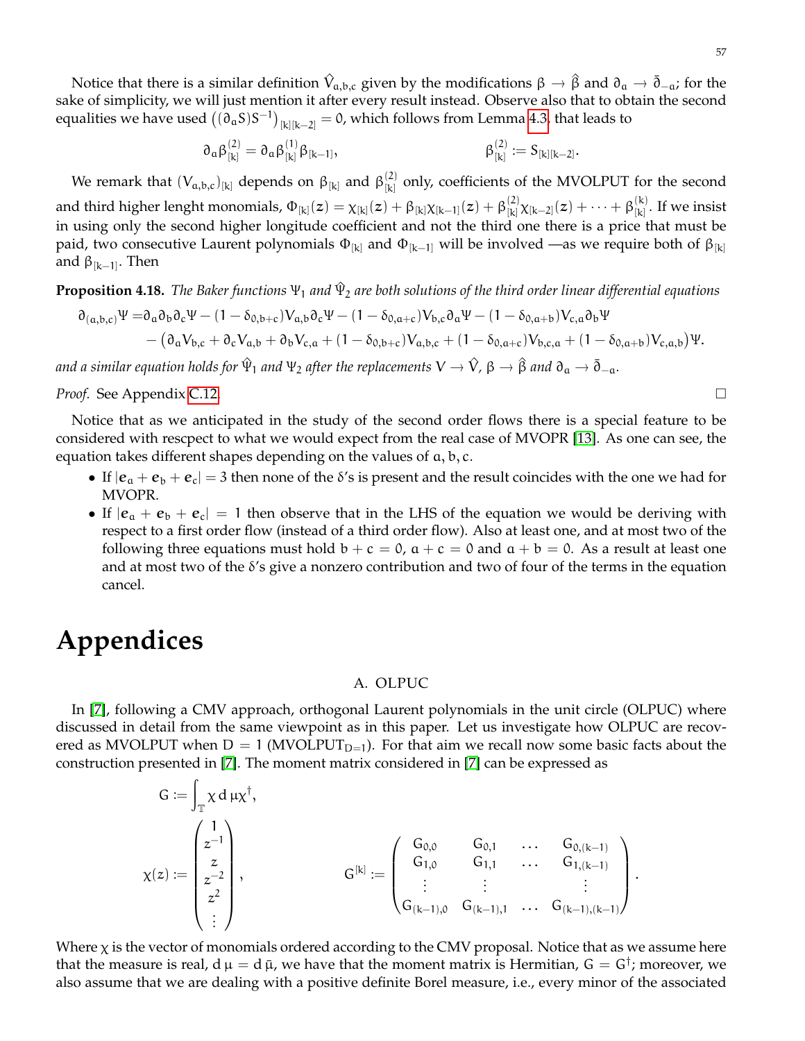Notice that there is a similar definition $\hat{V}_{a,b,c}$ given by the modifications $\beta \to \hat{\beta}$ and $\partial_a \to \bar{\partial}_{-a}$; for the sake of simplicity, we will just mention it after every result instead. Observe also that to obtain the second equalities we have used $\big((\partial_a S)S^{-1}\big)_{[k][k-2]} = 0$, which follows from Lemma 4.3, that leads to

$$\partial_a \beta^{(2)}_{[k]} = \partial_a \beta^{(1)}_{[k]} \beta_{[k-1]}, \qquad\qquad \beta^{(2)}_{[k]} := S_{[k][k-2]}.$$

We remark that $(V_{a,b,c})_{[k]}$ depends on $\beta_{[k]}$ and $\beta^{(2)}_{[k]}$ only, coefficients of the MVOLPUT for the second and third higher lenght monomials, $\Phi_{[k]}(z) = \chi_{[k]}(z) + \beta_{[k]}\chi_{[k-1]}(z) + \beta^{(2)}_{[k]}\chi_{[k-2]}(z) + \cdots + \beta^{(k)}_{[k]}$. If we insist in using only the second higher longitude coefficient and not the third one there is a price that must be paid, two consecutive Laurent polynomials $\Phi_{[k]}$ and $\Phi_{[k-1]}$ will be involved —as we require both of $\beta_{[k]}$ and $\beta_{[k-1]}$. Then

**Proposition 4.18.** *The Baker functions $\Psi_1$ and $\hat{\Psi}_2$ are both solutions of the third order linear differential equations*

$$\begin{aligned}\partial_{(a,b,c)}\Psi =& \partial_a\partial_b\partial_c\Psi - (1-\delta_{0,b+c})V_{a,b}\partial_c\Psi - (1-\delta_{0,a+c})V_{b,c}\partial_a\Psi - (1-\delta_{0,a+b})V_{c,a}\partial_b\Psi \\ &- \big(\partial_a V_{b,c} + \partial_c V_{a,b} + \partial_b V_{c,a} + (1-\delta_{0,b+c})V_{a,b,c} + (1-\delta_{0,a+c})V_{b,c,a} + (1-\delta_{0,a+b})V_{c,a,b}\big)\Psi.\end{aligned}$$

*and a similar equation holds for $\hat{\Psi}_1$ and $\Psi_2$ after the replacements $V \to \hat{V}$, $\beta \to \hat{\beta}$ and $\partial_a \to \bar{\partial}_{-a}$.*

*Proof.* See Appendix C.12. □

Notice that as we anticipated in the study of the second order flows there is a special feature to be considered with rescpect to what we would expect from the real case of MVOPR [13]. As one can see, the equation takes different shapes depending on the values of $a, b, c$.

- If $|\boldsymbol{e}_a + \boldsymbol{e}_b + \boldsymbol{e}_c| = 3$ then none of the $\delta$'s is present and the result coincides with the one we had for MVOPR.
- If $|\boldsymbol{e}_a + \boldsymbol{e}_b + \boldsymbol{e}_c| = 1$ then observe that in the LHS of the equation we would be deriving with respect to a first order flow (instead of a third order flow). Also at least one, and at most two of the following three equations must hold $b + c = 0$, $a + c = 0$ and $a + b = 0$. As a result at least one and at most two of the $\delta$'s give a nonzero contribution and two of four of the terms in the equation cancel.

# Appendices

## A. OLPUC

In [7], following a CMV approach, orthogonal Laurent polynomials in the unit circle (OLPUC) where discussed in detail from the same viewpoint as in this paper. Let us investigate how OLPUC are recovered as MVOLPUT when $D = 1$ ($\text{MVOLPUT}_{D=1}$). For that aim we recall now some basic facts about the construction presented in [7]. The moment matrix considered in [7] can be expressed as

$$G := \int_{\mathbb{T}} \chi \, d\mu \chi^{\dagger},$$

$$\chi(z) := \begin{pmatrix} 1 \\ z^{-1} \\ z \\ z^{-2} \\ z^2 \\ \vdots \end{pmatrix}, \qquad\qquad G^{[k]} := \begin{pmatrix} G_{0,0} & G_{0,1} & \dots & G_{0,(k-1)} \\ G_{1,0} & G_{1,1} & \dots & G_{1,(k-1)} \\ \vdots & \vdots & & \vdots \\ G_{(k-1),0} & G_{(k-1),1} & \dots & G_{(k-1),(k-1)} \end{pmatrix}.$$

Where $\chi$ is the vector of monomials ordered according to the CMV proposal. Notice that as we assume here that the measure is real, $d\mu = d\bar{\mu}$, we have that the moment matrix is Hermitian, $G = G^{\dagger}$; moreover, we also assume that we are dealing with a positive definite Borel measure, i.e., every minor of the associated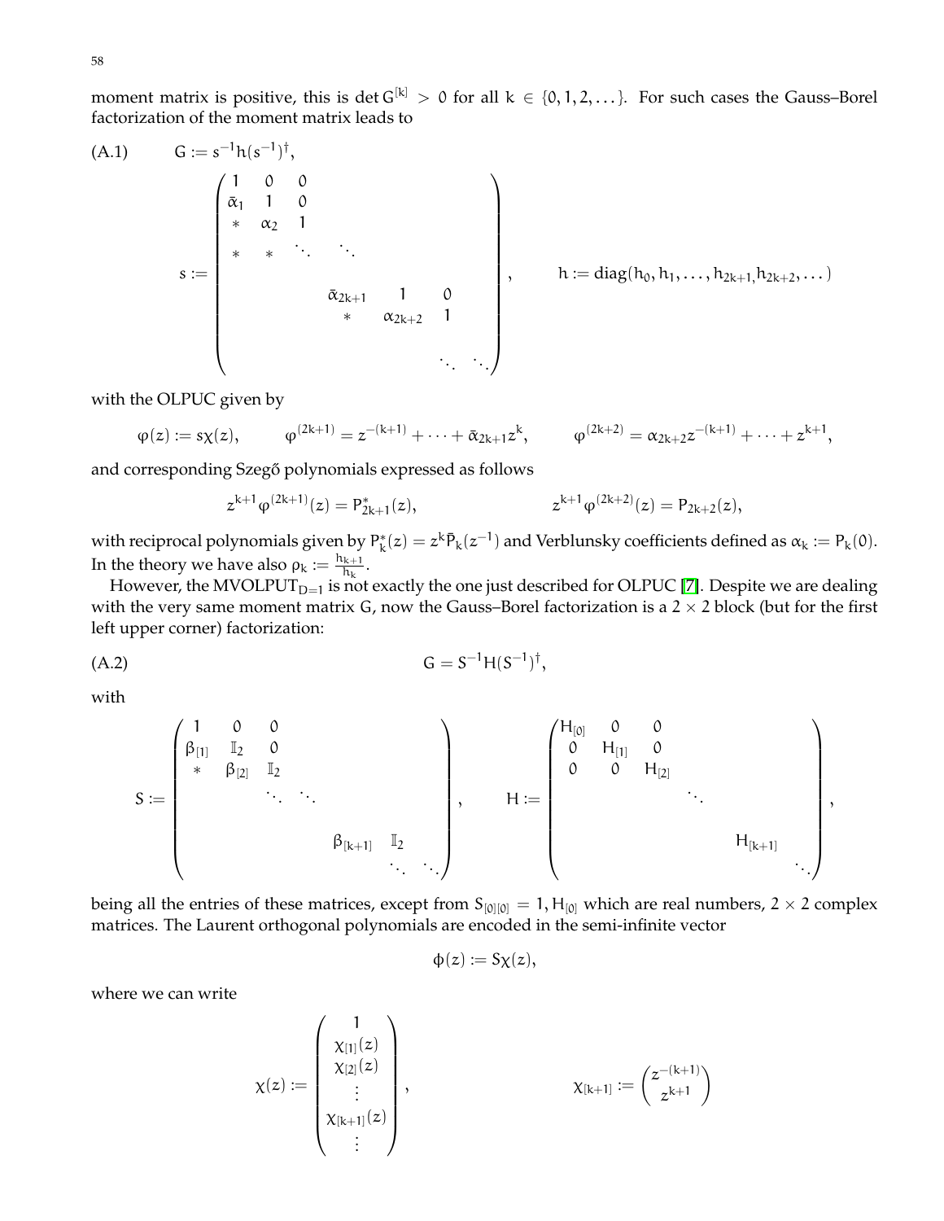moment matrix is positive, this is $\det G^{[k]} > 0$ for all $k \in \{0, 1, 2, \dots\}$. For such cases the Gauss–Borel factorization of the moment matrix leads to

$$
\text{(A.1)} \qquad G := s^{-1}h(s^{-1})^{\dagger},
$$

$$
s := \begin{pmatrix}
1 & 0 & 0 & & & & \\
\bar{\alpha}_1 & 1 & 0 & & & & \\
* & \alpha_2 & 1 & & & & \\
* & * & \ddots & \ddots & & & \\
& & & \bar{\alpha}_{2k+1} & 1 & 0 & \\
& & & * & \alpha_{2k+2} & 1 & \\
& & & & & \ddots & \ddots
\end{pmatrix}, \qquad h := \operatorname{diag}(h_0, h_1, \dots, h_{2k+1}, h_{2k+2}, \dots)
$$

with the OLPUC given by

$$
\varphi(z) := s\chi(z), \qquad \varphi^{(2k+1)} = z^{-(k+1)} + \dots + \bar{\alpha}_{2k+1}z^k, \qquad \varphi^{(2k+2)} = \alpha_{2k+2}z^{-(k+1)} + \dots + z^{k+1},
$$

and corresponding Szegő polynomials expressed as follows

$$
z^{k+1}\varphi^{(2k+1)}(z) = P^*_{2k+1}(z), \qquad z^{k+1}\varphi^{(2k+2)}(z) = P_{2k+2}(z),
$$

with reciprocal polynomials given by $P^*_k(z) = z^k\bar{P}_k(z^{-1})$ and Verblunsky coefficients defined as $\alpha_k := P_k(0)$. In the theory we have also $\rho_k := \frac{h_{k+1}}{h_k}$.

However, the $\text{MVOLPUT}_{D=1}$ is not exactly the one just described for OLPUC [7]. Despite we are dealing with the very same moment matrix $G$, now the Gauss–Borel factorization is a $2 \times 2$ block (but for the first left upper corner) factorization:

$$
\text{(A.2)} \qquad G = S^{-1}H(S^{-1})^{\dagger},
$$

with

$$
S := \begin{pmatrix}
1 & 0 & 0 & & & \\
\beta_{[1]} & \mathbb{I}_2 & 0 & & & \\
* & \beta_{[2]} & \mathbb{I}_2 & & & \\
& & \ddots & \ddots & & \\
& & & \beta_{[k+1]} & \mathbb{I}_2 & \\
& & & & \ddots & \ddots
\end{pmatrix}, \qquad H := \begin{pmatrix}
H_{[0]} & 0 & 0 & & & \\
0 & H_{[1]} & 0 & & & \\
0 & 0 & H_{[2]} & & & \\
& & & \ddots & & \\
& & & & H_{[k+1]} & \\
& & & & & \ddots
\end{pmatrix},
$$

being all the entries of these matrices, except from $S_{[0][0]} = 1, H_{[0]}$ which are real numbers, $2 \times 2$ complex matrices. The Laurent orthogonal polynomials are encoded in the semi-infinite vector

$$
\phi(z) := S\chi(z),
$$

where we can write

$$
\chi(z) := \begin{pmatrix}
1 \\
\chi_{[1]}(z) \\
\chi_{[2]}(z) \\
\vdots \\
\chi_{[k+1]}(z) \\
\vdots
\end{pmatrix}, \qquad \chi_{[k+1]} := \begin{pmatrix} z^{-(k+1)} \\ z^{k+1} \end{pmatrix}
$$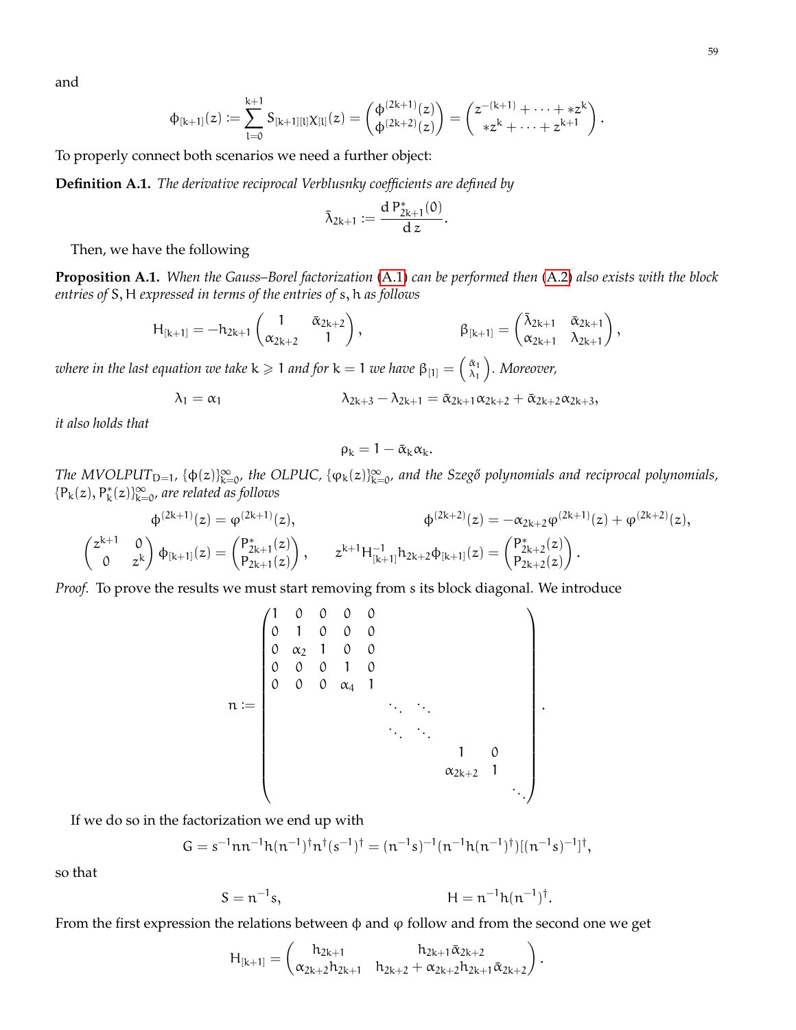and

$$\phi_{[k+1]}(z) := \sum_{l=0}^{k+1} S_{[k+1][l]}\chi_{[l]}(z) = \begin{pmatrix} \phi^{(2k+1)}(z) \\ \phi^{(2k+2)}(z) \end{pmatrix} = \begin{pmatrix} z^{-(k+1)} + \cdots + *z^{k} \\ *z^{k} + \cdots + z^{k+1} \end{pmatrix}.$$

To properly connect both scenarios we need a further object:

**Definition A.1.** *The derivative reciprocal Verblusnky coefficients are defined by*

$$\bar{\lambda}_{2k+1} := \frac{\mathrm{d}\, P^*_{2k+1}(0)}{\mathrm{d}\, z}.$$

Then, we have the following

**Proposition A.1.** *When the Gauss–Borel factorization (A.1) can be performed then (A.2) also exists with the block entries of $S, H$ expressed in terms of the entries of $s, h$ as follows*

$$H_{[k+1]} = -h_{2k+1}\begin{pmatrix} 1 & \bar{\alpha}_{2k+2} \\ \alpha_{2k+2} & 1 \end{pmatrix}, \qquad \beta_{[k+1]} = \begin{pmatrix} \bar{\lambda}_{2k+1} & \bar{\alpha}_{2k+1} \\ \alpha_{2k+1} & \lambda_{2k+1} \end{pmatrix},$$

*where in the last equation we take $k \geqslant 1$ and for $k=1$ we have $\beta_{[1]} = \begin{pmatrix} \bar{\alpha}_1 \\ \lambda_1 \end{pmatrix}$. Moreover,*

$$\lambda_1 = \alpha_1 \qquad \lambda_{2k+3} - \lambda_{2k+1} = \bar{\alpha}_{2k+1}\alpha_{2k+2} + \bar{\alpha}_{2k+2}\alpha_{2k+3},$$

*it also holds that*

$$\rho_k = 1 - \bar{\alpha}_k\alpha_k.$$

*The MVOLPUT$_{D=1}$, $\{\phi(z)\}_{k=0}^{\infty}$, the OLPUC, $\{\varphi_k(z)\}_{k=0}^{\infty}$, and the Szegő polynomials and reciprocal polynomials, $\{P_k(z), P^*_k(z)\}_{k=0}^{\infty}$, are related as follows*

$$\phi^{(2k+1)}(z) = \varphi^{(2k+1)}(z), \qquad \phi^{(2k+2)}(z) = -\alpha_{2k+2}\varphi^{(2k+1)}(z) + \varphi^{(2k+2)}(z),$$

$$\begin{pmatrix} z^{k+1} & 0 \\ 0 & z^{k} \end{pmatrix}\phi_{[k+1]}(z) = \begin{pmatrix} P^*_{2k+1}(z) \\ P_{2k+1}(z) \end{pmatrix}, \qquad z^{k+1}H^{-1}_{[k+1]}h_{2k+2}\phi_{[k+1]}(z) = \begin{pmatrix} P^*_{2k+2}(z) \\ P_{2k+2}(z) \end{pmatrix}.$$

*Proof.* To prove the results we must start removing from $s$ its block diagonal. We introduce

$$n := \begin{pmatrix} 1 & 0 & 0 & 0 & 0 & & & & & \\ 0 & 1 & 0 & 0 & 0 & & & & & \\ 0 & \alpha_2 & 1 & 0 & 0 & & & & & \\ 0 & 0 & 0 & 1 & 0 & & & & & \\ 0 & 0 & 0 & \alpha_4 & 1 & & & & & \\ & & & & & \ddots & \ddots & & & \\ & & & & & \ddots & \ddots & & & \\ & & & & & & & 1 & 0 & \\ & & & & & & & \alpha_{2k+2} & 1 & \\ & & & & & & & & & \ddots \end{pmatrix}.$$

If we do so in the factorization we end up with

$$G = s^{-1}nn^{-1}h(n^{-1})^{\dagger}n^{\dagger}(s^{-1})^{\dagger} = (n^{-1}s)^{-1}(n^{-1}h(n^{-1})^{\dagger})[(n^{-1}s)^{-1}]^{\dagger},$$

so that

$$S = n^{-1}s, \qquad H = n^{-1}h(n^{-1})^{\dagger}.$$

From the first expression the relations between $\phi$ and $\varphi$ follow and from the second one we get

$$H_{[k+1]} = \begin{pmatrix} h_{2k+1} & h_{2k+1}\bar{\alpha}_{2k+2} \\ \alpha_{2k+2}h_{2k+1} & h_{2k+2} + \alpha_{2k+2}h_{2k+1}\bar{\alpha}_{2k+2} \end{pmatrix}.$$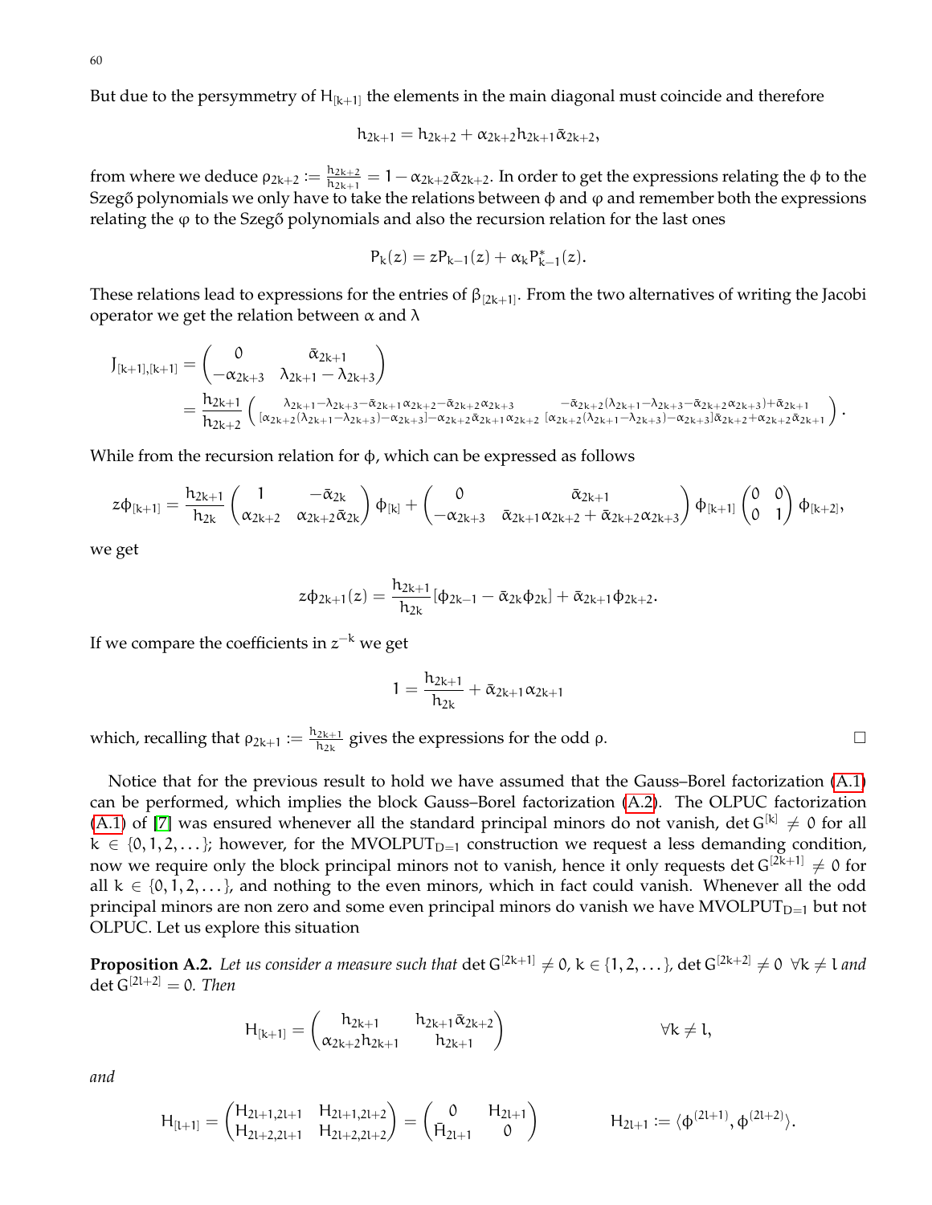But due to the persymmetry of $H_{[k+1]}$ the elements in the main diagonal must coincide and therefore

$$h_{2k+1} = h_{2k+2} + \alpha_{2k+2} h_{2k+1} \bar{\alpha}_{2k+2},$$

from where we deduce $\rho_{2k+2} := \frac{h_{2k+2}}{h_{2k+1}} = 1 - \alpha_{2k+2}\bar{\alpha}_{2k+2}$. In order to get the expressions relating the $\phi$ to the Szegő polynomials we only have to take the relations between $\phi$ and $\varphi$ and remember both the expressions relating the $\varphi$ to the Szegő polynomials and also the recursion relation for the last ones

$$P_k(z) = zP_{k-1}(z) + \alpha_k P^*_{k-1}(z).$$

These relations lead to expressions for the entries of $\beta_{[2k+1]}$. From the two alternatives of writing the Jacobi operator we get the relation between $\alpha$ and $\lambda$

$$\begin{aligned}
J_{[k+1],[k+1]} &= \begin{pmatrix} 0 & \bar{\alpha}_{2k+1} \\ -\alpha_{2k+3} & \lambda_{2k+1} - \lambda_{2k+3} \end{pmatrix} \\
&= \frac{h_{2k+1}}{h_{2k+2}} \begin{pmatrix} \lambda_{2k+1}-\lambda_{2k+3}-\bar{\alpha}_{2k+1}\alpha_{2k+2}-\bar{\alpha}_{2k+2}\alpha_{2k+3} & -\bar{\alpha}_{2k+2}(\lambda_{2k+1}-\lambda_{2k+3}-\bar{\alpha}_{2k+2}\alpha_{2k+3})+\bar{\alpha}_{2k+1} \\ [\alpha_{2k+2}(\lambda_{2k+1}-\lambda_{2k+3})-\alpha_{2k+3}]-\alpha_{2k+2}\bar{\alpha}_{2k+1}\alpha_{2k+2} & [\alpha_{2k+2}(\lambda_{2k+1}-\lambda_{2k+3})-\alpha_{2k+3}]\bar{\alpha}_{2k+2}+\alpha_{2k+2}\bar{\alpha}_{2k+1} \end{pmatrix}.
\end{aligned}$$

While from the recursion relation for $\phi$, which can be expressed as follows

$$z\phi_{[k+1]} = \frac{h_{2k+1}}{h_{2k}} \begin{pmatrix} 1 & -\bar{\alpha}_{2k} \\ \alpha_{2k+2} & \alpha_{2k+2}\bar{\alpha}_{2k} \end{pmatrix} \phi_{[k]} + \begin{pmatrix} 0 & \bar{\alpha}_{2k+1} \\ -\alpha_{2k+3} & \bar{\alpha}_{2k+1}\alpha_{2k+2} + \bar{\alpha}_{2k+2}\alpha_{2k+3} \end{pmatrix} \phi_{[k+1]} \begin{pmatrix} 0 & 0 \\ 0 & 1 \end{pmatrix} \phi_{[k+2]},$$

we get

$$z\phi_{2k+1}(z) = \frac{h_{2k+1}}{h_{2k}}[\phi_{2k-1} - \bar{\alpha}_{2k}\phi_{2k}] + \bar{\alpha}_{2k+1}\phi_{2k+2}.$$

If we compare the coefficients in $z^{-k}$ we get

$$1 = \frac{h_{2k+1}}{h_{2k}} + \bar{\alpha}_{2k+1}\alpha_{2k+1}$$

which, recalling that $\rho_{2k+1} := \frac{h_{2k+1}}{h_{2k}}$ gives the expressions for the odd $\rho$. □

Notice that for the previous result to hold we have assumed that the Gauss–Borel factorization (A.1) can be performed, which implies the block Gauss–Borel factorization (A.2). The OLPUC factorization (A.1) of [7] was ensured whenever all the standard principal minors do not vanish, $\det G^{[k]} \neq 0$ for all $k \in \{0, 1, 2, \dots\}$; however, for the $\text{MVOLPUT}_{D=1}$ construction we request a less demanding condition, now we require only the block principal minors not to vanish, hence it only requests $\det G^{[2k+1]} \neq 0$ for all $k \in \{0, 1, 2, \dots\}$, and nothing to the even minors, which in fact could vanish. Whenever all the odd principal minors are non zero and some even principal minors do vanish we have $\text{MVOLPUT}_{D=1}$ but not OLPUC. Let us explore this situation

**Proposition A.2.** *Let us consider a measure such that* $\det G^{[2k+1]} \neq 0$, $k \in \{1, 2, \dots\}$, $\det G^{[2k+2]} \neq 0$ $\forall k \neq l$ *and* $\det G^{[2l+2]} = 0$. *Then*

$$H_{[k+1]} = \begin{pmatrix} h_{2k+1} & h_{2k+1}\bar{\alpha}_{2k+2} \\ \alpha_{2k+2}h_{2k+1} & h_{2k+1} \end{pmatrix} \qquad \forall k \neq l,$$

*and*

$$H_{[l+1]} = \begin{pmatrix} H_{2l+1,2l+1} & H_{2l+1,2l+2} \\ H_{2l+2,2l+1} & H_{2l+2,2l+2} \end{pmatrix} = \begin{pmatrix} 0 & H_{2l+1} \\ \bar{H}_{2l+1} & 0 \end{pmatrix} \qquad H_{2l+1} := \langle \phi^{(2l+1)}, \phi^{(2l+2)} \rangle.$$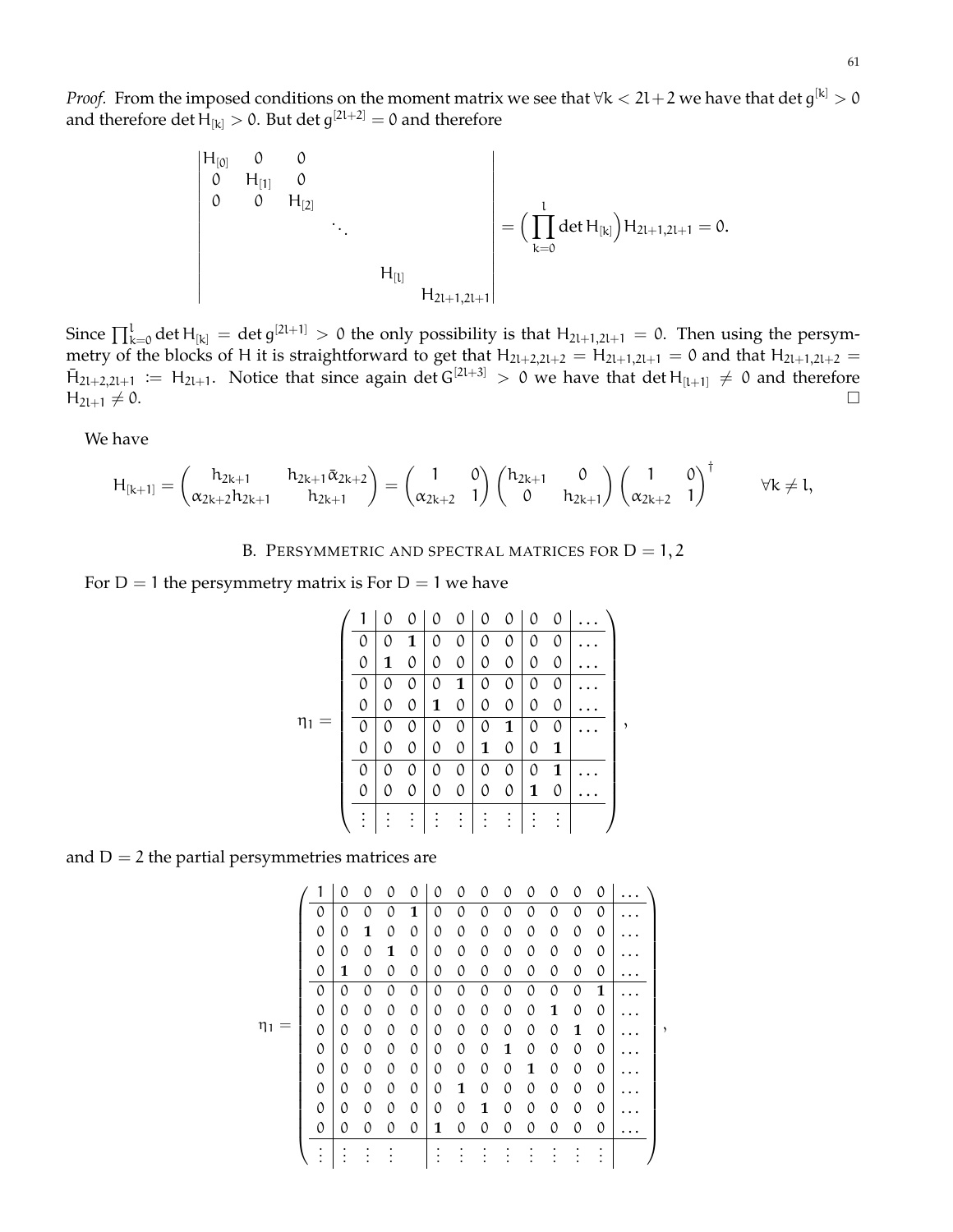*Proof.* From the imposed conditions on the moment matrix we see that $\forall k < 2l+2$ we have that $\det g^{[k]} > 0$ and therefore $\det H_{[k]} > 0$. But $\det g^{[2l+2]} = 0$ and therefore

$$
\begin{vmatrix}
H_{[0]} & 0 & 0 & & & \\
0 & H_{[1]} & 0 & & & \\
0 & 0 & H_{[2]} & & & \\
 & & & \ddots & & \\
 & & & & H_{[l]} & \\
 & & & & & H_{2l+1,2l+1}
\end{vmatrix}
= \Big( \prod_{k=0}^{l} \det H_{[k]} \Big) H_{2l+1,2l+1} = 0.
$$

Since $\prod_{k=0}^{l} \det H_{[k]} = \det g^{[2l+1]} > 0$ the only possibility is that $H_{2l+1,2l+1} = 0$. Then using the persymmetry of the blocks of $H$ it is straightforward to get that $H_{2l+2,2l+2} = H_{2l+1,2l+1} = 0$ and that $H_{2l+1,2l+2} = \bar{H}_{2l+2,2l+1} := H_{2l+1}$. Notice that since again $\det G^{[2l+3]} > 0$ we have that $\det H_{[l+1]} \neq 0$ and therefore $H_{2l+1} \neq 0$. $\square$

We have

$$
H_{[k+1]} = \begin{pmatrix} h_{2k+1} & h_{2k+1}\bar{\alpha}_{2k+2} \\ \alpha_{2k+2} h_{2k+1} & h_{2k+1} \end{pmatrix} = \begin{pmatrix} 1 & 0 \\ \alpha_{2k+2} & 1 \end{pmatrix} \begin{pmatrix} h_{2k+1} & 0 \\ 0 & h_{2k+1} \end{pmatrix} \begin{pmatrix} 1 & 0 \\ \alpha_{2k+2} & 1 \end{pmatrix}^{\dagger} \qquad \forall k \neq l,
$$

## B. Persymmetric and spectral matrices for $D = 1, 2$

For $D = 1$ the persymmetry matrix is For $D = 1$ we have

$$
\eta_1 = \left(\begin{array}{c|cc|cc|cc|cc|c}
1 & 0 & 0 & 0 & 0 & 0 & 0 & 0 & 0 & \dots \\ \hline
0 & 0 & \mathbf{1} & 0 & 0 & 0 & 0 & 0 & 0 & \dots \\
0 & \mathbf{1} & 0 & 0 & 0 & 0 & 0 & 0 & 0 & \dots \\ \hline
0 & 0 & 0 & 0 & \mathbf{1} & 0 & 0 & 0 & 0 & \dots \\
0 & 0 & 0 & \mathbf{1} & 0 & 0 & 0 & 0 & 0 & \dots \\ \hline
0 & 0 & 0 & 0 & 0 & 0 & \mathbf{1} & 0 & 0 & \dots \\
0 & 0 & 0 & 0 & 0 & \mathbf{1} & 0 & 0 & \mathbf{1} & \\ \hline
0 & 0 & 0 & 0 & 0 & 0 & 0 & 0 & \mathbf{1} & \dots \\
0 & 0 & 0 & 0 & 0 & 0 & 0 & \mathbf{1} & 0 & \dots \\ \hline
\vdots & \vdots & \vdots & \vdots & \vdots & \vdots & \vdots & \vdots & \vdots &
\end{array}\right),
$$

and $D = 2$ the partial persymmetries matrices are

$$
\eta_1 = \left(\begin{array}{c|cccc|cccccccc|c}
1 & 0 & 0 & 0 & 0 & 0 & 0 & 0 & 0 & 0 & 0 & 0 & 0 & \dots \\ \hline
0 & 0 & 0 & 0 & \mathbf{1} & 0 & 0 & 0 & 0 & 0 & 0 & 0 & 0 & \dots \\
0 & 0 & \mathbf{1} & 0 & 0 & 0 & 0 & 0 & 0 & 0 & 0 & 0 & 0 & \dots \\
0 & 0 & 0 & \mathbf{1} & 0 & 0 & 0 & 0 & 0 & 0 & 0 & 0 & 0 & \dots \\
0 & \mathbf{1} & 0 & 0 & 0 & 0 & 0 & 0 & 0 & 0 & 0 & 0 & 0 & \dots \\ \hline
0 & 0 & 0 & 0 & 0 & 0 & 0 & 0 & 0 & 0 & 0 & 0 & \mathbf{1} & \dots \\
0 & 0 & 0 & 0 & 0 & 0 & 0 & 0 & 0 & 0 & \mathbf{1} & 0 & 0 & \dots \\
0 & 0 & 0 & 0 & 0 & 0 & 0 & 0 & 0 & 0 & 0 & \mathbf{1} & 0 & \dots \\
0 & 0 & 0 & 0 & 0 & 0 & 0 & 0 & \mathbf{1} & 0 & 0 & 0 & 0 & \dots \\
0 & 0 & 0 & 0 & 0 & 0 & 0 & 0 & 0 & \mathbf{1} & 0 & 0 & 0 & \dots \\
0 & 0 & 0 & 0 & 0 & 0 & \mathbf{1} & 0 & 0 & 0 & 0 & 0 & 0 & \dots \\
0 & 0 & 0 & 0 & 0 & 0 & 0 & \mathbf{1} & 0 & 0 & 0 & 0 & 0 & \dots \\
0 & 0 & 0 & 0 & 0 & \mathbf{1} & 0 & 0 & 0 & 0 & 0 & 0 & 0 & \dots \\ \hline
\vdots & \vdots & \vdots & \vdots & & \vdots & \vdots & \vdots & \vdots & \vdots & \vdots & \vdots & \vdots &
\end{array}\right),
$$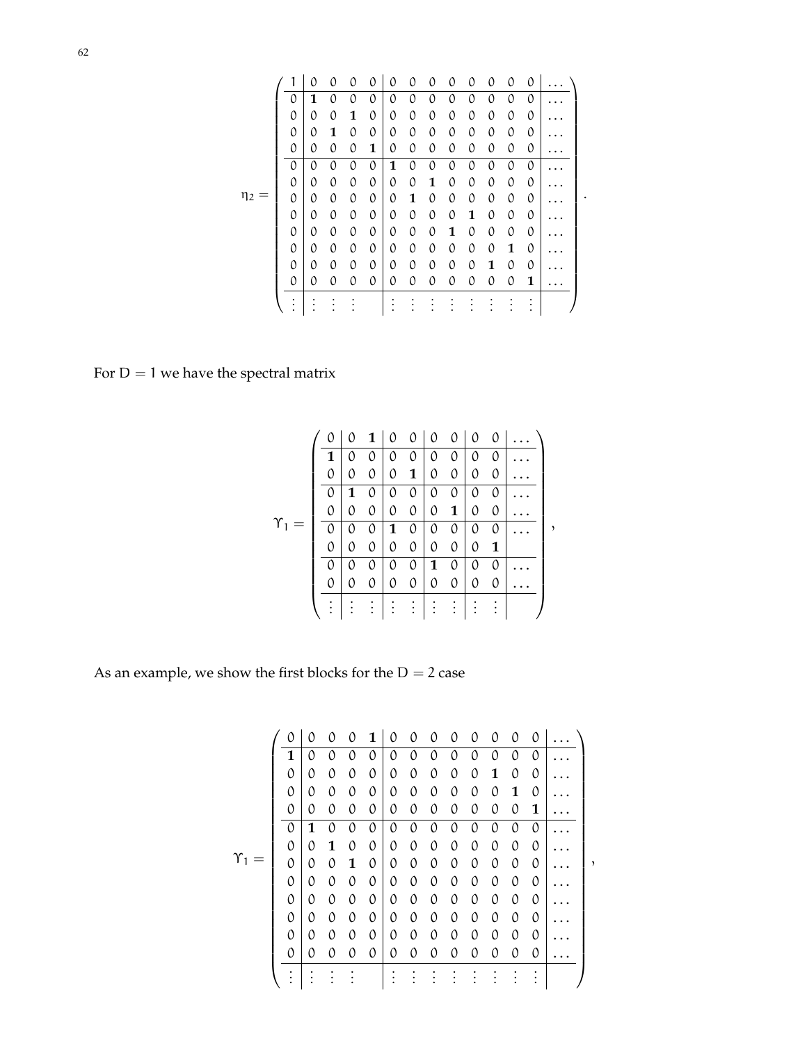$$
\eta_2 = \left(\begin{array}{c|cccc|cccccccc|c}
1 & 0 & 0 & 0 & 0 & 0 & 0 & 0 & 0 & 0 & 0 & 0 & 0 & \dots \\
\hline
0 & \mathbf{1} & 0 & 0 & 0 & 0 & 0 & 0 & 0 & 0 & 0 & 0 & 0 & \dots \\
0 & 0 & 0 & \mathbf{1} & 0 & 0 & 0 & 0 & 0 & 0 & 0 & 0 & 0 & \dots \\
0 & 0 & \mathbf{1} & 0 & 0 & 0 & 0 & 0 & 0 & 0 & 0 & 0 & 0 & \dots \\
0 & 0 & 0 & 0 & \mathbf{1} & 0 & 0 & 0 & 0 & 0 & 0 & 0 & 0 & \dots \\
\hline
0 & 0 & 0 & 0 & 0 & \mathbf{1} & 0 & 0 & 0 & 0 & 0 & 0 & 0 & \dots \\
0 & 0 & 0 & 0 & 0 & 0 & 0 & \mathbf{1} & 0 & 0 & 0 & 0 & 0 & \dots \\
0 & 0 & 0 & 0 & 0 & 0 & \mathbf{1} & 0 & 0 & 0 & 0 & 0 & 0 & \dots \\
0 & 0 & 0 & 0 & 0 & 0 & 0 & 0 & 0 & \mathbf{1} & 0 & 0 & 0 & \dots \\
0 & 0 & 0 & 0 & 0 & 0 & 0 & 0 & \mathbf{1} & 0 & 0 & 0 & 0 & \dots \\
0 & 0 & 0 & 0 & 0 & 0 & 0 & 0 & 0 & 0 & 0 & \mathbf{1} & 0 & \dots \\
0 & 0 & 0 & 0 & 0 & 0 & 0 & 0 & 0 & 0 & \mathbf{1} & 0 & 0 & \dots \\
0 & 0 & 0 & 0 & 0 & 0 & 0 & 0 & 0 & 0 & 0 & 0 & \mathbf{1} & \dots \\
\hline
\vdots & \vdots & \vdots & \vdots & & \vdots & \vdots & \vdots & \vdots & \vdots & \vdots & \vdots & \vdots &
\end{array}\right).
$$

For $D = 1$ we have the spectral matrix

$$
\Upsilon_1 = \left(\begin{array}{c|cc|cc|cc|cc|c}
0 & 0 & \mathbf{1} & 0 & 0 & 0 & 0 & 0 & 0 & \dots \\
\hline
\mathbf{1} & 0 & 0 & 0 & 0 & 0 & 0 & 0 & 0 & \dots \\
0 & 0 & 0 & 0 & \mathbf{1} & 0 & 0 & 0 & 0 & \dots \\
\hline
0 & \mathbf{1} & 0 & 0 & 0 & 0 & 0 & 0 & 0 & \dots \\
0 & 0 & 0 & 0 & 0 & 0 & \mathbf{1} & 0 & 0 & \dots \\
\hline
0 & 0 & 0 & \mathbf{1} & 0 & 0 & 0 & 0 & 0 & \dots \\
0 & 0 & 0 & 0 & 0 & 0 & 0 & 0 & \mathbf{1} & \\
\hline
0 & 0 & 0 & 0 & 0 & \mathbf{1} & 0 & 0 & 0 & \dots \\
0 & 0 & 0 & 0 & 0 & 0 & 0 & 0 & 0 & \dots \\
\hline
\vdots & \vdots & \vdots & \vdots & \vdots & \vdots & \vdots & \vdots & \vdots &
\end{array}\right),
$$

As an example, we show the first blocks for the $D = 2$ case

$$
\Upsilon_1 = \left(\begin{array}{c|cccc|cccccccc|c}
0 & 0 & 0 & 0 & \mathbf{1} & 0 & 0 & 0 & 0 & 0 & 0 & 0 & 0 & \dots \\
\hline
\mathbf{1} & 0 & 0 & 0 & 0 & 0 & 0 & 0 & 0 & 0 & 0 & 0 & 0 & \dots \\
0 & 0 & 0 & 0 & 0 & 0 & 0 & 0 & 0 & 0 & \mathbf{1} & 0 & 0 & \dots \\
0 & 0 & 0 & 0 & 0 & 0 & 0 & 0 & 0 & 0 & 0 & \mathbf{1} & 0 & \dots \\
0 & 0 & 0 & 0 & 0 & 0 & 0 & 0 & 0 & 0 & 0 & 0 & \mathbf{1} & \dots \\
\hline
0 & \mathbf{1} & 0 & 0 & 0 & 0 & 0 & 0 & 0 & 0 & 0 & 0 & 0 & \dots \\
0 & 0 & \mathbf{1} & 0 & 0 & 0 & 0 & 0 & 0 & 0 & 0 & 0 & 0 & \dots \\
0 & 0 & 0 & \mathbf{1} & 0 & 0 & 0 & 0 & 0 & 0 & 0 & 0 & 0 & \dots \\
0 & 0 & 0 & 0 & 0 & 0 & 0 & 0 & 0 & 0 & 0 & 0 & 0 & \dots \\
0 & 0 & 0 & 0 & 0 & 0 & 0 & 0 & 0 & 0 & 0 & 0 & 0 & \dots \\
0 & 0 & 0 & 0 & 0 & 0 & 0 & 0 & 0 & 0 & 0 & 0 & 0 & \dots \\
0 & 0 & 0 & 0 & 0 & 0 & 0 & 0 & 0 & 0 & 0 & 0 & 0 & \dots \\
0 & 0 & 0 & 0 & 0 & 0 & 0 & 0 & 0 & 0 & 0 & 0 & 0 & \dots \\
\hline
\vdots & \vdots & \vdots & \vdots & & \vdots & \vdots & \vdots & \vdots & \vdots & \vdots & \vdots & \vdots &
\end{array}\right),
$$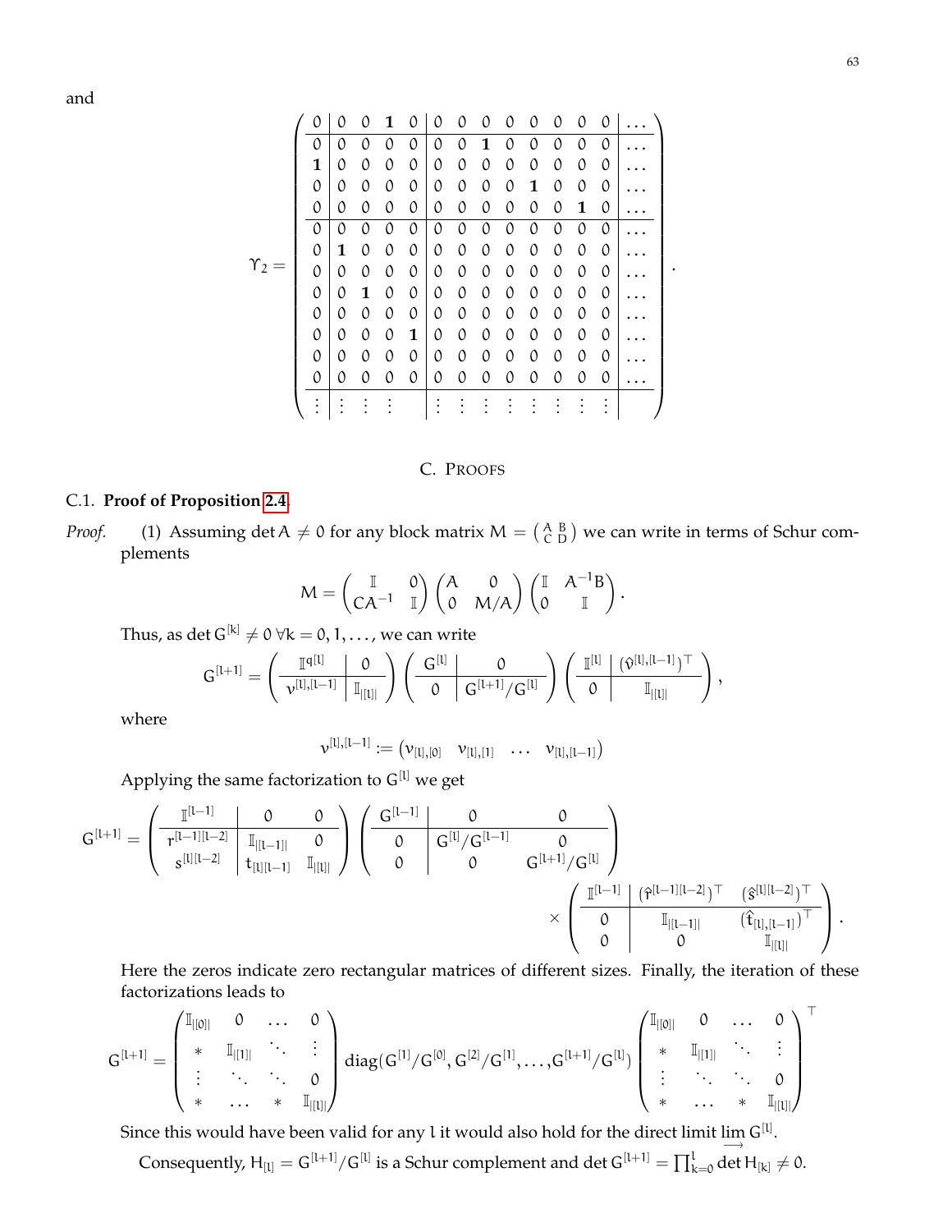and

$$
\Upsilon_2 = \left(\begin{array}{c|cccc|cccccccc|c}
0 & 0 & 0 & \mathbf{1} & 0 & 0 & 0 & 0 & 0 & 0 & 0 & 0 & 0 & \dots \\
\hline
0 & 0 & 0 & 0 & 0 & 0 & 0 & \mathbf{1} & 0 & 0 & 0 & 0 & 0 & \dots \\
\mathbf{1} & 0 & 0 & 0 & 0 & 0 & 0 & 0 & 0 & 0 & 0 & 0 & 0 & \dots \\
0 & 0 & 0 & 0 & 0 & 0 & 0 & 0 & 0 & \mathbf{1} & 0 & 0 & 0 & \dots \\
0 & 0 & 0 & 0 & 0 & 0 & 0 & 0 & 0 & 0 & 0 & \mathbf{1} & 0 & \dots \\
\hline
0 & 0 & 0 & 0 & 0 & 0 & 0 & 0 & 0 & 0 & 0 & 0 & 0 & \dots \\
0 & \mathbf{1} & 0 & 0 & 0 & 0 & 0 & 0 & 0 & 0 & 0 & 0 & 0 & \dots \\
0 & 0 & 0 & 0 & 0 & 0 & 0 & 0 & 0 & 0 & 0 & 0 & 0 & \dots \\
0 & 0 & \mathbf{1} & 0 & 0 & 0 & 0 & 0 & 0 & 0 & 0 & 0 & 0 & \dots \\
0 & 0 & 0 & 0 & 0 & 0 & 0 & 0 & 0 & 0 & 0 & 0 & 0 & \dots \\
0 & 0 & 0 & 0 & \mathbf{1} & 0 & 0 & 0 & 0 & 0 & 0 & 0 & 0 & \dots \\
0 & 0 & 0 & 0 & 0 & 0 & 0 & 0 & 0 & 0 & 0 & 0 & 0 & \dots \\
0 & 0 & 0 & 0 & 0 & 0 & 0 & 0 & 0 & 0 & 0 & 0 & 0 & \dots \\
\hline
\vdots & \vdots & \vdots & \vdots & & \vdots & \vdots & \vdots & \vdots & \vdots & \vdots & \vdots & \vdots &
\end{array}\right).
$$

## C. Proofs

### C.1. **Proof of Proposition 2.4.**

*Proof.* (1) Assuming $\det A \neq 0$ for any block matrix $M = \left(\begin{smallmatrix} A & B \\ C & D \end{smallmatrix}\right)$ we can write in terms of Schur complements

$$
M = \begin{pmatrix} \mathbb{I} & 0 \\ CA^{-1} & \mathbb{I} \end{pmatrix} \begin{pmatrix} A & 0 \\ 0 & M/A \end{pmatrix} \begin{pmatrix} \mathbb{I} & A^{-1}B \\ 0 & \mathbb{I} \end{pmatrix}.
$$

Thus, as $\det G^{[k]} \neq 0 \; \forall k = 0, 1, \dots$, we can write

$$
G^{[l+1]} = \left(\begin{array}{c|c} \mathbb{I}^{q[l]} & 0 \\ \hline \nu^{[l],[l-1]} & \mathbb{I}_{|[l]|} \end{array}\right) \left(\begin{array}{c|c} G^{[l]} & 0 \\ \hline 0 & G^{[l+1]}/G^{[l]} \end{array}\right) \left(\begin{array}{c|c} \mathbb{I}^{[l]} & (\hat{\nu}^{[l],[l-1]})^\top \\ \hline 0 & \mathbb{I}_{|[l]|} \end{array}\right),
$$

where

$$
\nu^{[l],[l-1]} := \begin{pmatrix} \nu_{[l],[0]} & \nu_{[l],[1]} & \dots & \nu_{[l],[l-1]} \end{pmatrix}
$$

Applying the same factorization to $G^{[l]}$ we get

$$
\begin{aligned}
G^{[l+1]} = {} & \left(\begin{array}{c|cc} \mathbb{I}^{[l-1]} & 0 & 0 \\ \hline r^{[l-1][l-2]} & \mathbb{I}_{|[l-1]|} & 0 \\ s^{[l][l-2]} & t_{[l][l-1]} & \mathbb{I}_{|[l]|} \end{array}\right) \left(\begin{array}{c|cc} G^{[l-1]} & 0 & 0 \\ \hline 0 & G^{[l]}/G^{[l-1]} & 0 \\ 0 & 0 & G^{[l+1]}/G^{[l]} \end{array}\right) \\
& \times \left(\begin{array}{c|cc} \mathbb{I}^{[l-1]} & (\hat{r}^{[l-1][l-2]})^\top & (\hat{s}^{[l][l-2]})^\top \\ \hline 0 & \mathbb{I}_{|[l-1]|} & (\hat{t}_{[l],[l-1]})^\top \\ 0 & 0 & \mathbb{I}_{|[l]|} \end{array}\right).
\end{aligned}
$$

Here the zeros indicate zero rectangular matrices of different sizes. Finally, the iteration of these factorizations leads to

$$
G^{[l+1]} = \begin{pmatrix} \mathbb{I}_{|[0]|} & 0 & \dots & 0 \\ * & \mathbb{I}_{|[1]|} & \ddots & \vdots \\ \vdots & \ddots & \ddots & 0 \\ * & \dots & * & \mathbb{I}_{|[l]|} \end{pmatrix} \operatorname{diag}(G^{[1]}/G^{[0]}, G^{[2]}/G^{[1]}, \dots, G^{[l+1]}/G^{[l]}) \begin{pmatrix} \mathbb{I}_{|[0]|} & 0 & \dots & 0 \\ * & \mathbb{I}_{|[1]|} & \ddots & \vdots \\ \vdots & \ddots & \ddots & 0 \\ * & \dots & * & \mathbb{I}_{|[l]|} \end{pmatrix}^\top
$$

Since this would have been valid for any $l$ it would also hold for the direct limit $\varinjlim G^{[l]}$.

Consequently, $H_{[l]} = G^{[l+1]}/G^{[l]}$ is a Schur complement and $\det G^{[l+1]} = \prod_{k=0}^{l} \det H_{[k]} \neq 0$.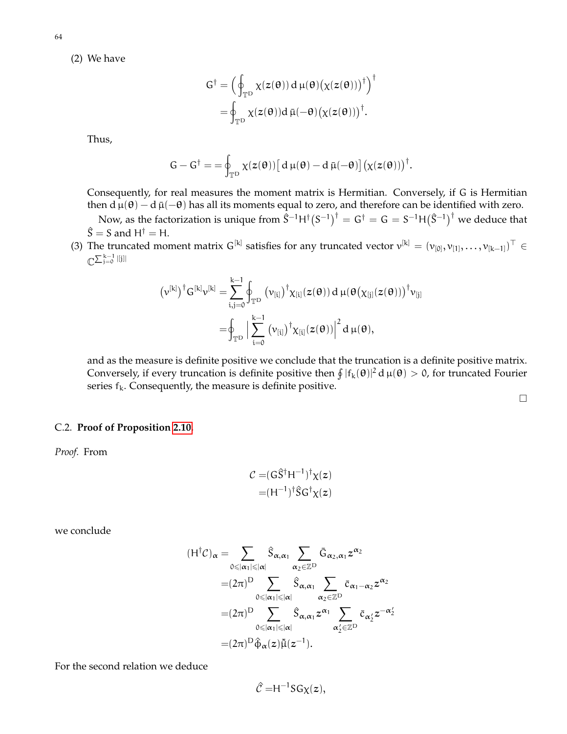(2) We have

$$G^{\dagger} = \Big(\oint_{\mathbb{T}^D} \chi(z(\theta))\,\mathrm{d}\,\mu(\theta)\big(\chi(z(\theta))\big)^{\dagger}\Big)^{\dagger}$$
$$=\oint_{\mathbb{T}^D} \chi(z(\theta))\mathrm{d}\,\bar{\mu}(-\theta)\big(\chi(z(\theta))\big)^{\dagger}.$$

Thus,

$$G - G^{\dagger} = =\oint_{\mathbb{T}^D} \chi(z(\theta))\big[\,\mathrm{d}\,\mu(\theta) - \mathrm{d}\,\bar{\mu}(-\theta)\big]\big(\chi(z(\theta))\big)^{\dagger}.$$

Consequently, for real measures the moment matrix is Hermitian. Conversely, if $G$ is Hermitian then $\mathrm{d}\,\mu(\theta) - \mathrm{d}\,\bar{\mu}(-\theta)$ has all its moments equal to zero, and therefore can be identified with zero.

Now, as the factorization is unique from $\hat{S}^{-1}H^{\dagger}\big(S^{-1}\big)^{\dagger} = G^{\dagger} = G = S^{-1}H\big(\hat{S}^{-1}\big)^{\dagger}$ we deduce that $\hat{S} = S$ and $H^{\dagger} = H$.

(3) The truncated moment matrix $G^{[k]}$ satisfies for any truncated vector $v^{[k]} = (v_{[0]}, v_{[1]}, \dots, v_{[k-1]})^{\top} \in \mathbb{C}^{\sum_{j=0}^{k-1}|[j]|}$

$$\big(v^{[k]}\big)^{\dagger}G^{[k]}v^{[k]} = \sum_{i,j=0}^{k-1}\oint_{\mathbb{T}^D}\big(v_{[i]}\big)^{\dagger}\chi_{[i]}(z(\theta))\,\mathrm{d}\,\mu(\theta\big(\chi_{[j]}(z(\theta))\big)^{\dagger}v_{[j]}$$
$$=\oint_{\mathbb{T}^D}\Big|\sum_{i=0}^{k-1}\big(v_{[i]}\big)^{\dagger}\chi_{[i]}(z(\theta))\Big|^2\,\mathrm{d}\,\mu(\theta),$$

and as the measure is definite positive we conclude that the truncation is a definite positive matrix. Conversely, if every truncation is definite positive then $\oint|f_k(\theta)|^2\,\mathrm{d}\,\mu(\theta) > 0$, for truncated Fourier series $f_k$. Consequently, the measure is definite positive.

□

C.2. **Proof of Proposition 2.10.**

*Proof.* From

$$\mathcal{C} =(G\hat{S}^{\dagger}H^{-1})^{\dagger}\chi(z)$$
$$=(H^{-1})^{\dagger}\hat{S}G^{\dagger}\chi(z)$$

we conclude

$$(H^{\dagger}\mathcal{C})_{\alpha} = \sum_{0\leqslant|\alpha_1|\leqslant|\alpha|}\hat{S}_{\alpha,\alpha_1}\sum_{\alpha_2\in\mathbb{Z}^D}\bar{G}_{\alpha_2,\alpha_1}z^{\alpha_2}$$
$$=(2\pi)^D\sum_{0\leqslant|\alpha_1|\leqslant|\alpha|}\hat{S}_{\alpha,\alpha_1}\sum_{\alpha_2\in\mathbb{Z}^D}\bar{c}_{\alpha_1-\alpha_2}z^{\alpha_2}$$
$$=(2\pi)^D\sum_{0\leqslant|\alpha_1|\leqslant|\alpha|}\hat{S}_{\alpha,\alpha_1}z^{\alpha_1}\sum_{\alpha_2'\in\mathbb{Z}^D}\bar{c}_{\alpha_2'}z^{-\alpha_2'}$$
$$=(2\pi)^D\hat{\phi}_{\alpha}(z)\tilde{\hat{\mu}}(z^{-1}).$$

For the second relation we deduce

$$\hat{\mathcal{C}} =H^{-1}SG\chi(z),$$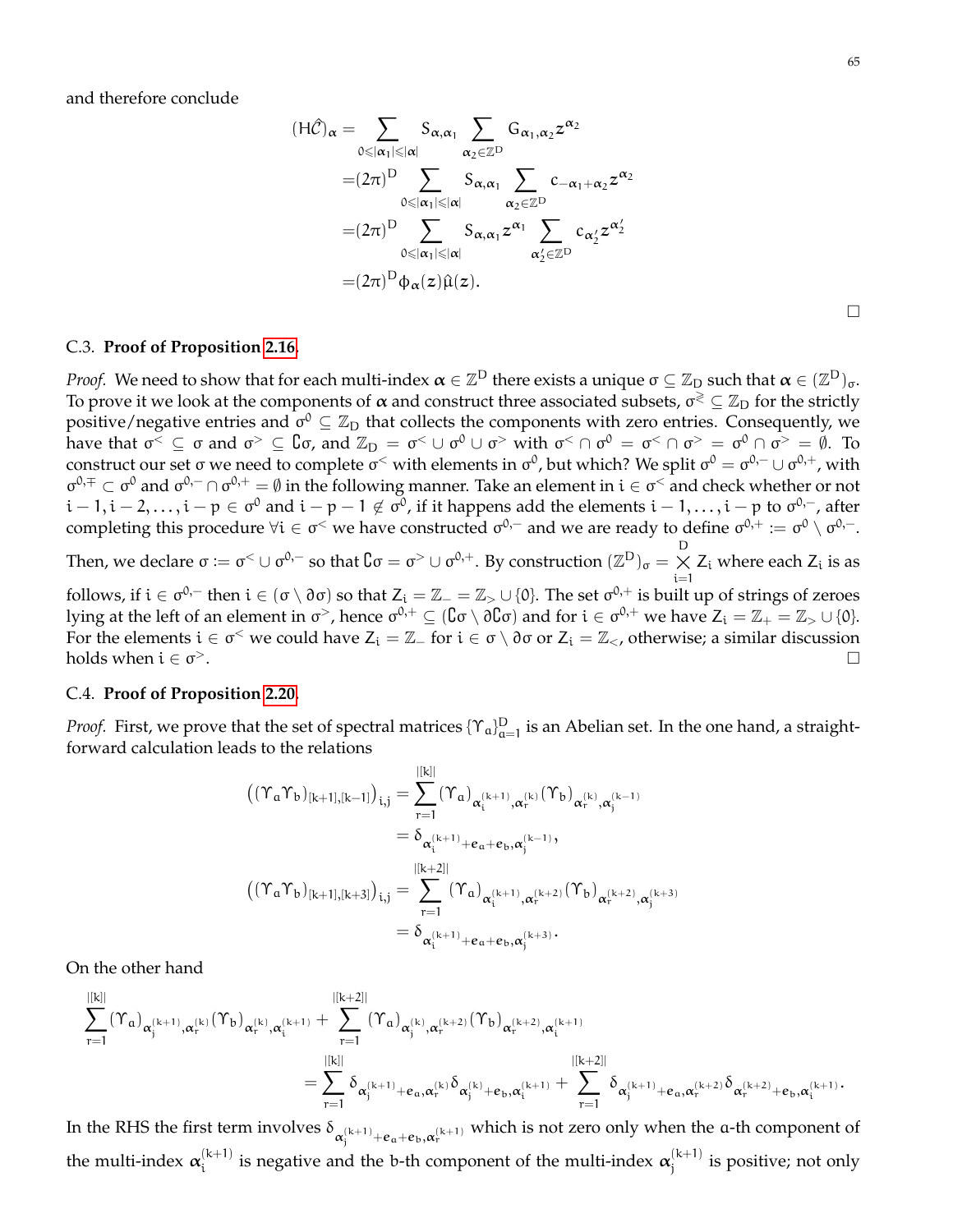and therefore conclude

$$
\begin{aligned}
(H\hat{\mathcal{C}})_{\boldsymbol{\alpha}} =& \sum_{0\leqslant|\boldsymbol{\alpha}_1|\leqslant|\boldsymbol{\alpha}|} S_{\boldsymbol{\alpha},\boldsymbol{\alpha}_1} \sum_{\boldsymbol{\alpha}_2\in\mathbb{Z}^D} G_{\boldsymbol{\alpha}_1,\boldsymbol{\alpha}_2} z^{\boldsymbol{\alpha}_2} \\
=&(2\pi)^D \sum_{0\leqslant|\boldsymbol{\alpha}_1|\leqslant|\boldsymbol{\alpha}|} S_{\boldsymbol{\alpha},\boldsymbol{\alpha}_1} \sum_{\boldsymbol{\alpha}_2\in\mathbb{Z}^D} c_{-\boldsymbol{\alpha}_1+\boldsymbol{\alpha}_2} z^{\boldsymbol{\alpha}_2} \\
=&(2\pi)^D \sum_{0\leqslant|\boldsymbol{\alpha}_1|\leqslant|\boldsymbol{\alpha}|} S_{\boldsymbol{\alpha},\boldsymbol{\alpha}_1} z^{\boldsymbol{\alpha}_1} \sum_{\boldsymbol{\alpha}'_2\in\mathbb{Z}^D} c_{\boldsymbol{\alpha}'_2} z^{\boldsymbol{\alpha}'_2} \\
=&(2\pi)^D \phi_{\boldsymbol{\alpha}}(z)\hat{\mu}(z).
\end{aligned}
$$

□

### C.3. **Proof of Proposition 2.16.**

*Proof.* We need to show that for each multi-index $\boldsymbol{\alpha}\in\mathbb{Z}^D$ there exists a unique $\sigma\subseteq\mathbb{Z}_D$ such that $\boldsymbol{\alpha}\in(\mathbb{Z}^D)_\sigma$. To prove it we look at the components of $\boldsymbol{\alpha}$ and construct three associated subsets, $\sigma^{\gtrless}\subseteq\mathbb{Z}_D$ for the strictly positive/negative entries and $\sigma^0\subseteq\mathbb{Z}_D$ that collects the components with zero entries. Consequently, we have that $\sigma^<\subseteq\sigma$ and $\sigma^>\subseteq\complement\sigma$, and $\mathbb{Z}_D=\sigma^<\cup\sigma^0\cup\sigma^>$ with $\sigma^<\cap\sigma^0=\sigma^<\cap\sigma^>=\sigma^0\cap\sigma^>=\emptyset$. To construct our set $\sigma$ we need to complete $\sigma^<$ with elements in $\sigma^0$, but which? We split $\sigma^0=\sigma^{0,-}\cup\sigma^{0,+}$, with $\sigma^{0,\mp}\subset\sigma^0$ and $\sigma^{0,-}\cap\sigma^{0,+}=\emptyset$ in the following manner. Take an element in $i\in\sigma^<$ and check whether or not $i-1,i-2,\dots,i-p\in\sigma^0$ and $i-p-1\notin\sigma^0$, if it happens add the elements $i-1,\dots,i-p$ to $\sigma^{0,-}$, after completing this procedure $\forall i\in\sigma^<$ we have constructed $\sigma^{0,-}$ and we are ready to define $\sigma^{0,+}:=\sigma^0\setminus\sigma^{0,-}$. Then, we declare $\sigma:=\sigma^<\cup\sigma^{0,-}$ so that $\complement\sigma=\sigma^>\cup\sigma^{0,+}$. By construction $(\mathbb{Z}^D)_\sigma=\bigtimes_{i=1}^{D} Z_i$ where each $Z_i$ is as follows, if $i\in\sigma^{0,-}$ then $i\in(\sigma\setminus\partial\sigma)$ so that $Z_i=\mathbb{Z}_-=\mathbb{Z}_>\cup\{0\}$. The set $\sigma^{0,+}$ is built up of strings of zeroes lying at the left of an element in $\sigma^>$, hence $\sigma^{0,+}\subseteq(\complement\sigma\setminus\partial\complement\sigma)$ and for $i\in\sigma^{0,+}$ we have $Z_i=\mathbb{Z}_+=\mathbb{Z}_>\cup\{0\}$. For the elements $i\in\sigma^<$ we could have $Z_i=\mathbb{Z}_-$ for $i\in\sigma\setminus\partial\sigma$ or $Z_i=\mathbb{Z}_<$, otherwise; a similar discussion holds when $i\in\sigma^>$. □

### C.4. **Proof of Proposition 2.20.**

*Proof.* First, we prove that the set of spectral matrices $\{\Upsilon_a\}_{a=1}^D$ is an Abelian set. In the one hand, a straightforward calculation leads to the relations

$$
\begin{aligned}
\big((\Upsilon_a\Upsilon_b)_{[k+1],[k-1]}\big)_{i,j} =& \sum_{r=1}^{|[k]|}(\Upsilon_a)_{\boldsymbol{\alpha}_i^{(k+1)},\boldsymbol{\alpha}_r^{(k)}}(\Upsilon_b)_{\boldsymbol{\alpha}_r^{(k)},\boldsymbol{\alpha}_j^{(k-1)}} \\
=&\,\delta_{\boldsymbol{\alpha}_i^{(k+1)}+\boldsymbol{e}_a+\boldsymbol{e}_b,\boldsymbol{\alpha}_j^{(k-1)}}, \\
\big((\Upsilon_a\Upsilon_b)_{[k+1],[k+3]}\big)_{i,j} =& \sum_{r=1}^{|[k+2]|}(\Upsilon_a)_{\boldsymbol{\alpha}_i^{(k+1)},\boldsymbol{\alpha}_r^{(k+2)}}(\Upsilon_b)_{\boldsymbol{\alpha}_r^{(k+2)},\boldsymbol{\alpha}_j^{(k+3)}} \\
=&\,\delta_{\boldsymbol{\alpha}_i^{(k+1)}+\boldsymbol{e}_a+\boldsymbol{e}_b,\boldsymbol{\alpha}_j^{(k+3)}}.
\end{aligned}
$$

On the other hand

$$
\begin{aligned}
\sum_{r=1}^{|[k]|}(\Upsilon_a)_{\boldsymbol{\alpha}_j^{(k+1)},\boldsymbol{\alpha}_r^{(k)}}(\Upsilon_b)_{\boldsymbol{\alpha}_r^{(k)},\boldsymbol{\alpha}_i^{(k+1)}} &+ \sum_{r=1}^{|[k+2]|}(\Upsilon_a)_{\boldsymbol{\alpha}_j^{(k)},\boldsymbol{\alpha}_r^{(k+2)}}(\Upsilon_b)_{\boldsymbol{\alpha}_r^{(k+2)},\boldsymbol{\alpha}_i^{(k+1)}} \\
&= \sum_{r=1}^{|[k]|}\delta_{\boldsymbol{\alpha}_j^{(k+1)}+\boldsymbol{e}_a,\boldsymbol{\alpha}_r^{(k)}}\delta_{\boldsymbol{\alpha}_j^{(k)}+\boldsymbol{e}_b,\boldsymbol{\alpha}_i^{(k+1)}} + \sum_{r=1}^{|[k+2]|}\delta_{\boldsymbol{\alpha}_j^{(k+1)}+\boldsymbol{e}_a,\boldsymbol{\alpha}_r^{(k+2)}}\delta_{\boldsymbol{\alpha}_r^{(k+2)}+\boldsymbol{e}_b,\boldsymbol{\alpha}_i^{(k+1)}}.
\end{aligned}
$$

In the RHS the first term involves $\delta_{\boldsymbol{\alpha}_j^{(k+1)}+\boldsymbol{e}_a+\boldsymbol{e}_b,\boldsymbol{\alpha}_r^{(k+1)}}$ which is not zero only when the $a$-th component of the multi-index $\boldsymbol{\alpha}_i^{(k+1)}$ is negative and the $b$-th component of the multi-index $\boldsymbol{\alpha}_j^{(k+1)}$ is positive; not only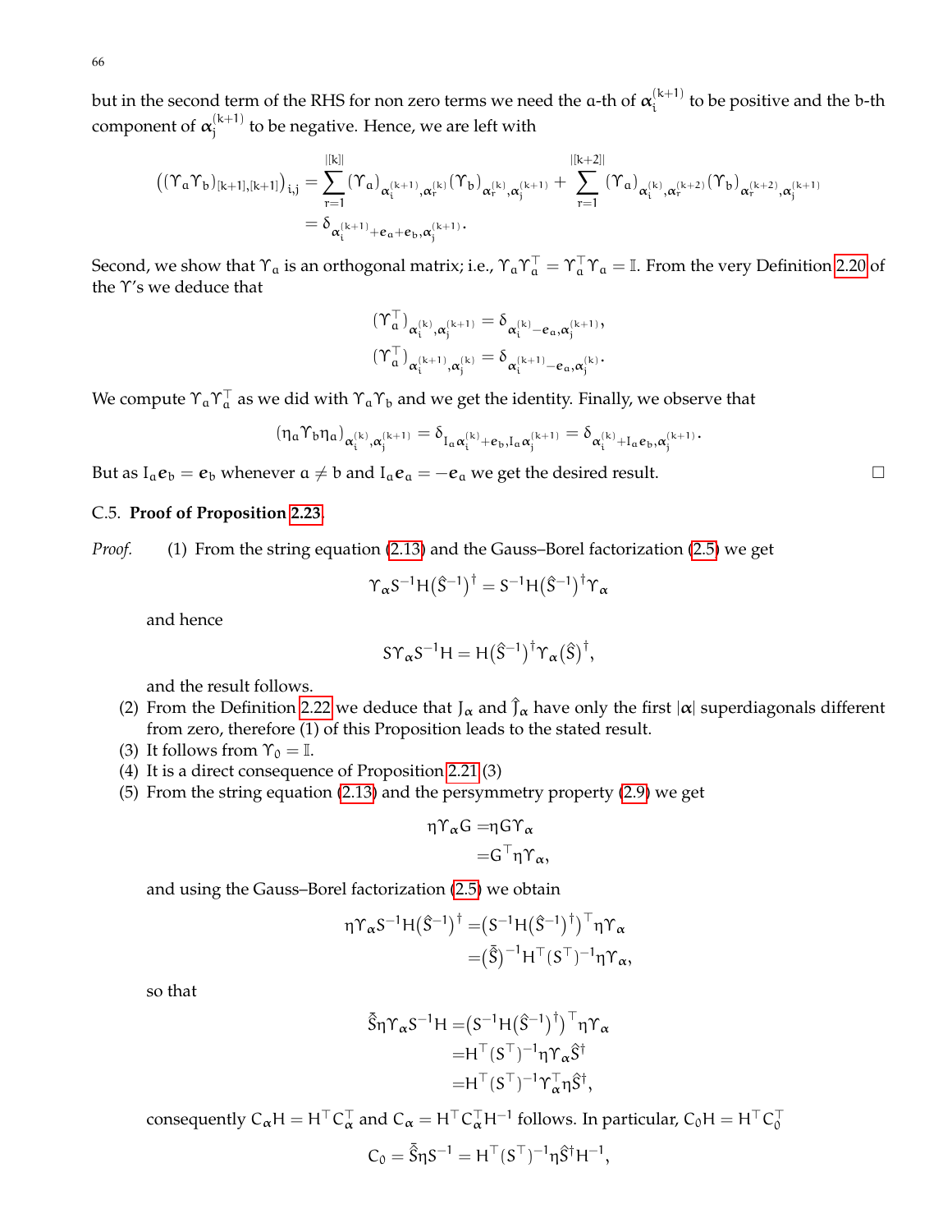but in the second term of the RHS for non zero terms we need the $a$-th of $\boldsymbol{\alpha}_i^{(k+1)}$ to be positive and the $b$-th component of $\boldsymbol{\alpha}_j^{(k+1)}$ to be negative. Hence, we are left with

$$
\begin{aligned}
\big((\Upsilon_a\Upsilon_b)_{[k+1],[k+1]}\big)_{i,j} &= \sum_{r=1}^{|[k]|}(\Upsilon_a)_{\boldsymbol{\alpha}_i^{(k+1)},\boldsymbol{\alpha}_r^{(k)}}(\Upsilon_b)_{\boldsymbol{\alpha}_r^{(k)},\boldsymbol{\alpha}_j^{(k+1)}} + \sum_{r=1}^{|[k+2]|}(\Upsilon_a)_{\boldsymbol{\alpha}_i^{(k)},\boldsymbol{\alpha}_r^{(k+2)}}(\Upsilon_b)_{\boldsymbol{\alpha}_r^{(k+2)},\boldsymbol{\alpha}_j^{(k+1)}}\\
&=\delta_{\boldsymbol{\alpha}_i^{(k+1)}+\boldsymbol{e}_a+\boldsymbol{e}_b,\boldsymbol{\alpha}_j^{(k+1)}}.
\end{aligned}
$$

Second, we show that $\Upsilon_a$ is an orthogonal matrix; i.e., $\Upsilon_a\Upsilon_a^\top=\Upsilon_a^\top\Upsilon_a=\mathbb{I}$. From the very Definition 2.20 of the $\Upsilon$'s we deduce that

$$
\begin{aligned}
(\Upsilon_a^\top)_{\boldsymbol{\alpha}_i^{(k)},\boldsymbol{\alpha}_j^{(k+1)}}&=\delta_{\boldsymbol{\alpha}_i^{(k)}-\boldsymbol{e}_a,\boldsymbol{\alpha}_j^{(k+1)}},\\
(\Upsilon_a^\top)_{\boldsymbol{\alpha}_i^{(k+1)},\boldsymbol{\alpha}_j^{(k)}}&=\delta_{\boldsymbol{\alpha}_i^{(k+1)}-\boldsymbol{e}_a,\boldsymbol{\alpha}_j^{(k)}}.
\end{aligned}
$$

We compute $\Upsilon_a\Upsilon_a^\top$ as we did with $\Upsilon_a\Upsilon_b$ and we get the identity. Finally, we observe that

$$
(\eta_a\Upsilon_b\eta_a)_{\boldsymbol{\alpha}_i^{(k)},\boldsymbol{\alpha}_j^{(k+1)}}=\delta_{I_a\boldsymbol{\alpha}_i^{(k)}+\boldsymbol{e}_b,I_a\boldsymbol{\alpha}_j^{(k+1)}}=\delta_{\boldsymbol{\alpha}_i^{(k)}+I_a\boldsymbol{e}_b,\boldsymbol{\alpha}_j^{(k+1)}}.
$$

But as $I_a\boldsymbol{e}_b=\boldsymbol{e}_b$ whenever $a\neq b$ and $I_a\boldsymbol{e}_a=-\boldsymbol{e}_a$ we get the desired result. □

C.5. **Proof of Proposition 2.23.**

*Proof.* (1) From the string equation (2.13) and the Gauss–Borel factorization (2.5) we get

$$
\Upsilon_{\boldsymbol{\alpha}}S^{-1}H(\hat{S}^{-1})^\dagger=S^{-1}H(\hat{S}^{-1})^\dagger\Upsilon_{\boldsymbol{\alpha}}
$$

and hence

$$
S\Upsilon_{\boldsymbol{\alpha}}S^{-1}H=H(\hat{S}^{-1})^\dagger\Upsilon_{\boldsymbol{\alpha}}(\hat{S})^\dagger,
$$

and the result follows.

(2) From the Definition 2.22 we deduce that $J_{\boldsymbol{\alpha}}$ and $\hat{J}_{\boldsymbol{\alpha}}$ have only the first $|\boldsymbol{\alpha}|$ superdiagonals different from zero, therefore (1) of this Proposition leads to the stated result.

(3) It follows from $\Upsilon_0=\mathbb{I}$.

(4) It is a direct consequence of Proposition 2.21 (3)

(5) From the string equation (2.13) and the persymmetry property (2.9) we get

$$
\begin{aligned}
\eta\Upsilon_{\boldsymbol{\alpha}}G&=\eta G\Upsilon_{\boldsymbol{\alpha}}\\
&=G^\top\eta\Upsilon_{\boldsymbol{\alpha}},
\end{aligned}
$$

and using the Gauss–Borel factorization (2.5) we obtain

$$
\begin{aligned}
\eta\Upsilon_{\boldsymbol{\alpha}}S^{-1}H(\hat{S}^{-1})^\dagger&=\big(S^{-1}H(\hat{S}^{-1})^\dagger\big)^\top\eta\Upsilon_{\boldsymbol{\alpha}}\\
&=(\bar{\hat{S}})^{-1}H^\top(S^\top)^{-1}\eta\Upsilon_{\boldsymbol{\alpha}},
\end{aligned}
$$

so that

$$
\begin{aligned}
\bar{\hat{S}}\eta\Upsilon_{\boldsymbol{\alpha}}S^{-1}H&=\big(S^{-1}H(\hat{S}^{-1})^\dagger\big)^\top\eta\Upsilon_{\boldsymbol{\alpha}}\\
&=H^\top(S^\top)^{-1}\eta\Upsilon_{\boldsymbol{\alpha}}\hat{S}^\dagger\\
&=H^\top(S^\top)^{-1}\Upsilon_{\boldsymbol{\alpha}}^\top\eta\hat{S}^\dagger,
\end{aligned}
$$

consequently $C_{\boldsymbol{\alpha}}H=H^\top C_{\boldsymbol{\alpha}}^\top$ and $C_{\boldsymbol{\alpha}}=H^\top C_{\boldsymbol{\alpha}}^\top H^{-1}$ follows. In particular, $C_0H=H^\top C_0^\top$

$$
C_0=\bar{\hat{S}}\eta S^{-1}=H^\top(S^\top)^{-1}\eta\hat{S}^\dagger H^{-1},
$$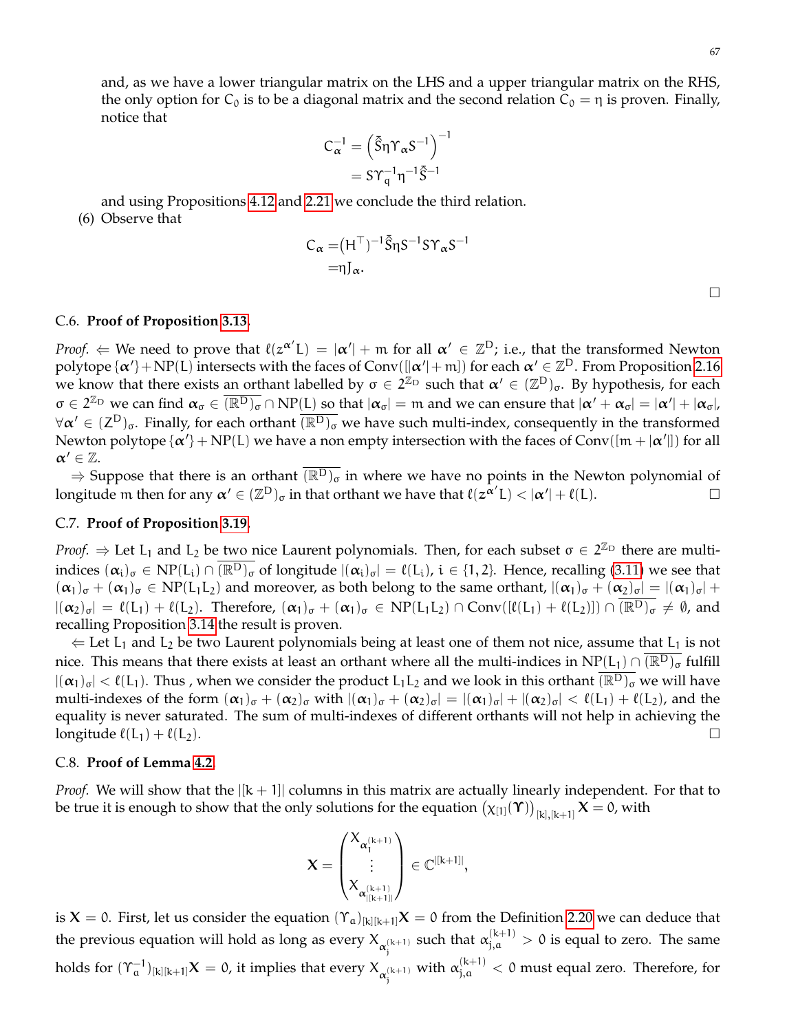and, as we have a lower triangular matrix on the LHS and a upper triangular matrix on the RHS, the only option for $C_0$ is to be a diagonal matrix and the second relation $C_0 = \eta$ is proven. Finally, notice that

$$
\begin{aligned}
C_{\alpha}^{-1} &= \left(\tilde{\tilde{S}}\eta\Upsilon_{\alpha}S^{-1}\right)^{-1} \\
&= S\Upsilon_{q}^{-1}\eta^{-1}\tilde{\tilde{S}}^{-1}
\end{aligned}
$$

and using Propositions 4.12 and 2.21 we conclude the third relation.

(6) Observe that

$$
\begin{aligned}
C_{\alpha} =& (H^{\top})^{-1}\tilde{\tilde{S}}\eta S^{-1}S\Upsilon_{\alpha}S^{-1} \\
=& \eta J_{\alpha}.
\end{aligned}
$$

□

### C.6. **Proof of Proposition 3.13.**

*Proof.* $\Leftarrow$ We need to prove that $\ell(z^{\boldsymbol{\alpha}'}L) = |\boldsymbol{\alpha}'| + m$ for all $\boldsymbol{\alpha}' \in \mathbb{Z}^D$; i.e., that the transformed Newton polytope $\{\boldsymbol{\alpha}'\}+\mathrm{NP}(L)$ intersects with the faces of $\mathrm{Conv}([|\boldsymbol{\alpha}'|+m])$ for each $\boldsymbol{\alpha}' \in \mathbb{Z}^D$. From Proposition 2.16 we know that there exists an orthant labelled by $\sigma \in 2^{\mathbb{Z}_D}$ such that $\boldsymbol{\alpha}' \in (\mathbb{Z}^D)_{\sigma}$. By hypothesis, for each $\sigma \in 2^{\mathbb{Z}_D}$ we can find $\boldsymbol{\alpha}_{\sigma} \in \overline{(\mathbb{R}^D)_{\sigma}} \cap \mathrm{NP}(L)$ so that $|\boldsymbol{\alpha}_{\sigma}| = m$ and we can ensure that $|\boldsymbol{\alpha}' + \boldsymbol{\alpha}_{\sigma}| = |\boldsymbol{\alpha}'| + |\boldsymbol{\alpha}_{\sigma}|$, $\forall \boldsymbol{\alpha}' \in (Z^D)_{\sigma}$. Finally, for each orthant $\overline{(\mathbb{R}^D)_{\sigma}}$ we have such multi-index, consequently in the transformed Newton polytope $\{\boldsymbol{\alpha}'\} + \mathrm{NP}(L)$ we have a non empty intersection with the faces of $\mathrm{Conv}([m + |\boldsymbol{\alpha}'|])$ for all $\boldsymbol{\alpha}' \in \mathbb{Z}$.

$\Rightarrow$ Suppose that there is an orthant $\overline{(\mathbb{R}^D)_{\sigma}}$ in where we have no points in the Newton polynomial of longitude $m$ then for any $\boldsymbol{\alpha}' \in (\mathbb{Z}^D)_{\sigma}$ in that orthant we have that $\ell(z^{\boldsymbol{\alpha}'}L) < |\boldsymbol{\alpha}'| + \ell(L)$. □

### C.7. **Proof of Proposition 3.19.**

*Proof.* $\Rightarrow$ Let $L_1$ and $L_2$ be two nice Laurent polynomials. Then, for each subset $\sigma \in 2^{\mathbb{Z}_D}$ there are multi-indices $(\boldsymbol{\alpha}_i)_{\sigma} \in \mathrm{NP}(L_i) \cap \overline{(\mathbb{R}^D)_{\sigma}}$ of longitude $|(\boldsymbol{\alpha}_i)_{\sigma}| = \ell(L_i)$, $i \in \{1, 2\}$. Hence, recalling (3.11) we see that $(\boldsymbol{\alpha}_1)_{\sigma} + (\boldsymbol{\alpha}_1)_{\sigma} \in \mathrm{NP}(L_1L_2)$ and moreover, as both belong to the same orthant, $|(\boldsymbol{\alpha}_1)_{\sigma} + (\boldsymbol{\alpha}_2)_{\sigma}| = |(\boldsymbol{\alpha}_1)_{\sigma}| + |(\boldsymbol{\alpha}_2)_{\sigma}| = \ell(L_1) + \ell(L_2)$. Therefore, $(\boldsymbol{\alpha}_1)_{\sigma} + (\boldsymbol{\alpha}_1)_{\sigma} \in \mathrm{NP}(L_1L_2) \cap \mathrm{Conv}([\ell(L_1) + \ell(L_2)]) \cap \overline{(\mathbb{R}^D)_{\sigma}} \neq \emptyset$, and recalling Proposition 3.14 the result is proven.

$\Leftarrow$ Let $L_1$ and $L_2$ be two Laurent polynomials being at least one of them not nice, assume that $L_1$ is not nice. This means that there exists at least an orthant where all the multi-indices in $\mathrm{NP}(L_1) \cap \overline{(\mathbb{R}^D)_{\sigma}}$ fulfill $|(\boldsymbol{\alpha}_1)_{\sigma}| < \ell(L_1)$. Thus , when we consider the product $L_1L_2$ and we look in this orthant $\overline{(\mathbb{R}^D)_{\sigma}}$ we will have multi-indexes of the form $(\boldsymbol{\alpha}_1)_{\sigma} + (\boldsymbol{\alpha}_2)_{\sigma}$ with $|(\boldsymbol{\alpha}_1)_{\sigma} + (\boldsymbol{\alpha}_2)_{\sigma}| = |(\boldsymbol{\alpha}_1)_{\sigma}| + |(\boldsymbol{\alpha}_2)_{\sigma}| < \ell(L_1) + \ell(L_2)$, and the equality is never saturated. The sum of multi-indexes of different orthants will not help in achieving the longitude $\ell(L_1) + \ell(L_2)$. □

### C.8. **Proof of Lemma 4.2.**

*Proof.* We will show that the $|[k+1]|$ columns in this matrix are actually linearly independent. For that to be true it is enough to show that the only solutions for the equation $\left(\chi_{[1]}(\boldsymbol{\Upsilon})\right)_{[k],[k+1]}\mathbf{X} = 0$, with

$$
\mathbf{X} = \begin{pmatrix} X_{\boldsymbol{\alpha}_1^{(k+1)}} \\ \vdots \\ X_{\boldsymbol{\alpha}_{|[k+1]|}^{(k+1)}} \end{pmatrix} \in \mathbb{C}^{|[k+1]|},
$$

is $\mathbf{X} = 0$. First, let us consider the equation $(\Upsilon_a)_{[k][k+1]}\mathbf{X} = 0$ from the Definition 2.20 we can deduce that the previous equation will hold as long as every $X_{\boldsymbol{\alpha}_j^{(k+1)}}$ such that $\alpha_{j,a}^{(k+1)} > 0$ is equal to zero. The same holds for $(\Upsilon_a^{-1})_{[k][k+1]}\mathbf{X} = 0$, it implies that every $X_{\boldsymbol{\alpha}_j^{(k+1)}}$ with $\alpha_{j,a}^{(k+1)} < 0$ must equal zero. Therefore, for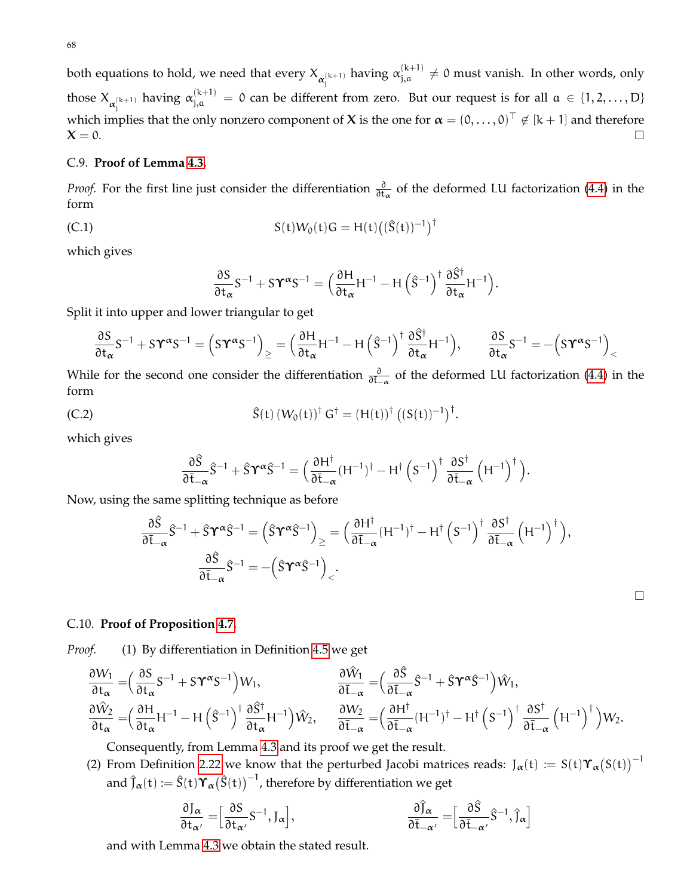both equations to hold, we need that every $X_{\boldsymbol{\alpha}_j^{(k+1)}}$ having $\alpha_{j,a}^{(k+1)} \neq 0$ must vanish. In other words, only those $X_{\boldsymbol{\alpha}_j^{(k+1)}}$ having $\alpha_{j,a}^{(k+1)} = 0$ can be different from zero. But our request is for all $a \in \{1, 2, \dots, D\}$ which implies that the only nonzero component of $\mathbf{X}$ is the one for $\boldsymbol{\alpha} = (0, \dots, 0)^\top \notin [k+1]$ and therefore $\mathbf{X} = 0$. □

C.9. **Proof of Lemma 4.3.**

*Proof.* For the first line just consider the differentiation $\frac{\partial}{\partial t_{\boldsymbol{\alpha}}}$ of the deformed LU factorization (4.4) in the form

$$S(t)W_0(t)G = H(t)\big((\hat{S}(t))^{-1}\big)^\dagger \tag{C.1}$$

which gives

$$\frac{\partial S}{\partial t_{\boldsymbol{\alpha}}}S^{-1} + S\Upsilon^{\boldsymbol{\alpha}}S^{-1} = \Big(\frac{\partial H}{\partial t_{\boldsymbol{\alpha}}}H^{-1} - H\left(\hat{S}^{-1}\right)^\dagger \frac{\partial \hat{S}^\dagger}{\partial t_{\boldsymbol{\alpha}}}H^{-1}\Big).$$

Split it into upper and lower triangular to get

$$\frac{\partial S}{\partial t_{\boldsymbol{\alpha}}}S^{-1} + S\Upsilon^{\boldsymbol{\alpha}}S^{-1} = \left(S\Upsilon^{\boldsymbol{\alpha}}S^{-1}\right)_{\geq} = \Big(\frac{\partial H}{\partial t_{\boldsymbol{\alpha}}}H^{-1} - H\left(\hat{S}^{-1}\right)^\dagger \frac{\partial \hat{S}^\dagger}{\partial t_{\boldsymbol{\alpha}}}H^{-1}\Big), \qquad \frac{\partial S}{\partial t_{\boldsymbol{\alpha}}}S^{-1} = -\left(S\Upsilon^{\boldsymbol{\alpha}}S^{-1}\right)_{<}$$

While for the second one consider the differentiation $\frac{\partial}{\partial \bar{t}_{-\boldsymbol{\alpha}}}$ of the deformed LU factorization (4.4) in the form

$$\hat{S}(t)\left(W_0(t)\right)^\dagger G^\dagger = (H(t))^\dagger\left((S(t))^{-1}\right)^\dagger. \tag{C.2}$$

which gives

$$\frac{\partial \hat{S}}{\partial \bar{t}_{-\boldsymbol{\alpha}}}\hat{S}^{-1} + \hat{S}\Upsilon^{\boldsymbol{\alpha}}\hat{S}^{-1} = \Big(\frac{\partial H^\dagger}{\partial \bar{t}_{-\boldsymbol{\alpha}}}(H^{-1})^\dagger - H^\dagger\left(S^{-1}\right)^\dagger \frac{\partial S^\dagger}{\partial \bar{t}_{-\boldsymbol{\alpha}}}\left(H^{-1}\right)^\dagger\Big).$$

Now, using the same splitting technique as before

$$\frac{\partial \hat{S}}{\partial \bar{t}_{-\boldsymbol{\alpha}}}\hat{S}^{-1} + \hat{S}\Upsilon^{\boldsymbol{\alpha}}\hat{S}^{-1} = \left(\hat{S}\Upsilon^{\boldsymbol{\alpha}}\hat{S}^{-1}\right)_{\geq} = \Big(\frac{\partial H^\dagger}{\partial \bar{t}_{-\boldsymbol{\alpha}}}(H^{-1})^\dagger - H^\dagger\left(S^{-1}\right)^\dagger \frac{\partial S^\dagger}{\partial \bar{t}_{-\boldsymbol{\alpha}}}\left(H^{-1}\right)^\dagger\Big),$$

$$\frac{\partial \hat{S}}{\partial \bar{t}_{-\boldsymbol{\alpha}}}\hat{S}^{-1} = -\left(\hat{S}\Upsilon^{\boldsymbol{\alpha}}\hat{S}^{-1}\right)_{<}.$$

□

C.10. **Proof of Proposition 4.7.**

*Proof.* (1) By differentiation in Definition 4.5 we get

$$\frac{\partial W_1}{\partial t_{\boldsymbol{\alpha}}} = \Big(\frac{\partial S}{\partial t_{\boldsymbol{\alpha}}}S^{-1} + S\Upsilon^{\boldsymbol{\alpha}}S^{-1}\Big)W_1, \qquad \frac{\partial \hat{W}_1}{\partial \bar{t}_{-\boldsymbol{\alpha}}} = \Big(\frac{\partial \hat{S}}{\partial \bar{t}_{-\boldsymbol{\alpha}}}\hat{S}^{-1} + \hat{S}\Upsilon^{\boldsymbol{\alpha}}\hat{S}^{-1}\Big)\hat{W}_1,$$

$$\frac{\partial \hat{W}_2}{\partial t_{\boldsymbol{\alpha}}} = \Big(\frac{\partial H}{\partial t_{\boldsymbol{\alpha}}}H^{-1} - H\left(\hat{S}^{-1}\right)^\dagger \frac{\partial \hat{S}^\dagger}{\partial t_{\boldsymbol{\alpha}}}H^{-1}\Big)\hat{W}_2, \qquad \frac{\partial W_2}{\partial \bar{t}_{-\boldsymbol{\alpha}}} = \Big(\frac{\partial H^\dagger}{\partial \bar{t}_{-\boldsymbol{\alpha}}}(H^{-1})^\dagger - H^\dagger\left(S^{-1}\right)^\dagger \frac{\partial S^\dagger}{\partial \bar{t}_{-\boldsymbol{\alpha}}}\left(H^{-1}\right)^\dagger\Big)W_2.$$

Consequently, from Lemma 4.3 and its proof we get the result.

(2) From Definition 2.22 we know that the perturbed Jacobi matrices reads: $J_{\boldsymbol{\alpha}}(t) := S(t)\Upsilon_{\boldsymbol{\alpha}}\big(S(t)\big)^{-1}$ and $\hat{J}_{\boldsymbol{\alpha}}(t) := \hat{S}(t)\Upsilon_{\boldsymbol{\alpha}}\big(\hat{S}(t)\big)^{-1}$, therefore by differentiation we get

$$\frac{\partial J_{\boldsymbol{\alpha}}}{\partial t_{\boldsymbol{\alpha}'}} = \Big[\frac{\partial S}{\partial t_{\boldsymbol{\alpha}'}}S^{-1}, J_{\boldsymbol{\alpha}}\Big], \qquad \frac{\partial \hat{J}_{\boldsymbol{\alpha}}}{\partial \bar{t}_{-\boldsymbol{\alpha}'}} = \Big[\frac{\partial \hat{S}}{\partial \bar{t}_{-\boldsymbol{\alpha}'}}\hat{S}^{-1}, \hat{J}_{\boldsymbol{\alpha}}\Big]$$

and with Lemma 4.3 we obtain the stated result.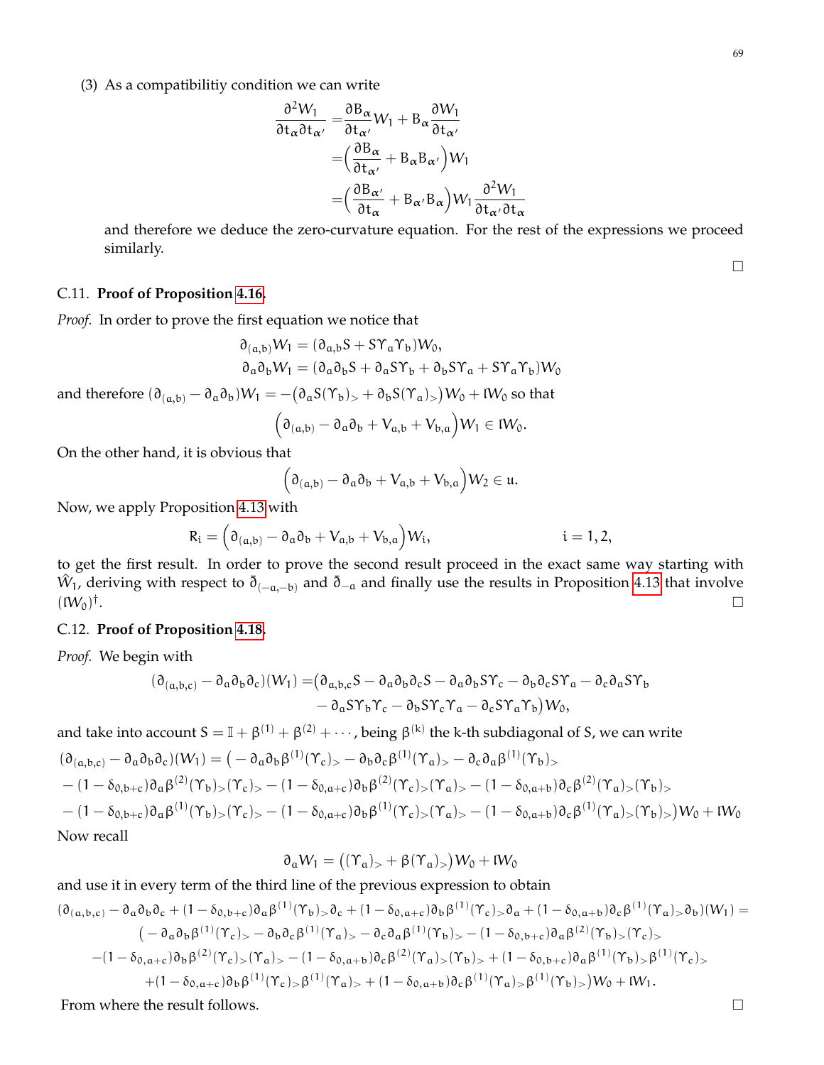(3) As a compatibilitiy condition we can write

$$
\begin{aligned}
\frac{\partial^2 W_1}{\partial t_\alpha \partial t_{\alpha'}} =& \frac{\partial B_\alpha}{\partial t_{\alpha'}} W_1 + B_\alpha \frac{\partial W_1}{\partial t_{\alpha'}} \\
=& \Big( \frac{\partial B_\alpha}{\partial t_{\alpha'}} + B_\alpha B_{\alpha'} \Big) W_1 \\
=& \Big( \frac{\partial B_{\alpha'}}{\partial t_\alpha} + B_{\alpha'} B_\alpha \Big) W_1 \frac{\partial^2 W_1}{\partial t_{\alpha'} \partial t_\alpha}
\end{aligned}
$$

and therefore we deduce the zero-curvature equation. For the rest of the expressions we proceed similarly.

□

### C.11. Proof of Proposition 4.16.

*Proof.* In order to prove the first equation we notice that

$$
\begin{aligned}
\partial_{(a,b)} W_1 &= (\partial_{a,b} S + S\Upsilon_a \Upsilon_b) W_0, \\
\partial_a \partial_b W_1 &= (\partial_a \partial_b S + \partial_a S \Upsilon_b + \partial_b S \Upsilon_a + S \Upsilon_a \Upsilon_b) W_0
\end{aligned}
$$

and therefore $(\partial_{(a,b)} - \partial_a \partial_b) W_1 = -\big(\partial_a S(\Upsilon_b)_> + \partial_b S(\Upsilon_a)_>\big) W_0 + \mathfrak{l} W_0$ so that

$$
\Big( \partial_{(a,b)} - \partial_a \partial_b + V_{a,b} + V_{b,a} \Big) W_1 \in \mathfrak{l} W_0.
$$

On the other hand, it is obvious that

$$
\Big( \partial_{(a,b)} - \partial_a \partial_b + V_{a,b} + V_{b,a} \Big) W_2 \in \mathfrak{u}.
$$

Now, we apply Proposition 4.13 with

$$
R_i = \Big( \partial_{(a,b)} - \partial_a \partial_b + V_{a,b} + V_{b,a} \Big) W_i, \qquad\qquad i = 1, 2,
$$

to get the first result. In order to prove the second result proceed in the exact same way starting with $\hat{W}_1$, deriving with respect to $\bar{\partial}_{(-a,-b)}$ and $\bar{\partial}_{-a}$ and finally use the results in Proposition 4.13 that involve $(\mathfrak{l} W_0)^\dagger$.

□

### C.12. Proof of Proposition 4.18.

*Proof.* We begin with

$$
\begin{aligned}
(\partial_{(a,b,c)} - \partial_a \partial_b \partial_c)(W_1) =& \big( \partial_{a,b,c} S - \partial_a \partial_b \partial_c S - \partial_a \partial_b S \Upsilon_c - \partial_b \partial_c S \Upsilon_a - \partial_c \partial_a S \Upsilon_b \\
& - \partial_a S \Upsilon_b \Upsilon_c - \partial_b S \Upsilon_c \Upsilon_a - \partial_c S \Upsilon_a \Upsilon_b \big) W_0,
\end{aligned}
$$

and take into account $S = \mathbb{I} + \beta^{(1)} + \beta^{(2)} + \cdots$, being $\beta^{(k)}$ the k-th subdiagonal of S, we can write

$$
\begin{aligned}
&(\partial_{(a,b,c)} - \partial_a \partial_b \partial_c)(W_1) = \big( -\partial_a \partial_b \beta^{(1)} (\Upsilon_c)_> - \partial_b \partial_c \beta^{(1)} (\Upsilon_a)_> - \partial_c \partial_a \beta^{(1)} (\Upsilon_b)_> \\
&- (1 - \delta_{0,b+c}) \partial_a \beta^{(2)} (\Upsilon_b)_> (\Upsilon_c)_> - (1 - \delta_{0,a+c}) \partial_b \beta^{(2)} (\Upsilon_c)_> (\Upsilon_a)_> - (1 - \delta_{0,a+b}) \partial_c \beta^{(2)} (\Upsilon_a)_> (\Upsilon_b)_> \\
&- (1 - \delta_{0,b+c}) \partial_a \beta^{(1)} (\Upsilon_b)_> (\Upsilon_c)_> - (1 - \delta_{0,a+c}) \partial_b \beta^{(1)} (\Upsilon_c)_> (\Upsilon_a)_> - (1 - \delta_{0,a+b}) \partial_c \beta^{(1)} (\Upsilon_a)_> (\Upsilon_b)_> \big) W_0 + \mathfrak{l} W_0
\end{aligned}
$$

Now recall

$$
\partial_a W_1 = \big( (\Upsilon_a)_> + \beta (\Upsilon_a)_> \big) W_0 + \mathfrak{l} W_0
$$

and use it in every term of the third line of the previous expression to obtain

$$
\begin{aligned}
&(\partial_{(a,b,c)} - \partial_a \partial_b \partial_c + (1 - \delta_{0,b+c}) \partial_a \beta^{(1)} (\Upsilon_b)_> \partial_c + (1 - \delta_{0,a+c}) \partial_b \beta^{(1)} (\Upsilon_c)_> \partial_a + (1 - \delta_{0,a+b}) \partial_c \beta^{(1)} (\Upsilon_a)_> \partial_b)(W_1) = \\
&\qquad \big( -\partial_a \partial_b \beta^{(1)} (\Upsilon_c)_> - \partial_b \partial_c \beta^{(1)} (\Upsilon_a)_> - \partial_c \partial_a \beta^{(1)} (\Upsilon_b)_> - (1 - \delta_{0,b+c}) \partial_a \beta^{(2)} (\Upsilon_b)_> (\Upsilon_c)_> \\
&- (1 - \delta_{0,a+c}) \partial_b \beta^{(2)} (\Upsilon_c)_> (\Upsilon_a)_> - (1 - \delta_{0,a+b}) \partial_c \beta^{(2)} (\Upsilon_a)_> (\Upsilon_b)_> + (1 - \delta_{0,b+c}) \partial_a \beta^{(1)} (\Upsilon_b)_> \beta^{(1)} (\Upsilon_c)_> \\
&+ (1 - \delta_{0,a+c}) \partial_b \beta^{(1)} (\Upsilon_c)_> \beta^{(1)} (\Upsilon_a)_> + (1 - \delta_{0,a+b}) \partial_c \beta^{(1)} (\Upsilon_a)_> \beta^{(1)} (\Upsilon_b)_> \big) W_0 + \mathfrak{l} W_1.
\end{aligned}
$$

From where the result follows.

□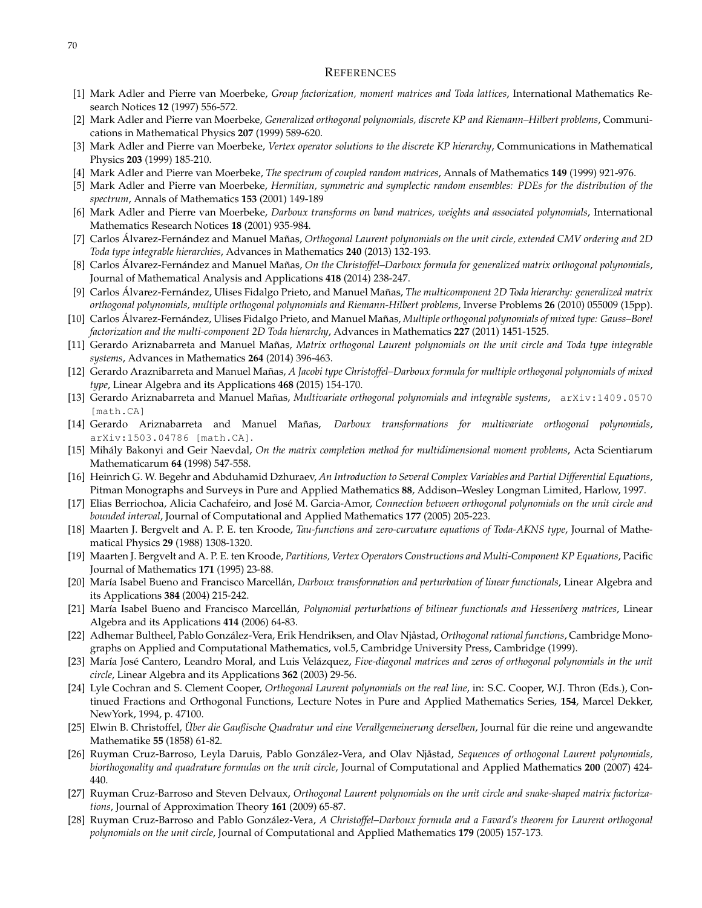## References

[1] Mark Adler and Pierre van Moerbeke, *Group factorization, moment matrices and Toda lattices*, International Mathematics Research Notices **12** (1997) 556-572.

[2] Mark Adler and Pierre van Moerbeke, *Generalized orthogonal polynomials, discrete KP and Riemann–Hilbert problems*, Communications in Mathematical Physics **207** (1999) 589-620.

[3] Mark Adler and Pierre van Moerbeke, *Vertex operator solutions to the discrete KP hierarchy*, Communications in Mathematical Physics **203** (1999) 185-210.

[4] Mark Adler and Pierre van Moerbeke, *The spectrum of coupled random matrices*, Annals of Mathematics **149** (1999) 921-976.

[5] Mark Adler and Pierre van Moerbeke, *Hermitian, symmetric and symplectic random ensembles: PDEs for the distribution of the spectrum*, Annals of Mathematics **153** (2001) 149-189

[6] Mark Adler and Pierre van Moerbeke, *Darboux transforms on band matrices, weights and associated polynomials*, International Mathematics Research Notices **18** (2001) 935-984.

[7] Carlos Álvarez-Fernández and Manuel Mañas, *Orthogonal Laurent polynomials on the unit circle, extended CMV ordering and 2D Toda type integrable hierarchies*, Advances in Mathematics **240** (2013) 132-193.

[8] Carlos Álvarez-Fernández and Manuel Mañas, *On the Christoffel–Darboux formula for generalized matrix orthogonal polynomials*, Journal of Mathematical Analysis and Applications **418** (2014) 238-247.

[9] Carlos Álvarez-Fernández, Ulises Fidalgo Prieto, and Manuel Mañas, *The multicomponent 2D Toda hierarchy: generalized matrix orthogonal polynomials, multiple orthogonal polynomials and Riemann-Hilbert problems*, Inverse Problems **26** (2010) 055009 (15pp).

[10] Carlos Álvarez-Fernández, Ulises Fidalgo Prieto, and Manuel Mañas, *Multiple orthogonal polynomials of mixed type: Gauss–Borel factorization and the multi-component 2D Toda hierarchy*, Advances in Mathematics **227** (2011) 1451-1525.

[11] Gerardo Ariznabarreta and Manuel Mañas, *Matrix orthogonal Laurent polynomials on the unit circle and Toda type integrable systems*, Advances in Mathematics **264** (2014) 396-463.

[12] Gerardo Araznibarreta and Manuel Mañas, *A Jacobi type Christoffel–Darboux formula for multiple orthogonal polynomials of mixed type*, Linear Algebra and its Applications **468** (2015) 154-170.

[13] Gerardo Ariznabarreta and Manuel Mañas, *Multivariate orthogonal polynomials and integrable systems*, arXiv:1409.0570 [math.CA]

[14] Gerardo Ariznabarreta and Manuel Mañas, *Darboux transformations for multivariate orthogonal polynomials*, arXiv:1503.04786 [math.CA].

[15] Mihály Bakonyi and Geir Naevdal, *On the matrix completion method for multidimensional moment problems*, Acta Scientiarum Mathematicarum **64** (1998) 547-558.

[16] Heinrich G. W. Begehr and Abduhamid Dzhuraev, *An Introduction to Several Complex Variables and Partial Differential Equations*, Pitman Monographs and Surveys in Pure and Applied Mathematics **88**, Addison–Wesley Longman Limited, Harlow, 1997.

[17] Elias Berriochoa, Alicia Cachafeiro, and José M. Garcia-Amor, *Connection between orthogonal polynomials on the unit circle and bounded interval*, Journal of Computational and Applied Mathematics **177** (2005) 205-223.

[18] Maarten J. Bergvelt and A. P. E. ten Kroode, *Tau-functions and zero-curvature equations of Toda-AKNS type*, Journal of Mathematical Physics **29** (1988) 1308-1320.

[19] Maarten J. Bergvelt and A. P. E. ten Kroode, *Partitions, Vertex Operators Constructions and Multi-Component KP Equations*, Pacific Journal of Mathematics **171** (1995) 23-88.

[20] María Isabel Bueno and Francisco Marcellán, *Darboux transformation and perturbation of linear functionals*, Linear Algebra and its Applications **384** (2004) 215-242.

[21] María Isabel Bueno and Francisco Marcellán, *Polynomial perturbations of bilinear functionals and Hessenberg matrices*, Linear Algebra and its Applications **414** (2006) 64-83.

[22] Adhemar Bultheel, Pablo González-Vera, Erik Hendriksen, and Olav Njåstad, *Orthogonal rational functions*, Cambridge Monographs on Applied and Computational Mathematics, vol.5, Cambridge University Press, Cambridge (1999).

[23] María José Cantero, Leandro Moral, and Luis Velázquez, *Five-diagonal matrices and zeros of orthogonal polynomials in the unit circle*, Linear Algebra and its Applications **362** (2003) 29-56.

[24] Lyle Cochran and S. Clement Cooper, *Orthogonal Laurent polynomials on the real line*, in: S.C. Cooper, W.J. Thron (Eds.), Continued Fractions and Orthogonal Functions, Lecture Notes in Pure and Applied Mathematics Series, **154**, Marcel Dekker, NewYork, 1994, p. 47100.

[25] Elwin B. Christoffel, *Über die Gaußische Quadratur und eine Verallgemeinerung derselben*, Journal für die reine und angewandte Mathematike **55** (1858) 61-82.

[26] Ruyman Cruz-Barroso, Leyla Daruis, Pablo González-Vera, and Olav Njåstad, *Sequences of orthogonal Laurent polynomials, biorthogonality and quadrature formulas on the unit circle*, Journal of Computational and Applied Mathematics **200** (2007) 424-440.

[27] Ruyman Cruz-Barroso and Steven Delvaux, *Orthogonal Laurent polynomials on the unit circle and snake-shaped matrix factorizations*, Journal of Approximation Theory **161** (2009) 65-87.

[28] Ruyman Cruz-Barroso and Pablo González-Vera, *A Christoffel–Darboux formula and a Favard's theorem for Laurent orthogonal polynomials on the unit circle*, Journal of Computational and Applied Mathematics **179** (2005) 157-173.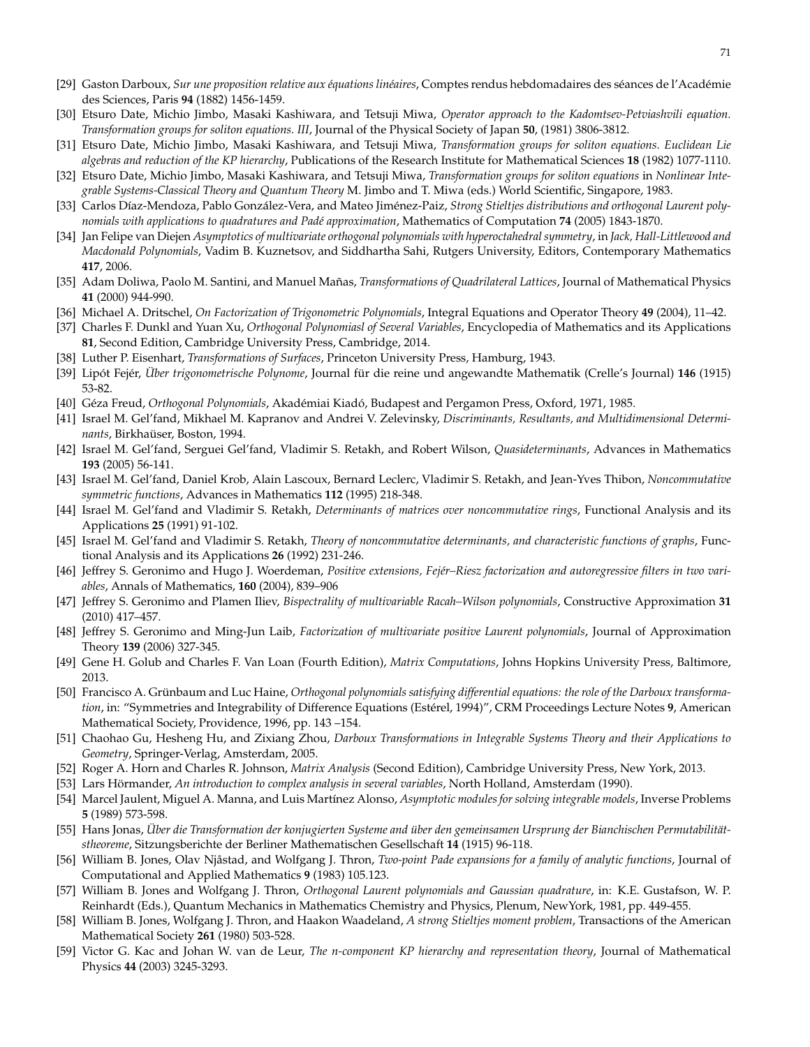[29] Gaston Darboux, *Sur une proposition relative aux équations linéaires*, Comptes rendus hebdomadaires des séances de l'Académie des Sciences, Paris **94** (1882) 1456-1459.

[30] Etsuro Date, Michio Jimbo, Masaki Kashiwara, and Tetsuji Miwa, *Operator approach to the Kadomtsev-Petviashvili equation. Transformation groups for soliton equations. III*, Journal of the Physical Society of Japan **50**, (1981) 3806-3812.

[31] Etsuro Date, Michio Jimbo, Masaki Kashiwara, and Tetsuji Miwa, *Transformation groups for soliton equations. Euclidean Lie algebras and reduction of the KP hierarchy*, Publications of the Research Institute for Mathematical Sciences **18** (1982) 1077-1110.

[32] Etsuro Date, Michio Jimbo, Masaki Kashiwara, and Tetsuji Miwa, *Transformation groups for soliton equations* in *Nonlinear Integrable Systems-Classical Theory and Quantum Theory* M. Jimbo and T. Miwa (eds.) World Scientific, Singapore, 1983.

[33] Carlos Díaz-Mendoza, Pablo González-Vera, and Mateo Jiménez-Paiz, *Strong Stieltjes distributions and orthogonal Laurent polynomials with applications to quadratures and Padé approximation*, Mathematics of Computation **74** (2005) 1843-1870.

[34] Jan Felipe van Diejen *Asymptotics of multivariate orthogonal polynomials with hyperoctahedral symmetry*, in *Jack, Hall-Littlewood and Macdonald Polynomials*, Vadim B. Kuznetsov, and Siddhartha Sahi, Rutgers University, Editors, Contemporary Mathematics **417**, 2006.

[35] Adam Doliwa, Paolo M. Santini, and Manuel Mañas, *Transformations of Quadrilateral Lattices*, Journal of Mathematical Physics **41** (2000) 944-990.

[36] Michael A. Dritschel, *On Factorization of Trigonometric Polynomials*, Integral Equations and Operator Theory **49** (2004), 11–42.

[37] Charles F. Dunkl and Yuan Xu, *Orthogonal Polynomiasl of Several Variables*, Encyclopedia of Mathematics and its Applications **81**, Second Edition, Cambridge University Press, Cambridge, 2014.

[38] Luther P. Eisenhart, *Transformations of Surfaces*, Princeton University Press, Hamburg, 1943.

[39] Lipót Fejér, *Über trigonometrische Polynome*, Journal für die reine und angewandte Mathematik (Crelle's Journal) **146** (1915) 53-82.

[40] Géza Freud, *Orthogonal Polynomials*, Akadémiai Kiadó, Budapest and Pergamon Press, Oxford, 1971, 1985.

[41] Israel M. Gel'fand, Mikhael M. Kapranov and Andrei V. Zelevinsky, *Discriminants, Resultants, and Multidimensional Determinants*, Birkhaüser, Boston, 1994.

[42] Israel M. Gel'fand, Serguei Gel'fand, Vladimir S. Retakh, and Robert Wilson, *Quasideterminants*, Advances in Mathematics **193** (2005) 56-141.

[43] Israel M. Gel'fand, Daniel Krob, Alain Lascoux, Bernard Leclerc, Vladimir S. Retakh, and Jean-Yves Thibon, *Noncommutative symmetric functions*, Advances in Mathematics **112** (1995) 218-348.

[44] Israel M. Gel'fand and Vladimir S. Retakh, *Determinants of matrices over noncommutative rings*, Functional Analysis and its Applications **25** (1991) 91-102.

[45] Israel M. Gel'fand and Vladimir S. Retakh, *Theory of noncommutative determinants, and characteristic functions of graphs*, Functional Analysis and its Applications **26** (1992) 231-246.

[46] Jeffrey S. Geronimo and Hugo J. Woerdeman, *Positive extensions, Fejér–Riesz factorization and autoregressive filters in two variables*, Annals of Mathematics, **160** (2004), 839–906

[47] Jeffrey S. Geronimo and Plamen Iliev, *Bispectrality of multivariable Racah–Wilson polynomials*, Constructive Approximation **31** (2010) 417–457.

[48] Jeffrey S. Geronimo and Ming-Jun Laib, *Factorization of multivariate positive Laurent polynomials*, Journal of Approximation Theory **139** (2006) 327-345.

[49] Gene H. Golub and Charles F. Van Loan (Fourth Edition), *Matrix Computations*, Johns Hopkins University Press, Baltimore, 2013.

[50] Francisco A. Grünbaum and Luc Haine, *Orthogonal polynomials satisfying differential equations: the role of the Darboux transformation*, in: "Symmetries and Integrability of Difference Equations (Estérel, 1994)", CRM Proceedings Lecture Notes **9**, American Mathematical Society, Providence, 1996, pp. 143 –154.

[51] Chaohao Gu, Hesheng Hu, and Zixiang Zhou, *Darboux Transformations in Integrable Systems Theory and their Applications to Geometry*, Springer-Verlag, Amsterdam, 2005.

[52] Roger A. Horn and Charles R. Johnson, *Matrix Analysis* (Second Edition), Cambridge University Press, New York, 2013.

[53] Lars Hörmander, *An introduction to complex analysis in several variables*, North Holland, Amsterdam (1990).

[54] Marcel Jaulent, Miguel A. Manna, and Luis Martínez Alonso, *Asymptotic modules for solving integrable models*, Inverse Problems **5** (1989) 573-598.

[55] Hans Jonas, *Über die Transformation der konjugierten Systeme and über den gemeinsamen Ursprung der Bianchischen Permutabilitätstheoreme*, Sitzungsberichte der Berliner Mathematischen Gesellschaft **14** (1915) 96-118.

[56] William B. Jones, Olav Njåstad, and Wolfgang J. Thron, *Two-point Pade expansions for a family of analytic functions*, Journal of Computational and Applied Mathematics **9** (1983) 105.123.

[57] William B. Jones and Wolfgang J. Thron, *Orthogonal Laurent polynomials and Gaussian quadrature*, in: K.E. Gustafson, W. P. Reinhardt (Eds.), Quantum Mechanics in Mathematics Chemistry and Physics, Plenum, NewYork, 1981, pp. 449-455.

[58] William B. Jones, Wolfgang J. Thron, and Haakon Waadeland, *A strong Stieltjes moment problem*, Transactions of the American Mathematical Society **261** (1980) 503-528.

[59] Victor G. Kac and Johan W. van de Leur, *The n-component KP hierarchy and representation theory*, Journal of Mathematical Physics **44** (2003) 3245-3293.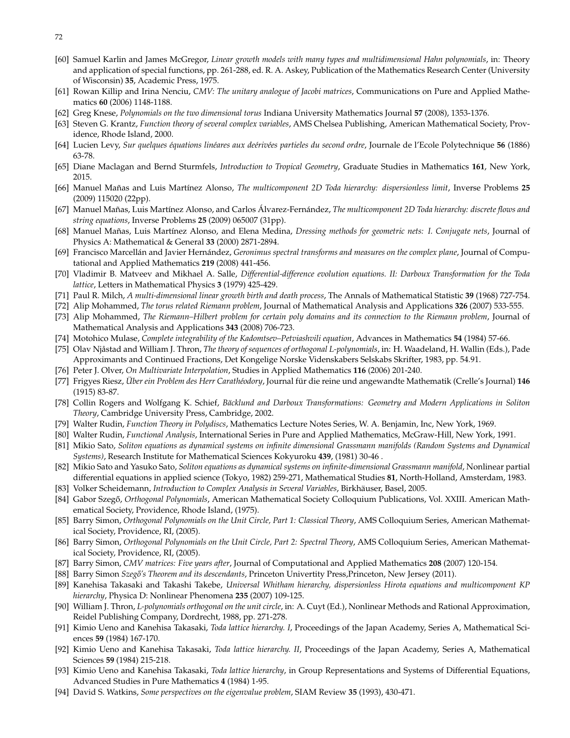[60] Samuel Karlin and James McGregor, *Linear growth models with many types and multidimensional Hahn polynomials*, in: Theory and application of special functions, pp. 261-288, ed. R. A. Askey, Publication of the Mathematics Research Center (University of Wisconsin) **35**, Academic Press, 1975.

[61] Rowan Killip and Irina Nenciu, *CMV: The unitary analogue of Jacobi matrices*, Communications on Pure and Applied Mathematics **60** (2006) 1148-1188.

[62] Greg Knese, *Polynomials on the two dimensional torus* Indiana University Mathematics Journal **57** (2008), 1353-1376.

[63] Steven G. Krantz, *Function theory of several complex variables*, AMS Chelsea Publishing, American Mathematical Society, Providence, Rhode Island, 2000.

[64] Lucien Levy, *Sur quelques équations linéares aux deérivées partieles du second ordre*, Journale de l'Ecole Polytechnique **56** (1886) 63-78.

[65] Diane Maclagan and Bernd Sturmfels, *Introduction to Tropical Geometry*, Graduate Studies in Mathematics **161**, New York, 2015.

[66] Manuel Mañas and Luis Martínez Alonso, *The multicomponent 2D Toda hierarchy: dispersionless limit*, Inverse Problems **25** (2009) 115020 (22pp).

[67] Manuel Mañas, Luis Martínez Alonso, and Carlos Álvarez-Fernández, *The multicomponent 2D Toda hierarchy: discrete flows and string equations*, Inverse Problems **25** (2009) 065007 (31pp).

[68] Manuel Mañas, Luis Martínez Alonso, and Elena Medina, *Dressing methods for geometric nets: I. Conjugate nets*, Journal of Physics A: Mathematical & General **33** (2000) 2871-2894.

[69] Francisco Marcellán and Javier Hernández, *Geronimus spectral transforms and measures on the complex plane*, Journal of Computational and Applied Mathematics **219** (2008) 441-456.

[70] Vladimir B. Matveev and Mikhael A. Salle, *Differential-difference evolution equations. II: Darboux Transformation for the Toda lattice*, Letters in Mathematical Physics **3** (1979) 425-429.

[71] Paul R. Milch, *A multi-dimensional linear growth birth and death process*, The Annals of Mathematical Statistic **39** (1968) 727-754.

[72] Alip Mohammed, *The torus related Riemann problem*, Journal of Mathematical Analysis and Applications **326** (2007) 533-555.

[73] Alip Mohammed, *The Riemann–Hilbert problem for certain poly domains and its connection to the Riemann problem*, Journal of Mathematical Analysis and Applications **343** (2008) 706-723.

[74] Motohico Mulase, *Complete integrability of the Kadomtsev–Petviashvili equation*, Advances in Mathematics **54** (1984) 57-66.

[75] Olav Njåstad and William J. Thron, *The theory of sequences of orthogonal L-polynomials*, in: H. Waadeland, H. Wallin (Eds.), Pade Approximants and Continued Fractions, Det Kongelige Norske Videnskabers Selskabs Skrifter, 1983, pp. 54.91.

[76] Peter J. Olver, *On Multivariate Interpolation*, Studies in Applied Mathematics **116** (2006) 201-240.

[77] Frigyes Riesz, *Über ein Problem des Herr Carathéodory*, Journal für die reine und angewandte Mathematik (Crelle's Journal) **146** (1915) 83-87.

[78] Collin Rogers and Wolfgang K. Schief, *Bäcklund and Darboux Transformations: Geometry and Modern Applications in Soliton Theory*, Cambridge University Press, Cambridge, 2002.

[79] Walter Rudin, *Function Theory in Polydiscs*, Mathematics Lecture Notes Series, W. A. Benjamin, Inc, New York, 1969.

[80] Walter Rudin, *Functional Analysis*, International Series in Pure and Applied Mathematics, McGraw-Hill, New York, 1991.

[81] Mikio Sato, *Soliton equations as dynamical systems on infinite dimensional Grassmann manifolds (Random Systems and Dynamical Systems)*, Research Institute for Mathematical Sciences Kokyuroku **439**, (1981) 30-46 .

[82] Mikio Sato and Yasuko Sato, *Soliton equations as dynamical systems on infinite-dimensional Grassmann manifold*, Nonlinear partial differential equations in applied science (Tokyo, 1982) 259-271, Mathematical Studies **81**, North-Holland, Amsterdam, 1983.

[83] Volker Scheidemann, *Introduction to Complex Analysis in Several Variables*, Birkhäuser, Basel, 2005.

[84] Gabor Szegő, *Orthogonal Polynomials*, American Mathematical Society Colloquium Publications, Vol. XXIII. American Mathematical Society, Providence, Rhode Island, (1975).

[85] Barry Simon, *Orthogonal Polynomials on the Unit Circle, Part 1: Classical Theory*, AMS Colloquium Series, American Mathematical Society, Providence, RI, (2005).

[86] Barry Simon, *Orthogonal Polynomials on the Unit Circle, Part 2: Spectral Theory*, AMS Colloquium Series, American Mathematical Society, Providence, RI, (2005).

[87] Barry Simon, *CMV matrices: Five years after*, Journal of Computational and Applied Mathematics **208** (2007) 120-154.

[88] Barry Simon *Szegő's Theorem and its descendants*, Princeton Univertity Press,Princeton, New Jersey (2011).

[89] Kanehisa Takasaki and Takashi Takebe, *Universal Whitham hierarchy, dispersionless Hirota equations and multicomponent KP hierarchy*, Physica D: Nonlinear Phenomena **235** (2007) 109-125.

[90] William J. Thron, *L-polynomials orthogonal on the unit circle*, in: A. Cuyt (Ed.), Nonlinear Methods and Rational Approximation, Reidel Publishing Company, Dordrecht, 1988, pp. 271-278.

[91] Kimio Ueno and Kanehisa Takasaki, *Toda lattice hierarchy. I*, Proceedings of the Japan Academy, Series A, Mathematical Sciences **59** (1984) 167-170.

[92] Kimio Ueno and Kanehisa Takasaki, *Toda lattice hierarchy. II*, Proceedings of the Japan Academy, Series A, Mathematical Sciences **59** (1984) 215-218.

[93] Kimio Ueno and Kanehisa Takasaki, *Toda lattice hierarchy*, in Group Representations and Systems of Differential Equations, Advanced Studies in Pure Mathematics **4** (1984) 1-95.

[94] David S. Watkins, *Some perspectives on the eigenvalue problem*, SIAM Review **35** (1993), 430-471.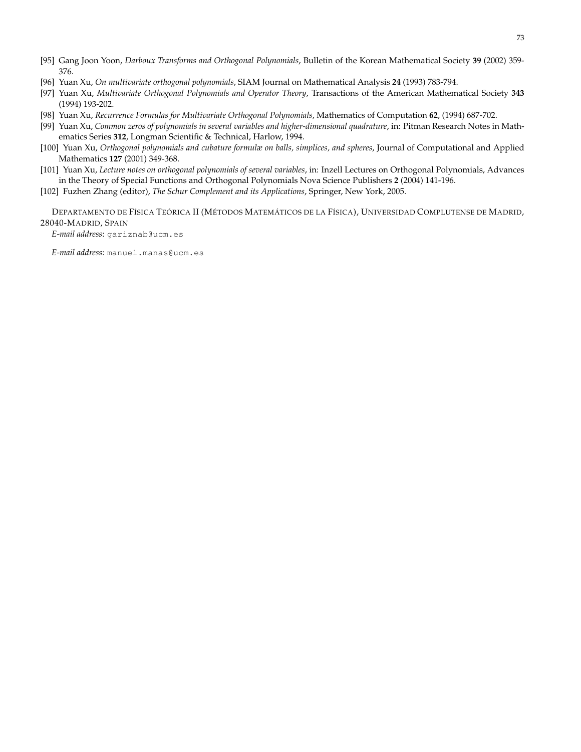[95] Gang Joon Yoon, *Darboux Transforms and Orthogonal Polynomials*, Bulletin of the Korean Mathematical Society **39** (2002) 359-376.

[96] Yuan Xu, *On multivariate orthogonal polynomials*, SIAM Journal on Mathematical Analysis **24** (1993) 783-794.

[97] Yuan Xu, *Multivariate Orthogonal Polynomials and Operator Theory*, Transactions of the American Mathematical Society **343** (1994) 193-202.

[98] Yuan Xu, *Recurrence Formulas for Multivariate Orthogonal Polynomials*, Mathematics of Computation **62**, (1994) 687-702.

[99] Yuan Xu, *Common zeros of polynomials in several variables and higher-dimensional quadrature*, in: Pitman Research Notes in Mathematics Series **312**, Longman Scientific & Technical, Harlow, 1994.

[100] Yuan Xu, *Orthogonal polynomials and cubature formulæ on balls, simplices, and spheres*, Journal of Computational and Applied Mathematics **127** (2001) 349-368.

[101] Yuan Xu, *Lecture notes on orthogonal polynomials of several variables*, in: Inzell Lectures on Orthogonal Polynomials, Advances in the Theory of Special Functions and Orthogonal Polynomials Nova Science Publishers **2** (2004) 141-196.

[102] Fuzhen Zhang (editor), *The Schur Complement and its Applications*, Springer, New York, 2005.

DEPARTAMENTO DE FÍSICA TEÓRICA II (MÉTODOS MATEMÁTICOS DE LA FÍSICA), UNIVERSIDAD COMPLUTENSE DE MADRID, 28040-MADRID, SPAIN

*E-mail address*: gariznab@ucm.es

*E-mail address*: manuel.manas@ucm.es